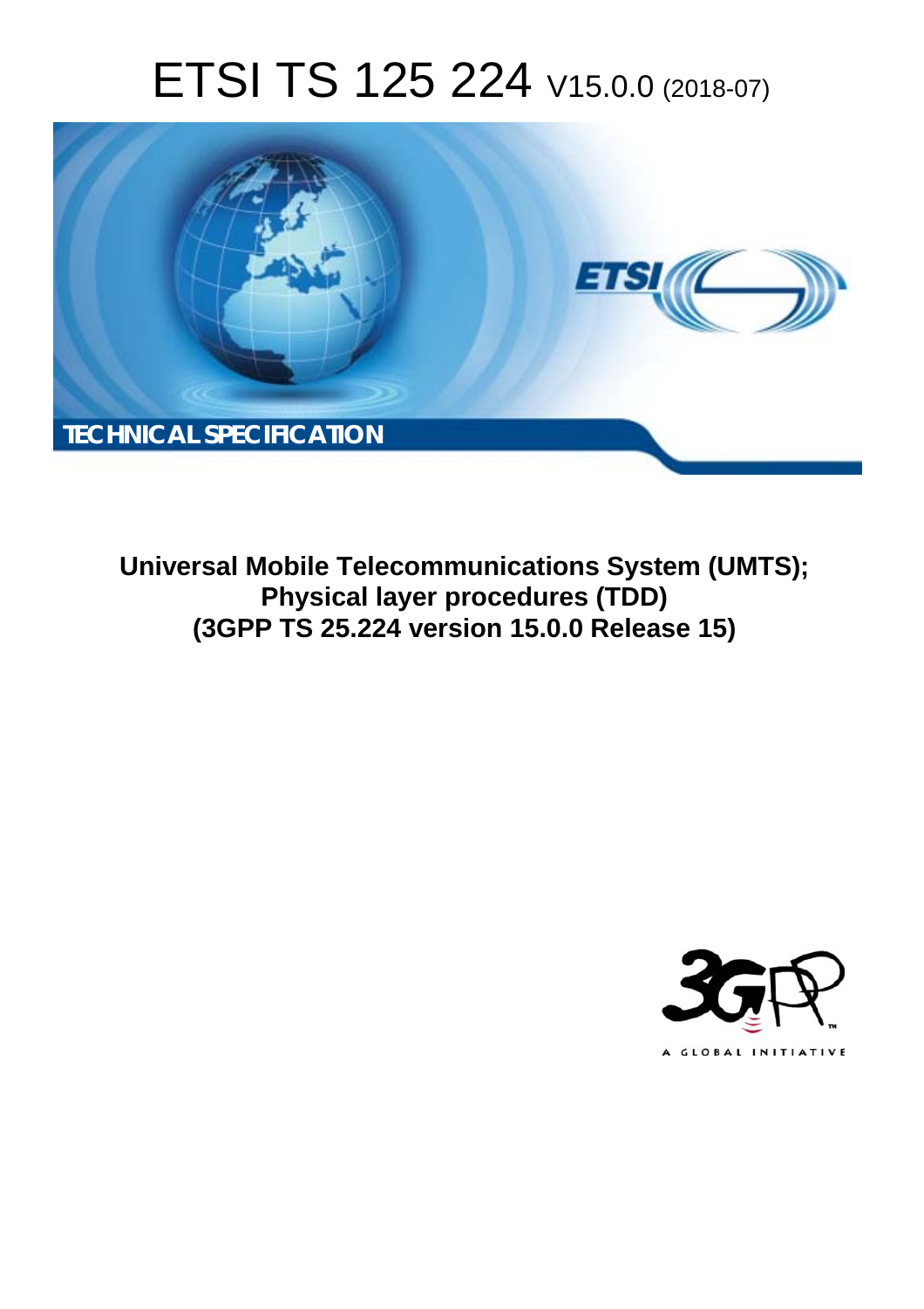# ETSI TS 125 224 V15.0.0 (2018-07)

TECHNICAL SPECIFICATION

**Universal Mobile Telecommunications System (UMTS); Physical layer procedures (TDD) (3GPP TS 25.224 version 15.0.0 Release 15)**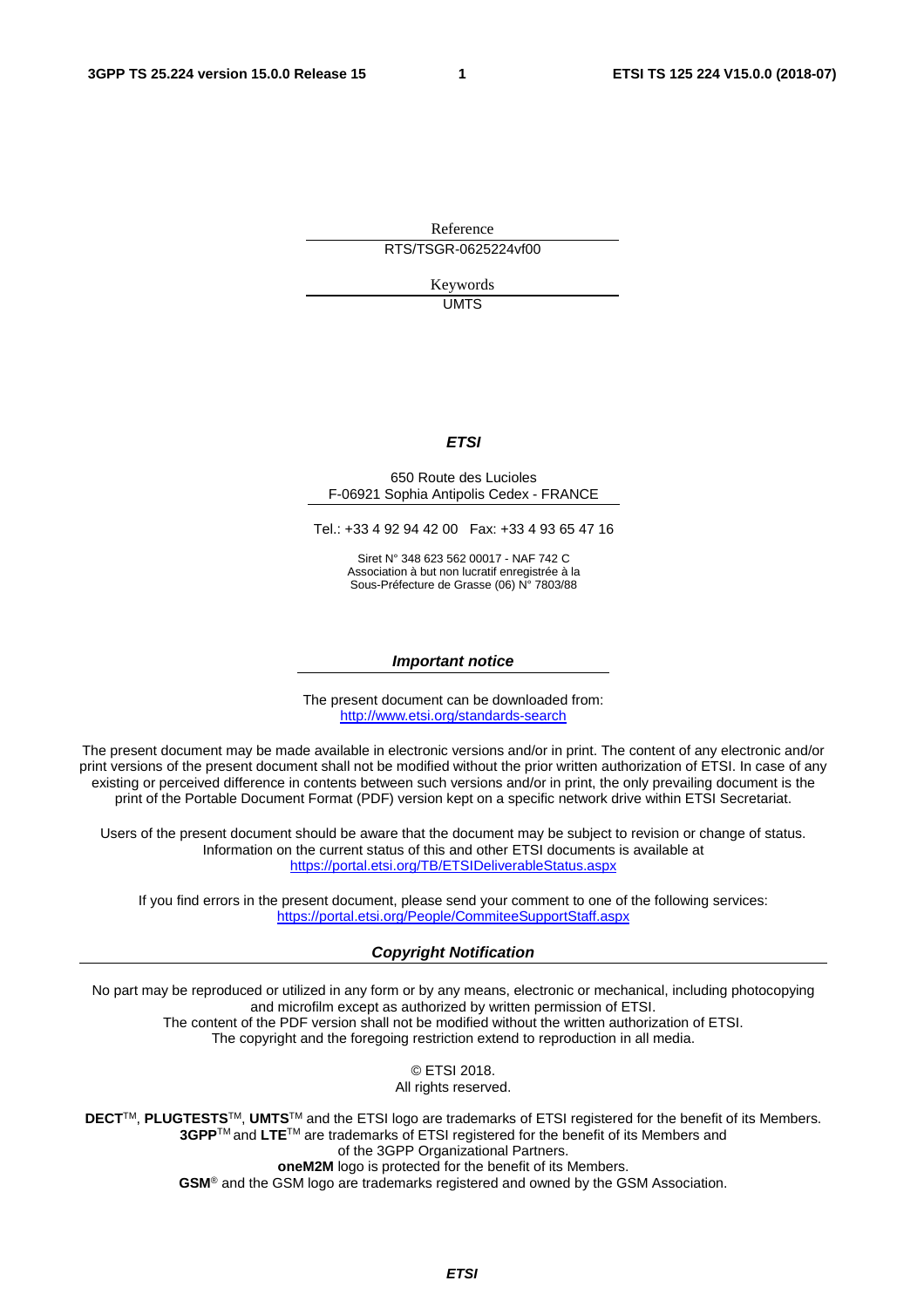Reference

RTS/TSGR-0625224vf00

Keywords

UMTS

***ETSI***

650 Route des Lucioles
F-06921 Sophia Antipolis Cedex - FRANCE

Tel.: +33 4 92 94 42 00 Fax: +33 4 93 65 47 16

Siret N° 348 623 562 00017 - NAF 742 C
Association à but non lucratif enregistrée à la
Sous-Préfecture de Grasse (06) N° 7803/88

***Important notice***

The present document can be downloaded from:
http://www.etsi.org/standards-search

The present document may be made available in electronic versions and/or in print. The content of any electronic and/or print versions of the present document shall not be modified without the prior written authorization of ETSI. In case of any existing or perceived difference in contents between such versions and/or in print, the only prevailing document is the print of the Portable Document Format (PDF) version kept on a specific network drive within ETSI Secretariat.

Users of the present document should be aware that the document may be subject to revision or change of status. Information on the current status of this and other ETSI documents is available at
https://portal.etsi.org/TB/ETSIDeliverableStatus.aspx

If you find errors in the present document, please send your comment to one of the following services:
https://portal.etsi.org/People/CommiteeSupportStaff.aspx

***Copyright Notification***

No part may be reproduced or utilized in any form or by any means, electronic or mechanical, including photocopying and microfilm except as authorized by written permission of ETSI.
The content of the PDF version shall not be modified without the written authorization of ETSI.
The copyright and the foregoing restriction extend to reproduction in all media.

© ETSI 2018.
All rights reserved.

**DECT**™, **PLUGTESTS**™, **UMTS**™ and the ETSI logo are trademarks of ETSI registered for the benefit of its Members.
**3GPP**™ and **LTE**™ are trademarks of ETSI registered for the benefit of its Members and of the 3GPP Organizational Partners.
**oneM2M** logo is protected for the benefit of its Members.
**GSM**® and the GSM logo are trademarks registered and owned by the GSM Association.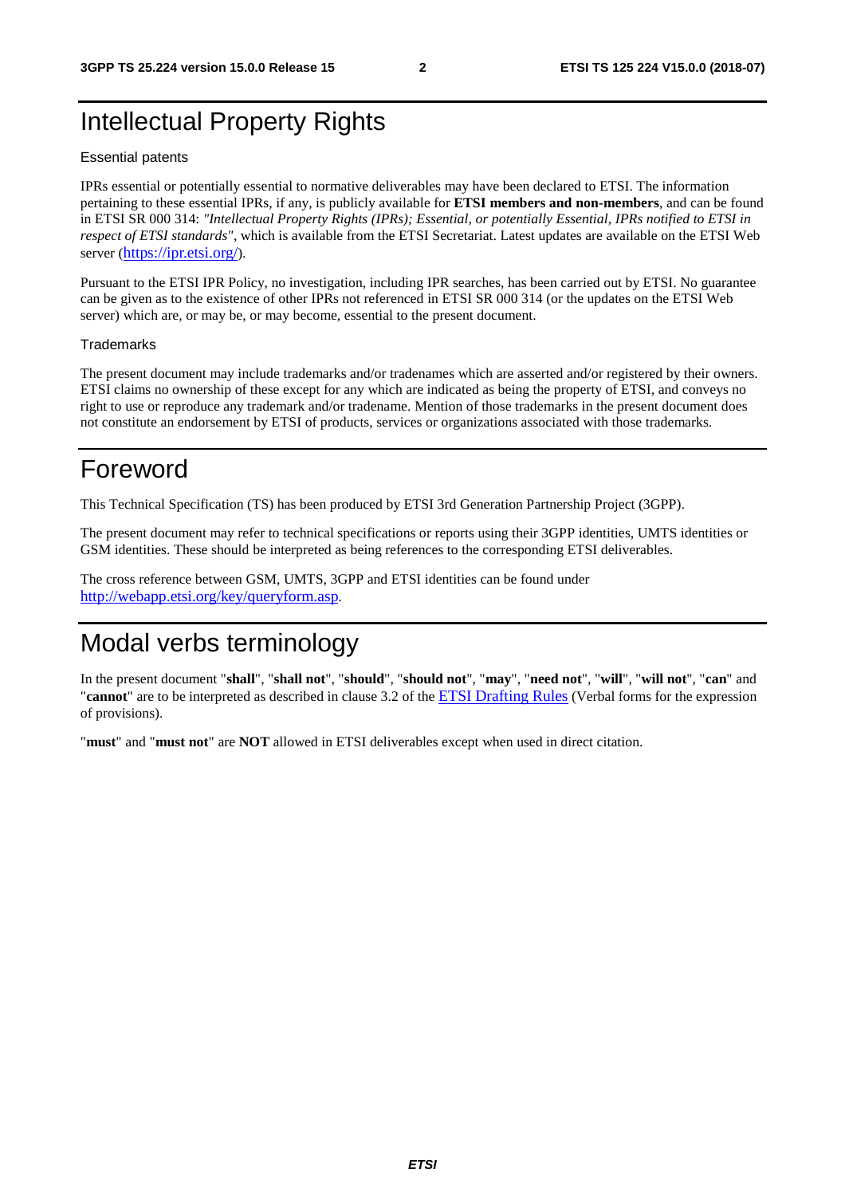# Intellectual Property Rights

Essential patents

IPRs essential or potentially essential to normative deliverables may have been declared to ETSI. The information pertaining to these essential IPRs, if any, is publicly available for **ETSI members and non-members**, and can be found in ETSI SR 000 314: *"Intellectual Property Rights (IPRs); Essential, or potentially Essential, IPRs notified to ETSI in respect of ETSI standards"*, which is available from the ETSI Secretariat. Latest updates are available on the ETSI Web server (https://ipr.etsi.org/).

Pursuant to the ETSI IPR Policy, no investigation, including IPR searches, has been carried out by ETSI. No guarantee can be given as to the existence of other IPRs not referenced in ETSI SR 000 314 (or the updates on the ETSI Web server) which are, or may be, or may become, essential to the present document.

Trademarks

The present document may include trademarks and/or tradenames which are asserted and/or registered by their owners. ETSI claims no ownership of these except for any which are indicated as being the property of ETSI, and conveys no right to use or reproduce any trademark and/or tradename. Mention of those trademarks in the present document does not constitute an endorsement by ETSI of products, services or organizations associated with those trademarks.

# Foreword

This Technical Specification (TS) has been produced by ETSI 3rd Generation Partnership Project (3GPP).

The present document may refer to technical specifications or reports using their 3GPP identities, UMTS identities or GSM identities. These should be interpreted as being references to the corresponding ETSI deliverables.

The cross reference between GSM, UMTS, 3GPP and ETSI identities can be found under http://webapp.etsi.org/key/queryform.asp.

# Modal verbs terminology

In the present document "**shall**", "**shall not**", "**should**", "**should not**", "**may**", "**need not**", "**will**", "**will not**", "**can**" and "**cannot**" are to be interpreted as described in clause 3.2 of the ETSI Drafting Rules (Verbal forms for the expression of provisions).

"**must**" and "**must not**" are **NOT** allowed in ETSI deliverables except when used in direct citation.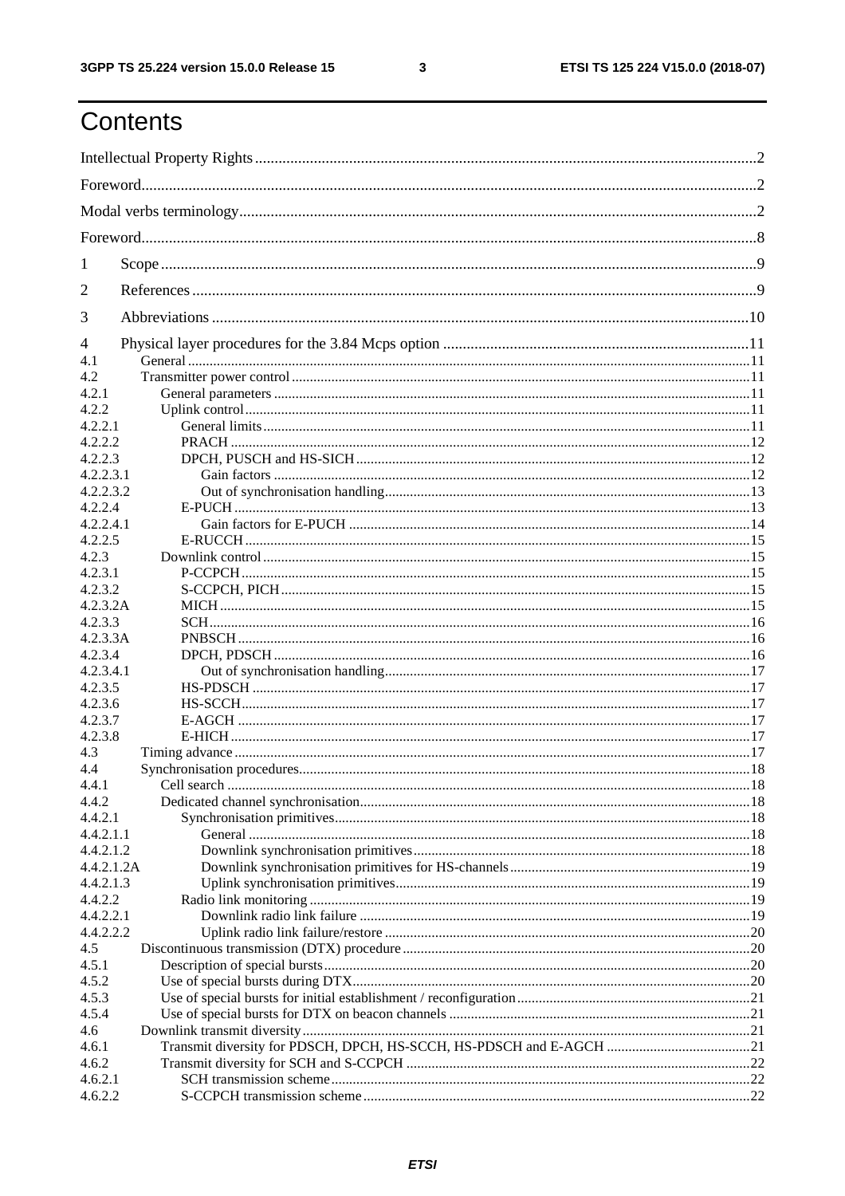# Contents

Intellectual Property Rights ... 2

Foreword ... 2

Modal verbs terminology ... 2

Foreword ... 8

1 Scope ... 9

2 References ... 9

3 Abbreviations ... 10

4 Physical layer procedures for the 3.84 Mcps option ... 11

4.1 General ... 11

4.2 Transmitter power control ... 11

4.2.1 General parameters ... 11

4.2.2 Uplink control ... 11

4.2.2.1 General limits ... 11

4.2.2.2 PRACH ... 12

4.2.2.3 DPCH, PUSCH and HS-SICH ... 12

4.2.2.3.1 Gain factors ... 12

4.2.2.3.2 Out of synchronisation handling ... 13

4.2.2.4 E-PUCH ... 13

4.2.2.4.1 Gain factors for E-PUCH ... 14

4.2.2.5 E-RUCCH ... 15

4.2.3 Downlink control ... 15

4.2.3.1 P-CCPCH ... 15

4.2.3.2 S-CCPCH, PICH ... 15

4.2.3.2A MICH ... 15

4.2.3.3 SCH ... 16

4.2.3.3A PNBSCH ... 16

4.2.3.4 DPCH, PDSCH ... 16

4.2.3.4.1 Out of synchronisation handling ... 17

4.2.3.5 HS-PDSCH ... 17

4.2.3.6 HS-SCCH ... 17

4.2.3.7 E-AGCH ... 17

4.2.3.8 E-HICH ... 17

4.3 Timing advance ... 17

4.4 Synchronisation procedures ... 18

4.4.1 Cell search ... 18

4.4.2 Dedicated channel synchronisation ... 18

4.4.2.1 Synchronisation primitives ... 18

4.4.2.1.1 General ... 18

4.4.2.1.2 Downlink synchronisation primitives ... 18

4.4.2.1.2A Downlink synchronisation primitives for HS-channels ... 19

4.4.2.1.3 Uplink synchronisation primitives ... 19

4.4.2.2 Radio link monitoring ... 19

4.4.2.2.1 Downlink radio link failure ... 19

4.4.2.2.2 Uplink radio link failure/restore ... 20

4.5 Discontinuous transmission (DTX) procedure ... 20

4.5.1 Description of special bursts ... 20

4.5.2 Use of special bursts during DTX ... 20

4.5.3 Use of special bursts for initial establishment / reconfiguration ... 21

4.5.4 Use of special bursts for DTX on beacon channels ... 21

4.6 Downlink transmit diversity ... 21

4.6.1 Transmit diversity for PDSCH, DPCH, HS-SCCH, HS-PDSCH and E-AGCH ... 21

4.6.2 Transmit diversity for SCH and S-CCPCH ... 22

4.6.2.1 SCH transmission scheme ... 22

4.6.2.2 S-CCPCH transmission scheme ... 22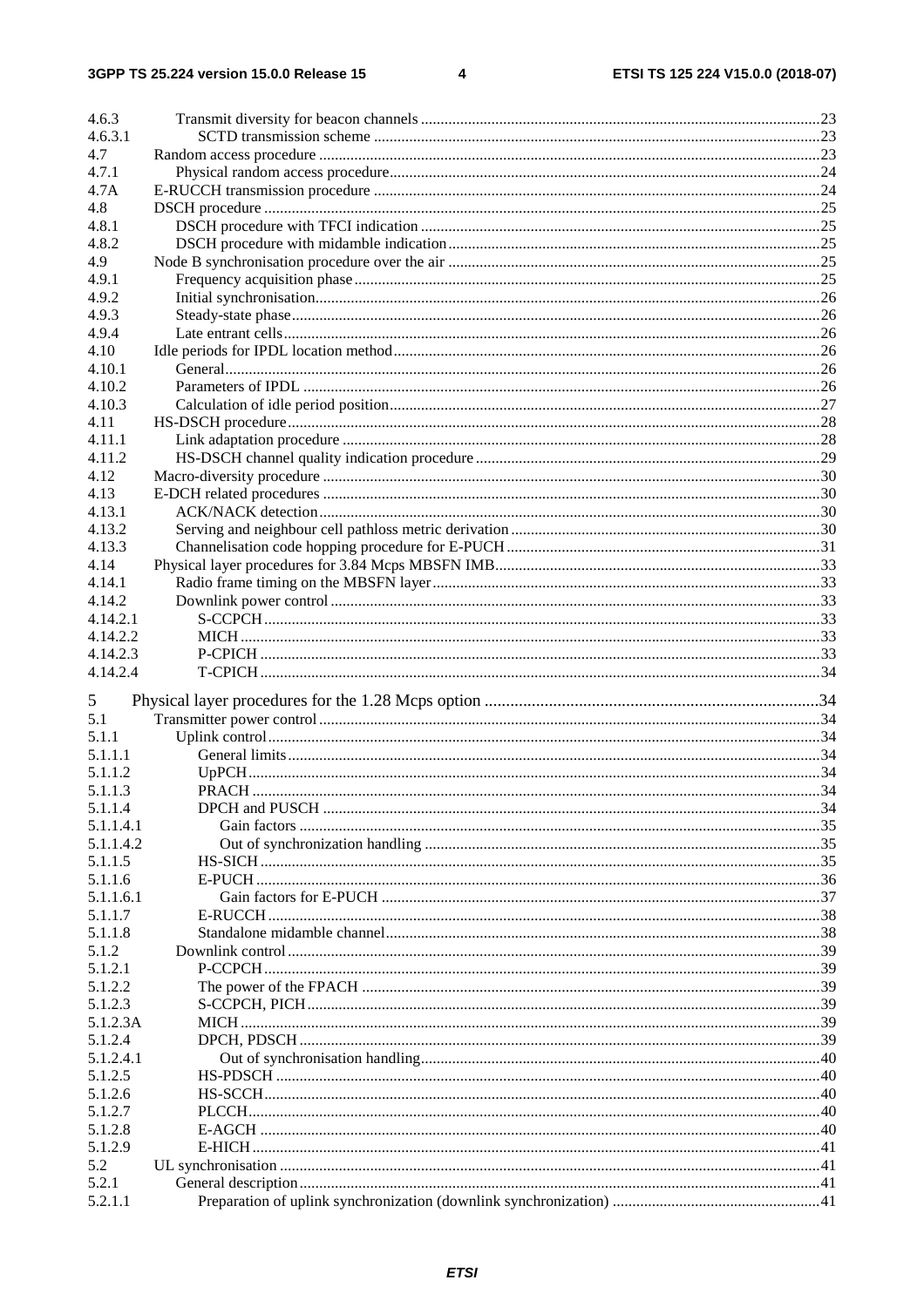4.6.3 Transmit diversity for beacon channels .....23
4.6.3.1 SCTD transmission scheme .....23
4.7 Random access procedure .....23
4.7.1 Physical random access procedure.....24
4.7A E-RUCCH transmission procedure .....24
4.8 DSCH procedure .....25
4.8.1 DSCH procedure with TFCI indication .....25
4.8.2 DSCH procedure with midamble indication.....25
4.9 Node B synchronisation procedure over the air .....25
4.9.1 Frequency acquisition phase.....25
4.9.2 Initial synchronisation.....26
4.9.3 Steady-state phase.....26
4.9.4 Late entrant cells.....26
4.10 Idle periods for IPDL location method.....26
4.10.1 General.....26
4.10.2 Parameters of IPDL .....26
4.10.3 Calculation of idle period position.....27
4.11 HS-DSCH procedure.....28
4.11.1 Link adaptation procedure .....28
4.11.2 HS-DSCH channel quality indication procedure.....29
4.12 Macro-diversity procedure .....30
4.13 E-DCH related procedures .....30
4.13.1 ACK/NACK detection.....30
4.13.2 Serving and neighbour cell pathloss metric derivation.....30
4.13.3 Channelisation code hopping procedure for E-PUCH.....31
4.14 Physical layer procedures for 3.84 Mcps MBSFN IMB.....33
4.14.1 Radio frame timing on the MBSFN layer.....33
4.14.2 Downlink power control .....33
4.14.2.1 S-CCPCH .....33
4.14.2.2 MICH .....33
4.14.2.3 P-CPICH .....33
4.14.2.4 T-CPICH .....34

5 Physical layer procedures for the 1.28 Mcps option .....34
5.1 Transmitter power control .....34
5.1.1 Uplink control.....34
5.1.1.1 General limits.....34
5.1.1.2 UpPCH.....34
5.1.1.3 PRACH .....34
5.1.1.4 DPCH and PUSCH .....34
5.1.1.4.1 Gain factors .....35
5.1.1.4.2 Out of synchronization handling .....35
5.1.1.5 HS-SICH.....35
5.1.1.6 E-PUCH .....36
5.1.1.6.1 Gain factors for E-PUCH .....37
5.1.1.7 E-RUCCH.....38
5.1.1.8 Standalone midamble channel.....38
5.1.2 Downlink control.....39
5.1.2.1 P-CCPCH.....39
5.1.2.2 The power of the FPACH .....39
5.1.2.3 S-CCPCH, PICH.....39
5.1.2.3A MICH .....39
5.1.2.4 DPCH, PDSCH .....39
5.1.2.4.1 Out of synchronisation handling.....40
5.1.2.5 HS-PDSCH .....40
5.1.2.6 HS-SCCH.....40
5.1.2.7 PLCCH.....40
5.1.2.8 E-AGCH .....40
5.1.2.9 E-HICH.....41
5.2 UL synchronisation .....41
5.2.1 General description.....41
5.2.1.1 Preparation of uplink synchronization (downlink synchronization) .....41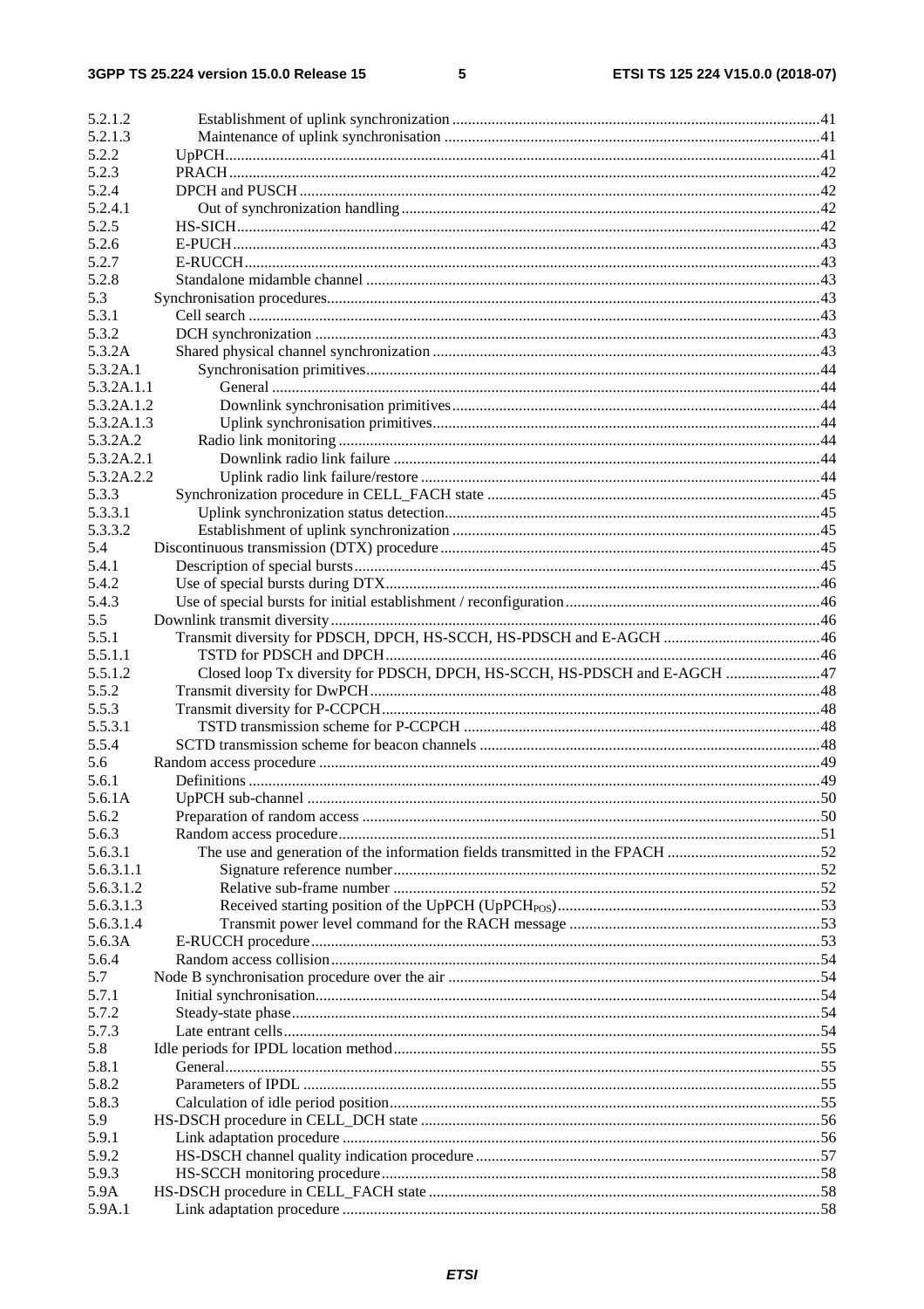5.2.1.2 Establishment of uplink synchronization .....41
5.2.1.3 Maintenance of uplink synchronisation .....41
5.2.2 UpPCH .....41
5.2.3 PRACH .....42
5.2.4 DPCH and PUSCH .....42
5.2.4.1 Out of synchronization handling .....42
5.2.5 HS-SICH .....42
5.2.6 E-PUCH .....43
5.2.7 E-RUCCH .....43
5.2.8 Standalone midamble channel .....43
5.3 Synchronisation procedures .....43
5.3.1 Cell search .....43
5.3.2 DCH synchronization .....43
5.3.2A Shared physical channel synchronization .....43
5.3.2A.1 Synchronisation primitives .....44
5.3.2A.1.1 General .....44
5.3.2A.1.2 Downlink synchronisation primitives .....44
5.3.2A.1.3 Uplink synchronisation primitives .....44
5.3.2A.2 Radio link monitoring .....44
5.3.2A.2.1 Downlink radio link failure .....44
5.3.2A.2.2 Uplink radio link failure/restore .....44
5.3.3 Synchronization procedure in CELL_FACH state .....45
5.3.3.1 Uplink synchronization status detection .....45
5.3.3.2 Establishment of uplink synchronization .....45
5.4 Discontinuous transmission (DTX) procedure .....45
5.4.1 Description of special bursts .....45
5.4.2 Use of special bursts during DTX .....46
5.4.3 Use of special bursts for initial establishment / reconfiguration .....46
5.5 Downlink transmit diversity .....46
5.5.1 Transmit diversity for PDSCH, DPCH, HS-SCCH, HS-PDSCH and E-AGCH .....46
5.5.1.1 TSTD for PDSCH and DPCH .....46
5.5.1.2 Closed loop Tx diversity for PDSCH, DPCH, HS-SCCH, HS-PDSCH and E-AGCH .....47
5.5.2 Transmit diversity for DwPCH .....48
5.5.3 Transmit diversity for P-CCPCH .....48
5.5.3.1 TSTD transmission scheme for P-CCPCH .....48
5.5.4 SCTD transmission scheme for beacon channels .....48
5.6 Random access procedure .....49
5.6.1 Definitions .....49
5.6.1A UpPCH sub-channel .....50
5.6.2 Preparation of random access .....50
5.6.3 Random access procedure .....51
5.6.3.1 The use and generation of the information fields transmitted in the FPACH .....52
5.6.3.1.1 Signature reference number .....52
5.6.3.1.2 Relative sub-frame number .....52
5.6.3.1.3 Received starting position of the UpPCH ($UpPCH_{POS}$) .....53
5.6.3.1.4 Transmit power level command for the RACH message .....53
5.6.3A E-RUCCH procedure .....53
5.6.4 Random access collision .....54
5.7 Node B synchronisation procedure over the air .....54
5.7.1 Initial synchronisation .....54
5.7.2 Steady-state phase .....54
5.7.3 Late entrant cells .....54
5.8 Idle periods for IPDL location method .....55
5.8.1 General .....55
5.8.2 Parameters of IPDL .....55
5.8.3 Calculation of idle period position .....55
5.9 HS-DSCH procedure in CELL_DCH state .....56
5.9.1 Link adaptation procedure .....56
5.9.2 HS-DSCH channel quality indication procedure .....57
5.9.3 HS-SCCH monitoring procedure .....58
5.9A HS-DSCH procedure in CELL_FACH state .....58
5.9A.1 Link adaptation procedure .....58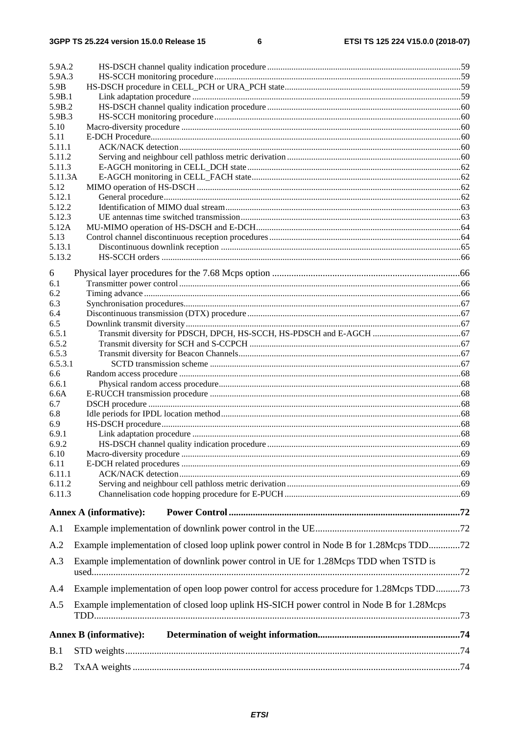5.9A.2 HS-DSCH channel quality indication procedure ....................................................................................... 59
5.9A.3 HS-SCCH monitoring procedure ............................................................................................................. 59
5.9B HS-DSCH procedure in CELL_PCH or URA_PCH state ............................................................................... 59
5.9B.1 Link adaptation procedure ........................................................................................................................ 59
5.9B.2 HS-DSCH channel quality indication procedure ....................................................................................... 60
5.9B.3 HS-SCCH monitoring procedure ............................................................................................................. 60
5.10 Macro-diversity procedure ............................................................................................................................. 60
5.11 E-DCH Procedure ........................................................................................................................................... 60
5.11.1 ACK/NACK detection .............................................................................................................................. 60
5.11.2 Serving and neighbour cell pathloss metric derivation .............................................................................. 60
5.11.3 E-AGCH monitoring in CELL_DCH state ................................................................................................ 62
5.11.3A E-AGCH monitoring in CELL_FACH state .............................................................................................. 62
5.12 MIMO operation of HS-DSCH ....................................................................................................................... 62
5.12.1 General procedure ...................................................................................................................................... 62
5.12.2 Identification of MIMO dual stream .......................................................................................................... 63
5.12.3 UE antennas time switched transmission ................................................................................................... 63
5.12A MU-MIMO operation of HS-DSCH and E-DCH ............................................................................................ 64
5.13 Control channel discontinuous reception procedures ...................................................................................... 64
5.13.1 Discontinuous downlink reception ............................................................................................................ 65
5.13.2 HS-SCCH orders ....................................................................................................................................... 66

6 Physical layer procedures for the 7.68 Mcps option ............................................................................. 66
6.1 Transmitter power control ............................................................................................................................... 66
6.2 Timing advance ............................................................................................................................................... 66
6.3 Synchronisation procedures ............................................................................................................................ 67
6.4 Discontinuous transmission (DTX) procedure ................................................................................................ 67
6.5 Downlink transmit diversity ............................................................................................................................ 67
6.5.1 Transmit diversity for PDSCH, DPCH, HS-SCCH, HS-PDSCH and E-AGCH ........................................ 67
6.5.2 Transmit diversity for SCH and S-CCPCH ............................................................................................... 67
6.5.3 Transmit diversity for Beacon Channels .................................................................................................... 67
6.5.3.1 SCTD transmission scheme ................................................................................................................. 67
6.6 Random access procedure ............................................................................................................................... 68
6.6.1 Physical random access procedure ............................................................................................................. 68
6.6A E-RUCCH transmission procedure ................................................................................................................. 68
6.7 DSCH procedure ............................................................................................................................................. 68
6.8 Idle periods for IPDL location method ............................................................................................................ 68
6.9 HS-DSCH procedure ....................................................................................................................................... 68
6.9.1 Link adaptation procedure ......................................................................................................................... 68
6.9.2 HS-DSCH channel quality indication procedure ....................................................................................... 69
6.10 Macro-diversity procedure .............................................................................................................................. 69
6.11 E-DCH related procedures .............................................................................................................................. 69
6.11.1 ACK/NACK detection ............................................................................................................................... 69
6.11.2 Serving and neighbour cell pathloss metric derivation .............................................................................. 69
6.11.3 Channelisation code hopping procedure for E-PUCH ............................................................................... 69

**Annex A (informative): Power Control ............................................................................................... 72**

A.1 Example implementation of downlink power control in the UE ............................................................ 72

A.2 Example implementation of closed loop uplink power control in Node B for 1.28Mcps TDD ............. 72

A.3 Example implementation of downlink power control in UE for 1.28Mcps TDD when TSTD is used ........................................................................................................................................................ 72

A.4 Example implementation of open loop power control for access procedure for 1.28Mcps TDD .......... 73

A.5 Example implementation of closed loop uplink HS-SICH power control in Node B for 1.28Mcps TDD ...................................................................................................................................................... 73

**Annex B (informative): Determination of weight information .......................................................... 74**

B.1 STD weights ......................................................................................................................................... 74

B.2 TxAA weights ...................................................................................................................................... 74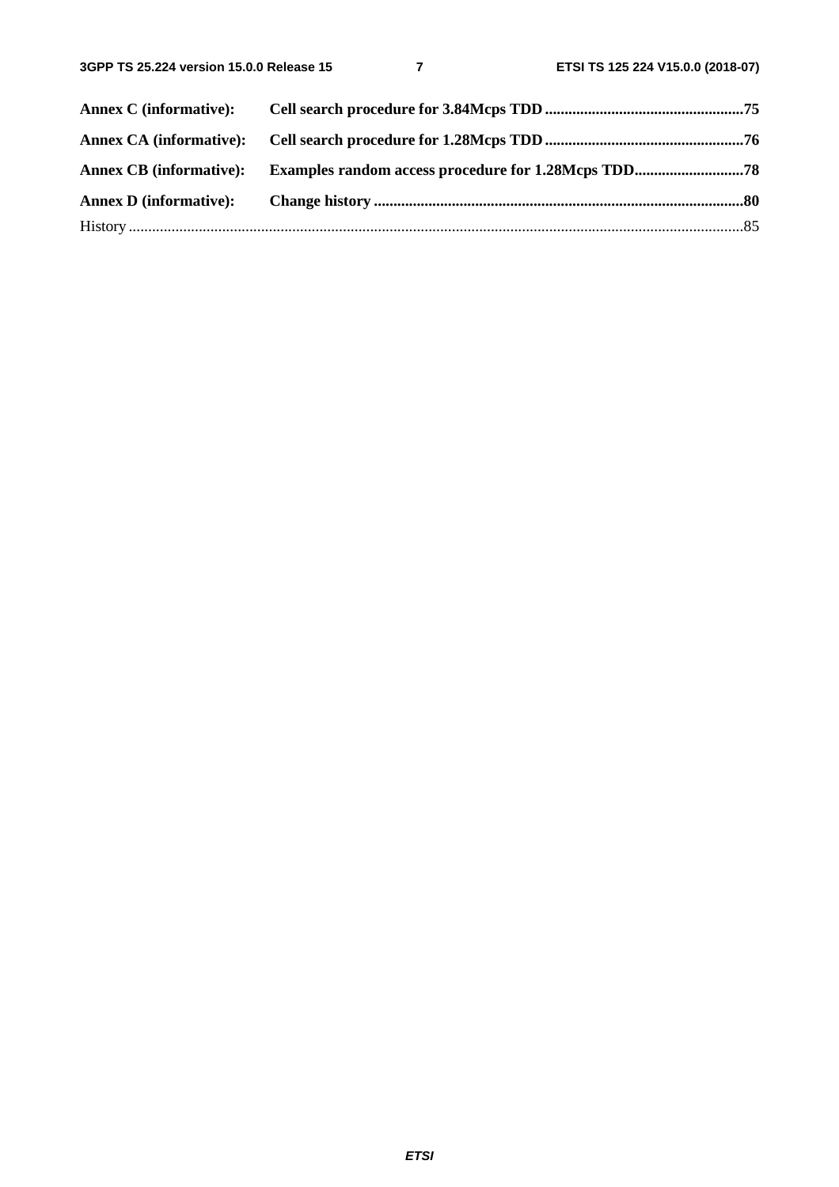**Annex C (informative): Cell search procedure for 3.84Mcps TDD** .......................................................75

**Annex CA (informative): Cell search procedure for 1.28Mcps TDD** .....................................................76

**Annex CB (informative): Examples random access procedure for 1.28Mcps TDD**.................................78

**Annex D (informative): Change history** ..............................................................................................80

History ..............................................................................................................................................................85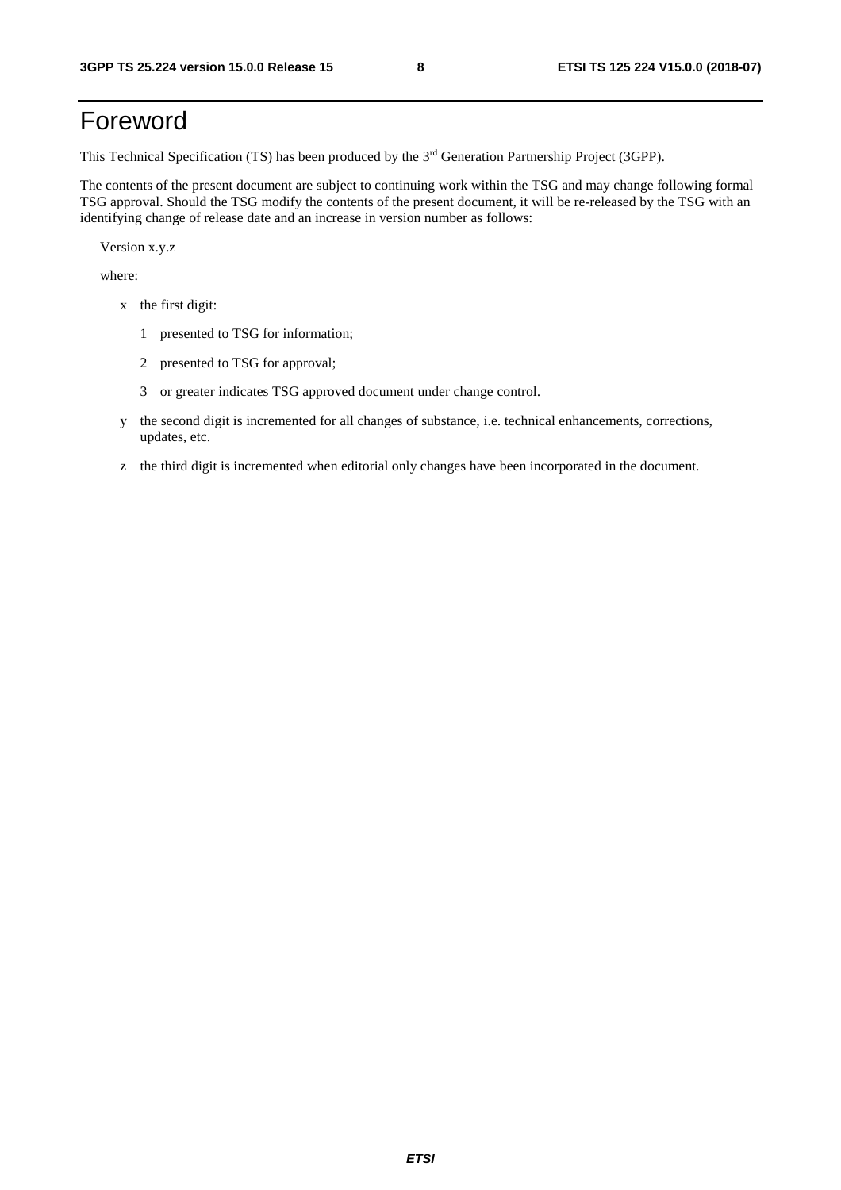# Foreword

This Technical Specification (TS) has been produced by the 3rd Generation Partnership Project (3GPP).

The contents of the present document are subject to continuing work within the TSG and may change following formal TSG approval. Should the TSG modify the contents of the present document, it will be re-released by the TSG with an identifying change of release date and an increase in version number as follows:

Version x.y.z

where:

- x the first digit:
  - 1 presented to TSG for information;
  - 2 presented to TSG for approval;
  - 3 or greater indicates TSG approved document under change control.
- y the second digit is incremented for all changes of substance, i.e. technical enhancements, corrections, updates, etc.
- z the third digit is incremented when editorial only changes have been incorporated in the document.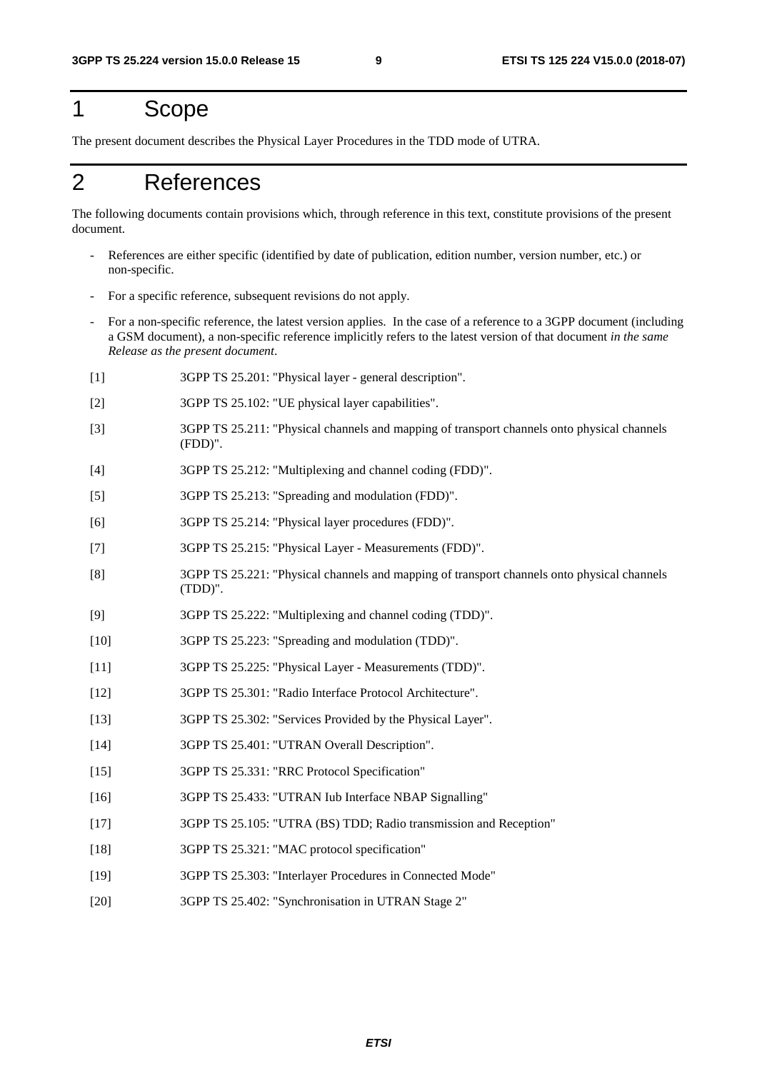# 1 Scope

The present document describes the Physical Layer Procedures in the TDD mode of UTRA.

# 2 References

The following documents contain provisions which, through reference in this text, constitute provisions of the present document.

- References are either specific (identified by date of publication, edition number, version number, etc.) or non-specific.
- For a specific reference, subsequent revisions do not apply.
- For a non-specific reference, the latest version applies. In the case of a reference to a 3GPP document (including a GSM document), a non-specific reference implicitly refers to the latest version of that document *in the same Release as the present document*.

[1] 3GPP TS 25.201: "Physical layer - general description".

[2] 3GPP TS 25.102: "UE physical layer capabilities".

[3] 3GPP TS 25.211: "Physical channels and mapping of transport channels onto physical channels (FDD)".

[4] 3GPP TS 25.212: "Multiplexing and channel coding (FDD)".

[5] 3GPP TS 25.213: "Spreading and modulation (FDD)".

[6] 3GPP TS 25.214: "Physical layer procedures (FDD)".

[7] 3GPP TS 25.215: "Physical Layer - Measurements (FDD)".

[8] 3GPP TS 25.221: "Physical channels and mapping of transport channels onto physical channels (TDD)".

[9] 3GPP TS 25.222: "Multiplexing and channel coding (TDD)".

[10] 3GPP TS 25.223: "Spreading and modulation (TDD)".

[11] 3GPP TS 25.225: "Physical Layer - Measurements (TDD)".

[12] 3GPP TS 25.301: "Radio Interface Protocol Architecture".

[13] 3GPP TS 25.302: "Services Provided by the Physical Layer".

[14] 3GPP TS 25.401: "UTRAN Overall Description".

[15] 3GPP TS 25.331: "RRC Protocol Specification"

[16] 3GPP TS 25.433: "UTRAN Iub Interface NBAP Signalling"

[17] 3GPP TS 25.105: "UTRA (BS) TDD; Radio transmission and Reception"

[18] 3GPP TS 25.321: "MAC protocol specification"

[19] 3GPP TS 25.303: "Interlayer Procedures in Connected Mode"

[20] 3GPP TS 25.402: "Synchronisation in UTRAN Stage 2"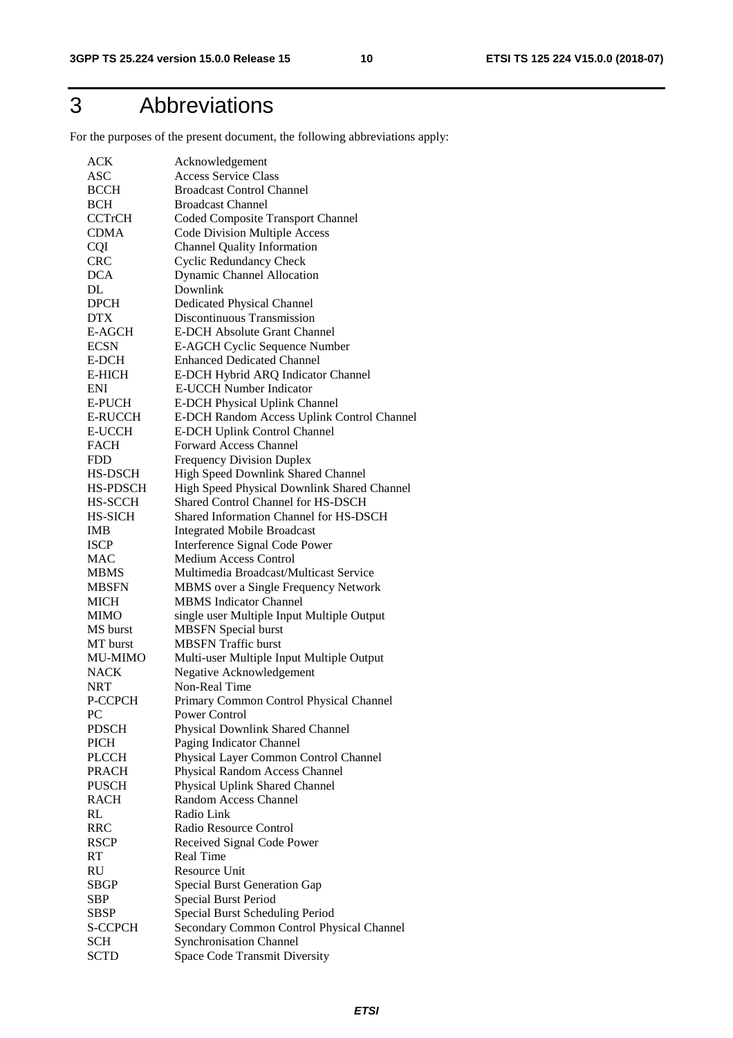# 3 Abbreviations

For the purposes of the present document, the following abbreviations apply:

| | |
|---|---|
| ACK | Acknowledgement |
| ASC | Access Service Class |
| BCCH | Broadcast Control Channel |
| BCH | Broadcast Channel |
| CCTrCH | Coded Composite Transport Channel |
| CDMA | Code Division Multiple Access |
| CQI | Channel Quality Information |
| CRC | Cyclic Redundancy Check |
| DCA | Dynamic Channel Allocation |
| DL | Downlink |
| DPCH | Dedicated Physical Channel |
| DTX | Discontinuous Transmission |
| E-AGCH | E-DCH Absolute Grant Channel |
| ECSN | E-AGCH Cyclic Sequence Number |
| E-DCH | Enhanced Dedicated Channel |
| E-HICH | E-DCH Hybrid ARQ Indicator Channel |
| ENI | E-UCCH Number Indicator |
| E-PUCH | E-DCH Physical Uplink Channel |
| E-RUCCH | E-DCH Random Access Uplink Control Channel |
| E-UCCH | E-DCH Uplink Control Channel |
| FACH | Forward Access Channel |
| FDD | Frequency Division Duplex |
| HS-DSCH | High Speed Downlink Shared Channel |
| HS-PDSCH | High Speed Physical Downlink Shared Channel |
| HS-SCCH | Shared Control Channel for HS-DSCH |
| HS-SICH | Shared Information Channel for HS-DSCH |
| IMB | Integrated Mobile Broadcast |
| ISCP | Interference Signal Code Power |
| MAC | Medium Access Control |
| MBMS | Multimedia Broadcast/Multicast Service |
| MBSFN | MBMS over a Single Frequency Network |
| MICH | MBMS Indicator Channel |
| MIMO | single user Multiple Input Multiple Output |
| MS burst | MBSFN Special burst |
| MT burst | MBSFN Traffic burst |
| MU-MIMO | Multi-user Multiple Input Multiple Output |
| NACK | Negative Acknowledgement |
| NRT | Non-Real Time |
| P-CCPCH | Primary Common Control Physical Channel |
| PC | Power Control |
| PDSCH | Physical Downlink Shared Channel |
| PICH | Paging Indicator Channel |
| PLCCH | Physical Layer Common Control Channel |
| PRACH | Physical Random Access Channel |
| PUSCH | Physical Uplink Shared Channel |
| RACH | Random Access Channel |
| RL | Radio Link |
| RRC | Radio Resource Control |
| RSCP | Received Signal Code Power |
| RT | Real Time |
| RU | Resource Unit |
| SBGP | Special Burst Generation Gap |
| SBP | Special Burst Period |
| SBSP | Special Burst Scheduling Period |
| S-CCPCH | Secondary Common Control Physical Channel |
| SCH | Synchronisation Channel |
| SCTD | Space Code Transmit Diversity |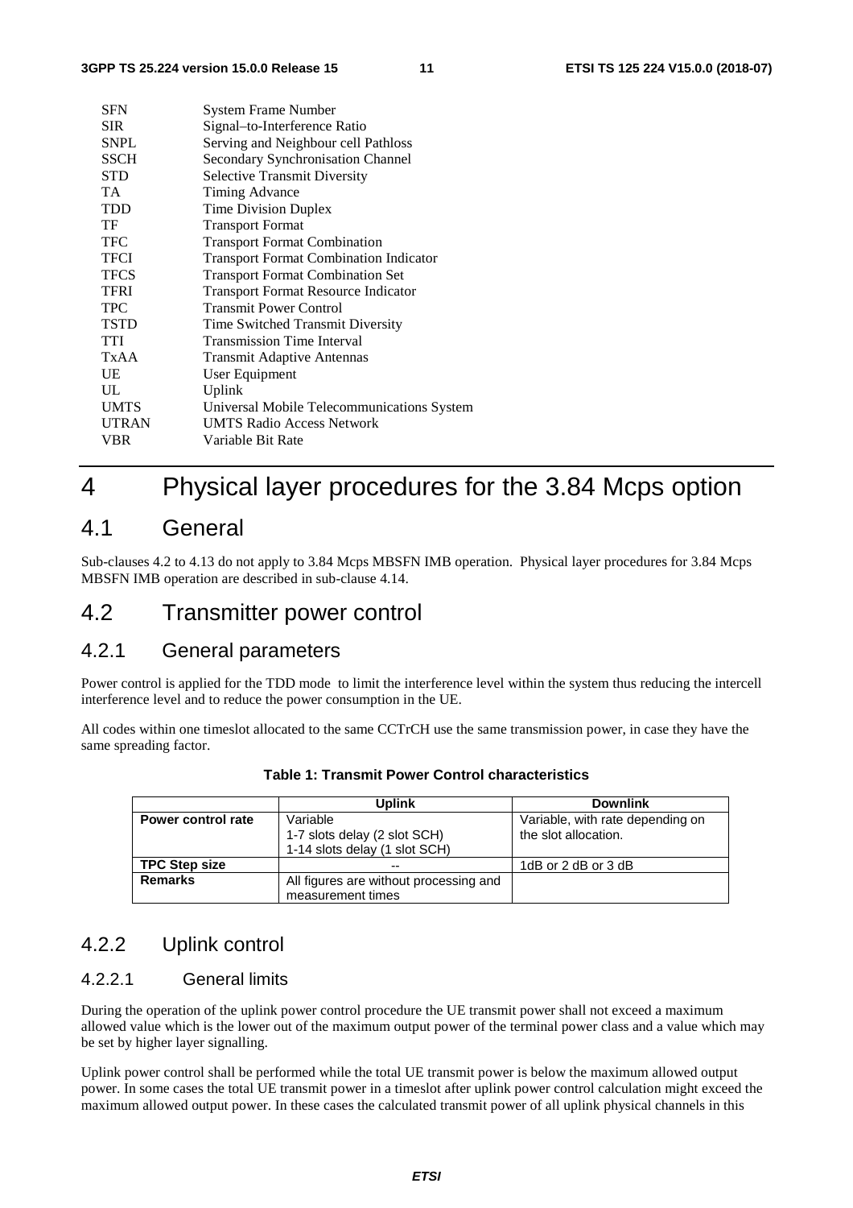| | |
|---|---|
| SFN | System Frame Number |
| SIR | Signal–to-Interference Ratio |
| SNPL | Serving and Neighbour cell Pathloss |
| SSCH | Secondary Synchronisation Channel |
| STD | Selective Transmit Diversity |
| TA | Timing Advance |
| TDD | Time Division Duplex |
| TF | Transport Format |
| TFC | Transport Format Combination |
| TFCI | Transport Format Combination Indicator |
| TFCS | Transport Format Combination Set |
| TFRI | Transport Format Resource Indicator |
| TPC | Transmit Power Control |
| TSTD | Time Switched Transmit Diversity |
| TTI | Transmission Time Interval |
| TxAA | Transmit Adaptive Antennas |
| UE | User Equipment |
| UL | Uplink |
| UMTS | Universal Mobile Telecommunications System |
| UTRAN | UMTS Radio Access Network |
| VBR | Variable Bit Rate |

# 4 Physical layer procedures for the 3.84 Mcps option

## 4.1 General

Sub-clauses 4.2 to 4.13 do not apply to 3.84 Mcps MBSFN IMB operation. Physical layer procedures for 3.84 Mcps MBSFN IMB operation are described in sub-clause 4.14.

## 4.2 Transmitter power control

### 4.2.1 General parameters

Power control is applied for the TDD mode to limit the interference level within the system thus reducing the intercell interference level and to reduce the power consumption in the UE.

All codes within one timeslot allocated to the same CCTrCH use the same transmission power, in case they have the same spreading factor.

**Table 1: Transmit Power Control characteristics**

| | Uplink | Downlink |
|---|---|---|
| **Power control rate** | Variable<br>1-7 slots delay (2 slot SCH)<br>1-14 slots delay (1 slot SCH) | Variable, with rate depending on the slot allocation. |
| **TPC Step size** | -- | 1dB or 2 dB or 3 dB |
| **Remarks** | All figures are without processing and measurement times | |

### 4.2.2 Uplink control

#### 4.2.2.1 General limits

During the operation of the uplink power control procedure the UE transmit power shall not exceed a maximum allowed value which is the lower out of the maximum output power of the terminal power class and a value which may be set by higher layer signalling.

Uplink power control shall be performed while the total UE transmit power is below the maximum allowed output power. In some cases the total UE transmit power in a timeslot after uplink power control calculation might exceed the maximum allowed output power. In these cases the calculated transmit power of all uplink physical channels in this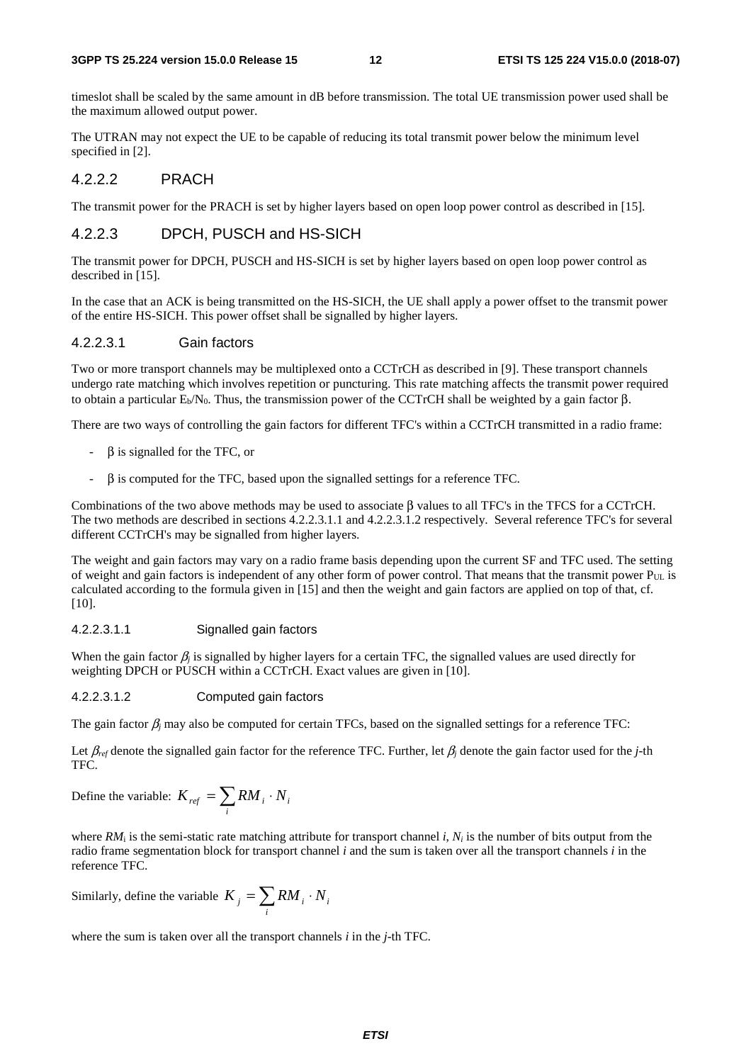timeslot shall be scaled by the same amount in dB before transmission. The total UE transmission power used shall be the maximum allowed output power.

The UTRAN may not expect the UE to be capable of reducing its total transmit power below the minimum level specified in [2].

### 4.2.2.2 PRACH

The transmit power for the PRACH is set by higher layers based on open loop power control as described in [15].

### 4.2.2.3 DPCH, PUSCH and HS-SICH

The transmit power for DPCH, PUSCH and HS-SICH is set by higher layers based on open loop power control as described in [15].

In the case that an ACK is being transmitted on the HS-SICH, the UE shall apply a power offset to the transmit power of the entire HS-SICH. This power offset shall be signalled by higher layers.

#### 4.2.2.3.1 Gain factors

Two or more transport channels may be multiplexed onto a CCTrCH as described in [9]. These transport channels undergo rate matching which involves repetition or puncturing. This rate matching affects the transmit power required to obtain a particular $E_b/N_0$. Thus, the transmission power of the CCTrCH shall be weighted by a gain factor $\beta$.

There are two ways of controlling the gain factors for different TFC's within a CCTrCH transmitted in a radio frame:

- $\beta$ is signalled for the TFC, or
- $\beta$ is computed for the TFC, based upon the signalled settings for a reference TFC.

Combinations of the two above methods may be used to associate $\beta$ values to all TFC's in the TFCS for a CCTrCH. The two methods are described in sections 4.2.2.3.1.1 and 4.2.2.3.1.2 respectively. Several reference TFC's for several different CCTrCH's may be signalled from higher layers.

The weight and gain factors may vary on a radio frame basis depending upon the current SF and TFC used. The setting of weight and gain factors is independent of any other form of power control. That means that the transmit power $P_{UL}$ is calculated according to the formula given in [15] and then the weight and gain factors are applied on top of that, cf. [10].

##### 4.2.2.3.1.1 Signalled gain factors

When the gain factor $\beta_j$ is signalled by higher layers for a certain TFC, the signalled values are used directly for weighting DPCH or PUSCH within a CCTrCH. Exact values are given in [10].

##### 4.2.2.3.1.2 Computed gain factors

The gain factor $\beta_j$ may also be computed for certain TFCs, based on the signalled settings for a reference TFC:

Let $\beta_{ref}$ denote the signalled gain factor for the reference TFC. Further, let $\beta_j$ denote the gain factor used for the *j*-th TFC.

Define the variable: $K_{ref} = \sum_i RM_i \cdot N_i$

where $RM_i$ is the semi-static rate matching attribute for transport channel *i*, $N_i$ is the number of bits output from the radio frame segmentation block for transport channel *i* and the sum is taken over all the transport channels *i* in the reference TFC.

Similarly, define the variable $K_j = \sum_i RM_i \cdot N_i$

where the sum is taken over all the transport channels *i* in the *j*-th TFC.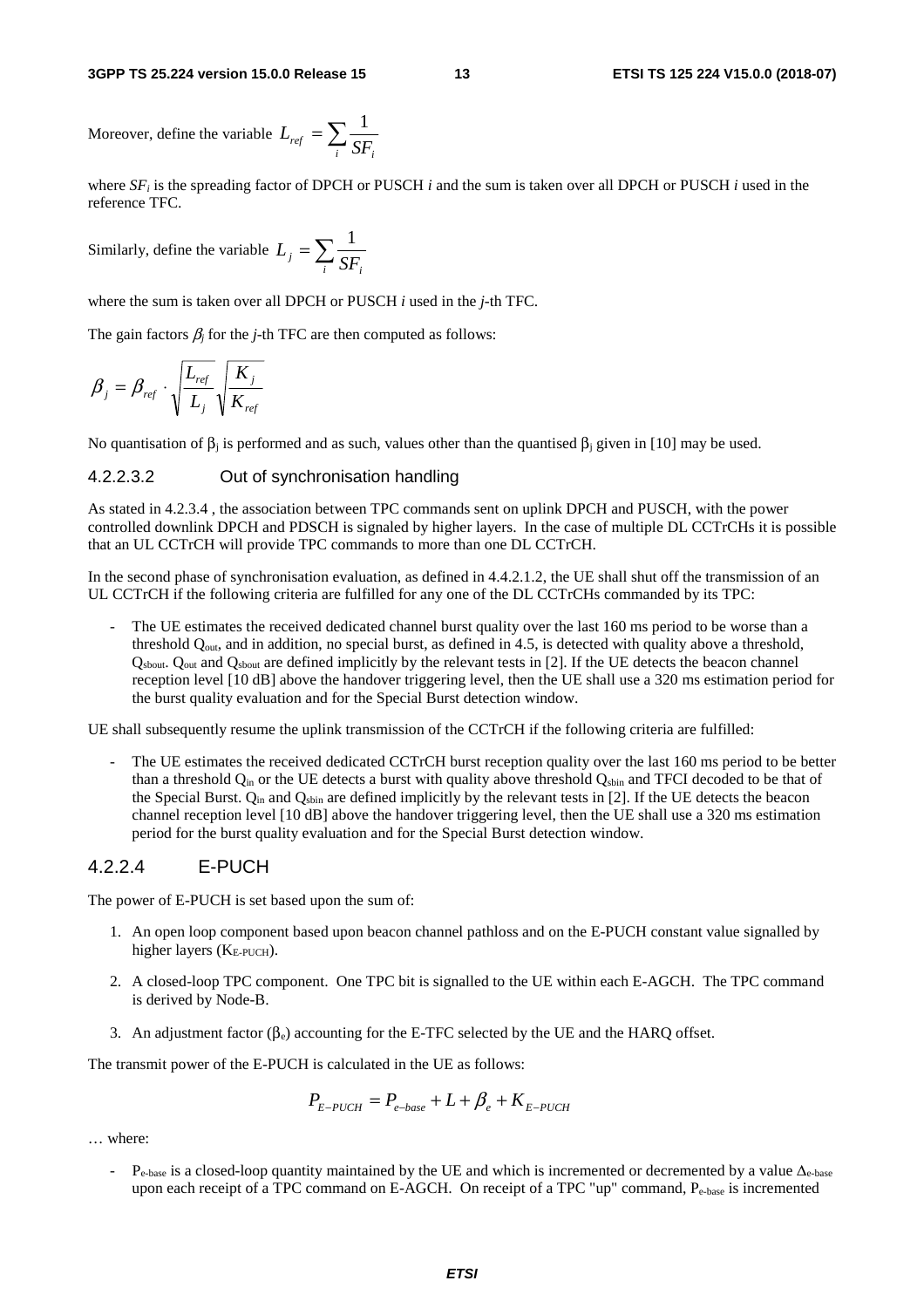Moreover, define the variable $L_{ref} = \sum_i \frac{1}{SF_i}$

where $SF_i$ is the spreading factor of DPCH or PUSCH *i* and the sum is taken over all DPCH or PUSCH *i* used in the reference TFC.

Similarly, define the variable $L_j = \sum_i \frac{1}{SF_i}$

where the sum is taken over all DPCH or PUSCH *i* used in the *j*-th TFC.

The gain factors $\beta_j$ for the *j*-th TFC are then computed as follows:

$$\beta_j = \beta_{ref} \cdot \sqrt{\frac{L_{ref}}{L_j}} \sqrt{\frac{K_j}{K_{ref}}}$$

No quantisation of $\beta_j$ is performed and as such, values other than the quantised $\beta_j$ given in [10] may be used.

#### 4.2.2.3.2 Out of synchronisation handling

As stated in 4.2.3.4 , the association between TPC commands sent on uplink DPCH and PUSCH, with the power controlled downlink DPCH and PDSCH is signaled by higher layers. In the case of multiple DL CCTrCHs it is possible that an UL CCTrCH will provide TPC commands to more than one DL CCTrCH.

In the second phase of synchronisation evaluation, as defined in 4.4.2.1.2, the UE shall shut off the transmission of an UL CCTrCH if the following criteria are fulfilled for any one of the DL CCTrCHs commanded by its TPC:

- The UE estimates the received dedicated channel burst quality over the last 160 ms period to be worse than a threshold $Q_{out}$, and in addition, no special burst, as defined in 4.5, is detected with quality above a threshold, $Q_{sbout}$. $Q_{out}$ and $Q_{sbout}$ are defined implicitly by the relevant tests in [2]. If the UE detects the beacon channel reception level [10 dB] above the handover triggering level, then the UE shall use a 320 ms estimation period for the burst quality evaluation and for the Special Burst detection window.

UE shall subsequently resume the uplink transmission of the CCTrCH if the following criteria are fulfilled:

- The UE estimates the received dedicated CCTrCH burst reception quality over the last 160 ms period to be better than a threshold $Q_{in}$ or the UE detects a burst with quality above threshold $Q_{sbin}$ and TFCI decoded to be that of the Special Burst. $Q_{in}$ and $Q_{sbin}$ are defined implicitly by the relevant tests in [2]. If the UE detects the beacon channel reception level [10 dB] above the handover triggering level, then the UE shall use a 320 ms estimation period for the burst quality evaluation and for the Special Burst detection window.

### 4.2.2.4 E-PUCH

The power of E-PUCH is set based upon the sum of:

1. An open loop component based upon beacon channel pathloss and on the E-PUCH constant value signalled by higher layers ($K_{E\text{-}PUCH}$).
2. A closed-loop TPC component. One TPC bit is signalled to the UE within each E-AGCH. The TPC command is derived by Node-B.
3. An adjustment factor ($\beta_e$) accounting for the E-TFC selected by the UE and the HARQ offset.

The transmit power of the E-PUCH is calculated in the UE as follows:

$$P_{E-PUCH} = P_{e-base} + L + \beta_e + K_{E-PUCH}$$

… where:

- $P_{e\text{-}base}$ is a closed-loop quantity maintained by the UE and which is incremented or decremented by a value $\Delta_{e\text{-}base}$ upon each receipt of a TPC command on E-AGCH. On receipt of a TPC "up" command, $P_{e\text{-}base}$ is incremented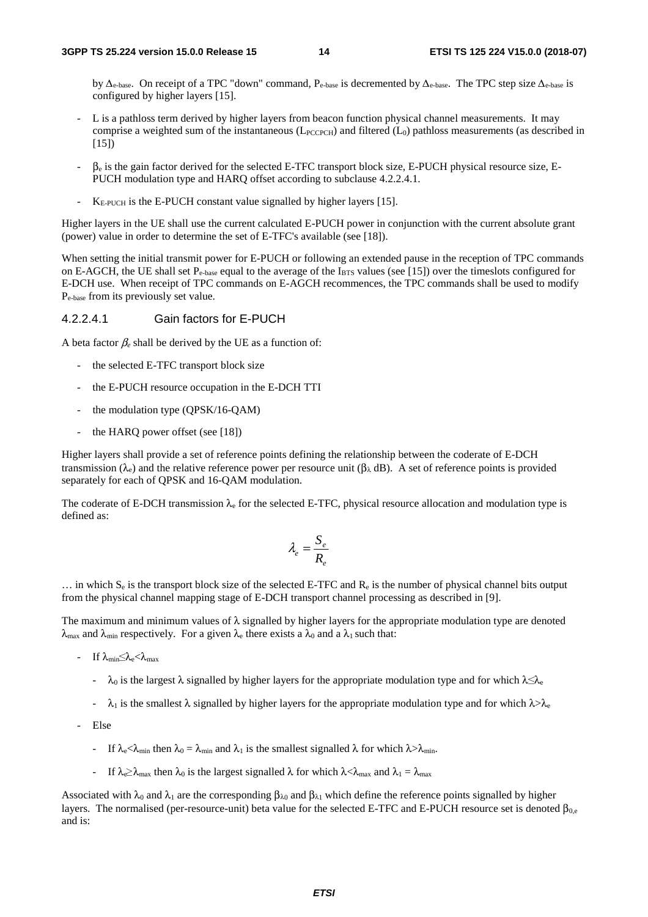by $\Delta_{e\text{-base}}$. On receipt of a TPC "down" command, $P_{e\text{-base}}$ is decremented by $\Delta_{e\text{-base}}$. The TPC step size $\Delta_{e\text{-base}}$ is configured by higher layers [15].

- L is a pathloss term derived by higher layers from beacon function physical channel measurements. It may comprise a weighted sum of the instantaneous ($L_{PCCPCH}$) and filtered ($L_0$) pathloss measurements (as described in [15])
- $\beta_e$ is the gain factor derived for the selected E-TFC transport block size, E-PUCH physical resource size, E-PUCH modulation type and HARQ offset according to subclause 4.2.2.4.1.
- $K_{E\text{-PUCH}}$ is the E-PUCH constant value signalled by higher layers [15].

Higher layers in the UE shall use the current calculated E-PUCH power in conjunction with the current absolute grant (power) value in order to determine the set of E-TFC's available (see [18]).

When setting the initial transmit power for E-PUCH or following an extended pause in the reception of TPC commands on E-AGCH, the UE shall set $P_{e\text{-base}}$ equal to the average of the $I_{BTS}$ values (see [15]) over the timeslots configured for E-DCH use. When receipt of TPC commands on E-AGCH recommences, the TPC commands shall be used to modify $P_{e\text{-base}}$ from its previously set value.

#### 4.2.2.4.1 Gain factors for E-PUCH

A beta factor $\beta_e$ shall be derived by the UE as a function of:

- the selected E-TFC transport block size
- the E-PUCH resource occupation in the E-DCH TTI
- the modulation type (QPSK/16-QAM)
- the HARQ power offset (see [18])

Higher layers shall provide a set of reference points defining the relationship between the coderate of E-DCH transmission ($\lambda_e$) and the relative reference power per resource unit ($\beta_\lambda$ dB). A set of reference points is provided separately for each of QPSK and 16-QAM modulation.

The coderate of E-DCH transmission $\lambda_e$ for the selected E-TFC, physical resource allocation and modulation type is defined as:

$$\lambda_e = \frac{S_e}{R_e}$$

… in which $S_e$ is the transport block size of the selected E-TFC and $R_e$ is the number of physical channel bits output from the physical channel mapping stage of E-DCH transport channel processing as described in [9].

The maximum and minimum values of $\lambda$ signalled by higher layers for the appropriate modulation type are denoted $\lambda_{max}$ and $\lambda_{min}$ respectively. For a given $\lambda_e$ there exists a $\lambda_0$ and a $\lambda_1$ such that:

- If $\lambda_{min} \leq \lambda_e < \lambda_{max}$
  - $\lambda_0$ is the largest $\lambda$ signalled by higher layers for the appropriate modulation type and for which $\lambda \leq \lambda_e$
  - $\lambda_1$ is the smallest $\lambda$ signalled by higher layers for the appropriate modulation type and for which $\lambda > \lambda_e$
- Else
  - If $\lambda_e < \lambda_{min}$ then $\lambda_0 = \lambda_{min}$ and $\lambda_1$ is the smallest signalled $\lambda$ for which $\lambda > \lambda_{min}$.
  - If $\lambda_e \geq \lambda_{max}$ then $\lambda_0$ is the largest signalled $\lambda$ for which $\lambda < \lambda_{max}$ and $\lambda_1 = \lambda_{max}$

Associated with $\lambda_0$ and $\lambda_1$ are the corresponding $\beta_{\lambda 0}$ and $\beta_{\lambda 1}$ which define the reference points signalled by higher layers. The normalised (per-resource-unit) beta value for the selected E-TFC and E-PUCH resource set is denoted $\beta_{0,e}$ and is: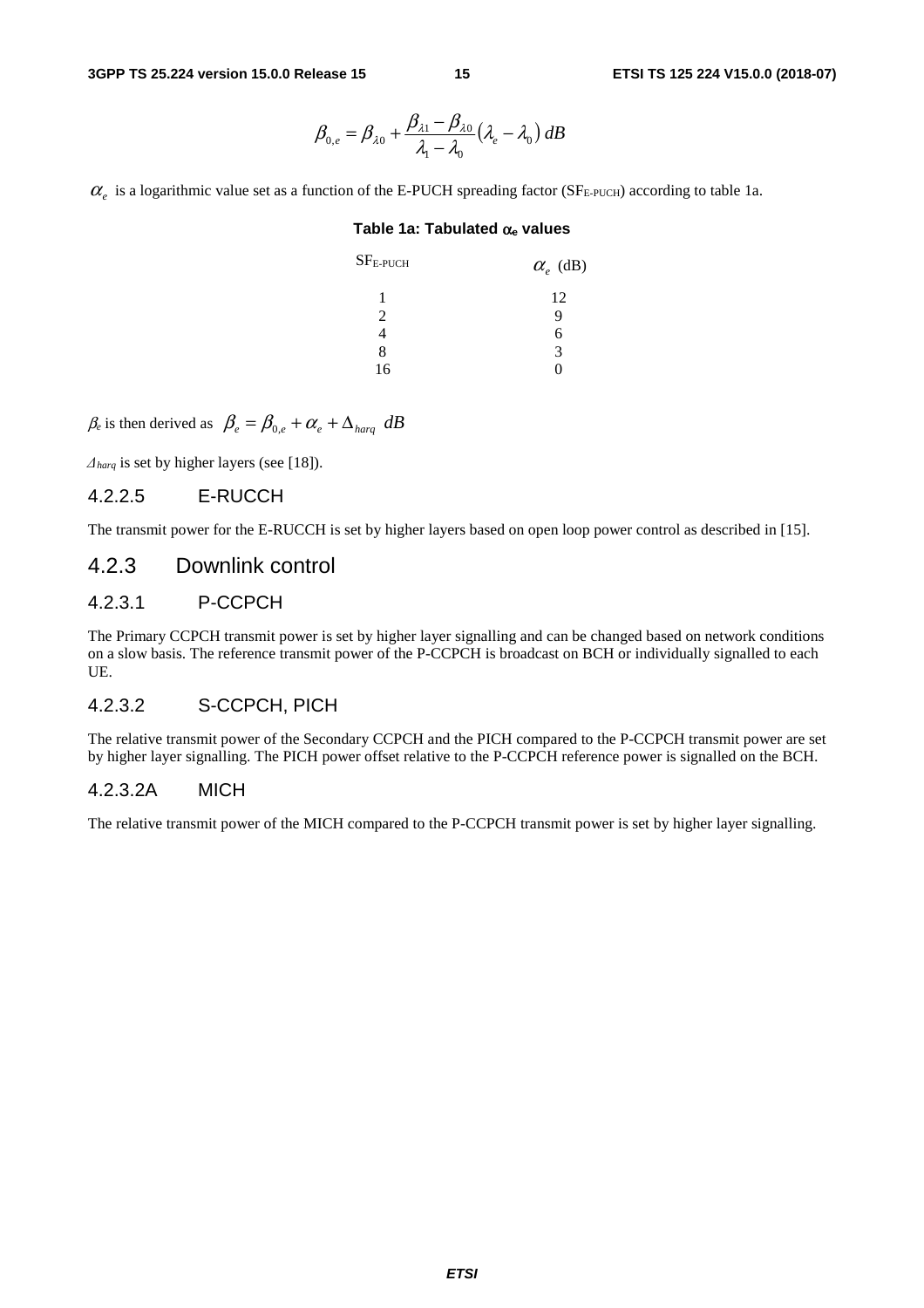$$\beta_{0,e} = \beta_{\lambda 0} + \frac{\beta_{\lambda 1} - \beta_{\lambda 0}}{\lambda_1 - \lambda_0}\left(\lambda_e - \lambda_0\right) dB$$

$\alpha_e$ is a logarithmic value set as a function of the E-PUCH spreading factor ($SF_{E\text{-}PUCH}$) according to table 1a.

**Table 1a: Tabulated $\alpha_e$ values**

| $SF_{E\text{-}PUCH}$ | $\alpha_e$ (dB) |
|---|---|
| 1 | 12 |
| 2 | 9 |
| 4 | 6 |
| 8 | 3 |
| 16 | 0 |

$\beta_e$ is then derived as $\beta_e = \beta_{0,e} + \alpha_e + \Delta_{harq}\ dB$

$\Delta_{harq}$ is set by higher layers (see [18]).

### 4.2.2.5 E-RUCCH

The transmit power for the E-RUCCH is set by higher layers based on open loop power control as described in [15].

## 4.2.3 Downlink control

### 4.2.3.1 P-CCPCH

The Primary CCPCH transmit power is set by higher layer signalling and can be changed based on network conditions on a slow basis. The reference transmit power of the P-CCPCH is broadcast on BCH or individually signalled to each UE.

### 4.2.3.2 S-CCPCH, PICH

The relative transmit power of the Secondary CCPCH and the PICH compared to the P-CCPCH transmit power are set by higher layer signalling. The PICH power offset relative to the P-CCPCH reference power is signalled on the BCH.

### 4.2.3.2A MICH

The relative transmit power of the MICH compared to the P-CCPCH transmit power is set by higher layer signalling.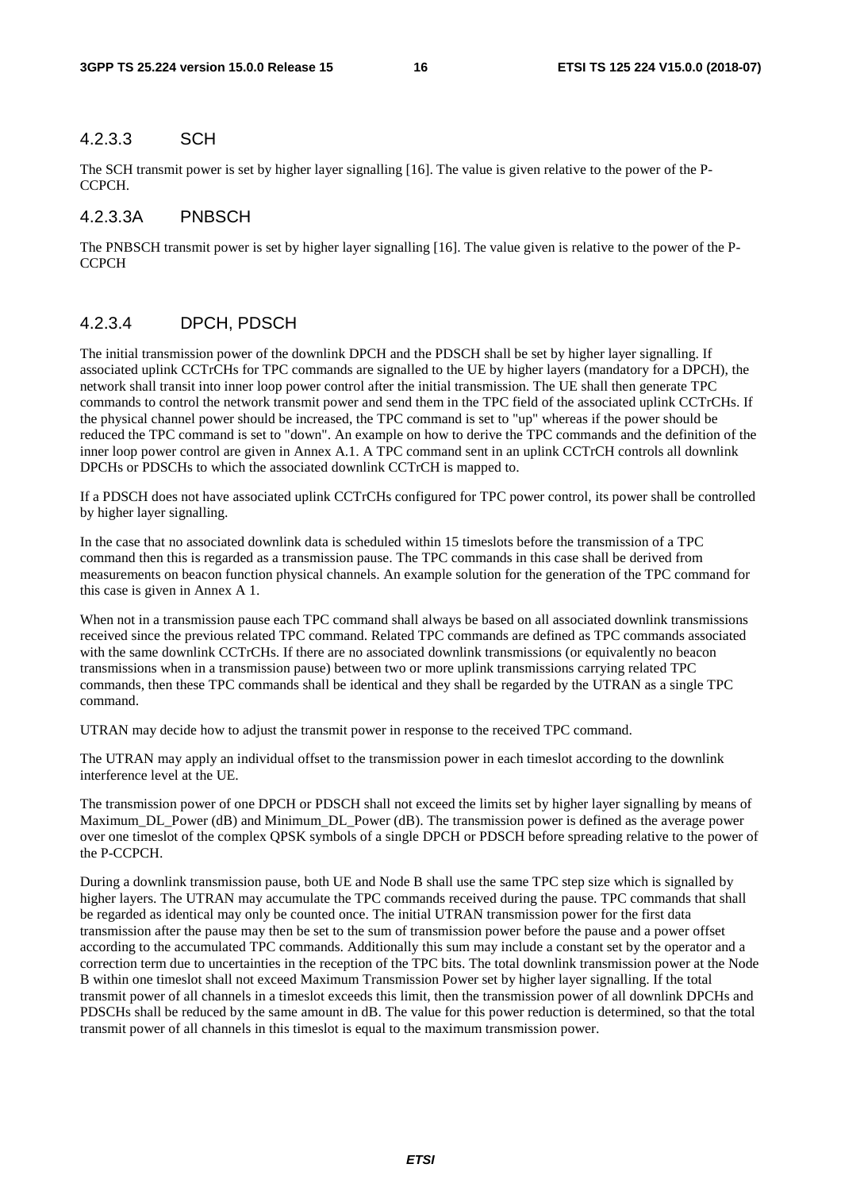#### 4.2.3.3 SCH

The SCH transmit power is set by higher layer signalling [16]. The value is given relative to the power of the P-CCPCH.

#### 4.2.3.3A PNBSCH

The PNBSCH transmit power is set by higher layer signalling [16]. The value given is relative to the power of the P-CCPCH

#### 4.2.3.4 DPCH, PDSCH

The initial transmission power of the downlink DPCH and the PDSCH shall be set by higher layer signalling. If associated uplink CCTrCHs for TPC commands are signalled to the UE by higher layers (mandatory for a DPCH), the network shall transit into inner loop power control after the initial transmission. The UE shall then generate TPC commands to control the network transmit power and send them in the TPC field of the associated uplink CCTrCHs. If the physical channel power should be increased, the TPC command is set to "up" whereas if the power should be reduced the TPC command is set to "down". An example on how to derive the TPC commands and the definition of the inner loop power control are given in Annex A.1. A TPC command sent in an uplink CCTrCH controls all downlink DPCHs or PDSCHs to which the associated downlink CCTrCH is mapped to.

If a PDSCH does not have associated uplink CCTrCHs configured for TPC power control, its power shall be controlled by higher layer signalling.

In the case that no associated downlink data is scheduled within 15 timeslots before the transmission of a TPC command then this is regarded as a transmission pause. The TPC commands in this case shall be derived from measurements on beacon function physical channels. An example solution for the generation of the TPC command for this case is given in Annex A 1.

When not in a transmission pause each TPC command shall always be based on all associated downlink transmissions received since the previous related TPC command. Related TPC commands are defined as TPC commands associated with the same downlink CCTrCHs. If there are no associated downlink transmissions (or equivalently no beacon transmissions when in a transmission pause) between two or more uplink transmissions carrying related TPC commands, then these TPC commands shall be identical and they shall be regarded by the UTRAN as a single TPC command.

UTRAN may decide how to adjust the transmit power in response to the received TPC command.

The UTRAN may apply an individual offset to the transmission power in each timeslot according to the downlink interference level at the UE.

The transmission power of one DPCH or PDSCH shall not exceed the limits set by higher layer signalling by means of Maximum_DL_Power (dB) and Minimum_DL_Power (dB). The transmission power is defined as the average power over one timeslot of the complex QPSK symbols of a single DPCH or PDSCH before spreading relative to the power of the P-CCPCH.

During a downlink transmission pause, both UE and Node B shall use the same TPC step size which is signalled by higher layers. The UTRAN may accumulate the TPC commands received during the pause. TPC commands that shall be regarded as identical may only be counted once. The initial UTRAN transmission power for the first data transmission after the pause may then be set to the sum of transmission power before the pause and a power offset according to the accumulated TPC commands. Additionally this sum may include a constant set by the operator and a correction term due to uncertainties in the reception of the TPC bits. The total downlink transmission power at the Node B within one timeslot shall not exceed Maximum Transmission Power set by higher layer signalling. If the total transmit power of all channels in a timeslot exceeds this limit, then the transmission power of all downlink DPCHs and PDSCHs shall be reduced by the same amount in dB. The value for this power reduction is determined, so that the total transmit power of all channels in this timeslot is equal to the maximum transmission power.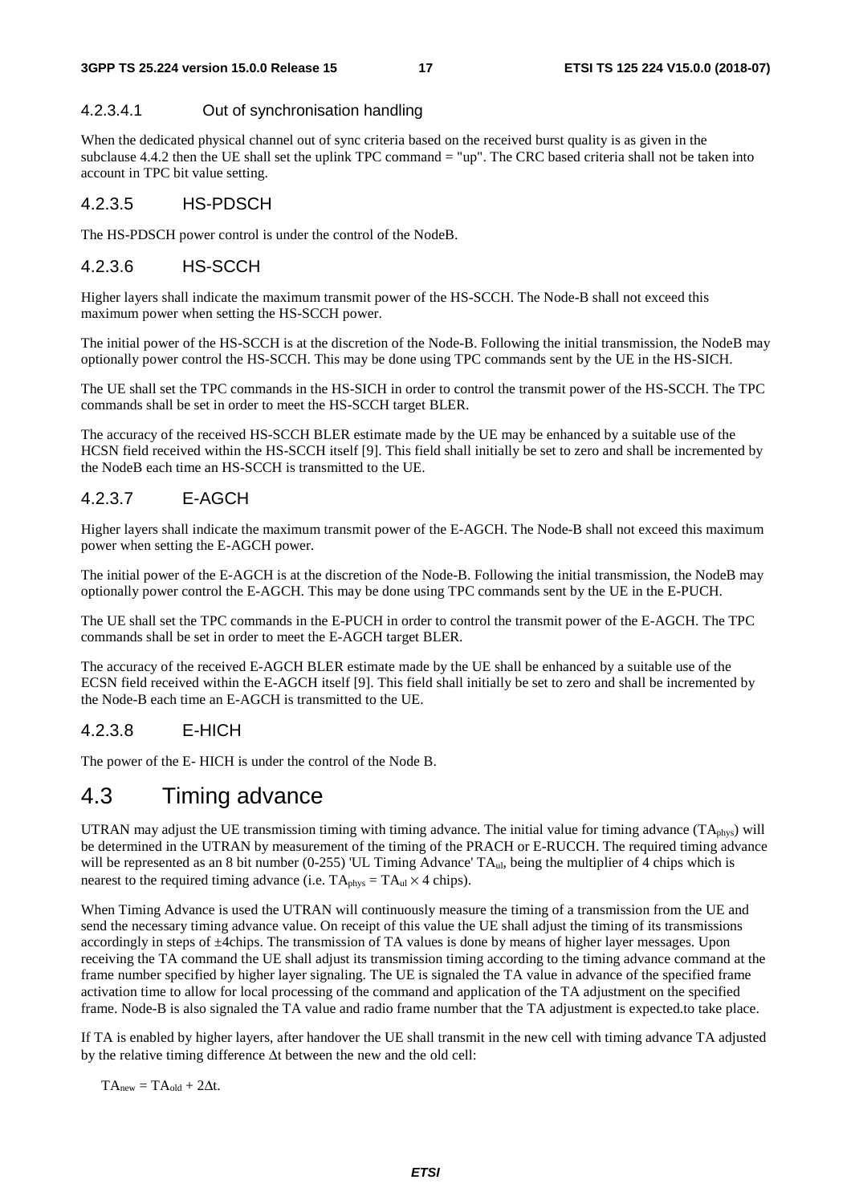#### 4.2.3.4.1 Out of synchronisation handling

When the dedicated physical channel out of sync criteria based on the received burst quality is as given in the subclause 4.4.2 then the UE shall set the uplink TPC command = "up". The CRC based criteria shall not be taken into account in TPC bit value setting.

### 4.2.3.5 HS-PDSCH

The HS-PDSCH power control is under the control of the NodeB.

### 4.2.3.6 HS-SCCH

Higher layers shall indicate the maximum transmit power of the HS-SCCH. The Node-B shall not exceed this maximum power when setting the HS-SCCH power.

The initial power of the HS-SCCH is at the discretion of the Node-B. Following the initial transmission, the NodeB may optionally power control the HS-SCCH. This may be done using TPC commands sent by the UE in the HS-SICH.

The UE shall set the TPC commands in the HS-SICH in order to control the transmit power of the HS-SCCH. The TPC commands shall be set in order to meet the HS-SCCH target BLER.

The accuracy of the received HS-SCCH BLER estimate made by the UE may be enhanced by a suitable use of the HCSN field received within the HS-SCCH itself [9]. This field shall initially be set to zero and shall be incremented by the NodeB each time an HS-SCCH is transmitted to the UE.

### 4.2.3.7 E-AGCH

Higher layers shall indicate the maximum transmit power of the E-AGCH. The Node-B shall not exceed this maximum power when setting the E-AGCH power.

The initial power of the E-AGCH is at the discretion of the Node-B. Following the initial transmission, the NodeB may optionally power control the E-AGCH. This may be done using TPC commands sent by the UE in the E-PUCH.

The UE shall set the TPC commands in the E-PUCH in order to control the transmit power of the E-AGCH. The TPC commands shall be set in order to meet the E-AGCH target BLER.

The accuracy of the received E-AGCH BLER estimate made by the UE shall be enhanced by a suitable use of the ECSN field received within the E-AGCH itself [9]. This field shall initially be set to zero and shall be incremented by the Node-B each time an E-AGCH is transmitted to the UE.

### 4.2.3.8 E-HICH

The power of the E- HICH is under the control of the Node B.

## 4.3 Timing advance

UTRAN may adjust the UE transmission timing with timing advance. The initial value for timing advance ($TA_{phys}$) will be determined in the UTRAN by measurement of the timing of the PRACH or E-RUCCH. The required timing advance will be represented as an 8 bit number (0-255) 'UL Timing Advance' $TA_{ul}$, being the multiplier of 4 chips which is nearest to the required timing advance (i.e. $TA_{phys} = TA_{ul} \times 4$ chips).

When Timing Advance is used the UTRAN will continuously measure the timing of a transmission from the UE and send the necessary timing advance value. On receipt of this value the UE shall adjust the timing of its transmissions accordingly in steps of ±4chips. The transmission of TA values is done by means of higher layer messages. Upon receiving the TA command the UE shall adjust its transmission timing according to the timing advance command at the frame number specified by higher layer signaling. The UE is signaled the TA value in advance of the specified frame activation time to allow for local processing of the command and application of the TA adjustment on the specified frame. Node-B is also signaled the TA value and radio frame number that the TA adjustment is expected.to take place.

If TA is enabled by higher layers, after handover the UE shall transmit in the new cell with timing advance TA adjusted by the relative timing difference $\Delta t$ between the new and the old cell:

$$TA_{new} = TA_{old} + 2\Delta t.$$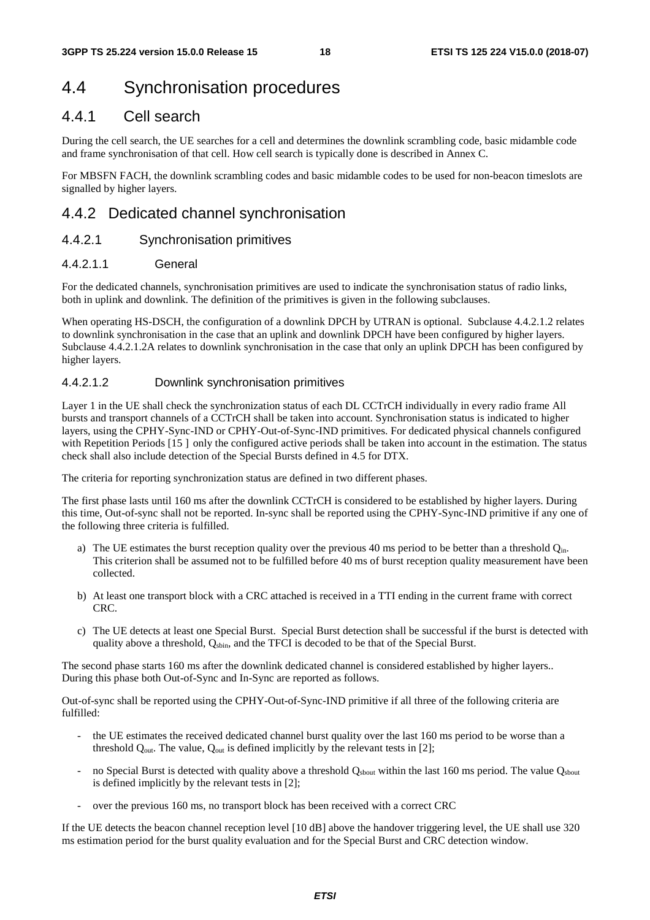# 4.4 Synchronisation procedures

## 4.4.1 Cell search

During the cell search, the UE searches for a cell and determines the downlink scrambling code, basic midamble code and frame synchronisation of that cell. How cell search is typically done is described in Annex C.

For MBSFN FACH, the downlink scrambling codes and basic midamble codes to be used for non-beacon timeslots are signalled by higher layers.

## 4.4.2 Dedicated channel synchronisation

### 4.4.2.1 Synchronisation primitives

#### 4.4.2.1.1 General

For the dedicated channels, synchronisation primitives are used to indicate the synchronisation status of radio links, both in uplink and downlink. The definition of the primitives is given in the following subclauses.

When operating HS-DSCH, the configuration of a downlink DPCH by UTRAN is optional. Subclause 4.4.2.1.2 relates to downlink synchronisation in the case that an uplink and downlink DPCH have been configured by higher layers. Subclause 4.4.2.1.2A relates to downlink synchronisation in the case that only an uplink DPCH has been configured by higher layers.

#### 4.4.2.1.2 Downlink synchronisation primitives

Layer 1 in the UE shall check the synchronization status of each DL CCTrCH individually in every radio frame All bursts and transport channels of a CCTrCH shall be taken into account. Synchronisation status is indicated to higher layers, using the CPHY-Sync-IND or CPHY-Out-of-Sync-IND primitives. For dedicated physical channels configured with Repetition Periods [15 ] only the configured active periods shall be taken into account in the estimation. The status check shall also include detection of the Special Bursts defined in 4.5 for DTX.

The criteria for reporting synchronization status are defined in two different phases.

The first phase lasts until 160 ms after the downlink CCTrCH is considered to be established by higher layers. During this time, Out-of-sync shall not be reported. In-sync shall be reported using the CPHY-Sync-IND primitive if any one of the following three criteria is fulfilled.

a) The UE estimates the burst reception quality over the previous 40 ms period to be better than a threshold $Q_{in}$. This criterion shall be assumed not to be fulfilled before 40 ms of burst reception quality measurement have been collected.

b) At least one transport block with a CRC attached is received in a TTI ending in the current frame with correct CRC.

c) The UE detects at least one Special Burst. Special Burst detection shall be successful if the burst is detected with quality above a threshold, $Q_{sbin}$, and the TFCI is decoded to be that of the Special Burst.

The second phase starts 160 ms after the downlink dedicated channel is considered established by higher layers.. During this phase both Out-of-Sync and In-Sync are reported as follows.

Out-of-sync shall be reported using the CPHY-Out-of-Sync-IND primitive if all three of the following criteria are fulfilled:

- the UE estimates the received dedicated channel burst quality over the last 160 ms period to be worse than a threshold $Q_{out}$. The value, $Q_{out}$ is defined implicitly by the relevant tests in [2];
- no Special Burst is detected with quality above a threshold $Q_{sbout}$ within the last 160 ms period. The value $Q_{sbout}$ is defined implicitly by the relevant tests in [2];
- over the previous 160 ms, no transport block has been received with a correct CRC

If the UE detects the beacon channel reception level [10 dB] above the handover triggering level, the UE shall use 320 ms estimation period for the burst quality evaluation and for the Special Burst and CRC detection window.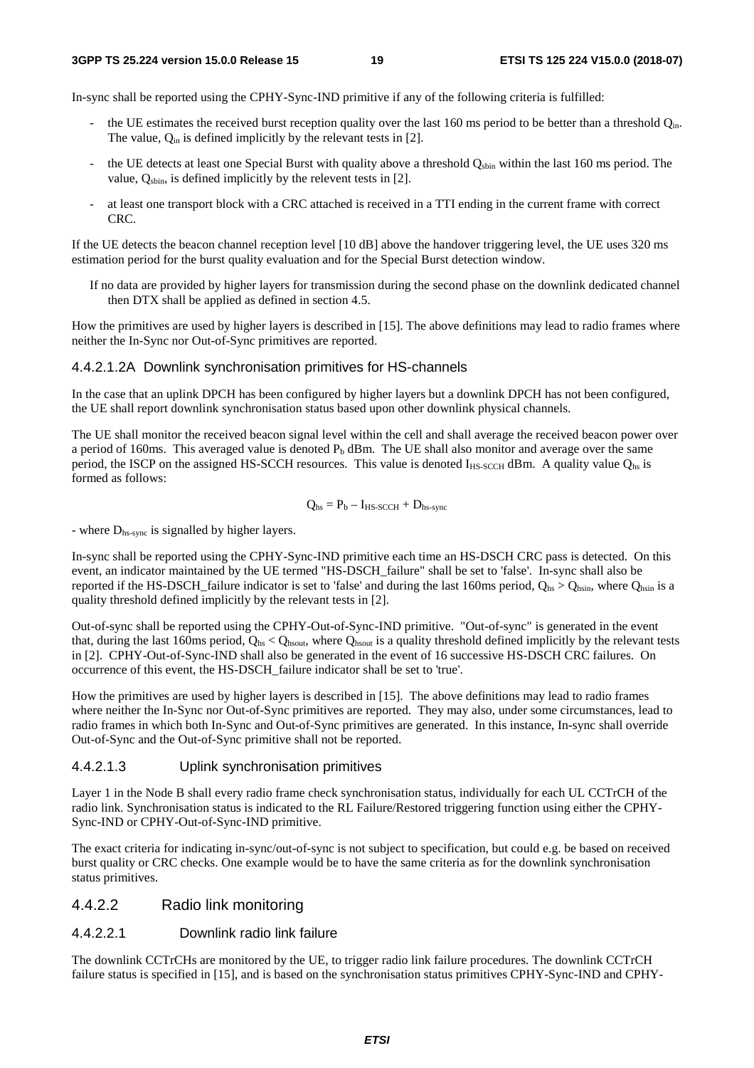In-sync shall be reported using the CPHY-Sync-IND primitive if any of the following criteria is fulfilled:

- the UE estimates the received burst reception quality over the last 160 ms period to be better than a threshold $Q_{in}$. The value, $Q_{in}$ is defined implicitly by the relevant tests in [2].
- the UE detects at least one Special Burst with quality above a threshold $Q_{sbin}$ within the last 160 ms period. The value, $Q_{sbin}$, is defined implicitly by the relevent tests in [2].
- at least one transport block with a CRC attached is received in a TTI ending in the current frame with correct CRC.

If the UE detects the beacon channel reception level [10 dB] above the handover triggering level, the UE uses 320 ms estimation period for the burst quality evaluation and for the Special Burst detection window.

If no data are provided by higher layers for transmission during the second phase on the downlink dedicated channel then DTX shall be applied as defined in section 4.5.

How the primitives are used by higher layers is described in [15]. The above definitions may lead to radio frames where neither the In-Sync nor Out-of-Sync primitives are reported.

#### 4.4.2.1.2A Downlink synchronisation primitives for HS-channels

In the case that an uplink DPCH has been configured by higher layers but a downlink DPCH has not been configured, the UE shall report downlink synchronisation status based upon other downlink physical channels.

The UE shall monitor the received beacon signal level within the cell and shall average the received beacon power over a period of 160ms. This averaged value is denoted $P_b$ dBm. The UE shall also monitor and average over the same period, the ISCP on the assigned HS-SCCH resources. This value is denoted $I_{HS\text{-}SCCH}$ dBm. A quality value $Q_{hs}$ is formed as follows:

$$Q_{hs} = P_b - I_{HS\text{-}SCCH} + D_{hs\text{-}sync}$$

- where $D_{hs\text{-}sync}$ is signalled by higher layers.

In-sync shall be reported using the CPHY-Sync-IND primitive each time an HS-DSCH CRC pass is detected. On this event, an indicator maintained by the UE termed "HS-DSCH_failure" shall be set to 'false'. In-sync shall also be reported if the HS-DSCH_failure indicator is set to 'false' and during the last 160ms period, $Q_{hs} > Q_{hsin}$, where $Q_{hsin}$ is a quality threshold defined implicitly by the relevant tests in [2].

Out-of-sync shall be reported using the CPHY-Out-of-Sync-IND primitive. "Out-of-sync" is generated in the event that, during the last 160ms period, $Q_{hs} < Q_{hsout}$, where $Q_{hsout}$ is a quality threshold defined implicitly by the relevant tests in [2]. CPHY-Out-of-Sync-IND shall also be generated in the event of 16 successive HS-DSCH CRC failures. On occurrence of this event, the HS-DSCH_failure indicator shall be set to 'true'.

How the primitives are used by higher layers is described in [15]. The above definitions may lead to radio frames where neither the In-Sync nor Out-of-Sync primitives are reported. They may also, under some circumstances, lead to radio frames in which both In-Sync and Out-of-Sync primitives are generated. In this instance, In-sync shall override Out-of-Sync and the Out-of-Sync primitive shall not be reported.

#### 4.4.2.1.3 Uplink synchronisation primitives

Layer 1 in the Node B shall every radio frame check synchronisation status, individually for each UL CCTrCH of the radio link. Synchronisation status is indicated to the RL Failure/Restored triggering function using either the CPHY-Sync-IND or CPHY-Out-of-Sync-IND primitive.

The exact criteria for indicating in-sync/out-of-sync is not subject to specification, but could e.g. be based on received burst quality or CRC checks. One example would be to have the same criteria as for the downlink synchronisation status primitives.

### 4.4.2.2 Radio link monitoring

#### 4.4.2.2.1 Downlink radio link failure

The downlink CCTrCHs are monitored by the UE, to trigger radio link failure procedures. The downlink CCTrCH failure status is specified in [15], and is based on the synchronisation status primitives CPHY-Sync-IND and CPHY-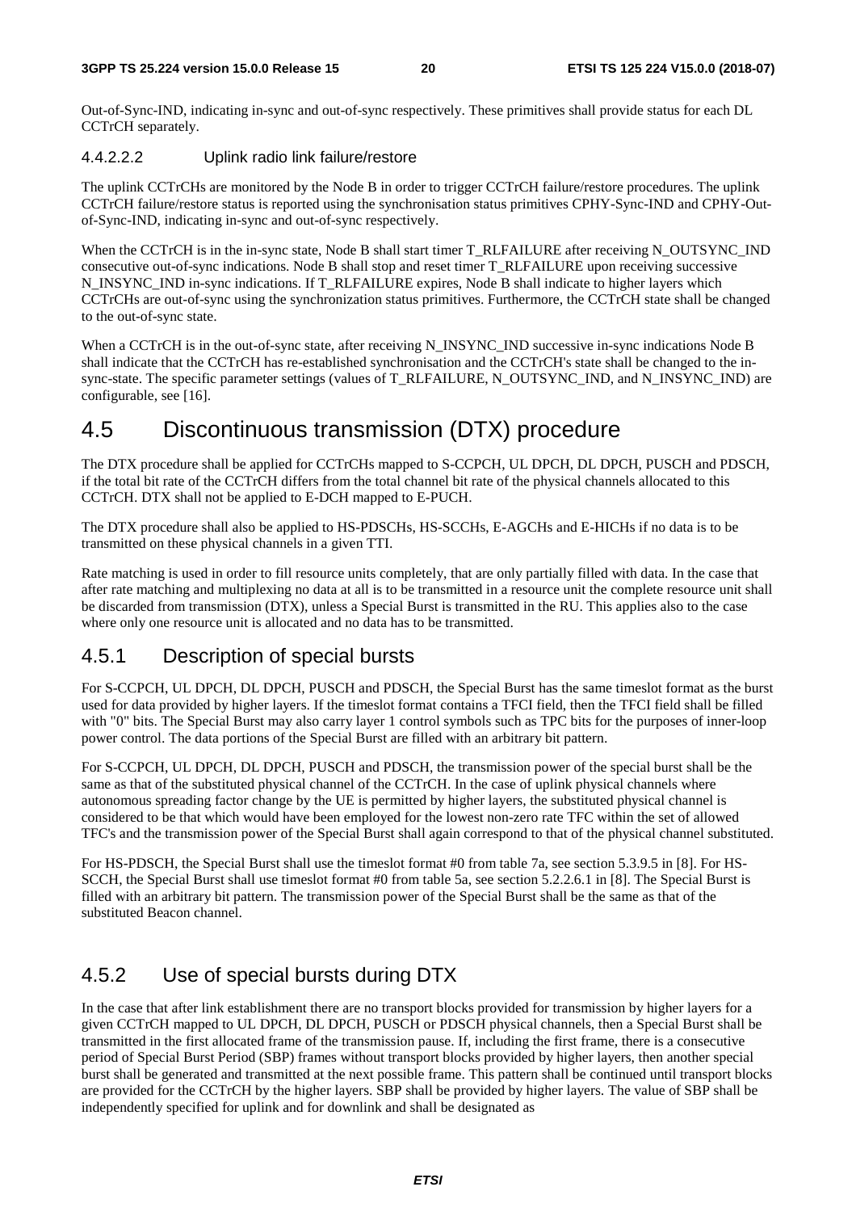Out-of-Sync-IND, indicating in-sync and out-of-sync respectively. These primitives shall provide status for each DL CCTrCH separately.

#### 4.4.2.2.2 Uplink radio link failure/restore

The uplink CCTrCHs are monitored by the Node B in order to trigger CCTrCH failure/restore procedures. The uplink CCTrCH failure/restore status is reported using the synchronisation status primitives CPHY-Sync-IND and CPHY-Out-of-Sync-IND, indicating in-sync and out-of-sync respectively.

When the CCTrCH is in the in-sync state, Node B shall start timer T_RLFAILURE after receiving N_OUTSYNC_IND consecutive out-of-sync indications. Node B shall stop and reset timer T_RLFAILURE upon receiving successive N_INSYNC_IND in-sync indications. If T_RLFAILURE expires, Node B shall indicate to higher layers which CCTrCHs are out-of-sync using the synchronization status primitives. Furthermore, the CCTrCH state shall be changed to the out-of-sync state.

When a CCTrCH is in the out-of-sync state, after receiving N_INSYNC_IND successive in-sync indications Node B shall indicate that the CCTrCH has re-established synchronisation and the CCTrCH's state shall be changed to the in-sync-state. The specific parameter settings (values of T_RLFAILURE, N_OUTSYNC_IND, and N_INSYNC_IND) are configurable, see [16].

## 4.5 Discontinuous transmission (DTX) procedure

The DTX procedure shall be applied for CCTrCHs mapped to S-CCPCH, UL DPCH, DL DPCH, PUSCH and PDSCH, if the total bit rate of the CCTrCH differs from the total channel bit rate of the physical channels allocated to this CCTrCH. DTX shall not be applied to E-DCH mapped to E-PUCH.

The DTX procedure shall also be applied to HS-PDSCHs, HS-SCCHs, E-AGCHs and E-HICHs if no data is to be transmitted on these physical channels in a given TTI.

Rate matching is used in order to fill resource units completely, that are only partially filled with data. In the case that after rate matching and multiplexing no data at all is to be transmitted in a resource unit the complete resource unit shall be discarded from transmission (DTX), unless a Special Burst is transmitted in the RU. This applies also to the case where only one resource unit is allocated and no data has to be transmitted.

### 4.5.1 Description of special bursts

For S-CCPCH, UL DPCH, DL DPCH, PUSCH and PDSCH, the Special Burst has the same timeslot format as the burst used for data provided by higher layers. If the timeslot format contains a TFCI field, then the TFCI field shall be filled with "0" bits. The Special Burst may also carry layer 1 control symbols such as TPC bits for the purposes of inner-loop power control. The data portions of the Special Burst are filled with an arbitrary bit pattern.

For S-CCPCH, UL DPCH, DL DPCH, PUSCH and PDSCH, the transmission power of the special burst shall be the same as that of the substituted physical channel of the CCTrCH. In the case of uplink physical channels where autonomous spreading factor change by the UE is permitted by higher layers, the substituted physical channel is considered to be that which would have been employed for the lowest non-zero rate TFC within the set of allowed TFC's and the transmission power of the Special Burst shall again correspond to that of the physical channel substituted.

For HS-PDSCH, the Special Burst shall use the timeslot format #0 from table 7a, see section 5.3.9.5 in [8]. For HS-SCCH, the Special Burst shall use timeslot format #0 from table 5a, see section 5.2.2.6.1 in [8]. The Special Burst is filled with an arbitrary bit pattern. The transmission power of the Special Burst shall be the same as that of the substituted Beacon channel.

### 4.5.2 Use of special bursts during DTX

In the case that after link establishment there are no transport blocks provided for transmission by higher layers for a given CCTrCH mapped to UL DPCH, DL DPCH, PUSCH or PDSCH physical channels, then a Special Burst shall be transmitted in the first allocated frame of the transmission pause. If, including the first frame, there is a consecutive period of Special Burst Period (SBP) frames without transport blocks provided by higher layers, then another special burst shall be generated and transmitted at the next possible frame. This pattern shall be continued until transport blocks are provided for the CCTrCH by the higher layers. SBP shall be provided by higher layers. The value of SBP shall be independently specified for uplink and for downlink and shall be designated as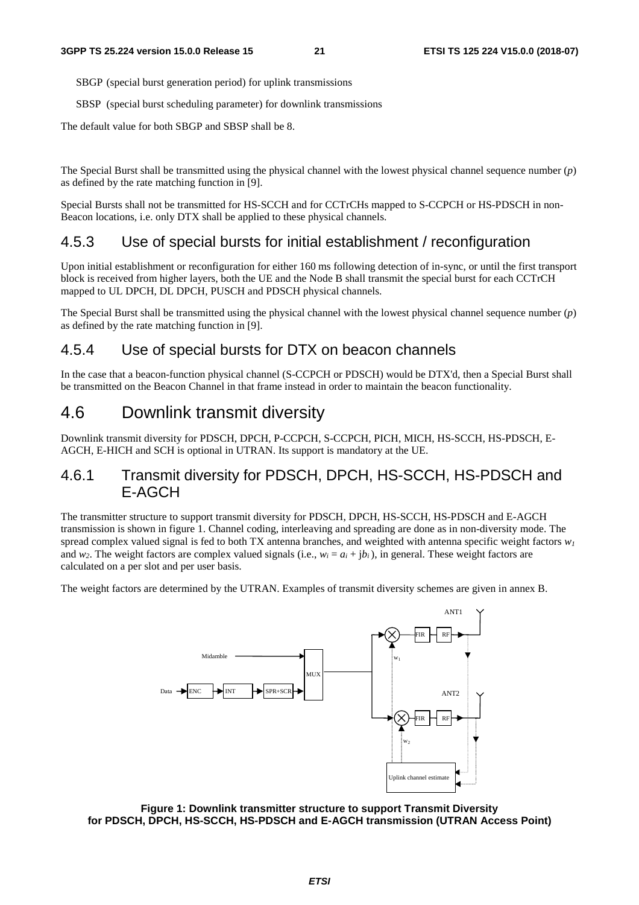SBGP (special burst generation period) for uplink transmissions

SBSP (special burst scheduling parameter) for downlink transmissions

The default value for both SBGP and SBSP shall be 8.

The Special Burst shall be transmitted using the physical channel with the lowest physical channel sequence number (*p*) as defined by the rate matching function in [9].

Special Bursts shall not be transmitted for HS-SCCH and for CCTrCHs mapped to S-CCPCH or HS-PDSCH in non-Beacon locations, i.e. only DTX shall be applied to these physical channels.

### 4.5.3 Use of special bursts for initial establishment / reconfiguration

Upon initial establishment or reconfiguration for either 160 ms following detection of in-sync, or until the first transport block is received from higher layers, both the UE and the Node B shall transmit the special burst for each CCTrCH mapped to UL DPCH, DL DPCH, PUSCH and PDSCH physical channels.

The Special Burst shall be transmitted using the physical channel with the lowest physical channel sequence number (*p*) as defined by the rate matching function in [9].

### 4.5.4 Use of special bursts for DTX on beacon channels

In the case that a beacon-function physical channel (S-CCPCH or PDSCH) would be DTX'd, then a Special Burst shall be transmitted on the Beacon Channel in that frame instead in order to maintain the beacon functionality.

## 4.6 Downlink transmit diversity

Downlink transmit diversity for PDSCH, DPCH, P-CCPCH, S-CCPCH, PICH, MICH, HS-SCCH, HS-PDSCH, E-AGCH, E-HICH and SCH is optional in UTRAN. Its support is mandatory at the UE.

### 4.6.1 Transmit diversity for PDSCH, DPCH, HS-SCCH, HS-PDSCH and E-AGCH

The transmitter structure to support transmit diversity for PDSCH, DPCH, HS-SCCH, HS-PDSCH and E-AGCH transmission is shown in figure 1. Channel coding, interleaving and spreading are done as in non-diversity mode. The spread complex valued signal is fed to both TX antenna branches, and weighted with antenna specific weight factors $w_1$ and $w_2$. The weight factors are complex valued signals (i.e., $w_i = a_i + jb_i$), in general. These weight factors are calculated on a per slot and per user basis.

The weight factors are determined by the UTRAN. Examples of transmit diversity schemes are given in annex B.

**Figure 1: Downlink transmitter structure to support Transmit Diversity for PDSCH, DPCH, HS-SCCH, HS-PDSCH and E-AGCH transmission (UTRAN Access Point)**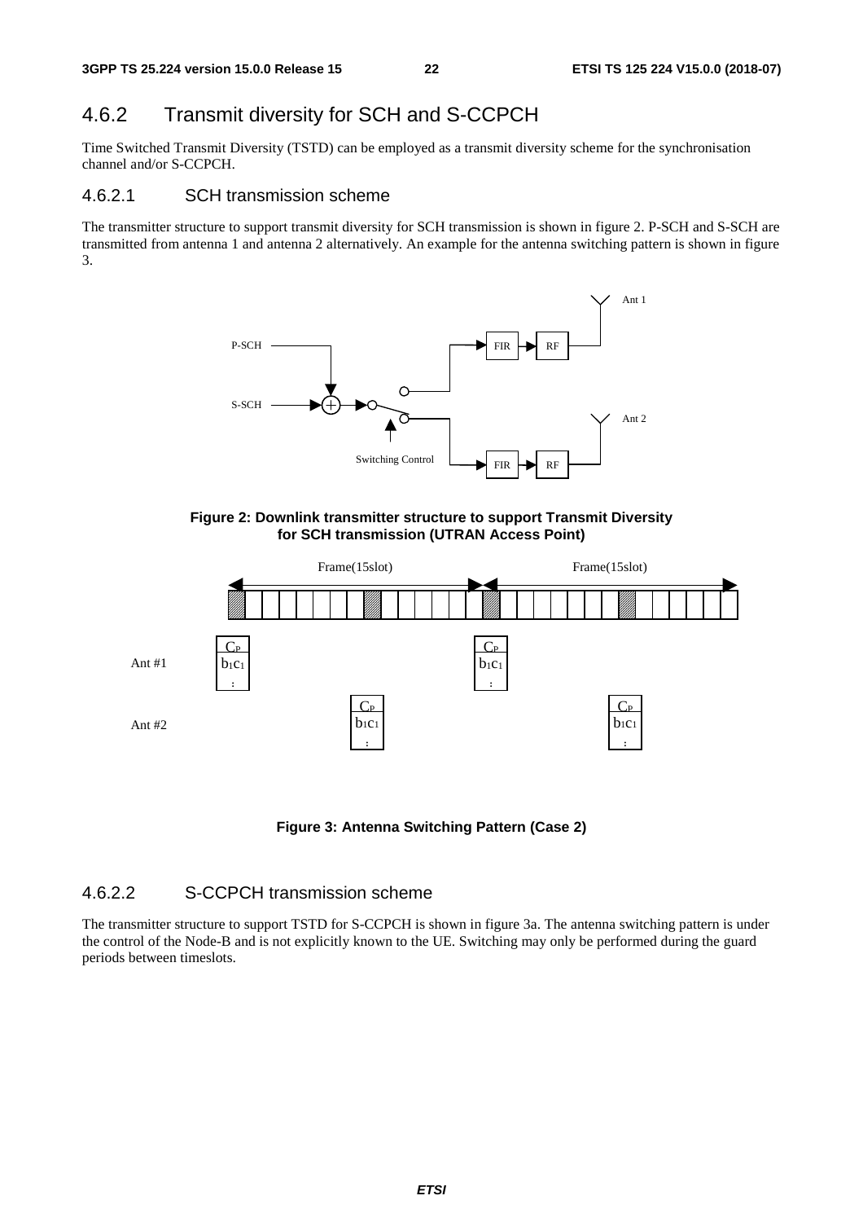## 4.6.2 Transmit diversity for SCH and S-CCPCH

Time Switched Transmit Diversity (TSTD) can be employed as a transmit diversity scheme for the synchronisation channel and/or S-CCPCH.

### 4.6.2.1 SCH transmission scheme

The transmitter structure to support transmit diversity for SCH transmission is shown in figure 2. P-SCH and S-SCH are transmitted from antenna 1 and antenna 2 alternatively. An example for the antenna switching pattern is shown in figure 3.

**Figure 2: Downlink transmitter structure to support Transmit Diversity for SCH transmission (UTRAN Access Point)**

**Figure 3: Antenna Switching Pattern (Case 2)**

### 4.6.2.2 S-CCPCH transmission scheme

The transmitter structure to support TSTD for S-CCPCH is shown in figure 3a. The antenna switching pattern is under the control of the Node-B and is not explicitly known to the UE. Switching may only be performed during the guard periods between timeslots.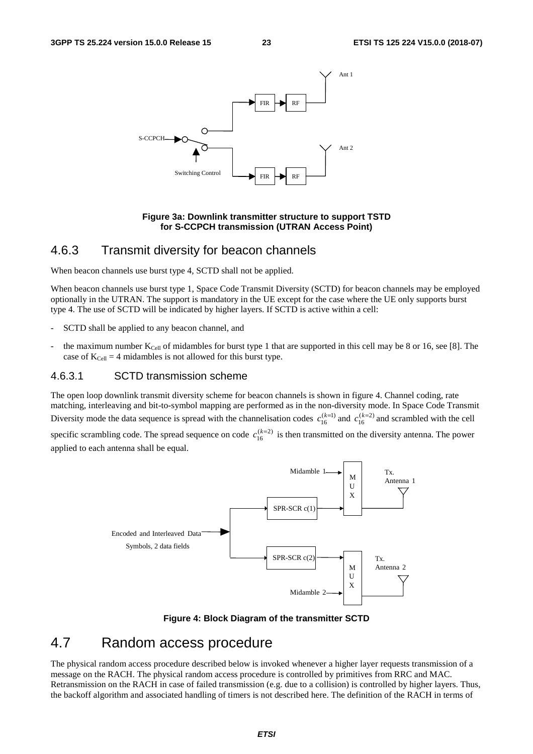**Figure 3a: Downlink transmitter structure to support TSTD for S-CCPCH transmission (UTRAN Access Point)**

### 4.6.3 Transmit diversity for beacon channels

When beacon channels use burst type 4, SCTD shall not be applied.

When beacon channels use burst type 1, Space Code Transmit Diversity (SCTD) for beacon channels may be employed optionally in the UTRAN. The support is mandatory in the UE except for the case where the UE only supports burst type 4. The use of SCTD will be indicated by higher layers. If SCTD is active within a cell:

- SCTD shall be applied to any beacon channel, and
- the maximum number $K_{Cell}$ of midambles for burst type 1 that are supported in this cell may be 8 or 16, see [8]. The case of $K_{Cell} = 4$ midambles is not allowed for this burst type.

#### 4.6.3.1 SCTD transmission scheme

The open loop downlink transmit diversity scheme for beacon channels is shown in figure 4. Channel coding, rate matching, interleaving and bit-to-symbol mapping are performed as in the non-diversity mode. In Space Code Transmit Diversity mode the data sequence is spread with the channelisation codes $c_{16}^{(k=1)}$ and $c_{16}^{(k=2)}$ and scrambled with the cell specific scrambling code. The spread sequence on code $c_{16}^{(k=2)}$ is then transmitted on the diversity antenna. The power applied to each antenna shall be equal.

**Figure 4: Block Diagram of the transmitter SCTD**

## 4.7 Random access procedure

The physical random access procedure described below is invoked whenever a higher layer requests transmission of a message on the RACH. The physical random access procedure is controlled by primitives from RRC and MAC. Retransmission on the RACH in case of failed transmission (e.g. due to a collision) is controlled by higher layers. Thus, the backoff algorithm and associated handling of timers is not described here. The definition of the RACH in terms of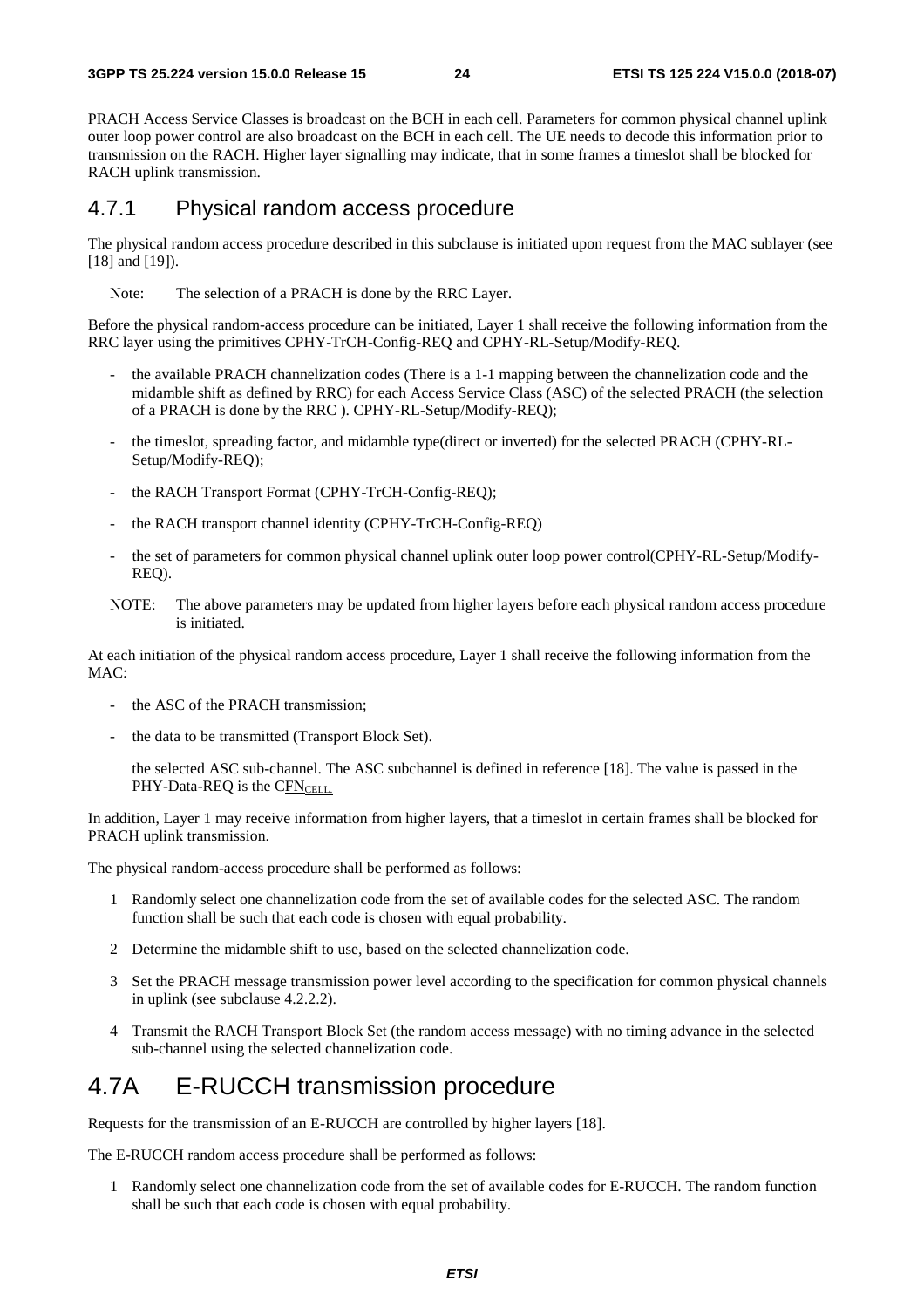PRACH Access Service Classes is broadcast on the BCH in each cell. Parameters for common physical channel uplink outer loop power control are also broadcast on the BCH in each cell. The UE needs to decode this information prior to transmission on the RACH. Higher layer signalling may indicate, that in some frames a timeslot shall be blocked for RACH uplink transmission.

### 4.7.1 Physical random access procedure

The physical random access procedure described in this subclause is initiated upon request from the MAC sublayer (see [18] and [19]).

Note: The selection of a PRACH is done by the RRC Layer.

Before the physical random-access procedure can be initiated, Layer 1 shall receive the following information from the RRC layer using the primitives CPHY-TrCH-Config-REQ and CPHY-RL-Setup/Modify-REQ.

- the available PRACH channelization codes (There is a 1-1 mapping between the channelization code and the midamble shift as defined by RRC) for each Access Service Class (ASC) of the selected PRACH (the selection of a PRACH is done by the RRC ). CPHY-RL-Setup/Modify-REQ);
- the timeslot, spreading factor, and midamble type(direct or inverted) for the selected PRACH (CPHY-RL-Setup/Modify-REQ);
- the RACH Transport Format (CPHY-TrCH-Config-REQ);
- the RACH transport channel identity (CPHY-TrCH-Config-REQ)
- the set of parameters for common physical channel uplink outer loop power control(CPHY-RL-Setup/Modify-REQ).

NOTE: The above parameters may be updated from higher layers before each physical random access procedure is initiated.

At each initiation of the physical random access procedure, Layer 1 shall receive the following information from the MAC:

- the ASC of the PRACH transmission;
- the data to be transmitted (Transport Block Set).

  the selected ASC sub-channel. The ASC subchannel is defined in reference [18]. The value is passed in the PHY-Data-REQ is the $CFN_{CELL.}$

In addition, Layer 1 may receive information from higher layers, that a timeslot in certain frames shall be blocked for PRACH uplink transmission.

The physical random-access procedure shall be performed as follows:

1 Randomly select one channelization code from the set of available codes for the selected ASC. The random function shall be such that each code is chosen with equal probability.

2 Determine the midamble shift to use, based on the selected channelization code.

3 Set the PRACH message transmission power level according to the specification for common physical channels in uplink (see subclause 4.2.2.2).

4 Transmit the RACH Transport Block Set (the random access message) with no timing advance in the selected sub-channel using the selected channelization code.

## 4.7A E-RUCCH transmission procedure

Requests for the transmission of an E-RUCCH are controlled by higher layers [18].

The E-RUCCH random access procedure shall be performed as follows:

1 Randomly select one channelization code from the set of available codes for E-RUCCH. The random function shall be such that each code is chosen with equal probability.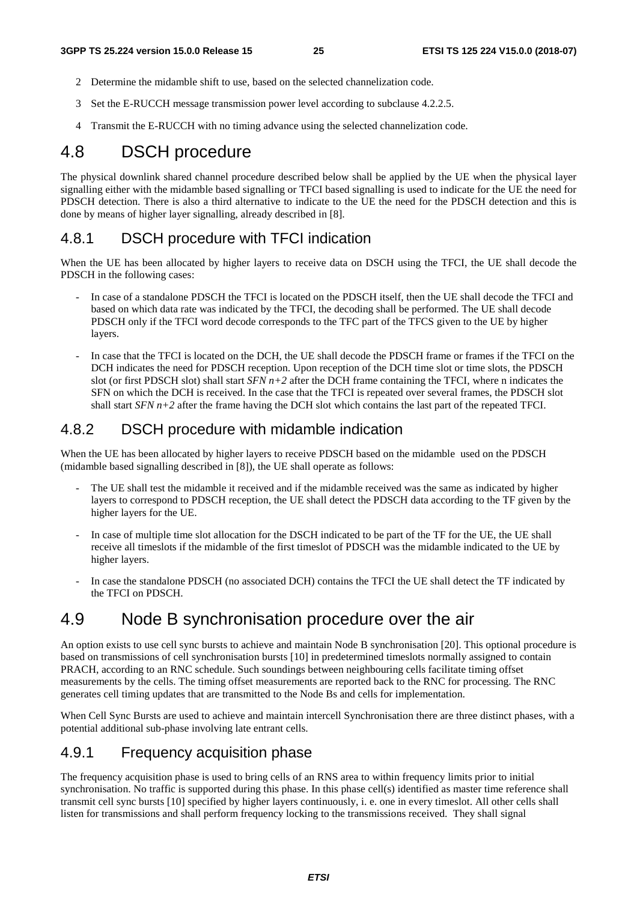2 Determine the midamble shift to use, based on the selected channelization code.

3 Set the E-RUCCH message transmission power level according to subclause 4.2.2.5.

4 Transmit the E-RUCCH with no timing advance using the selected channelization code.

# 4.8 DSCH procedure

The physical downlink shared channel procedure described below shall be applied by the UE when the physical layer signalling either with the midamble based signalling or TFCI based signalling is used to indicate for the UE the need for PDSCH detection. There is also a third alternative to indicate to the UE the need for the PDSCH detection and this is done by means of higher layer signalling, already described in [8].

## 4.8.1 DSCH procedure with TFCI indication

When the UE has been allocated by higher layers to receive data on DSCH using the TFCI, the UE shall decode the PDSCH in the following cases:

- In case of a standalone PDSCH the TFCI is located on the PDSCH itself, then the UE shall decode the TFCI and based on which data rate was indicated by the TFCI, the decoding shall be performed. The UE shall decode PDSCH only if the TFCI word decode corresponds to the TFC part of the TFCS given to the UE by higher layers.
- In case that the TFCI is located on the DCH, the UE shall decode the PDSCH frame or frames if the TFCI on the DCH indicates the need for PDSCH reception. Upon reception of the DCH time slot or time slots, the PDSCH slot (or first PDSCH slot) shall start *SFN n+2* after the DCH frame containing the TFCI, where n indicates the SFN on which the DCH is received. In the case that the TFCI is repeated over several frames, the PDSCH slot shall start *SFN n+2* after the frame having the DCH slot which contains the last part of the repeated TFCI.

## 4.8.2 DSCH procedure with midamble indication

When the UE has been allocated by higher layers to receive PDSCH based on the midamble used on the PDSCH (midamble based signalling described in [8]), the UE shall operate as follows:

- The UE shall test the midamble it received and if the midamble received was the same as indicated by higher layers to correspond to PDSCH reception, the UE shall detect the PDSCH data according to the TF given by the higher layers for the UE.
- In case of multiple time slot allocation for the DSCH indicated to be part of the TF for the UE, the UE shall receive all timeslots if the midamble of the first timeslot of PDSCH was the midamble indicated to the UE by higher layers.
- In case the standalone PDSCH (no associated DCH) contains the TFCI the UE shall detect the TF indicated by the TFCI on PDSCH.

# 4.9 Node B synchronisation procedure over the air

An option exists to use cell sync bursts to achieve and maintain Node B synchronisation [20]. This optional procedure is based on transmissions of cell synchronisation bursts [10] in predetermined timeslots normally assigned to contain PRACH, according to an RNC schedule. Such soundings between neighbouring cells facilitate timing offset measurements by the cells. The timing offset measurements are reported back to the RNC for processing. The RNC generates cell timing updates that are transmitted to the Node Bs and cells for implementation.

When Cell Sync Bursts are used to achieve and maintain intercell Synchronisation there are three distinct phases, with a potential additional sub-phase involving late entrant cells.

## 4.9.1 Frequency acquisition phase

The frequency acquisition phase is used to bring cells of an RNS area to within frequency limits prior to initial synchronisation. No traffic is supported during this phase. In this phase cell(s) identified as master time reference shall transmit cell sync bursts [10] specified by higher layers continuously, i. e. one in every timeslot. All other cells shall listen for transmissions and shall perform frequency locking to the transmissions received. They shall signal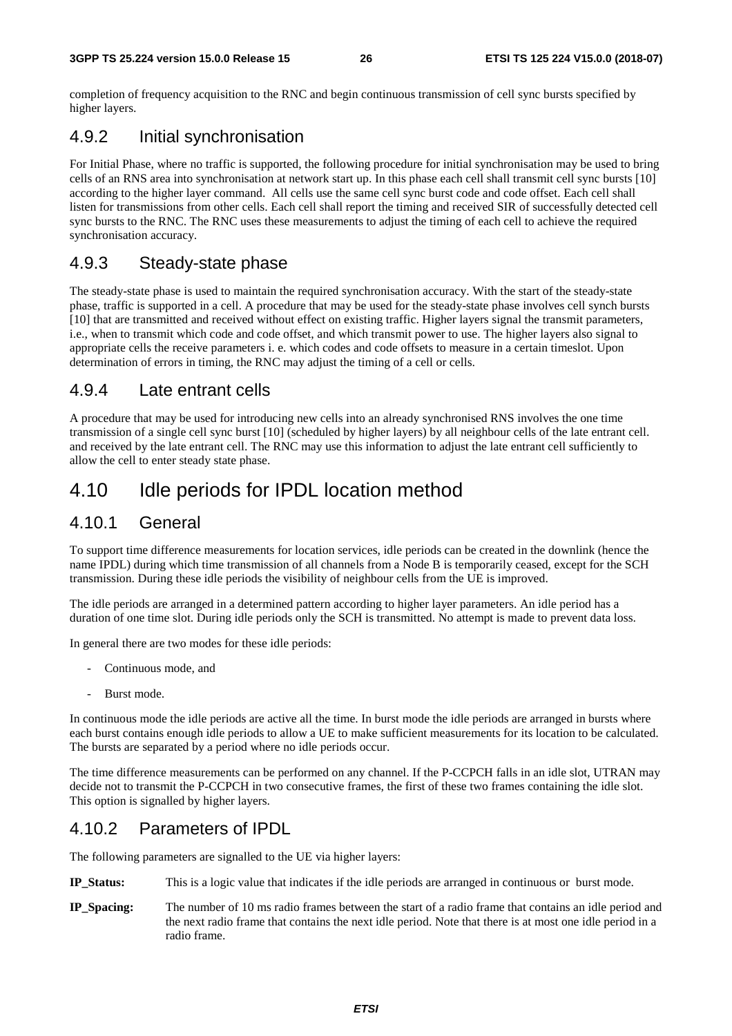completion of frequency acquisition to the RNC and begin continuous transmission of cell sync bursts specified by higher layers.

### 4.9.2 Initial synchronisation

For Initial Phase, where no traffic is supported, the following procedure for initial synchronisation may be used to bring cells of an RNS area into synchronisation at network start up. In this phase each cell shall transmit cell sync bursts [10] according to the higher layer command. All cells use the same cell sync burst code and code offset. Each cell shall listen for transmissions from other cells. Each cell shall report the timing and received SIR of successfully detected cell sync bursts to the RNC. The RNC uses these measurements to adjust the timing of each cell to achieve the required synchronisation accuracy.

### 4.9.3 Steady-state phase

The steady-state phase is used to maintain the required synchronisation accuracy. With the start of the steady-state phase, traffic is supported in a cell. A procedure that may be used for the steady-state phase involves cell synch bursts [10] that are transmitted and received without effect on existing traffic. Higher layers signal the transmit parameters, i.e., when to transmit which code and code offset, and which transmit power to use. The higher layers also signal to appropriate cells the receive parameters i. e. which codes and code offsets to measure in a certain timeslot. Upon determination of errors in timing, the RNC may adjust the timing of a cell or cells.

### 4.9.4 Late entrant cells

A procedure that may be used for introducing new cells into an already synchronised RNS involves the one time transmission of a single cell sync burst [10] (scheduled by higher layers) by all neighbour cells of the late entrant cell. and received by the late entrant cell. The RNC may use this information to adjust the late entrant cell sufficiently to allow the cell to enter steady state phase.

## 4.10 Idle periods for IPDL location method

### 4.10.1 General

To support time difference measurements for location services, idle periods can be created in the downlink (hence the name IPDL) during which time transmission of all channels from a Node B is temporarily ceased, except for the SCH transmission. During these idle periods the visibility of neighbour cells from the UE is improved.

The idle periods are arranged in a determined pattern according to higher layer parameters. An idle period has a duration of one time slot. During idle periods only the SCH is transmitted. No attempt is made to prevent data loss.

In general there are two modes for these idle periods:

- Continuous mode, and
- Burst mode.

In continuous mode the idle periods are active all the time. In burst mode the idle periods are arranged in bursts where each burst contains enough idle periods to allow a UE to make sufficient measurements for its location to be calculated. The bursts are separated by a period where no idle periods occur.

The time difference measurements can be performed on any channel. If the P-CCPCH falls in an idle slot, UTRAN may decide not to transmit the P-CCPCH in two consecutive frames, the first of these two frames containing the idle slot. This option is signalled by higher layers.

### 4.10.2 Parameters of IPDL

The following parameters are signalled to the UE via higher layers:

**IP_Status:** This is a logic value that indicates if the idle periods are arranged in continuous or burst mode.

**IP_Spacing:** The number of 10 ms radio frames between the start of a radio frame that contains an idle period and the next radio frame that contains the next idle period. Note that there is at most one idle period in a radio frame.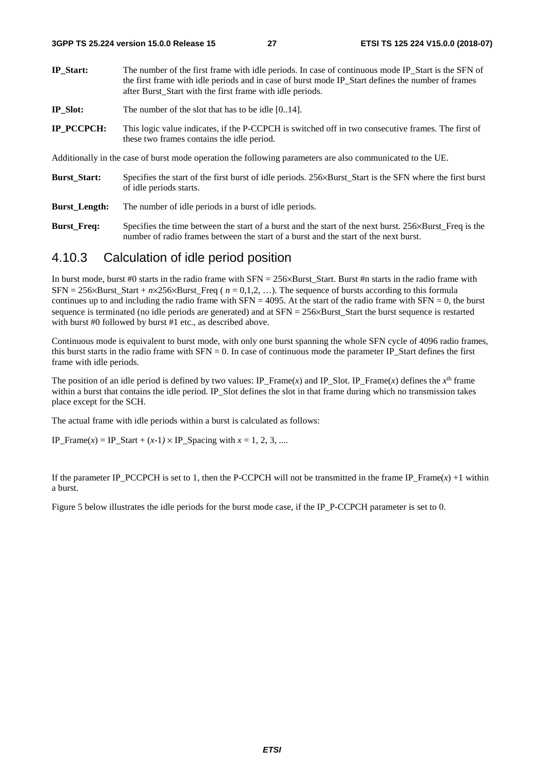**IP_Start:** The number of the first frame with idle periods. In case of continuous mode IP_Start is the SFN of the first frame with idle periods and in case of burst mode IP_Start defines the number of frames after Burst_Start with the first frame with idle periods.

**IP_Slot:** The number of the slot that has to be idle [0..14].

**IP_PCCPCH:** This logic value indicates, if the P-CCPCH is switched off in two consecutive frames. The first of these two frames contains the idle period.

Additionally in the case of burst mode operation the following parameters are also communicated to the UE.

**Burst_Start:** Specifies the start of the first burst of idle periods. 256×Burst_Start is the SFN where the first burst of idle periods starts.

**Burst_Length:** The number of idle periods in a burst of idle periods.

**Burst_Freq:** Specifies the time between the start of a burst and the start of the next burst. 256×Burst_Freq is the number of radio frames between the start of a burst and the start of the next burst.

### 4.10.3 Calculation of idle period position

In burst mode, burst #0 starts in the radio frame with SFN = 256×Burst_Start. Burst #n starts in the radio frame with SFN = 256×Burst_Start + $n$×256×Burst_Freq ( $n$ = 0,1,2, …). The sequence of bursts according to this formula continues up to and including the radio frame with SFN = 4095. At the start of the radio frame with SFN = 0, the burst sequence is terminated (no idle periods are generated) and at SFN = 256×Burst_Start the burst sequence is restarted with burst #0 followed by burst #1 etc., as described above.

Continuous mode is equivalent to burst mode, with only one burst spanning the whole SFN cycle of 4096 radio frames, this burst starts in the radio frame with SFN = 0. In case of continuous mode the parameter IP_Start defines the first frame with idle periods.

The position of an idle period is defined by two values: IP_Frame($x$) and IP_Slot. IP_Frame($x$) defines the $x^{th}$ frame within a burst that contains the idle period. IP_Slot defines the slot in that frame during which no transmission takes place except for the SCH.

The actual frame with idle periods within a burst is calculated as follows:

IP_Frame($x$) = IP_Start + ($x$-1) × IP_Spacing with $x$ = 1, 2, 3, ....

If the parameter IP_PCCPCH is set to 1, then the P-CCPCH will not be transmitted in the frame IP_Frame($x$) +1 within a burst.

Figure 5 below illustrates the idle periods for the burst mode case, if the IP_P-CCPCH parameter is set to 0.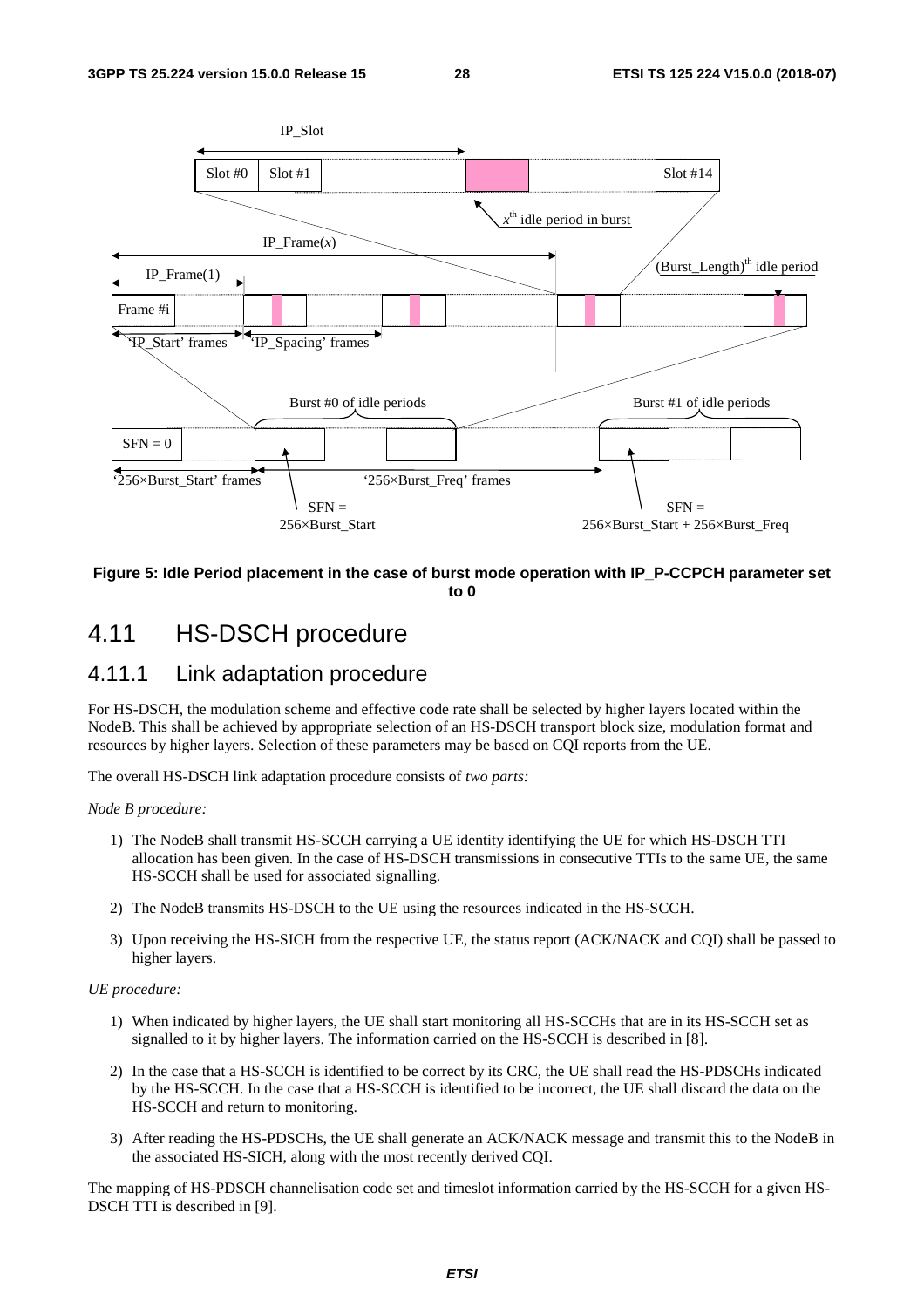**Figure 5: Idle Period placement in the case of burst mode operation with IP_P-CCPCH parameter set to 0**

## 4.11 HS-DSCH procedure

### 4.11.1 Link adaptation procedure

For HS-DSCH, the modulation scheme and effective code rate shall be selected by higher layers located within the NodeB. This shall be achieved by appropriate selection of an HS-DSCH transport block size, modulation format and resources by higher layers. Selection of these parameters may be based on CQI reports from the UE.

The overall HS-DSCH link adaptation procedure consists of *two parts:*

*Node B procedure:*

1) The NodeB shall transmit HS-SCCH carrying a UE identity identifying the UE for which HS-DSCH TTI allocation has been given. In the case of HS-DSCH transmissions in consecutive TTIs to the same UE, the same HS-SCCH shall be used for associated signalling.

2) The NodeB transmits HS-DSCH to the UE using the resources indicated in the HS-SCCH.

3) Upon receiving the HS-SICH from the respective UE, the status report (ACK/NACK and CQI) shall be passed to higher layers.

*UE procedure:*

1) When indicated by higher layers, the UE shall start monitoring all HS-SCCHs that are in its HS-SCCH set as signalled to it by higher layers. The information carried on the HS-SCCH is described in [8].

2) In the case that a HS-SCCH is identified to be correct by its CRC, the UE shall read the HS-PDSCHs indicated by the HS-SCCH. In the case that a HS-SCCH is identified to be incorrect, the UE shall discard the data on the HS-SCCH and return to monitoring.

3) After reading the HS-PDSCHs, the UE shall generate an ACK/NACK message and transmit this to the NodeB in the associated HS-SICH, along with the most recently derived CQI.

The mapping of HS-PDSCH channelisation code set and timeslot information carried by the HS-SCCH for a given HS-DSCH TTI is described in [9].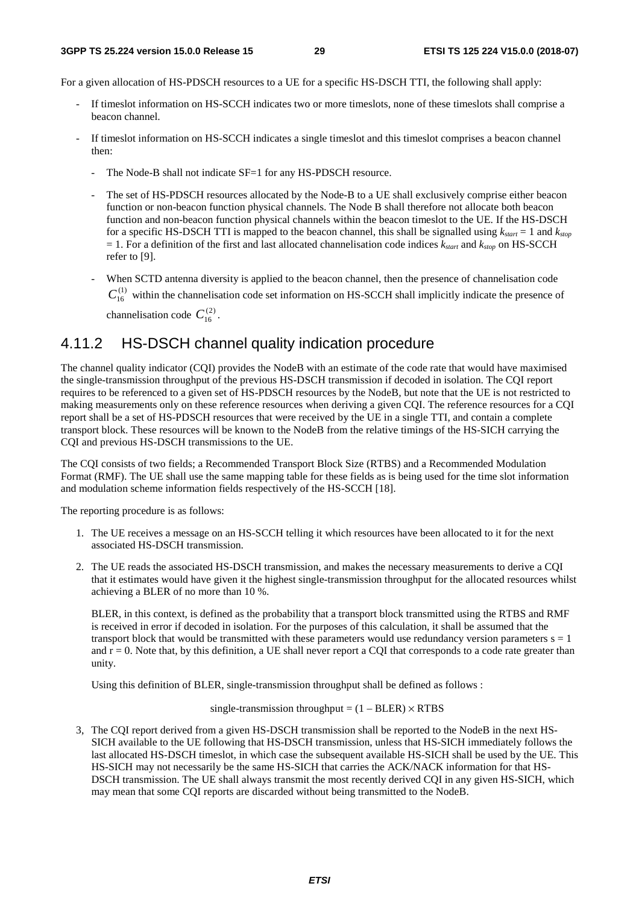For a given allocation of HS-PDSCH resources to a UE for a specific HS-DSCH TTI, the following shall apply:

- If timeslot information on HS-SCCH indicates two or more timeslots, none of these timeslots shall comprise a beacon channel.
- If timeslot information on HS-SCCH indicates a single timeslot and this timeslot comprises a beacon channel then:
  - The Node-B shall not indicate SF=1 for any HS-PDSCH resource.
  - The set of HS-PDSCH resources allocated by the Node-B to a UE shall exclusively comprise either beacon function or non-beacon function physical channels. The Node B shall therefore not allocate both beacon function and non-beacon function physical channels within the beacon timeslot to the UE. If the HS-DSCH for a specific HS-DSCH TTI is mapped to the beacon channel, this shall be signalled using $k_{start} = 1$ and $k_{stop} = 1$. For a definition of the first and last allocated channelisation code indices $k_{start}$ and $k_{stop}$ on HS-SCCH refer to [9].
  - When SCTD antenna diversity is applied to the beacon channel, then the presence of channelisation code $C_{16}^{(1)}$ within the channelisation code set information on HS-SCCH shall implicitly indicate the presence of channelisation code $C_{16}^{(2)}$.

## 4.11.2 HS-DSCH channel quality indication procedure

The channel quality indicator (CQI) provides the NodeB with an estimate of the code rate that would have maximised the single-transmission throughput of the previous HS-DSCH transmission if decoded in isolation. The CQI report requires to be referenced to a given set of HS-PDSCH resources by the NodeB, but note that the UE is not restricted to making measurements only on these reference resources when deriving a given CQI. The reference resources for a CQI report shall be a set of HS-PDSCH resources that were received by the UE in a single TTI, and contain a complete transport block. These resources will be known to the NodeB from the relative timings of the HS-SICH carrying the CQI and previous HS-DSCH transmissions to the UE.

The CQI consists of two fields; a Recommended Transport Block Size (RTBS) and a Recommended Modulation Format (RMF). The UE shall use the same mapping table for these fields as is being used for the time slot information and modulation scheme information fields respectively of the HS-SCCH [18].

The reporting procedure is as follows:

1. The UE receives a message on an HS-SCCH telling it which resources have been allocated to it for the next associated HS-DSCH transmission.
2. The UE reads the associated HS-DSCH transmission, and makes the necessary measurements to derive a CQI that it estimates would have given it the highest single-transmission throughput for the allocated resources whilst achieving a BLER of no more than 10 %.

   BLER, in this context, is defined as the probability that a transport block transmitted using the RTBS and RMF is received in error if decoded in isolation. For the purposes of this calculation, it shall be assumed that the transport block that would be transmitted with these parameters would use redundancy version parameters $s = 1$ and $r = 0$. Note that, by this definition, a UE shall never report a CQI that corresponds to a code rate greater than unity.

   Using this definition of BLER, single-transmission throughput shall be defined as follows :

   $$\text{single-transmission throughput} = (1 - \text{BLER}) \times \text{RTBS}$$

3. The CQI report derived from a given HS-DSCH transmission shall be reported to the NodeB in the next HS-SICH available to the UE following that HS-DSCH transmission, unless that HS-SICH immediately follows the last allocated HS-DSCH timeslot, in which case the subsequent available HS-SICH shall be used by the UE. This HS-SICH may not necessarily be the same HS-SICH that carries the ACK/NACK information for that HS-DSCH transmission. The UE shall always transmit the most recently derived CQI in any given HS-SICH, which may mean that some CQI reports are discarded without being transmitted to the NodeB.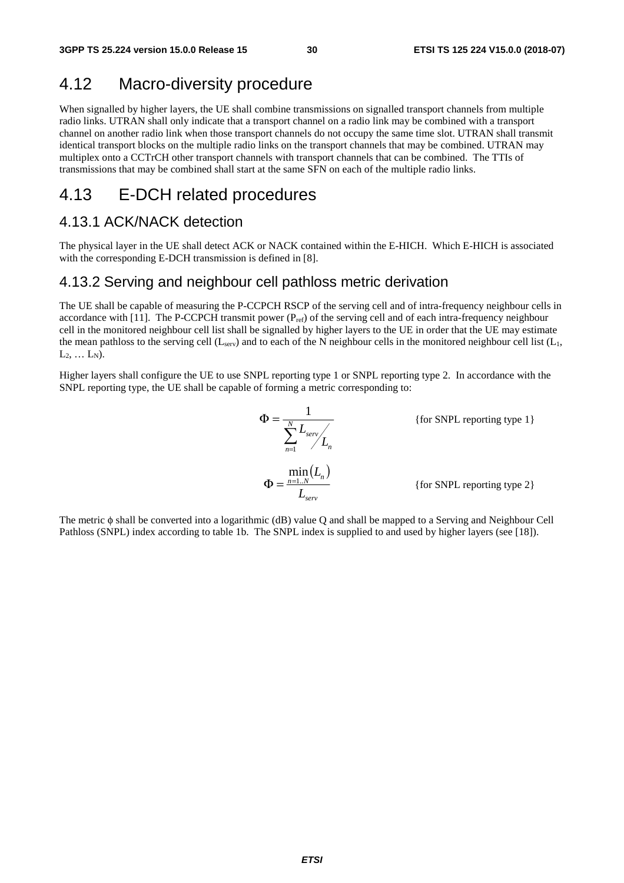## 4.12 Macro-diversity procedure

When signalled by higher layers, the UE shall combine transmissions on signalled transport channels from multiple radio links. UTRAN shall only indicate that a transport channel on a radio link may be combined with a transport channel on another radio link when those transport channels do not occupy the same time slot. UTRAN shall transmit identical transport blocks on the multiple radio links on the transport channels that may be combined. UTRAN may multiplex onto a CCTrCH other transport channels with transport channels that can be combined. The TTIs of transmissions that may be combined shall start at the same SFN on each of the multiple radio links.

## 4.13 E-DCH related procedures

### 4.13.1 ACK/NACK detection

The physical layer in the UE shall detect ACK or NACK contained within the E-HICH. Which E-HICH is associated with the corresponding E-DCH transmission is defined in [8].

### 4.13.2 Serving and neighbour cell pathloss metric derivation

The UE shall be capable of measuring the P-CCPCH RSCP of the serving cell and of intra-frequency neighbour cells in accordance with [11]. The P-CCPCH transmit power ($P_{ref}$) of the serving cell and of each intra-frequency neighbour cell in the monitored neighbour cell list shall be signalled by higher layers to the UE in order that the UE may estimate the mean pathloss to the serving cell ($L_{serv}$) and to each of the N neighbour cells in the monitored neighbour cell list ($L_1$, $L_2$, … $L_N$).

Higher layers shall configure the UE to use SNPL reporting type 1 or SNPL reporting type 2. In accordance with the SNPL reporting type, the UE shall be capable of forming a metric corresponding to:

$$\Phi = \frac{1}{\sum_{n=1}^{N} L_{serv} / L_n} \qquad \text{\{for SNPL reporting type 1\}}$$

$$\Phi = \frac{\min_{n=1..N}(L_n)}{L_{serv}} \qquad \text{\{for SNPL reporting type 2\}}$$

The metric $\phi$ shall be converted into a logarithmic (dB) value Q and shall be mapped to a Serving and Neighbour Cell Pathloss (SNPL) index according to table 1b. The SNPL index is supplied to and used by higher layers (see [18]).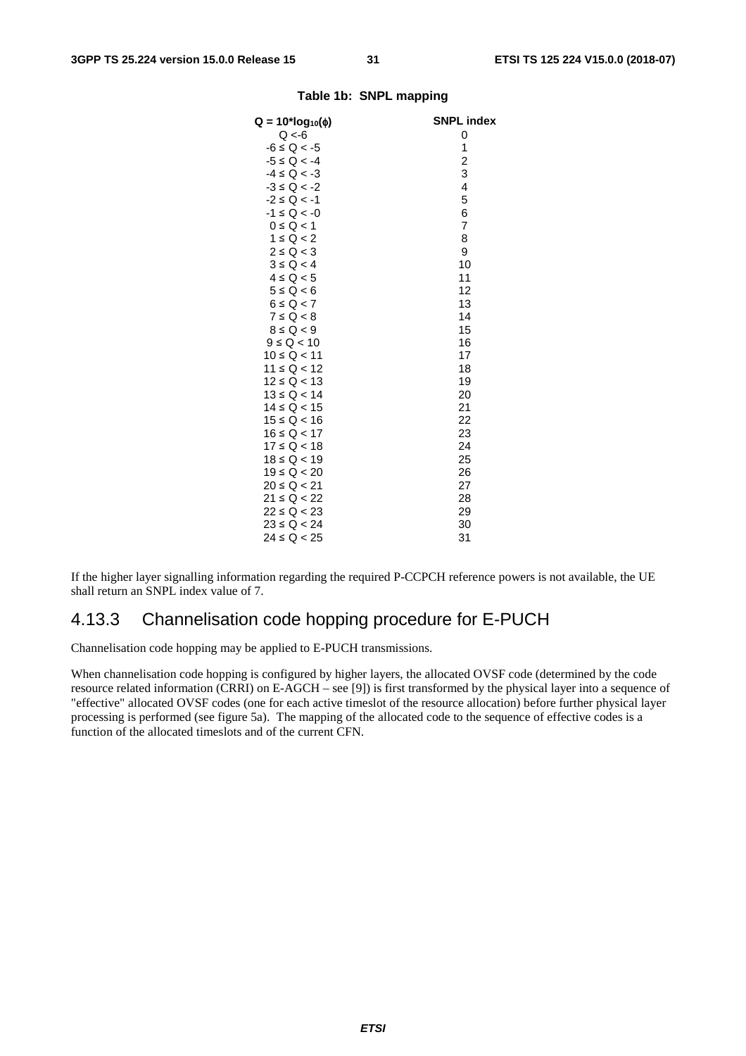**Table 1b: SNPL mapping**

| $Q = 10*\log_{10}(\phi)$ | SNPL index |
|---|---|
| Q <-6 | 0 |
| -6 ≤ Q < -5 | 1 |
| -5 ≤ Q < -4 | 2 |
| -4 ≤ Q < -3 | 3 |
| -3 ≤ Q < -2 | 4 |
| -2 ≤ Q < -1 | 5 |
| -1 ≤ Q < -0 | 6 |
| 0 ≤ Q < 1 | 7 |
| 1 ≤ Q < 2 | 8 |
| 2 ≤ Q < 3 | 9 |
| 3 ≤ Q < 4 | 10 |
| 4 ≤ Q < 5 | 11 |
| 5 ≤ Q < 6 | 12 |
| 6 ≤ Q < 7 | 13 |
| 7 ≤ Q < 8 | 14 |
| 8 ≤ Q < 9 | 15 |
| 9 ≤ Q < 10 | 16 |
| 10 ≤ Q < 11 | 17 |
| 11 ≤ Q < 12 | 18 |
| 12 ≤ Q < 13 | 19 |
| 13 ≤ Q < 14 | 20 |
| 14 ≤ Q < 15 | 21 |
| 15 ≤ Q < 16 | 22 |
| 16 ≤ Q < 17 | 23 |
| 17 ≤ Q < 18 | 24 |
| 18 ≤ Q < 19 | 25 |
| 19 ≤ Q < 20 | 26 |
| 20 ≤ Q < 21 | 27 |
| 21 ≤ Q < 22 | 28 |
| 22 ≤ Q < 23 | 29 |
| 23 ≤ Q < 24 | 30 |
| 24 ≤ Q < 25 | 31 |

If the higher layer signalling information regarding the required P-CCPCH reference powers is not available, the UE shall return an SNPL index value of 7.

### 4.13.3 Channelisation code hopping procedure for E-PUCH

Channelisation code hopping may be applied to E-PUCH transmissions.

When channelisation code hopping is configured by higher layers, the allocated OVSF code (determined by the code resource related information (CRRI) on E-AGCH – see [9]) is first transformed by the physical layer into a sequence of "effective" allocated OVSF codes (one for each active timeslot of the resource allocation) before further physical layer processing is performed (see figure 5a). The mapping of the allocated code to the sequence of effective codes is a function of the allocated timeslots and of the current CFN.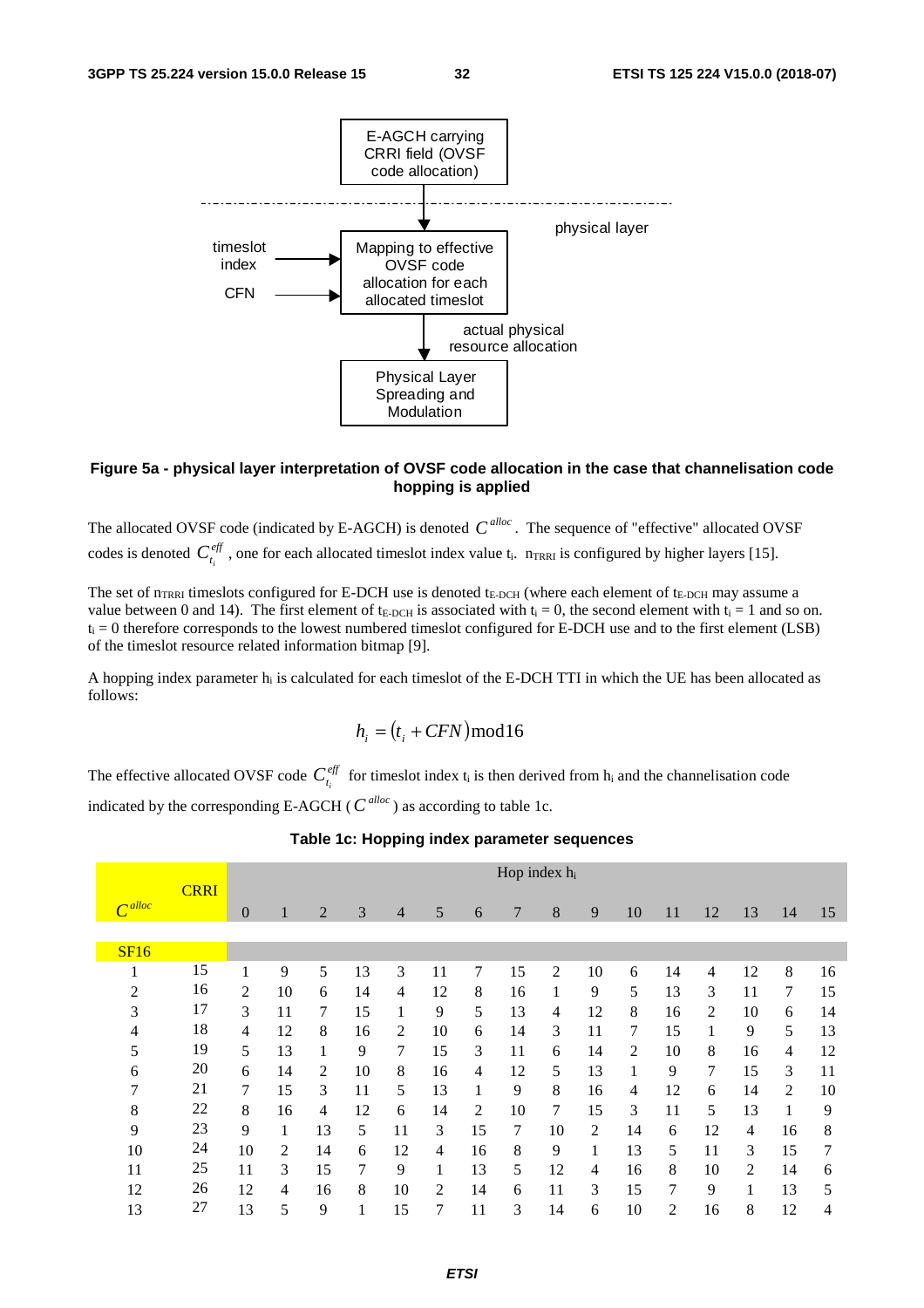E-AGCH carrying CRRI field (OVSF code allocation)

physical layer

timeslot index

CFN

Mapping to effective OVSF code allocation for each allocated timeslot

actual physical resource allocation

Physical Layer Spreading and Modulation

**Figure 5a - physical layer interpretation of OVSF code allocation in the case that channelisation code hopping is applied**

The allocated OVSF code (indicated by E-AGCH) is denoted $C^{alloc}$. The sequence of "effective" allocated OVSF codes is denoted $C^{eff}_{t_i}$, one for each allocated timeslot index value $t_i$. $n_{TRRI}$ is configured by higher layers [15].

The set of $n_{TRRI}$ timeslots configured for E-DCH use is denoted $t_{E\text{-}DCH}$ (where each element of $t_{E\text{-}DCH}$ may assume a value between 0 and 14). The first element of $t_{E\text{-}DCH}$ is associated with $t_i = 0$, the second element with $t_i = 1$ and so on. $t_i = 0$ therefore corresponds to the lowest numbered timeslot configured for E-DCH use and to the first element (LSB) of the timeslot resource related information bitmap [9].

A hopping index parameter $h_i$ is calculated for each timeslot of the E-DCH TTI in which the UE has been allocated as follows:

$$h_i = (t_i + CFN)\text{mod}16$$

The effective allocated OVSF code $C^{eff}_{t_i}$ for timeslot index $t_i$ is then derived from $h_i$ and the channelisation code indicated by the corresponding E-AGCH ($C^{alloc}$) as according to table 1c.

**Table 1c: Hopping index parameter sequences**

| $C^{alloc}$ | CRRI | Hop index $h_i$ | | | | | | | | | | | | | | | |
|---|---|---|---|---|---|---|---|---|---|---|---|---|---|---|---|---|---|
| | | 0 | 1 | 2 | 3 | 4 | 5 | 6 | 7 | 8 | 9 | 10 | 11 | 12 | 13 | 14 | 15 |
| SF16 | | | | | | | | | | | | | | | | | |
| 1 | 15 | 1 | 9 | 5 | 13 | 3 | 11 | 7 | 15 | 2 | 10 | 6 | 14 | 4 | 12 | 8 | 16 |
| 2 | 16 | 2 | 10 | 6 | 14 | 4 | 12 | 8 | 16 | 1 | 9 | 5 | 13 | 3 | 11 | 7 | 15 |
| 3 | 17 | 3 | 11 | 7 | 15 | 1 | 9 | 5 | 13 | 4 | 12 | 8 | 16 | 2 | 10 | 6 | 14 |
| 4 | 18 | 4 | 12 | 8 | 16 | 2 | 10 | 6 | 14 | 3 | 11 | 7 | 15 | 1 | 9 | 5 | 13 |
| 5 | 19 | 5 | 13 | 1 | 9 | 7 | 15 | 3 | 11 | 6 | 14 | 2 | 10 | 8 | 16 | 4 | 12 |
| 6 | 20 | 6 | 14 | 2 | 10 | 8 | 16 | 4 | 12 | 5 | 13 | 1 | 9 | 7 | 15 | 3 | 11 |
| 7 | 21 | 7 | 15 | 3 | 11 | 5 | 13 | 1 | 9 | 8 | 16 | 4 | 12 | 6 | 14 | 2 | 10 |
| 8 | 22 | 8 | 16 | 4 | 12 | 6 | 14 | 2 | 10 | 7 | 15 | 3 | 11 | 5 | 13 | 1 | 9 |
| 9 | 23 | 9 | 1 | 13 | 5 | 11 | 3 | 15 | 7 | 10 | 2 | 14 | 6 | 12 | 4 | 16 | 8 |
| 10 | 24 | 10 | 2 | 14 | 6 | 12 | 4 | 16 | 8 | 9 | 1 | 13 | 5 | 11 | 3 | 15 | 7 |
| 11 | 25 | 11 | 3 | 15 | 7 | 9 | 1 | 13 | 5 | 12 | 4 | 16 | 8 | 10 | 2 | 14 | 6 |
| 12 | 26 | 12 | 4 | 16 | 8 | 10 | 2 | 14 | 6 | 11 | 3 | 15 | 7 | 9 | 1 | 13 | 5 |
| 13 | 27 | 13 | 5 | 9 | 1 | 15 | 7 | 11 | 3 | 14 | 6 | 10 | 2 | 16 | 8 | 12 | 4 |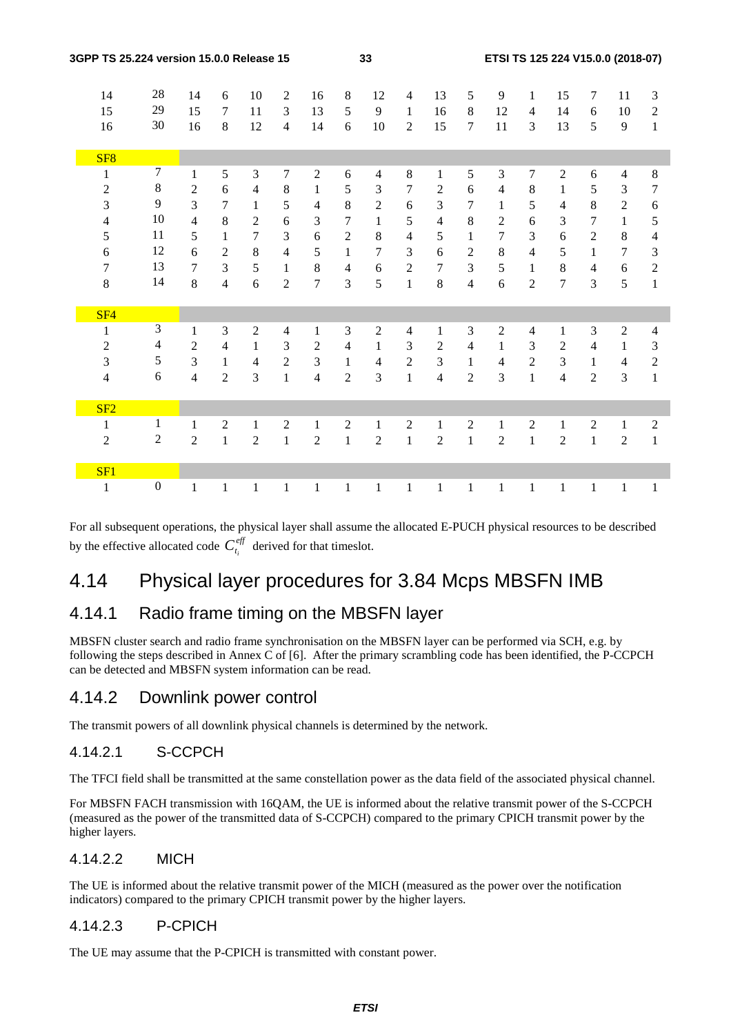| | | | | | | | | | | | | | | | | | |
|---|---|---|---|---|---|---|---|---|---|---|---|---|---|---|---|---|---|
| 14 | 28 | 14 | 6 | 10 | 2 | 16 | 8 | 12 | 4 | 13 | 5 | 9 | 1 | 15 | 7 | 11 | 3 |
| 15 | 29 | 15 | 7 | 11 | 3 | 13 | 5 | 9 | 1 | 16 | 8 | 12 | 4 | 14 | 6 | 10 | 2 |
| 16 | 30 | 16 | 8 | 12 | 4 | 14 | 6 | 10 | 2 | 15 | 7 | 11 | 3 | 13 | 5 | 9 | 1 |
| SF8 | | | | | | | | | | | | | | | | | |
| 1 | 7 | 1 | 5 | 3 | 7 | 2 | 6 | 4 | 8 | 1 | 5 | 3 | 7 | 2 | 6 | 4 | 8 |
| 2 | 8 | 2 | 6 | 4 | 8 | 1 | 5 | 3 | 7 | 2 | 6 | 4 | 8 | 1 | 5 | 3 | 7 |
| 3 | 9 | 3 | 7 | 1 | 5 | 4 | 8 | 2 | 6 | 3 | 7 | 1 | 5 | 4 | 8 | 2 | 6 |
| 4 | 10 | 4 | 8 | 2 | 6 | 3 | 7 | 1 | 5 | 4 | 8 | 2 | 6 | 3 | 7 | 1 | 5 |
| 5 | 11 | 5 | 1 | 7 | 3 | 6 | 2 | 8 | 4 | 5 | 1 | 7 | 3 | 6 | 2 | 8 | 4 |
| 6 | 12 | 6 | 2 | 8 | 4 | 5 | 1 | 7 | 3 | 6 | 2 | 8 | 4 | 5 | 1 | 7 | 3 |
| 7 | 13 | 7 | 3 | 5 | 1 | 8 | 4 | 6 | 2 | 7 | 3 | 5 | 1 | 8 | 4 | 6 | 2 |
| 8 | 14 | 8 | 4 | 6 | 2 | 7 | 3 | 5 | 1 | 8 | 4 | 6 | 2 | 7 | 3 | 5 | 1 |
| SF4 | | | | | | | | | | | | | | | | | |
| 1 | 3 | 1 | 3 | 2 | 4 | 1 | 3 | 2 | 4 | 1 | 3 | 2 | 4 | 1 | 3 | 2 | 4 |
| 2 | 4 | 2 | 4 | 1 | 3 | 2 | 4 | 1 | 3 | 2 | 4 | 1 | 3 | 2 | 4 | 1 | 3 |
| 3 | 5 | 3 | 1 | 4 | 2 | 3 | 1 | 4 | 2 | 3 | 1 | 4 | 2 | 3 | 1 | 4 | 2 |
| 4 | 6 | 4 | 2 | 3 | 1 | 4 | 2 | 3 | 1 | 4 | 2 | 3 | 1 | 4 | 2 | 3 | 1 |
| SF2 | | | | | | | | | | | | | | | | | |
| 1 | 1 | 1 | 2 | 1 | 2 | 1 | 2 | 1 | 2 | 1 | 2 | 1 | 2 | 1 | 2 | 1 | 2 |
| 2 | 2 | 2 | 1 | 2 | 1 | 2 | 1 | 2 | 1 | 2 | 1 | 2 | 1 | 2 | 1 | 2 | 1 |
| SF1 | | | | | | | | | | | | | | | | | |
| 1 | 0 | 1 | 1 | 1 | 1 | 1 | 1 | 1 | 1 | 1 | 1 | 1 | 1 | 1 | 1 | 1 | 1 |

For all subsequent operations, the physical layer shall assume the allocated E-PUCH physical resources to be described by the effective allocated code $C_{t_i}^{eff}$ derived for that timeslot.

# 4.14 Physical layer procedures for 3.84 Mcps MBSFN IMB

## 4.14.1 Radio frame timing on the MBSFN layer

MBSFN cluster search and radio frame synchronisation on the MBSFN layer can be performed via SCH, e.g. by following the steps described in Annex C of [6]. After the primary scrambling code has been identified, the P-CCPCH can be detected and MBSFN system information can be read.

## 4.14.2 Downlink power control

The transmit powers of all downlink physical channels is determined by the network.

### 4.14.2.1 S-CCPCH

The TFCI field shall be transmitted at the same constellation power as the data field of the associated physical channel.

For MBSFN FACH transmission with 16QAM, the UE is informed about the relative transmit power of the S-CCPCH (measured as the power of the transmitted data of S-CCPCH) compared to the primary CPICH transmit power by the higher layers.

### 4.14.2.2 MICH

The UE is informed about the relative transmit power of the MICH (measured as the power over the notification indicators) compared to the primary CPICH transmit power by the higher layers.

### 4.14.2.3 P-CPICH

The UE may assume that the P-CPICH is transmitted with constant power.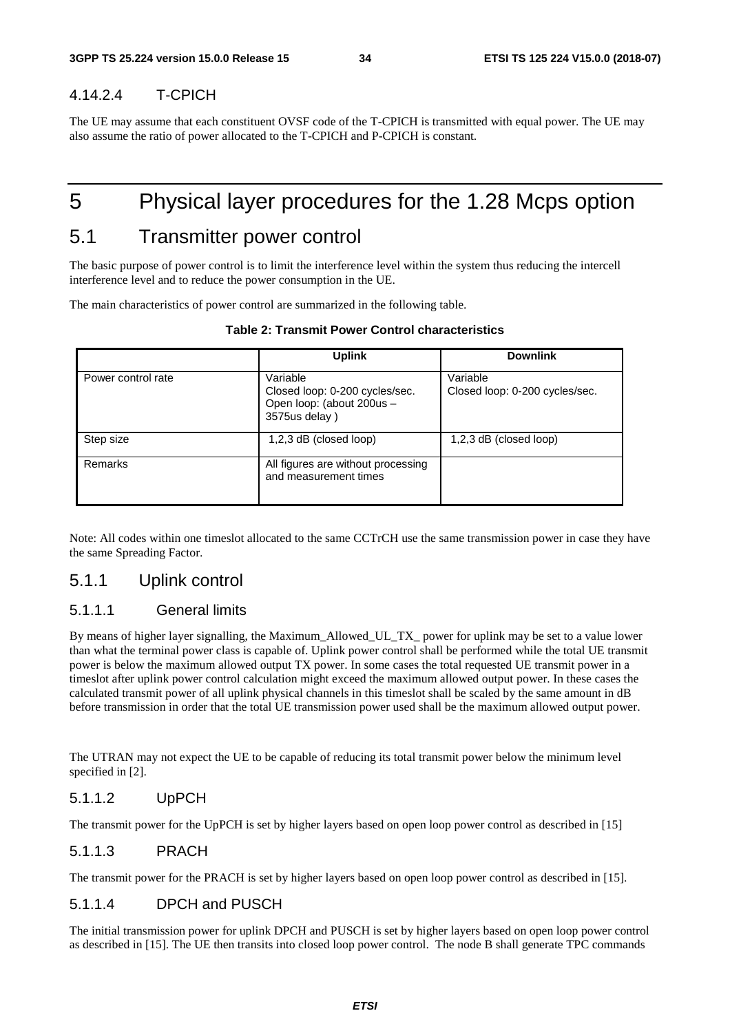#### 4.14.2.4 T-CPICH

The UE may assume that each constituent OVSF code of the T-CPICH is transmitted with equal power. The UE may also assume the ratio of power allocated to the T-CPICH and P-CPICH is constant.

# 5 Physical layer procedures for the 1.28 Mcps option

## 5.1 Transmitter power control

The basic purpose of power control is to limit the interference level within the system thus reducing the intercell interference level and to reduce the power consumption in the UE.

The main characteristics of power control are summarized in the following table.

**Table 2: Transmit Power Control characteristics**

| | Uplink | Downlink |
|---|---|---|
| Power control rate | Variable<br>Closed loop: 0-200 cycles/sec.<br>Open loop: (about 200us – 3575us delay ) | Variable<br>Closed loop: 0-200 cycles/sec. |
| Step size | 1,2,3 dB (closed loop) | 1,2,3 dB (closed loop) |
| Remarks | All figures are without processing and measurement times | |

Note: All codes within one timeslot allocated to the same CCTrCH use the same transmission power in case they have the same Spreading Factor.

### 5.1.1 Uplink control

#### 5.1.1.1 General limits

By means of higher layer signalling, the Maximum_Allowed_UL_TX_ power for uplink may be set to a value lower than what the terminal power class is capable of. Uplink power control shall be performed while the total UE transmit power is below the maximum allowed output TX power. In some cases the total requested UE transmit power in a timeslot after uplink power control calculation might exceed the maximum allowed output power. In these cases the calculated transmit power of all uplink physical channels in this timeslot shall be scaled by the same amount in dB before transmission in order that the total UE transmission power used shall be the maximum allowed output power.

The UTRAN may not expect the UE to be capable of reducing its total transmit power below the minimum level specified in [2].

#### 5.1.1.2 UpPCH

The transmit power for the UpPCH is set by higher layers based on open loop power control as described in [15]

#### 5.1.1.3 PRACH

The transmit power for the PRACH is set by higher layers based on open loop power control as described in [15].

#### 5.1.1.4 DPCH and PUSCH

The initial transmission power for uplink DPCH and PUSCH is set by higher layers based on open loop power control as described in [15]. The UE then transits into closed loop power control. The node B shall generate TPC commands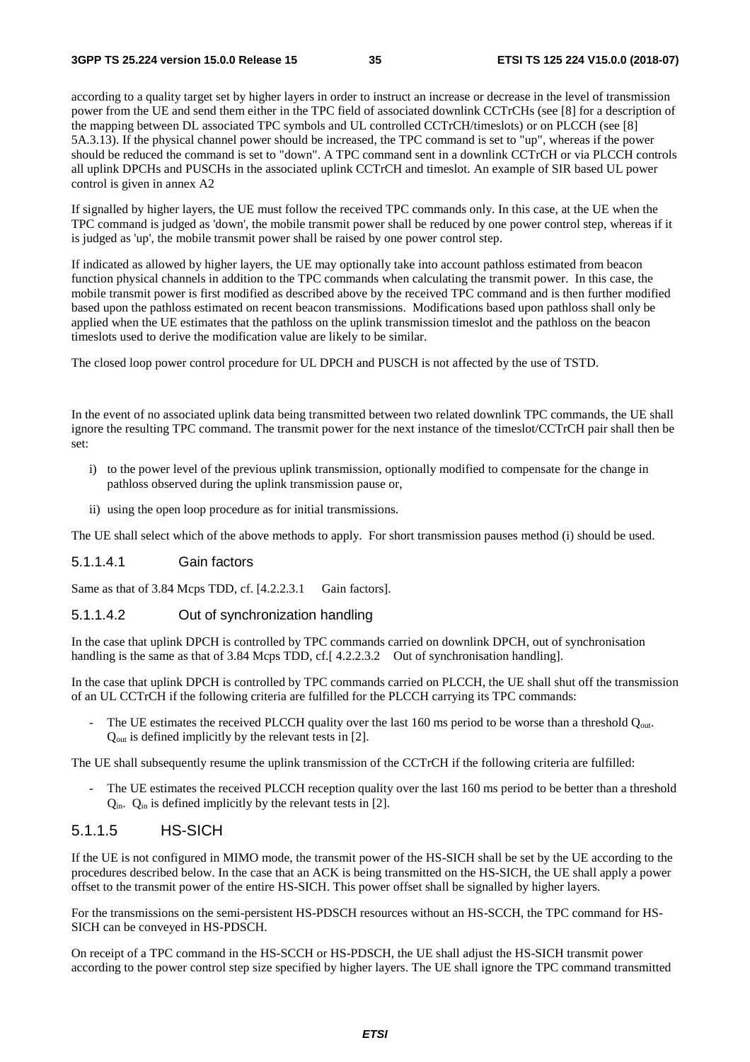according to a quality target set by higher layers in order to instruct an increase or decrease in the level of transmission power from the UE and send them either in the TPC field of associated downlink CCTrCHs (see [8] for a description of the mapping between DL associated TPC symbols and UL controlled CCTrCH/timeslots) or on PLCCH (see [8] 5A.3.13). If the physical channel power should be increased, the TPC command is set to "up", whereas if the power should be reduced the command is set to "down". A TPC command sent in a downlink CCTrCH or via PLCCH controls all uplink DPCHs and PUSCHs in the associated uplink CCTrCH and timeslot. An example of SIR based UL power control is given in annex A2

If signalled by higher layers, the UE must follow the received TPC commands only. In this case, at the UE when the TPC command is judged as 'down', the mobile transmit power shall be reduced by one power control step, whereas if it is judged as 'up', the mobile transmit power shall be raised by one power control step.

If indicated as allowed by higher layers, the UE may optionally take into account pathloss estimated from beacon function physical channels in addition to the TPC commands when calculating the transmit power. In this case, the mobile transmit power is first modified as described above by the received TPC command and is then further modified based upon the pathloss estimated on recent beacon transmissions. Modifications based upon pathloss shall only be applied when the UE estimates that the pathloss on the uplink transmission timeslot and the pathloss on the beacon timeslots used to derive the modification value are likely to be similar.

The closed loop power control procedure for UL DPCH and PUSCH is not affected by the use of TSTD.

In the event of no associated uplink data being transmitted between two related downlink TPC commands, the UE shall ignore the resulting TPC command. The transmit power for the next instance of the timeslot/CCTrCH pair shall then be set:

- i) to the power level of the previous uplink transmission, optionally modified to compensate for the change in pathloss observed during the uplink transmission pause or,
- ii) using the open loop procedure as for initial transmissions.

The UE shall select which of the above methods to apply. For short transmission pauses method (i) should be used.

##### 5.1.1.4.1 Gain factors

Same as that of 3.84 Mcps TDD, cf. [4.2.2.3.1 Gain factors].

##### 5.1.1.4.2 Out of synchronization handling

In the case that uplink DPCH is controlled by TPC commands carried on downlink DPCH, out of synchronisation handling is the same as that of 3.84 Mcps TDD, cf.[ 4.2.2.3.2 Out of synchronisation handling].

In the case that uplink DPCH is controlled by TPC commands carried on PLCCH, the UE shall shut off the transmission of an UL CCTrCH if the following criteria are fulfilled for the PLCCH carrying its TPC commands:

- The UE estimates the received PLCCH quality over the last 160 ms period to be worse than a threshold $Q_{out}$. $Q_{out}$ is defined implicitly by the relevant tests in [2].

The UE shall subsequently resume the uplink transmission of the CCTrCH if the following criteria are fulfilled:

- The UE estimates the received PLCCH reception quality over the last 160 ms period to be better than a threshold $Q_{in}$. $Q_{in}$ is defined implicitly by the relevant tests in [2].

#### 5.1.1.5 HS-SICH

If the UE is not configured in MIMO mode, the transmit power of the HS-SICH shall be set by the UE according to the procedures described below. In the case that an ACK is being transmitted on the HS-SICH, the UE shall apply a power offset to the transmit power of the entire HS-SICH. This power offset shall be signalled by higher layers.

For the transmissions on the semi-persistent HS-PDSCH resources without an HS-SCCH, the TPC command for HS-SICH can be conveyed in HS-PDSCH.

On receipt of a TPC command in the HS-SCCH or HS-PDSCH, the UE shall adjust the HS-SICH transmit power according to the power control step size specified by higher layers. The UE shall ignore the TPC command transmitted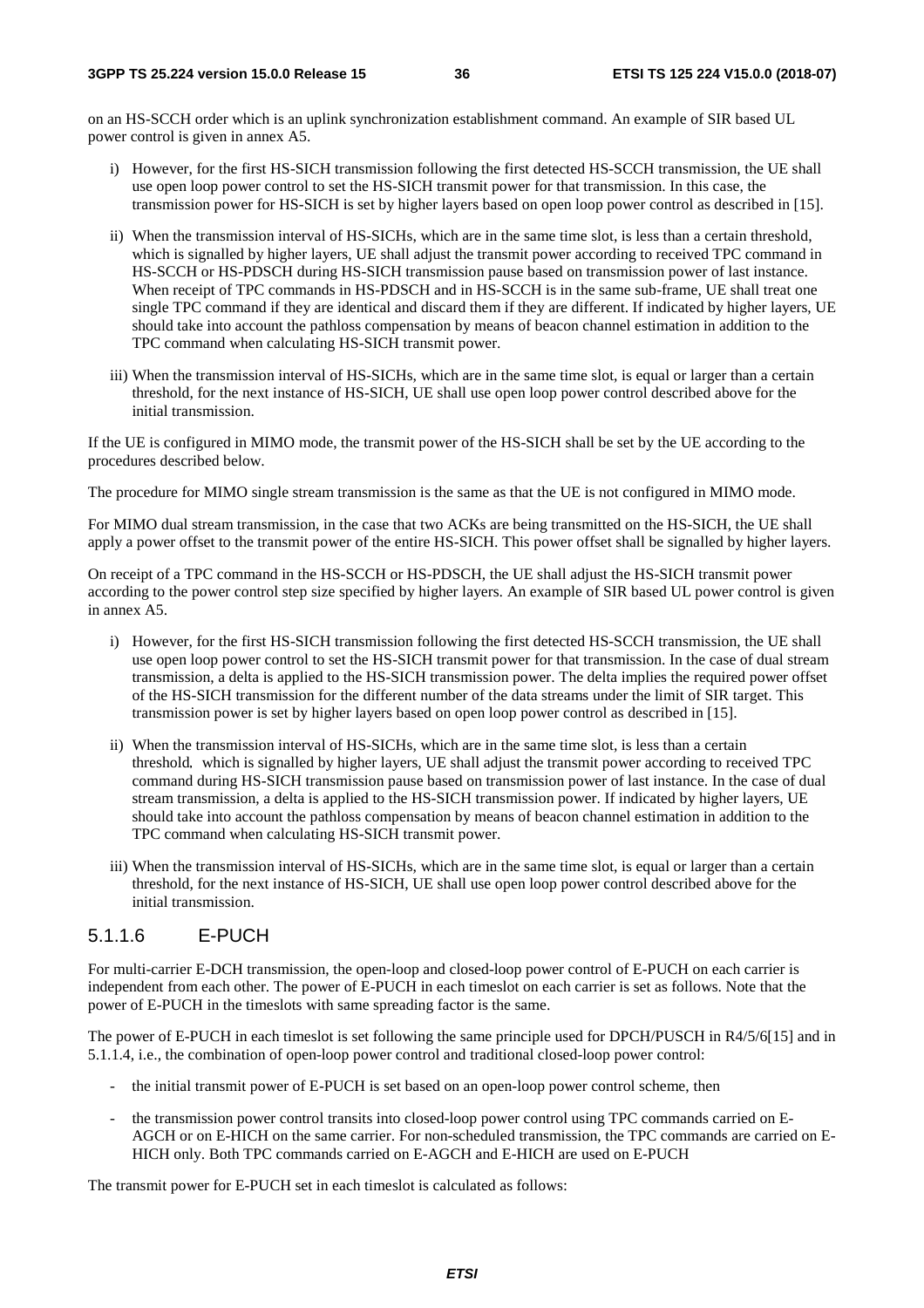on an HS-SCCH order which is an uplink synchronization establishment command. An example of SIR based UL power control is given in annex A5.

i) However, for the first HS-SICH transmission following the first detected HS-SCCH transmission, the UE shall use open loop power control to set the HS-SICH transmit power for that transmission. In this case, the transmission power for HS-SICH is set by higher layers based on open loop power control as described in [15].

ii) When the transmission interval of HS-SICHs, which are in the same time slot, is less than a certain threshold, which is signalled by higher layers, UE shall adjust the transmit power according to received TPC command in HS-SCCH or HS-PDSCH during HS-SICH transmission pause based on transmission power of last instance. When receipt of TPC commands in HS-PDSCH and in HS-SCCH is in the same sub-frame, UE shall treat one single TPC command if they are identical and discard them if they are different. If indicated by higher layers, UE should take into account the pathloss compensation by means of beacon channel estimation in addition to the TPC command when calculating HS-SICH transmit power.

iii) When the transmission interval of HS-SICHs, which are in the same time slot, is equal or larger than a certain threshold, for the next instance of HS-SICH, UE shall use open loop power control described above for the initial transmission.

If the UE is configured in MIMO mode, the transmit power of the HS-SICH shall be set by the UE according to the procedures described below.

The procedure for MIMO single stream transmission is the same as that the UE is not configured in MIMO mode.

For MIMO dual stream transmission, in the case that two ACKs are being transmitted on the HS-SICH, the UE shall apply a power offset to the transmit power of the entire HS-SICH. This power offset shall be signalled by higher layers.

On receipt of a TPC command in the HS-SCCH or HS-PDSCH, the UE shall adjust the HS-SICH transmit power according to the power control step size specified by higher layers. An example of SIR based UL power control is given in annex A5.

i) However, for the first HS-SICH transmission following the first detected HS-SCCH transmission, the UE shall use open loop power control to set the HS-SICH transmit power for that transmission. In the case of dual stream transmission, a delta is applied to the HS-SICH transmission power. The delta implies the required power offset of the HS-SICH transmission for the different number of the data streams under the limit of SIR target. This transmission power is set by higher layers based on open loop power control as described in [15].

ii) When the transmission interval of HS-SICHs, which are in the same time slot, is less than a certain threshold, which is signalled by higher layers, UE shall adjust the transmit power according to received TPC command during HS-SICH transmission pause based on transmission power of last instance. In the case of dual stream transmission, a delta is applied to the HS-SICH transmission power. If indicated by higher layers, UE should take into account the pathloss compensation by means of beacon channel estimation in addition to the TPC command when calculating HS-SICH transmit power.

iii) When the transmission interval of HS-SICHs, which are in the same time slot, is equal or larger than a certain threshold, for the next instance of HS-SICH, UE shall use open loop power control described above for the initial transmission.

#### 5.1.1.6 E-PUCH

For multi-carrier E-DCH transmission, the open-loop and closed-loop power control of E-PUCH on each carrier is independent from each other. The power of E-PUCH in each timeslot on each carrier is set as follows. Note that the power of E-PUCH in the timeslots with same spreading factor is the same.

The power of E-PUCH in each timeslot is set following the same principle used for DPCH/PUSCH in R4/5/6[15] and in 5.1.1.4, i.e., the combination of open-loop power control and traditional closed-loop power control:

- the initial transmit power of E-PUCH is set based on an open-loop power control scheme, then
- the transmission power control transits into closed-loop power control using TPC commands carried on E-AGCH or on E-HICH on the same carrier. For non-scheduled transmission, the TPC commands are carried on E-HICH only. Both TPC commands carried on E-AGCH and E-HICH are used on E-PUCH

The transmit power for E-PUCH set in each timeslot is calculated as follows: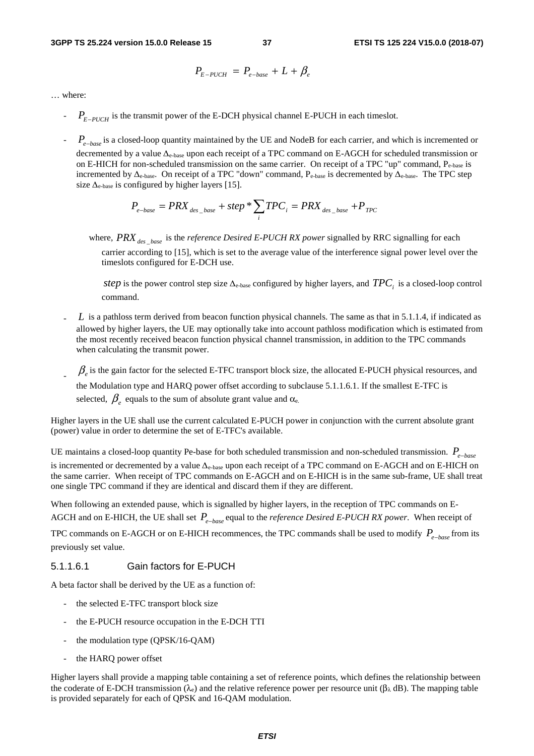$$P_{E-PUCH} = P_{e-base} + L + \beta_e$$

… where:

- $P_{E-PUCH}$ is the transmit power of the E-DCH physical channel E-PUCH in each timeslot.

- $P_{e-base}$ is a closed-loop quantity maintained by the UE and NodeB for each carrier, and which is incremented or decremented by a value $\Delta_{e\text{-base}}$ upon each receipt of a TPC command on E-AGCH for scheduled transmission or on E-HICH for non-scheduled transmission on the same carrier. On receipt of a TPC "up" command, $P_{e\text{-base}}$ is incremented by $\Delta_{e\text{-base}}$. On receipt of a TPC "down" command, $P_{e\text{-base}}$ is decremented by $\Delta_{e\text{-base}}$. The TPC step size $\Delta_{e\text{-base}}$ is configured by higher layers [15].

$$P_{e-base} = PRX_{des\_base} + step * \sum_i TPC_i = PRX_{des\_base} + P_{TPC}$$

where, $PRX_{des\_base}$ is the *reference Desired E-PUCH RX power* signalled by RRC signalling for each carrier according to [15], which is set to the average value of the interference signal power level over the timeslots configured for E-DCH use.

$step$ is the power control step size $\Delta_{e\text{-base}}$ configured by higher layers, and $TPC_i$ is a closed-loop control command.

- $L$ is a pathloss term derived from beacon function physical channels. The same as that in 5.1.1.4, if indicated as allowed by higher layers, the UE may optionally take into account pathloss modification which is estimated from the most recently received beacon function physical channel transmission, in addition to the TPC commands when calculating the transmit power.

- $\beta_e$ is the gain factor for the selected E-TFC transport block size, the allocated E-PUCH physical resources, and the Modulation type and HARQ power offset according to subclause 5.1.1.6.1. If the smallest E-TFC is selected, $\beta_e$ equals to the sum of absolute grant value and $\alpha_e$.

Higher layers in the UE shall use the current calculated E-PUCH power in conjunction with the current absolute grant (power) value in order to determine the set of E-TFC's available.

UE maintains a closed-loop quantity Pe-base for both scheduled transmission and non-scheduled transmission. $P_{e-base}$ is incremented or decremented by a value $\Delta_{e\text{-base}}$ upon each receipt of a TPC command on E-AGCH and on E-HICH on the same carrier. When receipt of TPC commands on E-AGCH and on E-HICH is in the same sub-frame, UE shall treat one single TPC command if they are identical and discard them if they are different.

When following an extended pause, which is signalled by higher layers, in the reception of TPC commands on E-AGCH and on E-HICH, the UE shall set $P_{e-base}$ equal to the *reference Desired E-PUCH RX power*. When receipt of TPC commands on E-AGCH or on E-HICH recommences, the TPC commands shall be used to modify $P_{e-base}$ from its previously set value.

#### 5.1.1.6.1 Gain factors for E-PUCH

A beta factor shall be derived by the UE as a function of:

- the selected E-TFC transport block size
- the E-PUCH resource occupation in the E-DCH TTI
- the modulation type (QPSK/16-QAM)
- the HARQ power offset

Higher layers shall provide a mapping table containing a set of reference points, which defines the relationship between the coderate of E-DCH transmission ($\lambda_e$) and the relative reference power per resource unit ($\beta_\lambda$ dB). The mapping table is provided separately for each of QPSK and 16-QAM modulation.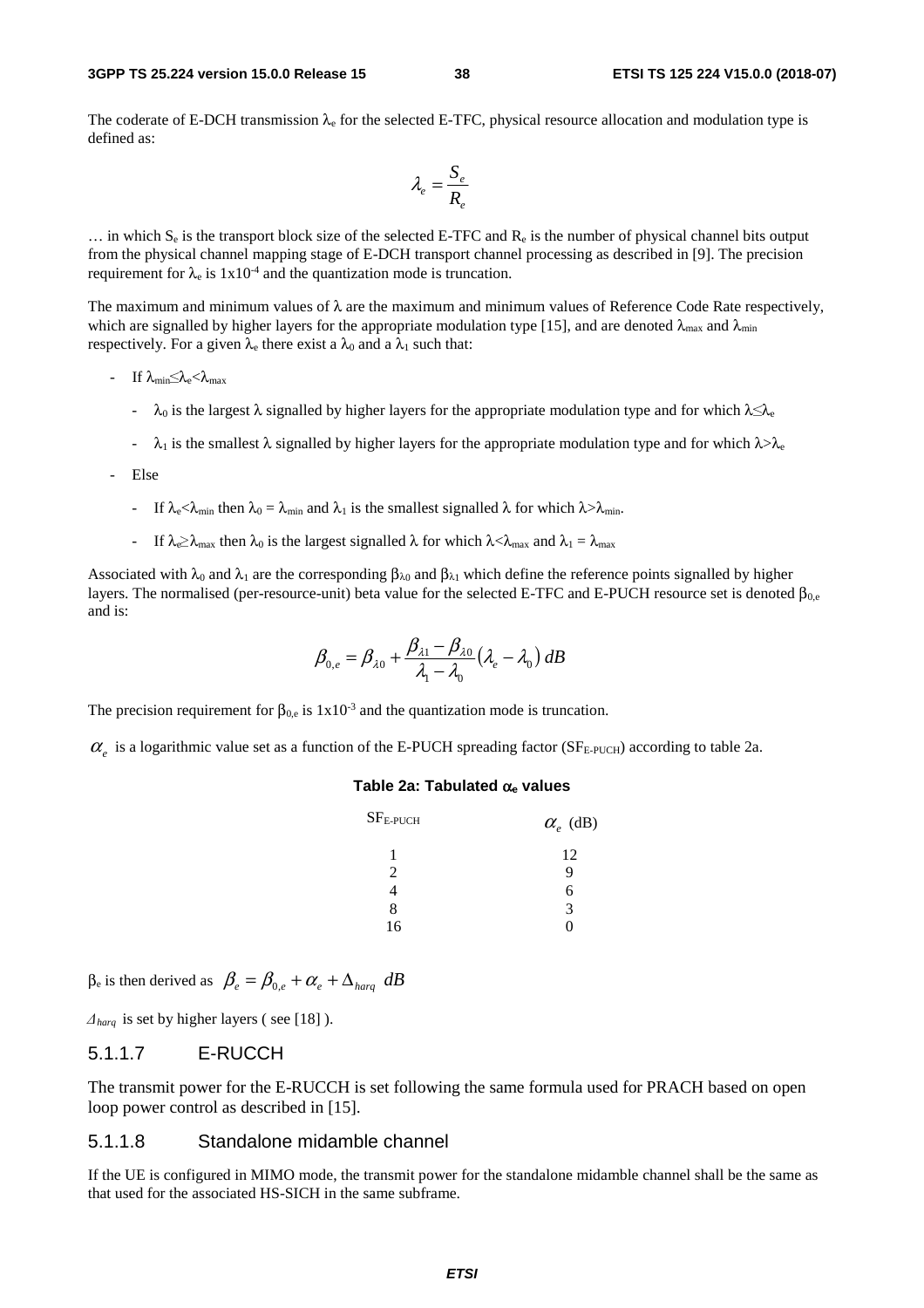The coderate of E-DCH transmission $\lambda_e$ for the selected E-TFC, physical resource allocation and modulation type is defined as:

$$\lambda_e = \frac{S_e}{R_e}$$

… in which $S_e$ is the transport block size of the selected E-TFC and $R_e$ is the number of physical channel bits output from the physical channel mapping stage of E-DCH transport channel processing as described in [9]. The precision requirement for $\lambda_e$ is $1 \times 10^{-4}$ and the quantization mode is truncation.

The maximum and minimum values of $\lambda$ are the maximum and minimum values of Reference Code Rate respectively, which are signalled by higher layers for the appropriate modulation type [15], and are denoted $\lambda_{max}$ and $\lambda_{min}$ respectively. For a given $\lambda_e$ there exist a $\lambda_0$ and a $\lambda_1$ such that:

- If $\lambda_{min} \leq \lambda_e < \lambda_{max}$
  - $\lambda_0$ is the largest $\lambda$ signalled by higher layers for the appropriate modulation type and for which $\lambda \leq \lambda_e$
  - $\lambda_1$ is the smallest $\lambda$ signalled by higher layers for the appropriate modulation type and for which $\lambda > \lambda_e$
- Else
  - If $\lambda_e < \lambda_{min}$ then $\lambda_0 = \lambda_{min}$ and $\lambda_1$ is the smallest signalled $\lambda$ for which $\lambda > \lambda_{min}$.
  - If $\lambda_e \geq \lambda_{max}$ then $\lambda_0$ is the largest signalled $\lambda$ for which $\lambda < \lambda_{max}$ and $\lambda_1 = \lambda_{max}$

Associated with $\lambda_0$ and $\lambda_1$ are the corresponding $\beta_{\lambda 0}$ and $\beta_{\lambda 1}$ which define the reference points signalled by higher layers. The normalised (per-resource-unit) beta value for the selected E-TFC and E-PUCH resource set is denoted $\beta_{0,e}$ and is:

$$\beta_{0,e} = \beta_{\lambda 0} + \frac{\beta_{\lambda 1} - \beta_{\lambda 0}}{\lambda_1 - \lambda_0}\left(\lambda_e - \lambda_0\right) dB$$

The precision requirement for $\beta_{0,e}$ is $1 \times 10^{-3}$ and the quantization mode is truncation.

$\alpha_e$ is a logarithmic value set as a function of the E-PUCH spreading factor ($SF_{E\text{-}PUCH}$) according to table 2a.

**Table 2a: Tabulated $\alpha_e$ values**

| $SF_{E\text{-}PUCH}$ | $\alpha_e$ (dB) |
|---|---|
| 1 | 12 |
| 2 | 9 |
| 4 | 6 |
| 8 | 3 |
| 16 | 0 |

$\beta_e$ is then derived as $\beta_e = \beta_{0,e} + \alpha_e + \Delta_{harq}\ dB$

$\Delta_{harq}$ is set by higher layers ( see [18] ).

### 5.1.1.7 E-RUCCH

The transmit power for the E-RUCCH is set following the same formula used for PRACH based on open loop power control as described in [15].

### 5.1.1.8 Standalone midamble channel

If the UE is configured in MIMO mode, the transmit power for the standalone midamble channel shall be the same as that used for the associated HS-SICH in the same subframe.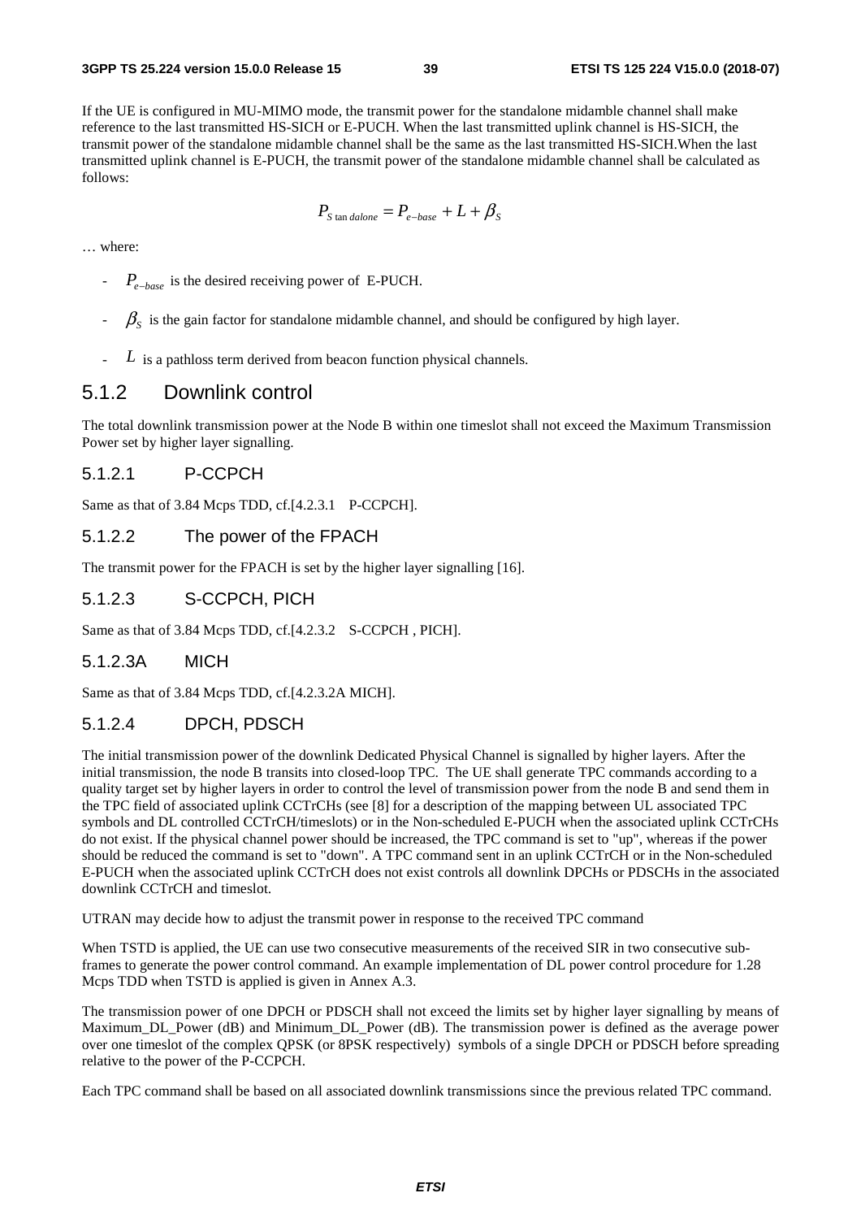If the UE is configured in MU-MIMO mode, the transmit power for the standalone midamble channel shall make reference to the last transmitted HS-SICH or E-PUCH. When the last transmitted uplink channel is HS-SICH, the transmit power of the standalone midamble channel shall be the same as the last transmitted HS-SICH.When the last transmitted uplink channel is E-PUCH, the transmit power of the standalone midamble channel shall be calculated as follows:

$$P_{S\tan dalone} = P_{e-base} + L + \beta_S$$

… where:

- $P_{e-base}$ is the desired receiving power of E-PUCH.
- $\beta_S$ is the gain factor for standalone midamble channel, and should be configured by high layer.
- $L$ is a pathloss term derived from beacon function physical channels.

## 5.1.2 Downlink control

The total downlink transmission power at the Node B within one timeslot shall not exceed the Maximum Transmission Power set by higher layer signalling.

### 5.1.2.1 P-CCPCH

Same as that of 3.84 Mcps TDD, cf.[4.2.3.1 P-CCPCH].

### 5.1.2.2 The power of the FPACH

The transmit power for the FPACH is set by the higher layer signalling [16].

### 5.1.2.3 S-CCPCH, PICH

Same as that of 3.84 Mcps TDD, cf.[4.2.3.2 S-CCPCH , PICH].

### 5.1.2.3A MICH

Same as that of 3.84 Mcps TDD, cf.[4.2.3.2A MICH].

### 5.1.2.4 DPCH, PDSCH

The initial transmission power of the downlink Dedicated Physical Channel is signalled by higher layers. After the initial transmission, the node B transits into closed-loop TPC. The UE shall generate TPC commands according to a quality target set by higher layers in order to control the level of transmission power from the node B and send them in the TPC field of associated uplink CCTrCHs (see [8] for a description of the mapping between UL associated TPC symbols and DL controlled CCTrCH/timeslots) or in the Non-scheduled E-PUCH when the associated uplink CCTrCHs do not exist. If the physical channel power should be increased, the TPC command is set to "up", whereas if the power should be reduced the command is set to "down". A TPC command sent in an uplink CCTrCH or in the Non-scheduled E-PUCH when the associated uplink CCTrCH does not exist controls all downlink DPCHs or PDSCHs in the associated downlink CCTrCH and timeslot.

UTRAN may decide how to adjust the transmit power in response to the received TPC command

When TSTD is applied, the UE can use two consecutive measurements of the received SIR in two consecutive sub-frames to generate the power control command. An example implementation of DL power control procedure for 1.28 Mcps TDD when TSTD is applied is given in Annex A.3.

The transmission power of one DPCH or PDSCH shall not exceed the limits set by higher layer signalling by means of Maximum_DL_Power (dB) and Minimum_DL_Power (dB). The transmission power is defined as the average power over one timeslot of the complex QPSK (or 8PSK respectively) symbols of a single DPCH or PDSCH before spreading relative to the power of the P-CCPCH.

Each TPC command shall be based on all associated downlink transmissions since the previous related TPC command.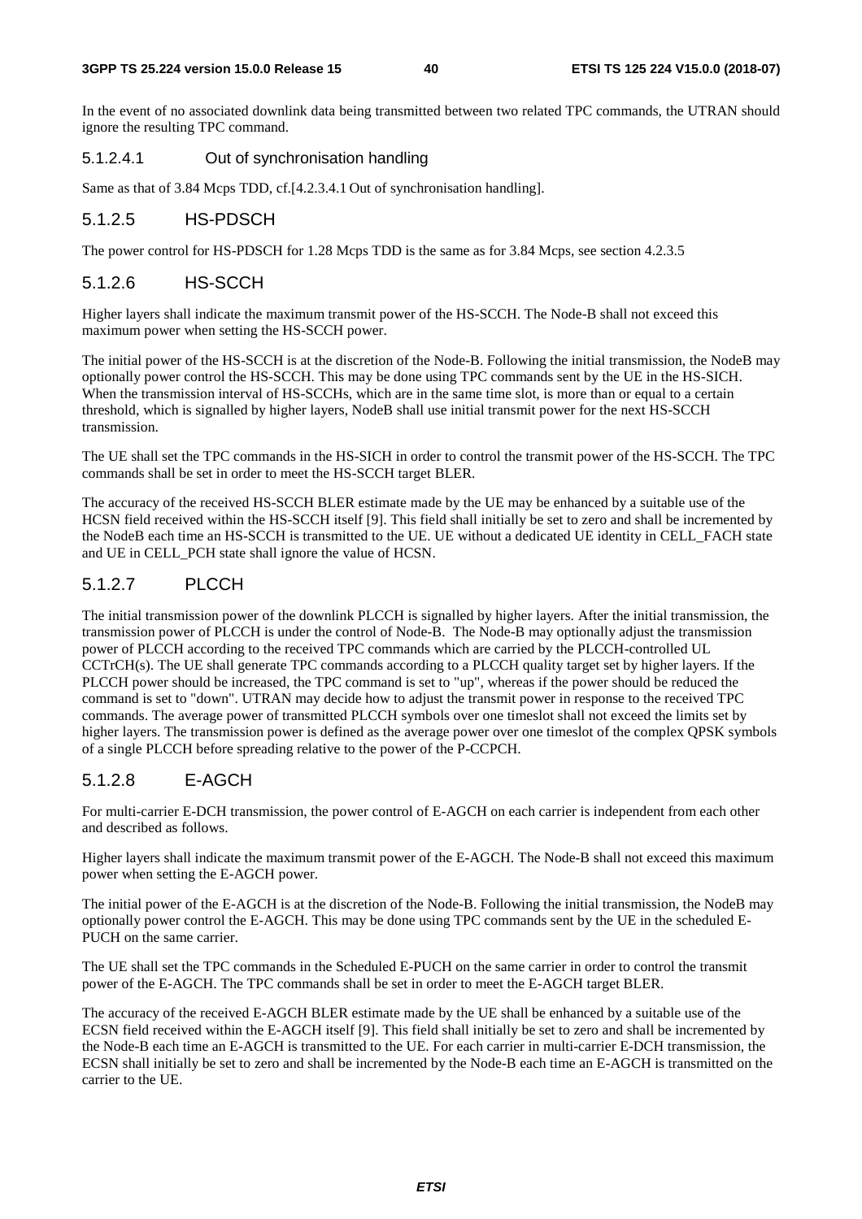In the event of no associated downlink data being transmitted between two related TPC commands, the UTRAN should ignore the resulting TPC command.

##### 5.1.2.4.1 Out of synchronisation handling

Same as that of 3.84 Mcps TDD, cf.[4.2.3.4.1 Out of synchronisation handling].

#### 5.1.2.5 HS-PDSCH

The power control for HS-PDSCH for 1.28 Mcps TDD is the same as for 3.84 Mcps, see section 4.2.3.5

#### 5.1.2.6 HS-SCCH

Higher layers shall indicate the maximum transmit power of the HS-SCCH. The Node-B shall not exceed this maximum power when setting the HS-SCCH power.

The initial power of the HS-SCCH is at the discretion of the Node-B. Following the initial transmission, the NodeB may optionally power control the HS-SCCH. This may be done using TPC commands sent by the UE in the HS-SICH. When the transmission interval of HS-SCCHs, which are in the same time slot, is more than or equal to a certain threshold, which is signalled by higher layers, NodeB shall use initial transmit power for the next HS-SCCH transmission.

The UE shall set the TPC commands in the HS-SICH in order to control the transmit power of the HS-SCCH. The TPC commands shall be set in order to meet the HS-SCCH target BLER.

The accuracy of the received HS-SCCH BLER estimate made by the UE may be enhanced by a suitable use of the HCSN field received within the HS-SCCH itself [9]. This field shall initially be set to zero and shall be incremented by the NodeB each time an HS-SCCH is transmitted to the UE. UE without a dedicated UE identity in CELL_FACH state and UE in CELL_PCH state shall ignore the value of HCSN.

#### 5.1.2.7 PLCCH

The initial transmission power of the downlink PLCCH is signalled by higher layers. After the initial transmission, the transmission power of PLCCH is under the control of Node-B. The Node-B may optionally adjust the transmission power of PLCCH according to the received TPC commands which are carried by the PLCCH-controlled UL CCTrCH(s). The UE shall generate TPC commands according to a PLCCH quality target set by higher layers. If the PLCCH power should be increased, the TPC command is set to "up", whereas if the power should be reduced the command is set to "down". UTRAN may decide how to adjust the transmit power in response to the received TPC commands. The average power of transmitted PLCCH symbols over one timeslot shall not exceed the limits set by higher layers. The transmission power is defined as the average power over one timeslot of the complex QPSK symbols of a single PLCCH before spreading relative to the power of the P-CCPCH.

#### 5.1.2.8 E-AGCH

For multi-carrier E-DCH transmission, the power control of E-AGCH on each carrier is independent from each other and described as follows.

Higher layers shall indicate the maximum transmit power of the E-AGCH. The Node-B shall not exceed this maximum power when setting the E-AGCH power.

The initial power of the E-AGCH is at the discretion of the Node-B. Following the initial transmission, the NodeB may optionally power control the E-AGCH. This may be done using TPC commands sent by the UE in the scheduled E-PUCH on the same carrier.

The UE shall set the TPC commands in the Scheduled E-PUCH on the same carrier in order to control the transmit power of the E-AGCH. The TPC commands shall be set in order to meet the E-AGCH target BLER.

The accuracy of the received E-AGCH BLER estimate made by the UE shall be enhanced by a suitable use of the ECSN field received within the E-AGCH itself [9]. This field shall initially be set to zero and shall be incremented by the Node-B each time an E-AGCH is transmitted to the UE. For each carrier in multi-carrier E-DCH transmission, the ECSN shall initially be set to zero and shall be incremented by the Node-B each time an E-AGCH is transmitted on the carrier to the UE.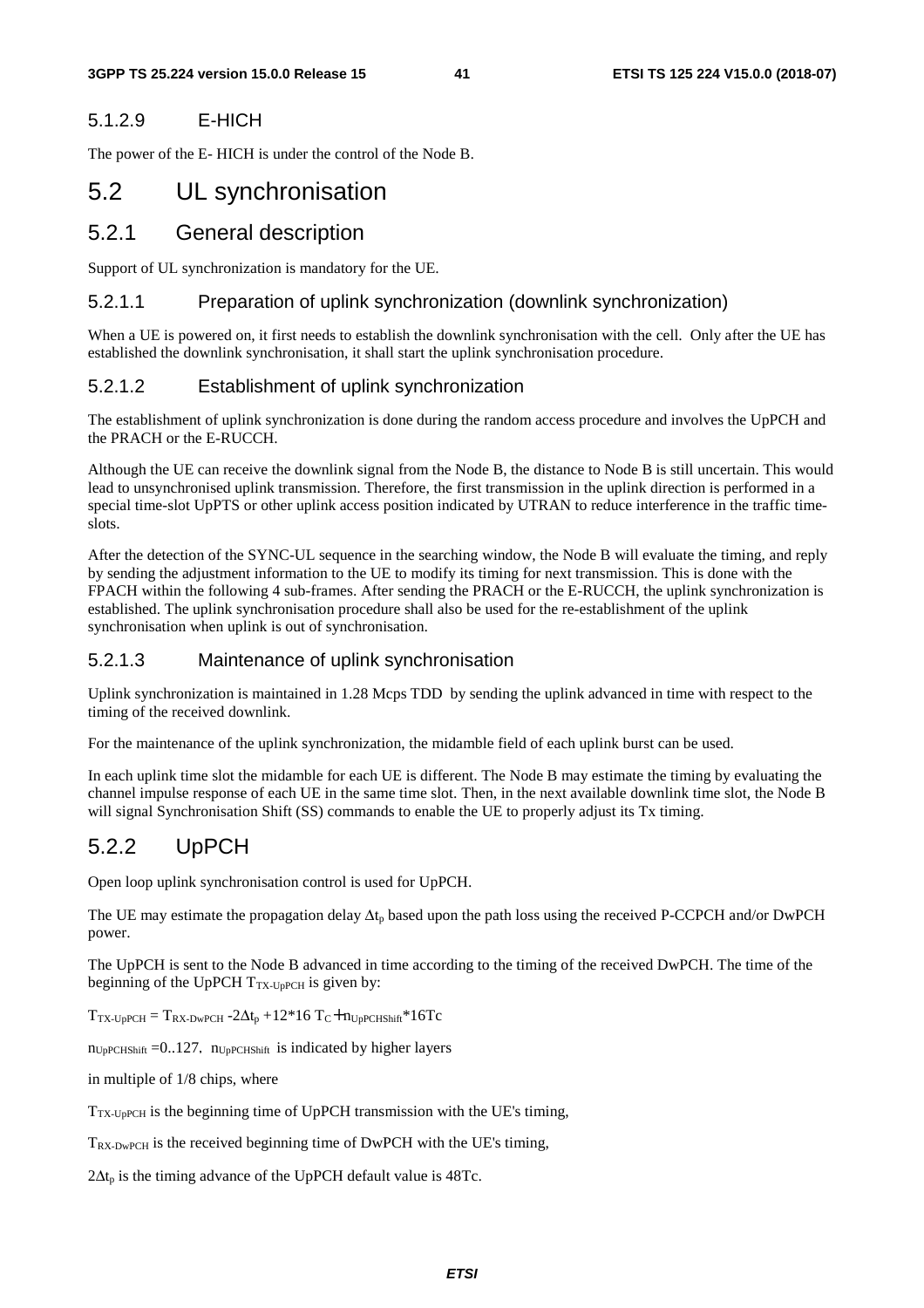#### 5.1.2.9 E-HICH

The power of the E- HICH is under the control of the Node B.

## 5.2 UL synchronisation

### 5.2.1 General description

Support of UL synchronization is mandatory for the UE.

#### 5.2.1.1 Preparation of uplink synchronization (downlink synchronization)

When a UE is powered on, it first needs to establish the downlink synchronisation with the cell. Only after the UE has established the downlink synchronisation, it shall start the uplink synchronisation procedure.

#### 5.2.1.2 Establishment of uplink synchronization

The establishment of uplink synchronization is done during the random access procedure and involves the UpPCH and the PRACH or the E-RUCCH.

Although the UE can receive the downlink signal from the Node B, the distance to Node B is still uncertain. This would lead to unsynchronised uplink transmission. Therefore, the first transmission in the uplink direction is performed in a special time-slot UpPTS or other uplink access position indicated by UTRAN to reduce interference in the traffic time-slots.

After the detection of the SYNC-UL sequence in the searching window, the Node B will evaluate the timing, and reply by sending the adjustment information to the UE to modify its timing for next transmission. This is done with the FPACH within the following 4 sub-frames. After sending the PRACH or the E-RUCCH, the uplink synchronization is established. The uplink synchronisation procedure shall also be used for the re-establishment of the uplink synchronisation when uplink is out of synchronisation.

#### 5.2.1.3 Maintenance of uplink synchronisation

Uplink synchronization is maintained in 1.28 Mcps TDD by sending the uplink advanced in time with respect to the timing of the received downlink.

For the maintenance of the uplink synchronization, the midamble field of each uplink burst can be used.

In each uplink time slot the midamble for each UE is different. The Node B may estimate the timing by evaluating the channel impulse response of each UE in the same time slot. Then, in the next available downlink time slot, the Node B will signal Synchronisation Shift (SS) commands to enable the UE to properly adjust its Tx timing.

### 5.2.2 UpPCH

Open loop uplink synchronisation control is used for UpPCH.

The UE may estimate the propagation delay $\Delta t_p$ based upon the path loss using the received P-CCPCH and/or DwPCH power.

The UpPCH is sent to the Node B advanced in time according to the timing of the received DwPCH. The time of the beginning of the UpPCH $T_{TX\text{-}UpPCH}$ is given by:

$T_{TX\text{-}UpPCH} = T_{RX\text{-}DwPCH} - 2\Delta t_p + 12*16\ T_C + n_{UpPCHShift}*16Tc$

$n_{UpPCHShift} = 0..127$, $n_{UpPCHShift}$ is indicated by higher layers

in multiple of 1/8 chips, where

$T_{TX\text{-}UpPCH}$ is the beginning time of UpPCH transmission with the UE's timing,

$T_{RX\text{-}DwPCH}$ is the received beginning time of DwPCH with the UE's timing,

$2\Delta t_p$ is the timing advance of the UpPCH default value is 48Tc.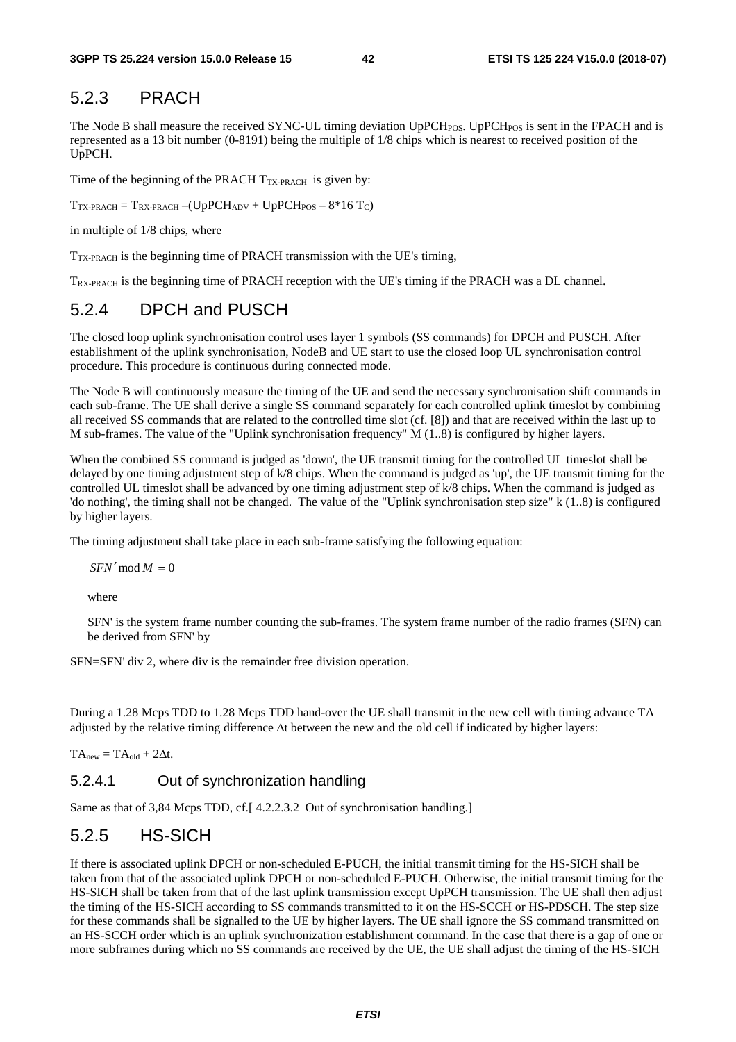## 5.2.3 PRACH

The Node B shall measure the received SYNC-UL timing deviation $UpPCH_{POS}$. $UpPCH_{POS}$ is sent in the FPACH and is represented as a 13 bit number (0-8191) being the multiple of 1/8 chips which is nearest to received position of the UpPCH.

Time of the beginning of the PRACH $T_{TX-PRACH}$ is given by:

$T_{TX-PRACH} = T_{RX-PRACH} - (UpPCH_{ADV} + UpPCH_{POS} - 8*16\ T_C)$

in multiple of 1/8 chips, where

$T_{TX-PRACH}$ is the beginning time of PRACH transmission with the UE's timing,

$T_{RX-PRACH}$ is the beginning time of PRACH reception with the UE's timing if the PRACH was a DL channel.

## 5.2.4 DPCH and PUSCH

The closed loop uplink synchronisation control uses layer 1 symbols (SS commands) for DPCH and PUSCH. After establishment of the uplink synchronisation, NodeB and UE start to use the closed loop UL synchronisation control procedure. This procedure is continuous during connected mode.

The Node B will continuously measure the timing of the UE and send the necessary synchronisation shift commands in each sub-frame. The UE shall derive a single SS command separately for each controlled uplink timeslot by combining all received SS commands that are related to the controlled time slot (cf. [8]) and that are received within the last up to M sub-frames. The value of the "Uplink synchronisation frequency" M (1..8) is configured by higher layers.

When the combined SS command is judged as 'down', the UE transmit timing for the controlled UL timeslot shall be delayed by one timing adjustment step of k/8 chips. When the command is judged as 'up', the UE transmit timing for the controlled UL timeslot shall be advanced by one timing adjustment step of k/8 chips. When the command is judged as 'do nothing', the timing shall not be changed. The value of the "Uplink synchronisation step size" k (1..8) is configured by higher layers.

The timing adjustment shall take place in each sub-frame satisfying the following equation:

$$SFN' \bmod M = 0$$

where

SFN' is the system frame number counting the sub-frames. The system frame number of the radio frames (SFN) can be derived from SFN' by

SFN=SFN' div 2, where div is the remainder free division operation.

During a 1.28 Mcps TDD to 1.28 Mcps TDD hand-over the UE shall transmit in the new cell with timing advance TA adjusted by the relative timing difference $\Delta t$ between the new and the old cell if indicated by higher layers:

$TA_{new} = TA_{old} + 2\Delta t$.

### 5.2.4.1 Out of synchronization handling

Same as that of 3,84 Mcps TDD, cf.[ 4.2.2.3.2 Out of synchronisation handling.]

## 5.2.5 HS-SICH

If there is associated uplink DPCH or non-scheduled E-PUCH, the initial transmit timing for the HS-SICH shall be taken from that of the associated uplink DPCH or non-scheduled E-PUCH. Otherwise, the initial transmit timing for the HS-SICH shall be taken from that of the last uplink transmission except UpPCH transmission. The UE shall then adjust the timing of the HS-SICH according to SS commands transmitted to it on the HS-SCCH or HS-PDSCH. The step size for these commands shall be signalled to the UE by higher layers. The UE shall ignore the SS command transmitted on an HS-SCCH order which is an uplink synchronization establishment command. In the case that there is a gap of one or more subframes during which no SS commands are received by the UE, the UE shall adjust the timing of the HS-SICH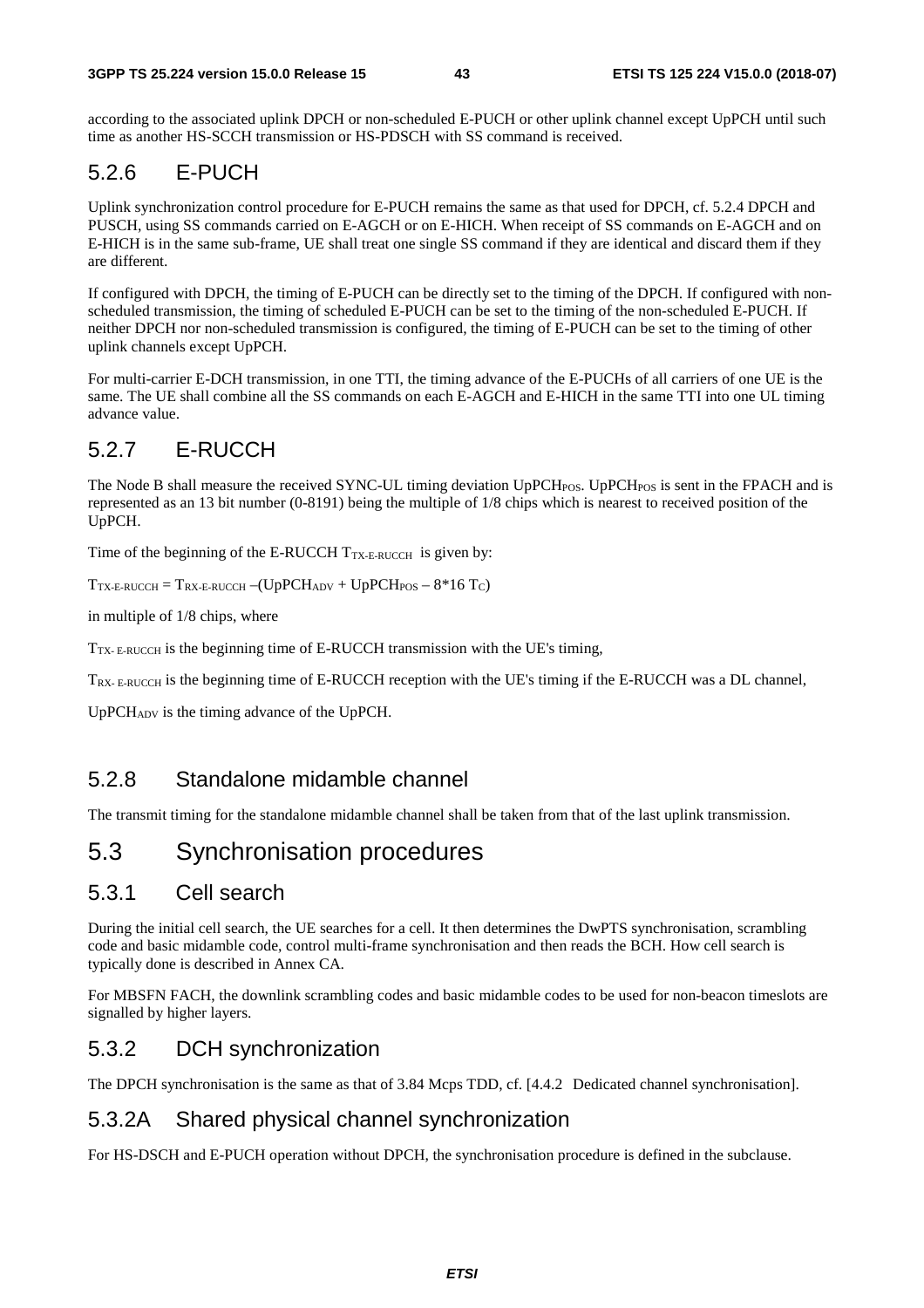according to the associated uplink DPCH or non-scheduled E-PUCH or other uplink channel except UpPCH until such time as another HS-SCCH transmission or HS-PDSCH with SS command is received.

### 5.2.6 E-PUCH

Uplink synchronization control procedure for E-PUCH remains the same as that used for DPCH, cf. 5.2.4 DPCH and PUSCH, using SS commands carried on E-AGCH or on E-HICH. When receipt of SS commands on E-AGCH and on E-HICH is in the same sub-frame, UE shall treat one single SS command if they are identical and discard them if they are different.

If configured with DPCH, the timing of E-PUCH can be directly set to the timing of the DPCH. If configured with non-scheduled transmission, the timing of scheduled E-PUCH can be set to the timing of the non-scheduled E-PUCH. If neither DPCH nor non-scheduled transmission is configured, the timing of E-PUCH can be set to the timing of other uplink channels except UpPCH.

For multi-carrier E-DCH transmission, in one TTI, the timing advance of the E-PUCHs of all carriers of one UE is the same. The UE shall combine all the SS commands on each E-AGCH and E-HICH in the same TTI into one UL timing advance value.

### 5.2.7 E-RUCCH

The Node B shall measure the received SYNC-UL timing deviation $UpPCH_{POS}$. $UpPCH_{POS}$ is sent in the FPACH and is represented as an 13 bit number (0-8191) being the multiple of 1/8 chips which is nearest to received position of the UpPCH.

Time of the beginning of the E-RUCCH $T_{TX\text{-}E\text{-}RUCCH}$ is given by:

$T_{TX\text{-}E\text{-}RUCCH} = T_{RX\text{-}E\text{-}RUCCH} - (UpPCH_{ADV} + UpPCH_{POS} - 8*16\ T_C)$

in multiple of 1/8 chips, where

$T_{TX\text{-}E\text{-}RUCCH}$ is the beginning time of E-RUCCH transmission with the UE's timing,

$T_{RX\text{-}E\text{-}RUCCH}$ is the beginning time of E-RUCCH reception with the UE's timing if the E-RUCCH was a DL channel,

$UpPCH_{ADV}$ is the timing advance of the UpPCH.

### 5.2.8 Standalone midamble channel

The transmit timing for the standalone midamble channel shall be taken from that of the last uplink transmission.

## 5.3 Synchronisation procedures

### 5.3.1 Cell search

During the initial cell search, the UE searches for a cell. It then determines the DwPTS synchronisation, scrambling code and basic midamble code, control multi-frame synchronisation and then reads the BCH. How cell search is typically done is described in Annex CA.

For MBSFN FACH, the downlink scrambling codes and basic midamble codes to be used for non-beacon timeslots are signalled by higher layers.

### 5.3.2 DCH synchronization

The DPCH synchronisation is the same as that of 3.84 Mcps TDD, cf. [4.4.2 Dedicated channel synchronisation].

### 5.3.2A Shared physical channel synchronization

For HS-DSCH and E-PUCH operation without DPCH, the synchronisation procedure is defined in the subclause.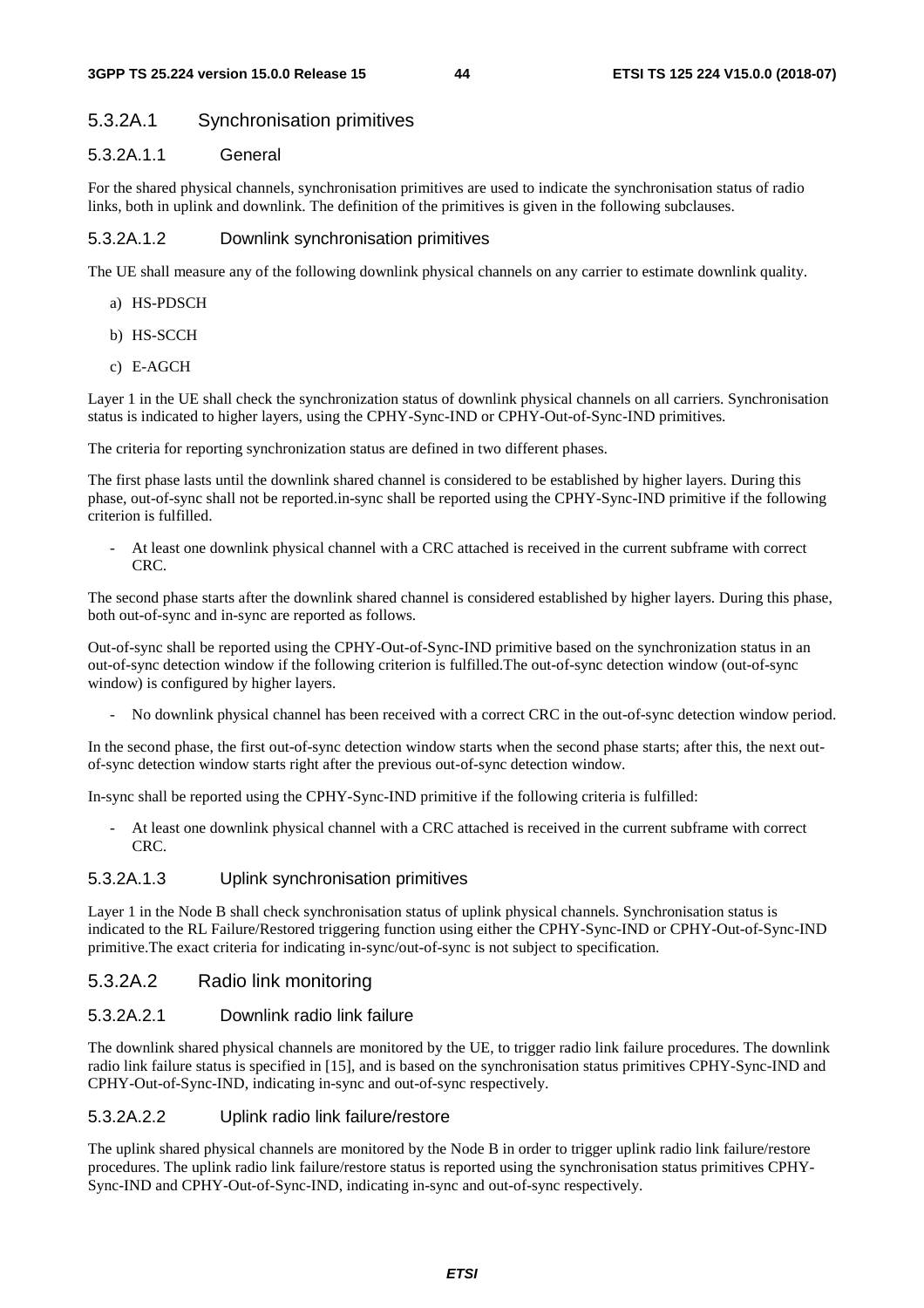#### 5.3.2A.1 Synchronisation primitives

##### 5.3.2A.1.1 General

For the shared physical channels, synchronisation primitives are used to indicate the synchronisation status of radio links, both in uplink and downlink. The definition of the primitives is given in the following subclauses.

##### 5.3.2A.1.2 Downlink synchronisation primitives

The UE shall measure any of the following downlink physical channels on any carrier to estimate downlink quality.

a) HS-PDSCH

b) HS-SCCH

c) E-AGCH

Layer 1 in the UE shall check the synchronization status of downlink physical channels on all carriers. Synchronisation status is indicated to higher layers, using the CPHY-Sync-IND or CPHY-Out-of-Sync-IND primitives.

The criteria for reporting synchronization status are defined in two different phases.

The first phase lasts until the downlink shared channel is considered to be established by higher layers. During this phase, out-of-sync shall not be reported.in-sync shall be reported using the CPHY-Sync-IND primitive if the following criterion is fulfilled.

- At least one downlink physical channel with a CRC attached is received in the current subframe with correct CRC.

The second phase starts after the downlink shared channel is considered established by higher layers. During this phase, both out-of-sync and in-sync are reported as follows.

Out-of-sync shall be reported using the CPHY-Out-of-Sync-IND primitive based on the synchronization status in an out-of-sync detection window if the following criterion is fulfilled.The out-of-sync detection window (out-of-sync window) is configured by higher layers.

- No downlink physical channel has been received with a correct CRC in the out-of-sync detection window period.

In the second phase, the first out-of-sync detection window starts when the second phase starts; after this, the next out-of-sync detection window starts right after the previous out-of-sync detection window.

In-sync shall be reported using the CPHY-Sync-IND primitive if the following criteria is fulfilled:

- At least one downlink physical channel with a CRC attached is received in the current subframe with correct CRC.

##### 5.3.2A.1.3 Uplink synchronisation primitives

Layer 1 in the Node B shall check synchronisation status of uplink physical channels. Synchronisation status is indicated to the RL Failure/Restored triggering function using either the CPHY-Sync-IND or CPHY-Out-of-Sync-IND primitive.The exact criteria for indicating in-sync/out-of-sync is not subject to specification.

#### 5.3.2A.2 Radio link monitoring

##### 5.3.2A.2.1 Downlink radio link failure

The downlink shared physical channels are monitored by the UE, to trigger radio link failure procedures. The downlink radio link failure status is specified in [15], and is based on the synchronisation status primitives CPHY-Sync-IND and CPHY-Out-of-Sync-IND, indicating in-sync and out-of-sync respectively.

##### 5.3.2A.2.2 Uplink radio link failure/restore

The uplink shared physical channels are monitored by the Node B in order to trigger uplink radio link failure/restore procedures. The uplink radio link failure/restore status is reported using the synchronisation status primitives CPHY-Sync-IND and CPHY-Out-of-Sync-IND, indicating in-sync and out-of-sync respectively.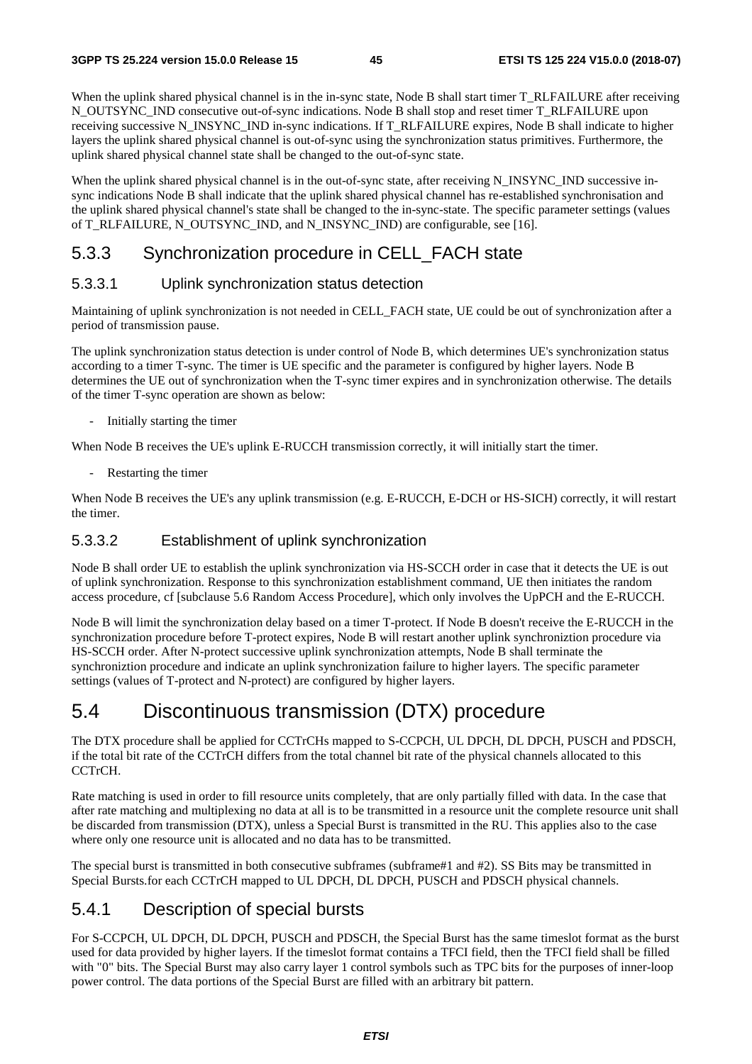When the uplink shared physical channel is in the in-sync state, Node B shall start timer T_RLFAILURE after receiving N_OUTSYNC_IND consecutive out-of-sync indications. Node B shall stop and reset timer T_RLFAILURE upon receiving successive N_INSYNC_IND in-sync indications. If T_RLFAILURE expires, Node B shall indicate to higher layers the uplink shared physical channel is out-of-sync using the synchronization status primitives. Furthermore, the uplink shared physical channel state shall be changed to the out-of-sync state.

When the uplink shared physical channel is in the out-of-sync state, after receiving N_INSYNC_IND successive in-sync indications Node B shall indicate that the uplink shared physical channel has re-established synchronisation and the uplink shared physical channel's state shall be changed to the in-sync-state. The specific parameter settings (values of T_RLFAILURE, N_OUTSYNC_IND, and N_INSYNC_IND) are configurable, see [16].

### 5.3.3 Synchronization procedure in CELL_FACH state

#### 5.3.3.1 Uplink synchronization status detection

Maintaining of uplink synchronization is not needed in CELL_FACH state, UE could be out of synchronization after a period of transmission pause.

The uplink synchronization status detection is under control of Node B, which determines UE's synchronization status according to a timer T-sync. The timer is UE specific and the parameter is configured by higher layers. Node B determines the UE out of synchronization when the T-sync timer expires and in synchronization otherwise. The details of the timer T-sync operation are shown as below:

- Initially starting the timer

When Node B receives the UE's uplink E-RUCCH transmission correctly, it will initially start the timer.

- Restarting the timer

When Node B receives the UE's any uplink transmission (e.g. E-RUCCH, E-DCH or HS-SICH) correctly, it will restart the timer.

#### 5.3.3.2 Establishment of uplink synchronization

Node B shall order UE to establish the uplink synchronization via HS-SCCH order in case that it detects the UE is out of uplink synchronization. Response to this synchronization establishment command, UE then initiates the random access procedure, cf [subclause 5.6 Random Access Procedure], which only involves the UpPCH and the E-RUCCH.

Node B will limit the synchronization delay based on a timer T-protect. If Node B doesn't receive the E-RUCCH in the synchronization procedure before T-protect expires, Node B will restart another uplink synchroniztion procedure via HS-SCCH order. After N-protect successive uplink synchronization attempts, Node B shall terminate the synchroniztion procedure and indicate an uplink synchronization failure to higher layers. The specific parameter settings (values of T-protect and N-protect) are configured by higher layers.

## 5.4 Discontinuous transmission (DTX) procedure

The DTX procedure shall be applied for CCTrCHs mapped to S-CCPCH, UL DPCH, DL DPCH, PUSCH and PDSCH, if the total bit rate of the CCTrCH differs from the total channel bit rate of the physical channels allocated to this CCTrCH.

Rate matching is used in order to fill resource units completely, that are only partially filled with data. In the case that after rate matching and multiplexing no data at all is to be transmitted in a resource unit the complete resource unit shall be discarded from transmission (DTX), unless a Special Burst is transmitted in the RU. This applies also to the case where only one resource unit is allocated and no data has to be transmitted.

The special burst is transmitted in both consecutive subframes (subframe#1 and #2). SS Bits may be transmitted in Special Bursts.for each CCTrCH mapped to UL DPCH, DL DPCH, PUSCH and PDSCH physical channels.

### 5.4.1 Description of special bursts

For S-CCPCH, UL DPCH, DL DPCH, PUSCH and PDSCH, the Special Burst has the same timeslot format as the burst used for data provided by higher layers. If the timeslot format contains a TFCI field, then the TFCI field shall be filled with "0" bits. The Special Burst may also carry layer 1 control symbols such as TPC bits for the purposes of inner-loop power control. The data portions of the Special Burst are filled with an arbitrary bit pattern.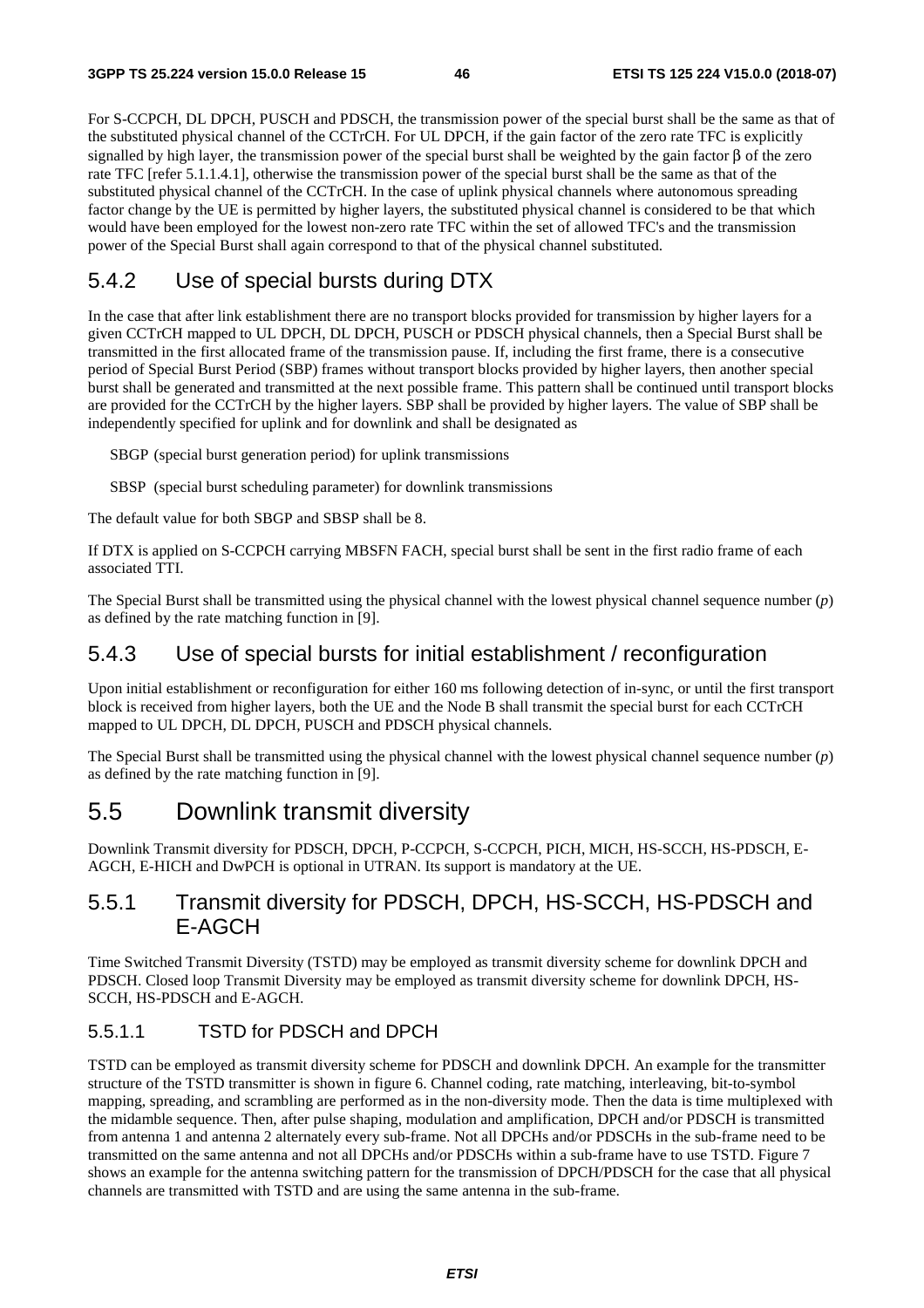For S-CCPCH, DL DPCH, PUSCH and PDSCH, the transmission power of the special burst shall be the same as that of the substituted physical channel of the CCTrCH. For UL DPCH, if the gain factor of the zero rate TFC is explicitly signalled by high layer, the transmission power of the special burst shall be weighted by the gain factor $\beta$ of the zero rate TFC [refer 5.1.1.4.1], otherwise the transmission power of the special burst shall be the same as that of the substituted physical channel of the CCTrCH. In the case of uplink physical channels where autonomous spreading factor change by the UE is permitted by higher layers, the substituted physical channel is considered to be that which would have been employed for the lowest non-zero rate TFC within the set of allowed TFC's and the transmission power of the Special Burst shall again correspond to that of the physical channel substituted.

### 5.4.2 Use of special bursts during DTX

In the case that after link establishment there are no transport blocks provided for transmission by higher layers for a given CCTrCH mapped to UL DPCH, DL DPCH, PUSCH or PDSCH physical channels, then a Special Burst shall be transmitted in the first allocated frame of the transmission pause. If, including the first frame, there is a consecutive period of Special Burst Period (SBP) frames without transport blocks provided by higher layers, then another special burst shall be generated and transmitted at the next possible frame. This pattern shall be continued until transport blocks are provided for the CCTrCH by the higher layers. SBP shall be provided by higher layers. The value of SBP shall be independently specified for uplink and for downlink and shall be designated as

SBGP (special burst generation period) for uplink transmissions

SBSP (special burst scheduling parameter) for downlink transmissions

The default value for both SBGP and SBSP shall be 8.

If DTX is applied on S-CCPCH carrying MBSFN FACH, special burst shall be sent in the first radio frame of each associated TTI.

The Special Burst shall be transmitted using the physical channel with the lowest physical channel sequence number ($p$) as defined by the rate matching function in [9].

### 5.4.3 Use of special bursts for initial establishment / reconfiguration

Upon initial establishment or reconfiguration for either 160 ms following detection of in-sync, or until the first transport block is received from higher layers, both the UE and the Node B shall transmit the special burst for each CCTrCH mapped to UL DPCH, DL DPCH, PUSCH and PDSCH physical channels.

The Special Burst shall be transmitted using the physical channel with the lowest physical channel sequence number ($p$) as defined by the rate matching function in [9].

## 5.5 Downlink transmit diversity

Downlink Transmit diversity for PDSCH, DPCH, P-CCPCH, S-CCPCH, PICH, MICH, HS-SCCH, HS-PDSCH, E-AGCH, E-HICH and DwPCH is optional in UTRAN. Its support is mandatory at the UE.

### 5.5.1 Transmit diversity for PDSCH, DPCH, HS-SCCH, HS-PDSCH and E-AGCH

Time Switched Transmit Diversity (TSTD) may be employed as transmit diversity scheme for downlink DPCH and PDSCH. Closed loop Transmit Diversity may be employed as transmit diversity scheme for downlink DPCH, HS-SCCH, HS-PDSCH and E-AGCH.

#### 5.5.1.1 TSTD for PDSCH and DPCH

TSTD can be employed as transmit diversity scheme for PDSCH and downlink DPCH. An example for the transmitter structure of the TSTD transmitter is shown in figure 6. Channel coding, rate matching, interleaving, bit-to-symbol mapping, spreading, and scrambling are performed as in the non-diversity mode. Then the data is time multiplexed with the midamble sequence. Then, after pulse shaping, modulation and amplification, DPCH and/or PDSCH is transmitted from antenna 1 and antenna 2 alternately every sub-frame. Not all DPCHs and/or PDSCHs in the sub-frame need to be transmitted on the same antenna and not all DPCHs and/or PDSCHs within a sub-frame have to use TSTD. Figure 7 shows an example for the antenna switching pattern for the transmission of DPCH/PDSCH for the case that all physical channels are transmitted with TSTD and are using the same antenna in the sub-frame.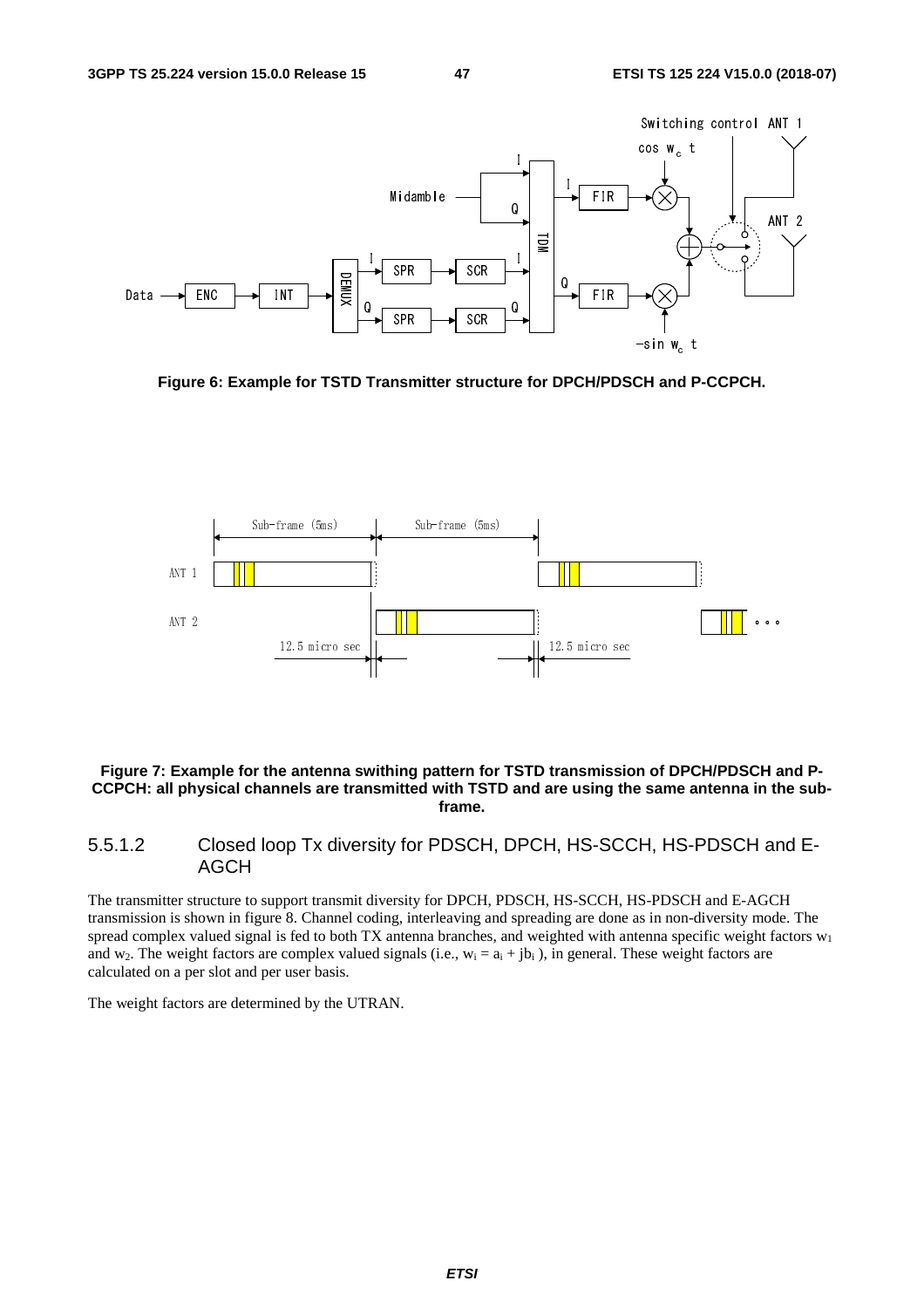**Figure 6: Example for TSTD Transmitter structure for DPCH/PDSCH and P-CCPCH.**

**Figure 7: Example for the antenna swithing pattern for TSTD transmission of DPCH/PDSCH and P-CCPCH: all physical channels are transmitted with TSTD and are using the same antenna in the sub-frame.**

### 5.5.1.2 Closed loop Tx diversity for PDSCH, DPCH, HS-SCCH, HS-PDSCH and E-AGCH

The transmitter structure to support transmit diversity for DPCH, PDSCH, HS-SCCH, HS-PDSCH and E-AGCH transmission is shown in figure 8. Channel coding, interleaving and spreading are done as in non-diversity mode. The spread complex valued signal is fed to both TX antenna branches, and weighted with antenna specific weight factors $w_1$ and $w_2$. The weight factors are complex valued signals (i.e., $w_i = a_i + jb_i$ ), in general. These weight factors are calculated on a per slot and per user basis.

The weight factors are determined by the UTRAN.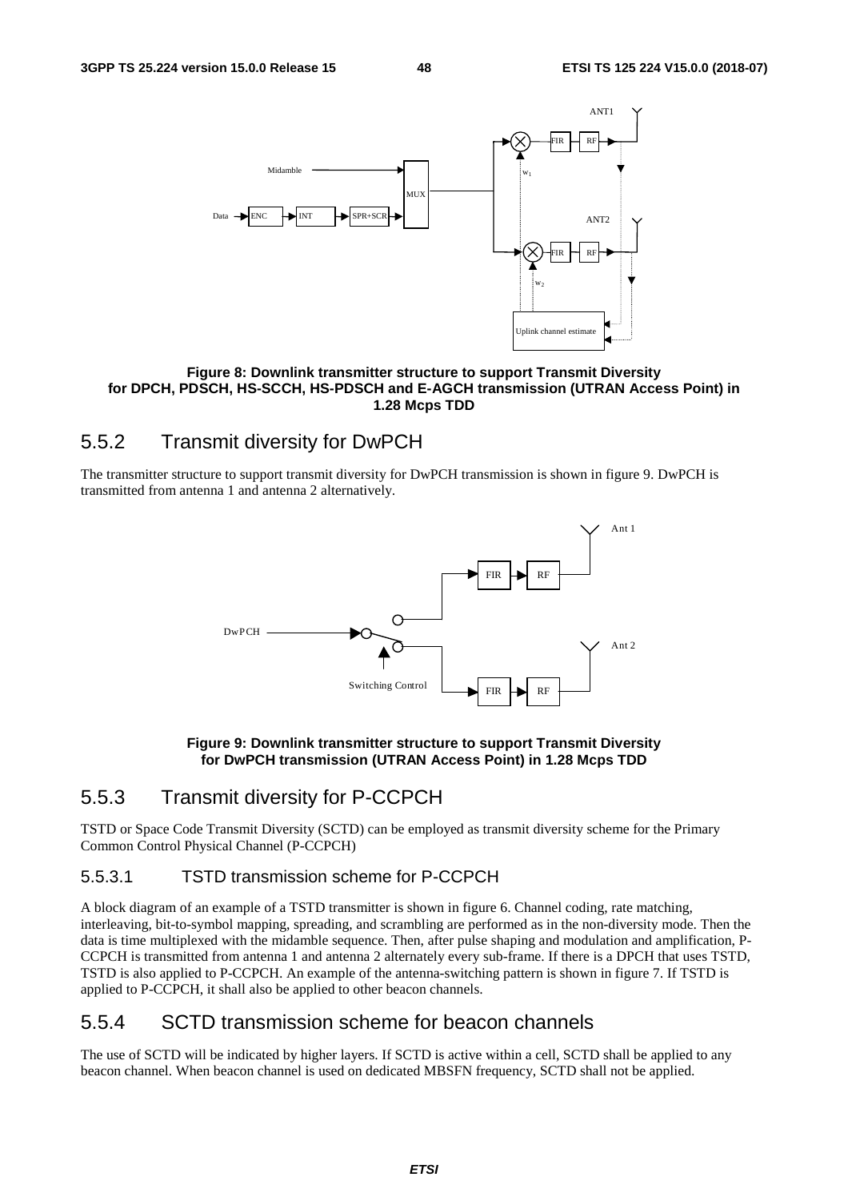**Figure 8: Downlink transmitter structure to support Transmit Diversity for DPCH, PDSCH, HS-SCCH, HS-PDSCH and E-AGCH transmission (UTRAN Access Point) in 1.28 Mcps TDD**

## 5.5.2 Transmit diversity for DwPCH

The transmitter structure to support transmit diversity for DwPCH transmission is shown in figure 9. DwPCH is transmitted from antenna 1 and antenna 2 alternatively.

**Figure 9: Downlink transmitter structure to support Transmit Diversity for DwPCH transmission (UTRAN Access Point) in 1.28 Mcps TDD**

## 5.5.3 Transmit diversity for P-CCPCH

TSTD or Space Code Transmit Diversity (SCTD) can be employed as transmit diversity scheme for the Primary Common Control Physical Channel (P-CCPCH)

### 5.5.3.1 TSTD transmission scheme for P-CCPCH

A block diagram of an example of a TSTD transmitter is shown in figure 6. Channel coding, rate matching, interleaving, bit-to-symbol mapping, spreading, and scrambling are performed as in the non-diversity mode. Then the data is time multiplexed with the midamble sequence. Then, after pulse shaping and modulation and amplification, P-CCPCH is transmitted from antenna 1 and antenna 2 alternately every sub-frame. If there is a DPCH that uses TSTD, TSTD is also applied to P-CCPCH. An example of the antenna-switching pattern is shown in figure 7. If TSTD is applied to P-CCPCH, it shall also be applied to other beacon channels.

## 5.5.4 SCTD transmission scheme for beacon channels

The use of SCTD will be indicated by higher layers. If SCTD is active within a cell, SCTD shall be applied to any beacon channel. When beacon channel is used on dedicated MBSFN frequency, SCTD shall not be applied.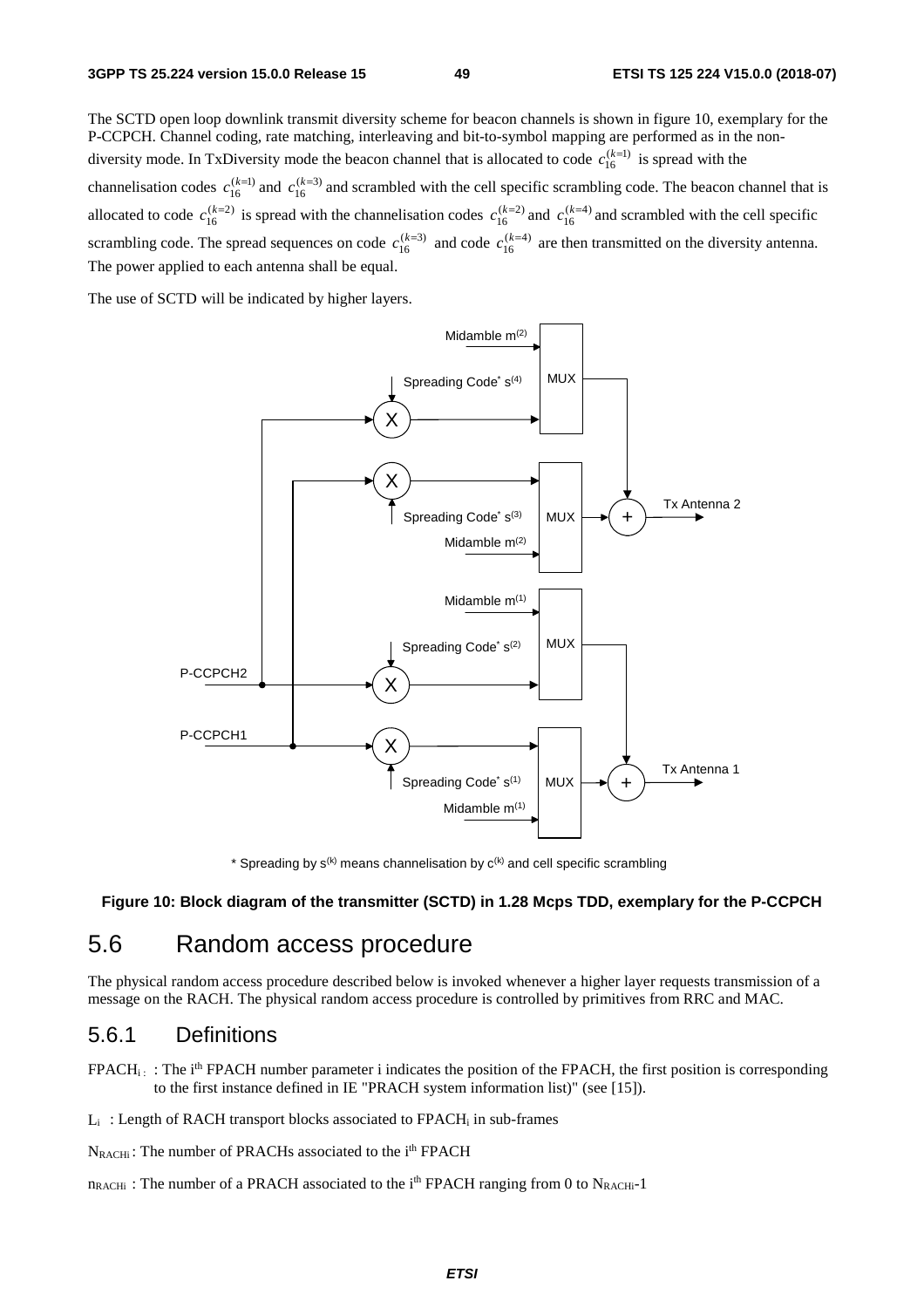The SCTD open loop downlink transmit diversity scheme for beacon channels is shown in figure 10, exemplary for the P-CCPCH. Channel coding, rate matching, interleaving and bit-to-symbol mapping are performed as in the non-diversity mode. In TxDiversity mode the beacon channel that is allocated to code $c_{16}^{(k=1)}$ is spread with the channelisation codes $c_{16}^{(k=1)}$ and $c_{16}^{(k=3)}$ and scrambled with the cell specific scrambling code. The beacon channel that is allocated to code $c_{16}^{(k=2)}$ is spread with the channelisation codes $c_{16}^{(k=2)}$ and $c_{16}^{(k=4)}$ and scrambled with the cell specific scrambling code. The spread sequences on code $c_{16}^{(k=3)}$ and code $c_{16}^{(k=4)}$ are then transmitted on the diversity antenna. The power applied to each antenna shall be equal.

The use of SCTD will be indicated by higher layers.

\* Spreading by $s^{(k)}$ means channelisation by $c^{(k)}$ and cell specific scrambling

**Figure 10: Block diagram of the transmitter (SCTD) in 1.28 Mcps TDD, exemplary for the P-CCPCH**

## 5.6 Random access procedure

The physical random access procedure described below is invoked whenever a higher layer requests transmission of a message on the RACH. The physical random access procedure is controlled by primitives from RRC and MAC.

### 5.6.1 Definitions

$FPACH_i$ : The i[th] FPACH number parameter i indicates the position of the FPACH, the first position is corresponding to the first instance defined in IE "PRACH system information list)" (see [15]).

$L_i$ : Length of RACH transport blocks associated to $FPACH_i$ in sub-frames

$N_{RACHi}$ : The number of PRACHs associated to the i[th] FPACH

$n_{RACHi}$ : The number of a PRACH associated to the i[th] FPACH ranging from 0 to $N_{RACHi}$-1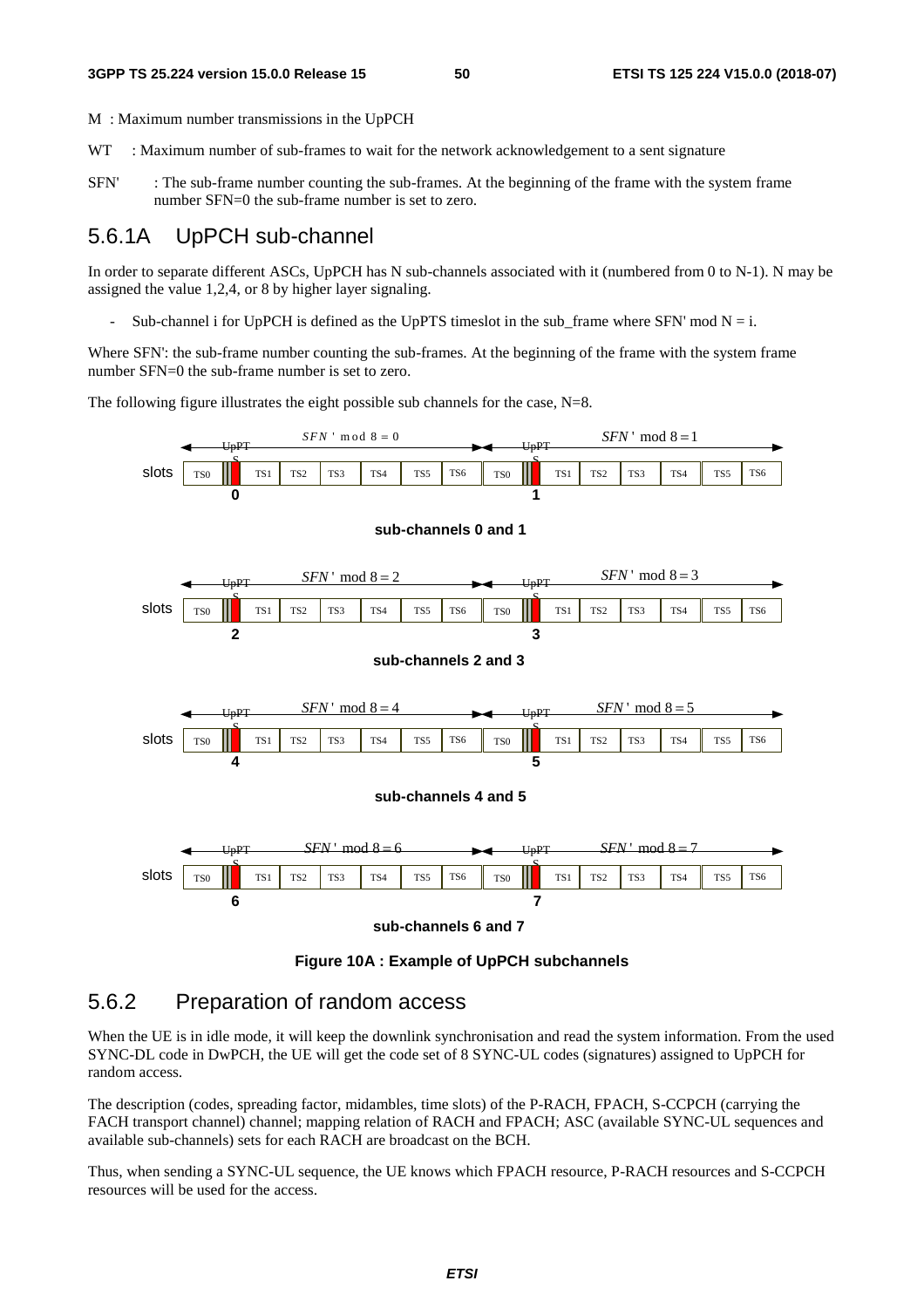M : Maximum number transmissions in the UpPCH

WT : Maximum number of sub-frames to wait for the network acknowledgement to a sent signature

SFN' : The sub-frame number counting the sub-frames. At the beginning of the frame with the system frame number SFN=0 the sub-frame number is set to zero.

## 5.6.1A UpPCH sub-channel

In order to separate different ASCs, UpPCH has N sub-channels associated with it (numbered from 0 to N-1). N may be assigned the value 1,2,4, or 8 by higher layer signaling.

- Sub-channel i for UpPCH is defined as the UpPTS timeslot in the sub_frame where SFN' mod N = i.

Where SFN': the sub-frame number counting the sub-frames. At the beginning of the frame with the system frame number SFN=0 the sub-frame number is set to zero.

The following figure illustrates the eight possible sub channels for the case, N=8.

| | $SFN' \bmod 8 = 0$ | | | | | | | $SFN' \bmod 8 = 1$ | | | | | | | |
|---|---|---|---|---|---|---|---|---|---|---|---|---|---|---|---|
| slots | TS0 | UpPTS (0) | TS1 | TS2 | TS3 | TS4 | TS5 | TS6 | TS0 | UpPTS (1) | TS1 | TS2 | TS3 | TS4 | TS5 | TS6 |

**sub-channels 0 and 1**

| | $SFN' \bmod 8 = 2$ | | | | | | | $SFN' \bmod 8 = 3$ | | | | | | | |
|---|---|---|---|---|---|---|---|---|---|---|---|---|---|---|---|
| slots | TS0 | UpPTS (2) | TS1 | TS2 | TS3 | TS4 | TS5 | TS6 | TS0 | UpPTS (3) | TS1 | TS2 | TS3 | TS4 | TS5 | TS6 |

**sub-channels 2 and 3**

| | $SFN' \bmod 8 = 4$ | | | | | | | $SFN' \bmod 8 = 5$ | | | | | | | |
|---|---|---|---|---|---|---|---|---|---|---|---|---|---|---|---|
| slots | TS0 | UpPTS (4) | TS1 | TS2 | TS3 | TS4 | TS5 | TS6 | TS0 | UpPTS (5) | TS1 | TS2 | TS3 | TS4 | TS5 | TS6 |

**sub-channels 4 and 5**

| | $SFN' \bmod 8 = 6$ | | | | | | | $SFN' \bmod 8 = 7$ | | | | | | | |
|---|---|---|---|---|---|---|---|---|---|---|---|---|---|---|---|
| slots | TS0 | UpPTS (6) | TS1 | TS2 | TS3 | TS4 | TS5 | TS6 | TS0 | UpPTS (7) | TS1 | TS2 | TS3 | TS4 | TS5 | TS6 |

**sub-channels 6 and 7**

**Figure 10A : Example of UpPCH subchannels**

## 5.6.2 Preparation of random access

When the UE is in idle mode, it will keep the downlink synchronisation and read the system information. From the used SYNC-DL code in DwPCH, the UE will get the code set of 8 SYNC-UL codes (signatures) assigned to UpPCH for random access.

The description (codes, spreading factor, midambles, time slots) of the P-RACH, FPACH, S-CCPCH (carrying the FACH transport channel) channel; mapping relation of RACH and FPACH; ASC (available SYNC-UL sequences and available sub-channels) sets for each RACH are broadcast on the BCH.

Thus, when sending a SYNC-UL sequence, the UE knows which FPACH resource, P-RACH resources and S-CCPCH resources will be used for the access.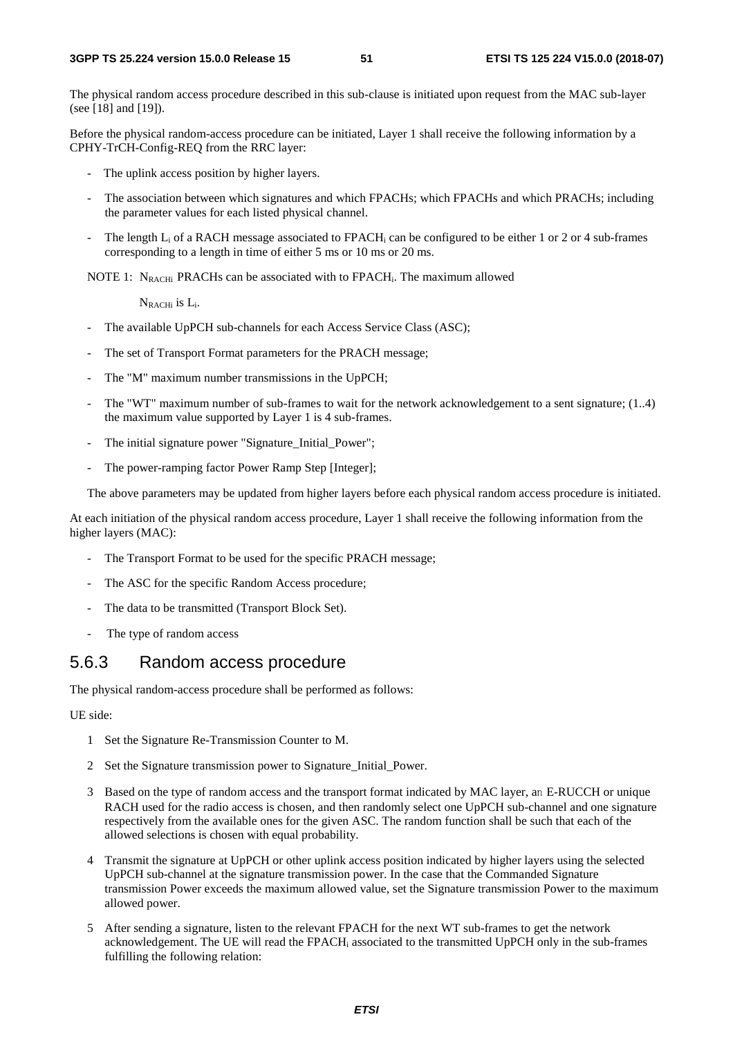The physical random access procedure described in this sub-clause is initiated upon request from the MAC sub-layer (see [18] and [19]).

Before the physical random-access procedure can be initiated, Layer 1 shall receive the following information by a CPHY-TrCH-Config-REQ from the RRC layer:

- The uplink access position by higher layers.
- The association between which signatures and which FPACHs; which FPACHs and which PRACHs; including the parameter values for each listed physical channel.
- The length $L_i$ of a RACH message associated to $FPACH_i$ can be configured to be either 1 or 2 or 4 sub-frames corresponding to a length in time of either 5 ms or 10 ms or 20 ms.

NOTE 1: $N_{RACHi}$ PRACHs can be associated with to $FPACH_i$. The maximum allowed

$N_{RACHi}$ is $L_i$.

- The available UpPCH sub-channels for each Access Service Class (ASC);
- The set of Transport Format parameters for the PRACH message;
- The "M" maximum number transmissions in the UpPCH;
- The "WT" maximum number of sub-frames to wait for the network acknowledgement to a sent signature; (1..4) the maximum value supported by Layer 1 is 4 sub-frames.
- The initial signature power "Signature_Initial_Power";
- The power-ramping factor Power Ramp Step [Integer];

The above parameters may be updated from higher layers before each physical random access procedure is initiated.

At each initiation of the physical random access procedure, Layer 1 shall receive the following information from the higher layers (MAC):

- The Transport Format to be used for the specific PRACH message;
- The ASC for the specific Random Access procedure;
- The data to be transmitted (Transport Block Set).
- The type of random access

### 5.6.3 Random access procedure

The physical random-access procedure shall be performed as follows:

UE side:

1 Set the Signature Re-Transmission Counter to M.

2 Set the Signature transmission power to Signature_Initial_Power.

3 Based on the type of random access and the transport format indicated by MAC layer, an E-RUCCH or unique RACH used for the radio access is chosen, and then randomly select one UpPCH sub-channel and one signature respectively from the available ones for the given ASC. The random function shall be such that each of the allowed selections is chosen with equal probability.

4 Transmit the signature at UpPCH or other uplink access position indicated by higher layers using the selected UpPCH sub-channel at the signature transmission power. In the case that the Commanded Signature transmission Power exceeds the maximum allowed value, set the Signature transmission Power to the maximum allowed power.

5 After sending a signature, listen to the relevant FPACH for the next WT sub-frames to get the network acknowledgement. The UE will read the $FPACH_i$ associated to the transmitted UpPCH only in the sub-frames fulfilling the following relation: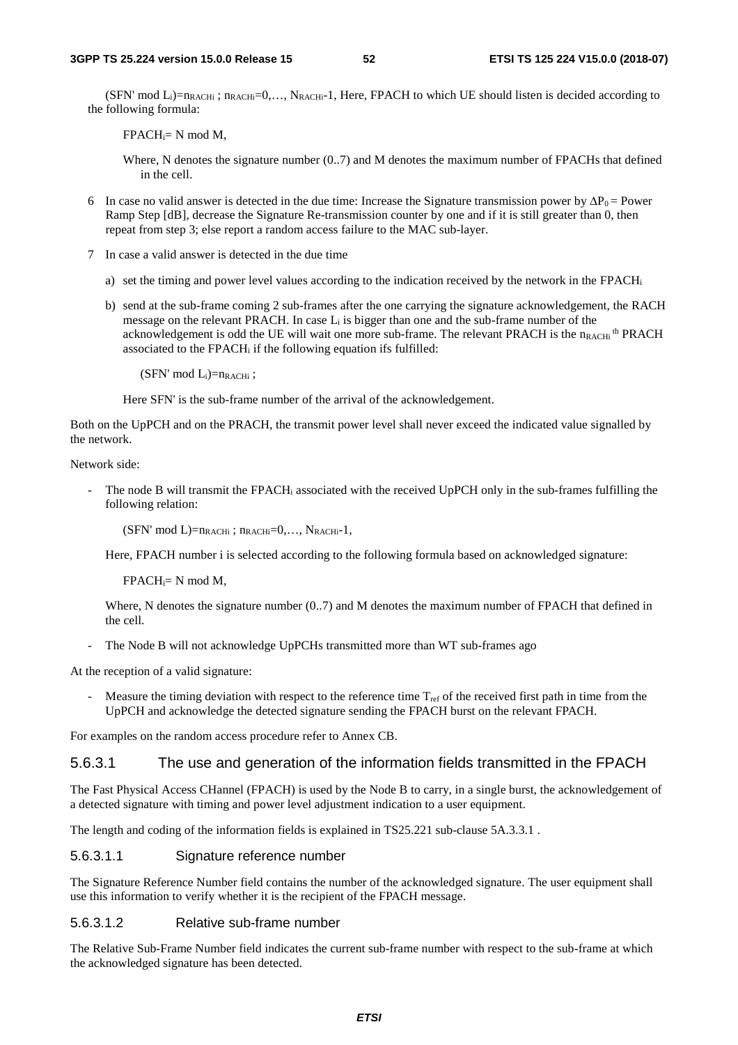(SFN' mod $L_i$)=$n_{RACHi}$ ; $n_{RACHi}$=0,…, $N_{RACHi}$-1, Here, FPACH to which UE should listen is decided according to the following formula:

$FPACH_i$= N mod M,

Where, N denotes the signature number (0..7) and M denotes the maximum number of FPACHs that defined in the cell.

6 In case no valid answer is detected in the due time: Increase the Signature transmission power by $\Delta P_0$ = Power Ramp Step [dB], decrease the Signature Re-transmission counter by one and if it is still greater than 0, then repeat from step 3; else report a random access failure to the MAC sub-layer.

7 In case a valid answer is detected in the due time

a) set the timing and power level values according to the indication received by the network in the $FPACH_i$

b) send at the sub-frame coming 2 sub-frames after the one carrying the signature acknowledgement, the RACH message on the relevant PRACH. In case $L_i$ is bigger than one and the sub-frame number of the acknowledgement is odd the UE will wait one more sub-frame. The relevant PRACH is the $n_{RACHi}$ th PRACH associated to the $FPACH_i$ if the following equation ifs fulfilled:

(SFN' mod $L_i$)=$n_{RACHi}$ ;

Here SFN' is the sub-frame number of the arrival of the acknowledgement.

Both on the UpPCH and on the PRACH, the transmit power level shall never exceed the indicated value signalled by the network.

Network side:

- The node B will transmit the $FPACH_i$ associated with the received UpPCH only in the sub-frames fulfilling the following relation:

  (SFN' mod L)=$n_{RACHi}$ ; $n_{RACHi}$=0,…, $N_{RACHi}$-1,

  Here, FPACH number i is selected according to the following formula based on acknowledged signature:

  $FPACH_i$= N mod M,

  Where, N denotes the signature number (0..7) and M denotes the maximum number of FPACH that defined in the cell.

- The Node B will not acknowledge UpPCHs transmitted more than WT sub-frames ago

At the reception of a valid signature:

- Measure the timing deviation with respect to the reference time $T_{ref}$ of the received first path in time from the UpPCH and acknowledge the detected signature sending the FPACH burst on the relevant FPACH.

For examples on the random access procedure refer to Annex CB.

### 5.6.3.1 The use and generation of the information fields transmitted in the FPACH

The Fast Physical Access CHannel (FPACH) is used by the Node B to carry, in a single burst, the acknowledgement of a detected signature with timing and power level adjustment indication to a user equipment.

The length and coding of the information fields is explained in TS25.221 sub-clause 5A.3.3.1 .

#### 5.6.3.1.1 Signature reference number

The Signature Reference Number field contains the number of the acknowledged signature. The user equipment shall use this information to verify whether it is the recipient of the FPACH message.

#### 5.6.3.1.2 Relative sub-frame number

The Relative Sub-Frame Number field indicates the current sub-frame number with respect to the sub-frame at which the acknowledged signature has been detected.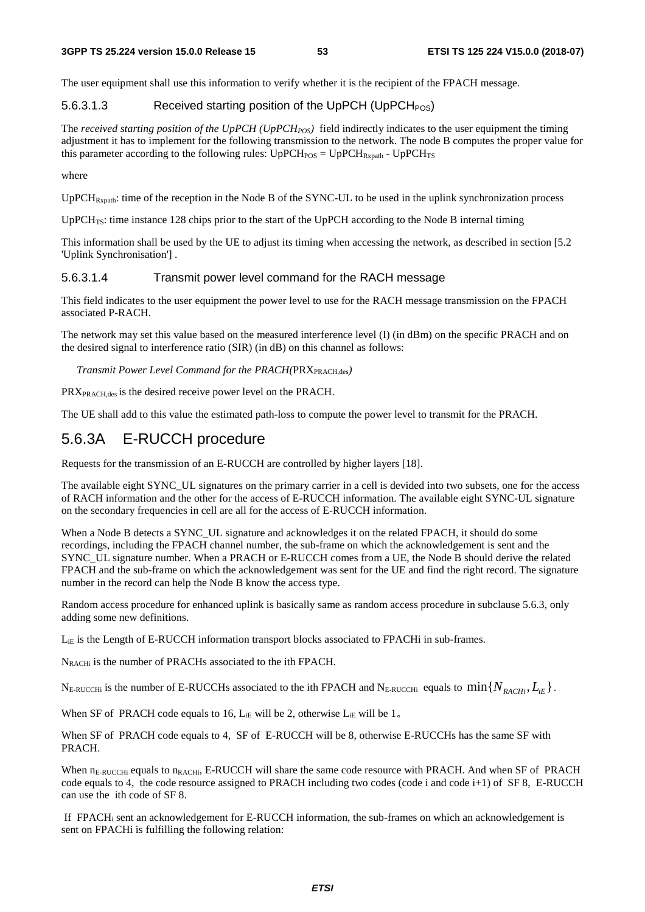The user equipment shall use this information to verify whether it is the recipient of the FPACH message.

#### 5.6.3.1.3 Received starting position of the UpPCH ($UpPCH_{POS}$)

The *received starting position of the UpPCH ($UpPCH_{POS}$)* field indirectly indicates to the user equipment the timing adjustment it has to implement for the following transmission to the network. The node B computes the proper value for this parameter according to the following rules: $UpPCH_{POS} = UpPCH_{Rxpath} - UpPCH_{TS}$

where

$UpPCH_{Rxpath}$: time of the reception in the Node B of the SYNC-UL to be used in the uplink synchronization process

$UpPCH_{TS}$: time instance 128 chips prior to the start of the UpPCH according to the Node B internal timing

This information shall be used by the UE to adjust its timing when accessing the network, as described in section [5.2 'Uplink Synchronisation'] .

#### 5.6.3.1.4 Transmit power level command for the RACH message

This field indicates to the user equipment the power level to use for the RACH message transmission on the FPACH associated P-RACH.

The network may set this value based on the measured interference level (I) (in dBm) on the specific PRACH and on the desired signal to interference ratio (SIR) (in dB) on this channel as follows:

*Transmit Power Level Command for the PRACH*($PRX_{PRACH,des}$)

$PRX_{PRACH,des}$ is the desired receive power level on the PRACH.

The UE shall add to this value the estimated path-loss to compute the power level to transmit for the PRACH.

## 5.6.3A E-RUCCH procedure

Requests for the transmission of an E-RUCCH are controlled by higher layers [18].

The available eight SYNC_UL signatures on the primary carrier in a cell is devided into two subsets, one for the access of RACH information and the other for the access of E-RUCCH information. The available eight SYNC-UL signature on the secondary frequencies in cell are all for the access of E-RUCCH information.

When a Node B detects a SYNC_UL signature and acknowledges it on the related FPACH, it should do some recordings, including the FPACH channel number, the sub-frame on which the acknowledgement is sent and the SYNC_UL signature number. When a PRACH or E-RUCCH comes from a UE, the Node B should derive the related FPACH and the sub-frame on which the acknowledgement was sent for the UE and find the right record. The signature number in the record can help the Node B know the access type.

Random access procedure for enhanced uplink is basically same as random access procedure in subclause 5.6.3, only adding some new definitions.

$L_{iE}$ is the Length of E-RUCCH information transport blocks associated to FPACHi in sub-frames.

$N_{RACHi}$ is the number of PRACHs associated to the ith FPACH.

$N_{E\text{-}RUCCHi}$ is the number of E-RUCCHs associated to the ith FPACH and $N_{E\text{-}RUCCHi}$ equals to $\min\{N_{RACHi}, L_{iE}\}$.

When SF of PRACH code equals to 16, $L_{iE}$ will be 2, otherwise $L_{iE}$ will be 1。

When SF of PRACH code equals to 4, SF of E-RUCCH will be 8, otherwise E-RUCCHs has the same SF with PRACH.

When $n_{E\text{-}RUCCHi}$ equals to $n_{RACHi}$, E-RUCCH will share the same code resource with PRACH. And when SF of PRACH code equals to 4, the code resource assigned to PRACH including two codes (code i and code i+1) of SF 8, E-RUCCH can use the ith code of SF 8.

If $FPACH_i$ sent an acknowledgement for E-RUCCH information, the sub-frames on which an acknowledgement is sent on FPACHi is fulfilling the following relation: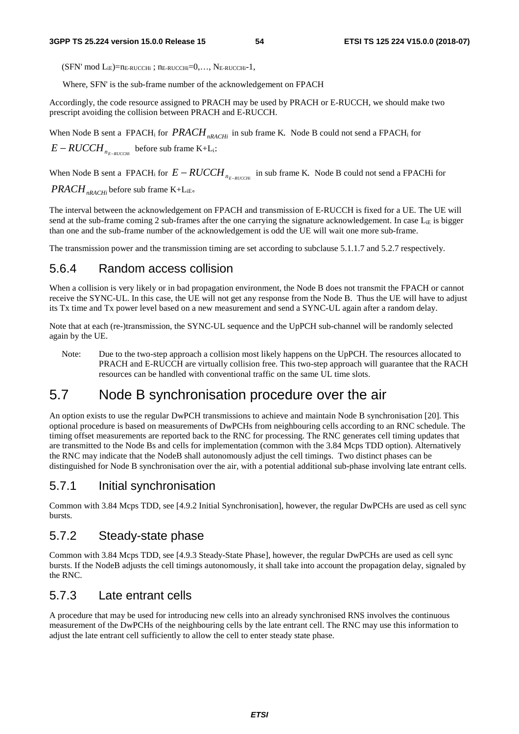$(SFN' \bmod L_{iE}) = n_{E\text{-}RUCCHi}$ ; $n_{E\text{-}RUCCHi}=0,\ldots, N_{E\text{-}RUCCHi}-1$,

Where, SFN' is the sub-frame number of the acknowledgement on FPACH

Accordingly, the code resource assigned to PRACH may be used by PRACH or E-RUCCH, we should make two prescript avoiding the collision between PRACH and E-RUCCH.

When Node B sent a $FPACH_i$ for $PRACH_{nRACHi}$ in sub frame K, Node B could not send a $FPACH_i$ for $E-RUCCH_{n_{E-RUCCHi}}$ before sub frame $K+L_i$;

When Node B sent a $FPACH_i$ for $E-RUCCH_{n_{E-RUCCHi}}$ in sub frame K, Node B could not send a FPACHi for $PRACH_{nRACHi}$ before sub frame $K+L_{iE}$。

The interval between the acknowledgement on FPACH and transmission of E-RUCCH is fixed for a UE. The UE will send at the sub-frame coming 2 sub-frames after the one carrying the signature acknowledgement. In case $L_{iE}$ is bigger than one and the sub-frame number of the acknowledgement is odd the UE will wait one more sub-frame.

The transmission power and the transmission timing are set according to subclause 5.1.1.7 and 5.2.7 respectively.

### 5.6.4 Random access collision

When a collision is very likely or in bad propagation environment, the Node B does not transmit the FPACH or cannot receive the SYNC-UL. In this case, the UE will not get any response from the Node B. Thus the UE will have to adjust its Tx time and Tx power level based on a new measurement and send a SYNC-UL again after a random delay.

Note that at each (re-)transmission, the SYNC-UL sequence and the UpPCH sub-channel will be randomly selected again by the UE.

Note: Due to the two-step approach a collision most likely happens on the UpPCH. The resources allocated to PRACH and E-RUCCH are virtually collision free. This two-step approach will guarantee that the RACH resources can be handled with conventional traffic on the same UL time slots.

## 5.7 Node B synchronisation procedure over the air

An option exists to use the regular DwPCH transmissions to achieve and maintain Node B synchronisation [20]. This optional procedure is based on measurements of DwPCHs from neighbouring cells according to an RNC schedule. The timing offset measurements are reported back to the RNC for processing. The RNC generates cell timing updates that are transmitted to the Node Bs and cells for implementation (common with the 3.84 Mcps TDD option). Alternatively the RNC may indicate that the NodeB shall autonomously adjust the cell timings. Two distinct phases can be distinguished for Node B synchronisation over the air, with a potential additional sub-phase involving late entrant cells.

### 5.7.1 Initial synchronisation

Common with 3.84 Mcps TDD, see [4.9.2 Initial Synchronisation], however, the regular DwPCHs are used as cell sync bursts.

### 5.7.2 Steady-state phase

Common with 3.84 Mcps TDD, see [4.9.3 Steady-State Phase], however, the regular DwPCHs are used as cell sync bursts. If the NodeB adjusts the cell timings autonomously, it shall take into account the propagation delay, signaled by the RNC.

### 5.7.3 Late entrant cells

A procedure that may be used for introducing new cells into an already synchronised RNS involves the continuous measurement of the DwPCHs of the neighbouring cells by the late entrant cell. The RNC may use this information to adjust the late entrant cell sufficiently to allow the cell to enter steady state phase.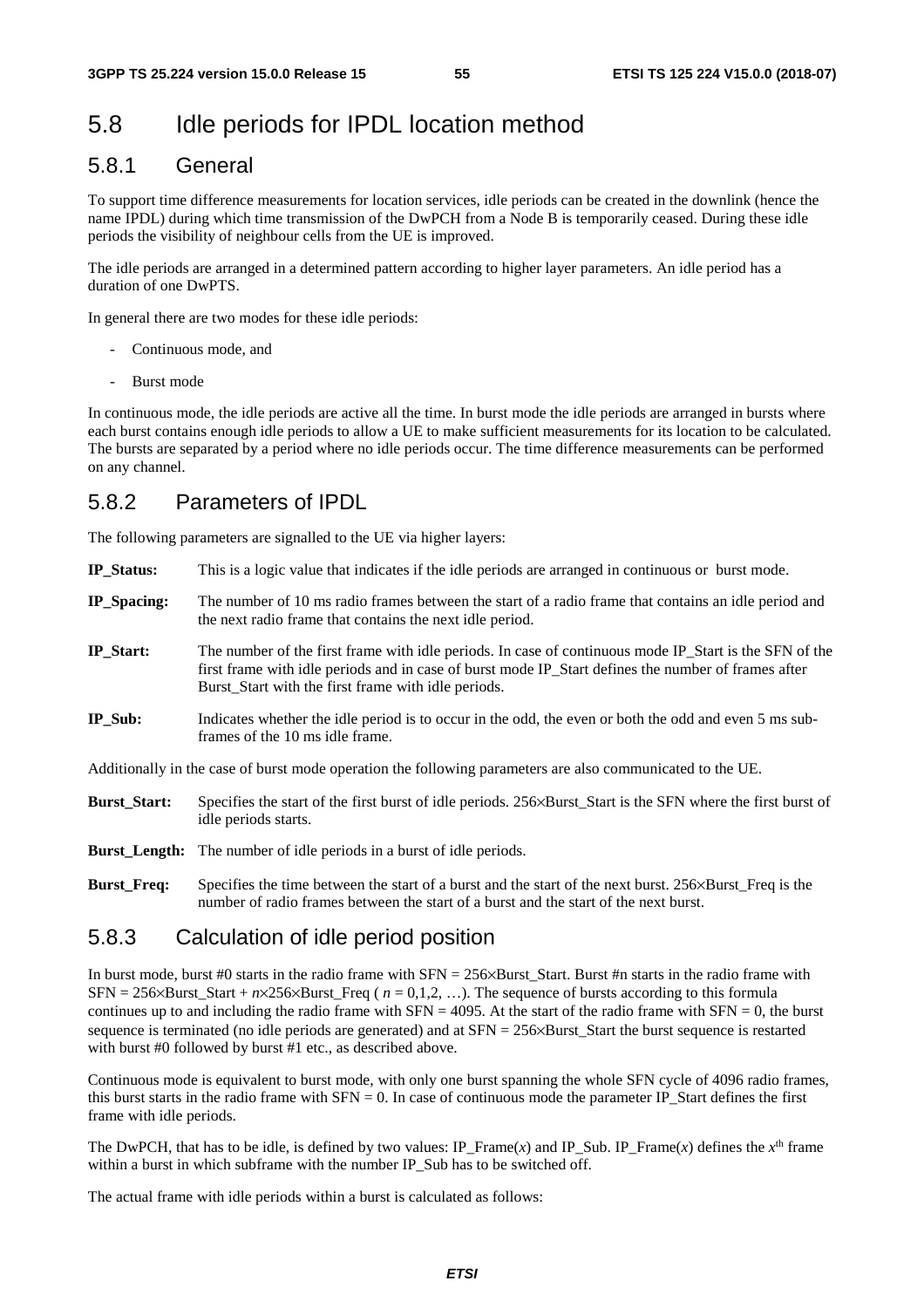## 5.8 Idle periods for IPDL location method

### 5.8.1 General

To support time difference measurements for location services, idle periods can be created in the downlink (hence the name IPDL) during which time transmission of the DwPCH from a Node B is temporarily ceased. During these idle periods the visibility of neighbour cells from the UE is improved.

The idle periods are arranged in a determined pattern according to higher layer parameters. An idle period has a duration of one DwPTS.

In general there are two modes for these idle periods:

- Continuous mode, and
- Burst mode

In continuous mode, the idle periods are active all the time. In burst mode the idle periods are arranged in bursts where each burst contains enough idle periods to allow a UE to make sufficient measurements for its location to be calculated. The bursts are separated by a period where no idle periods occur. The time difference measurements can be performed on any channel.

### 5.8.2 Parameters of IPDL

The following parameters are signalled to the UE via higher layers:

**IP_Status:** This is a logic value that indicates if the idle periods are arranged in continuous or burst mode.

**IP_Spacing:** The number of 10 ms radio frames between the start of a radio frame that contains an idle period and the next radio frame that contains the next idle period.

**IP_Start:** The number of the first frame with idle periods. In case of continuous mode IP_Start is the SFN of the first frame with idle periods and in case of burst mode IP_Start defines the number of frames after Burst_Start with the first frame with idle periods.

**IP_Sub:** Indicates whether the idle period is to occur in the odd, the even or both the odd and even 5 ms sub-frames of the 10 ms idle frame.

Additionally in the case of burst mode operation the following parameters are also communicated to the UE.

**Burst_Start:** Specifies the start of the first burst of idle periods. 256×Burst_Start is the SFN where the first burst of idle periods starts.

**Burst_Length:** The number of idle periods in a burst of idle periods.

**Burst_Freq:** Specifies the time between the start of a burst and the start of the next burst. 256×Burst_Freq is the number of radio frames between the start of a burst and the start of the next burst.

### 5.8.3 Calculation of idle period position

In burst mode, burst #0 starts in the radio frame with SFN = 256×Burst_Start. Burst #n starts in the radio frame with SFN = 256×Burst_Start + $n$×256×Burst_Freq ( $n$ = 0,1,2, …). The sequence of bursts according to this formula continues up to and including the radio frame with SFN = 4095. At the start of the radio frame with SFN = 0, the burst sequence is terminated (no idle periods are generated) and at SFN = 256×Burst_Start the burst sequence is restarted with burst #0 followed by burst #1 etc., as described above.

Continuous mode is equivalent to burst mode, with only one burst spanning the whole SFN cycle of 4096 radio frames, this burst starts in the radio frame with SFN = 0. In case of continuous mode the parameter IP_Start defines the first frame with idle periods.

The DwPCH, that has to be idle, is defined by two values: IP_Frame($x$) and IP_Sub. IP_Frame($x$) defines the $x^{th}$ frame within a burst in which subframe with the number IP_Sub has to be switched off.

The actual frame with idle periods within a burst is calculated as follows: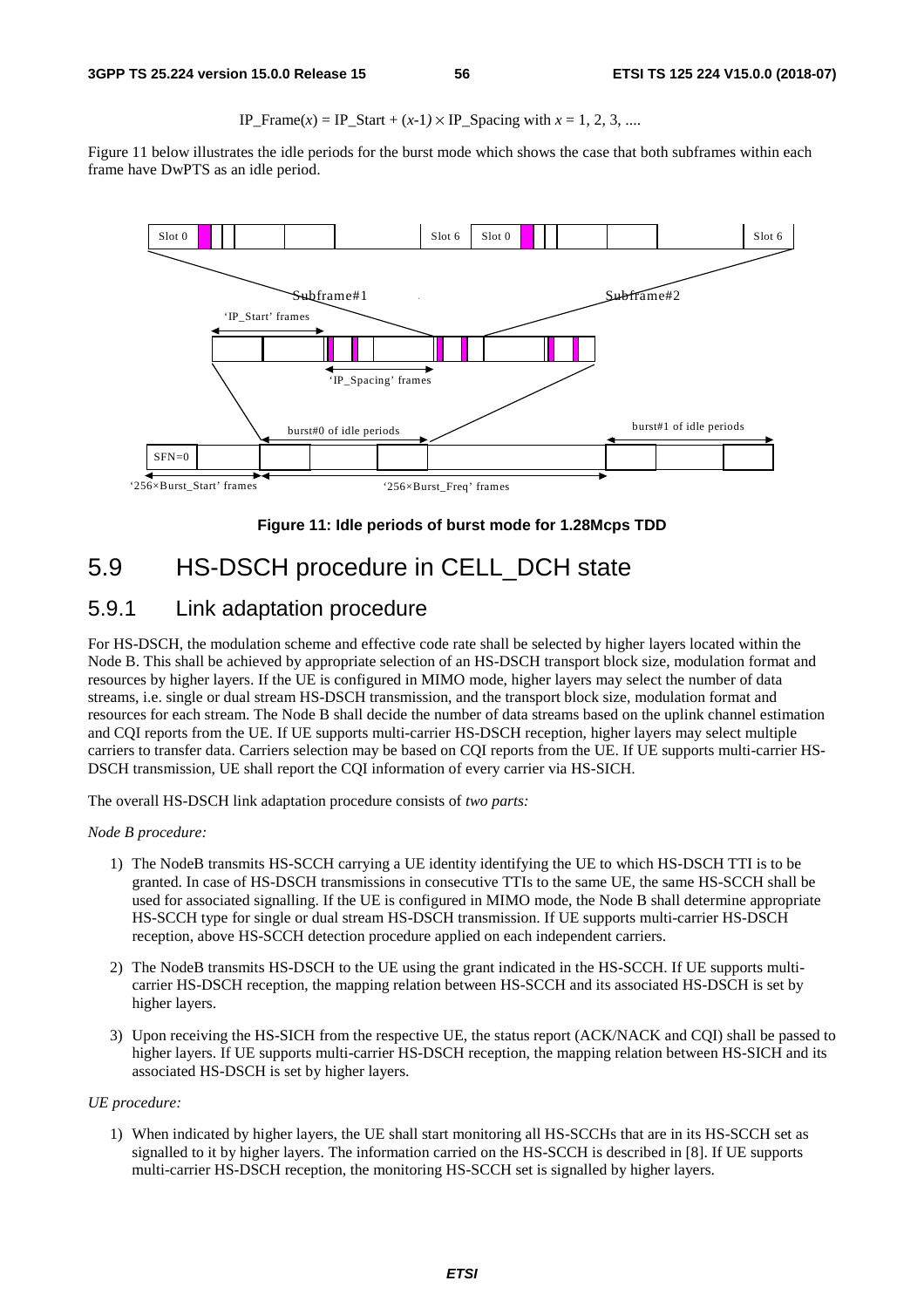$$IP\_Frame(x) = IP\_Start + (x-1) \times IP\_Spacing \text{ with } x = 1, 2, 3, ....$$

Figure 11 below illustrates the idle periods for the burst mode which shows the case that both subframes within each frame have DwPTS as an idle period.

**Figure 11: Idle periods of burst mode for 1.28Mcps TDD**

## 5.9 HS-DSCH procedure in CELL_DCH state

### 5.9.1 Link adaptation procedure

For HS-DSCH, the modulation scheme and effective code rate shall be selected by higher layers located within the Node B. This shall be achieved by appropriate selection of an HS-DSCH transport block size, modulation format and resources by higher layers. If the UE is configured in MIMO mode, higher layers may select the number of data streams, i.e. single or dual stream HS-DSCH transmission, and the transport block size, modulation format and resources for each stream. The Node B shall decide the number of data streams based on the uplink channel estimation and CQI reports from the UE. If UE supports multi-carrier HS-DSCH reception, higher layers may select multiple carriers to transfer data. Carriers selection may be based on CQI reports from the UE. If UE supports multi-carrier HS-DSCH transmission, UE shall report the CQI information of every carrier via HS-SICH.

The overall HS-DSCH link adaptation procedure consists of *two parts:*

*Node B procedure:*

1) The NodeB transmits HS-SCCH carrying a UE identity identifying the UE to which HS-DSCH TTI is to be granted. In case of HS-DSCH transmissions in consecutive TTIs to the same UE, the same HS-SCCH shall be used for associated signalling. If the UE is configured in MIMO mode, the Node B shall determine appropriate HS-SCCH type for single or dual stream HS-DSCH transmission. If UE supports multi-carrier HS-DSCH reception, above HS-SCCH detection procedure applied on each independent carriers.

2) The NodeB transmits HS-DSCH to the UE using the grant indicated in the HS-SCCH. If UE supports multi-carrier HS-DSCH reception, the mapping relation between HS-SCCH and its associated HS-DSCH is set by higher layers.

3) Upon receiving the HS-SICH from the respective UE, the status report (ACK/NACK and CQI) shall be passed to higher layers. If UE supports multi-carrier HS-DSCH reception, the mapping relation between HS-SICH and its associated HS-DSCH is set by higher layers.

*UE procedure:*

1) When indicated by higher layers, the UE shall start monitoring all HS-SCCHs that are in its HS-SCCH set as signalled to it by higher layers. The information carried on the HS-SCCH is described in [8]. If UE supports multi-carrier HS-DSCH reception, the monitoring HS-SCCH set is signalled by higher layers.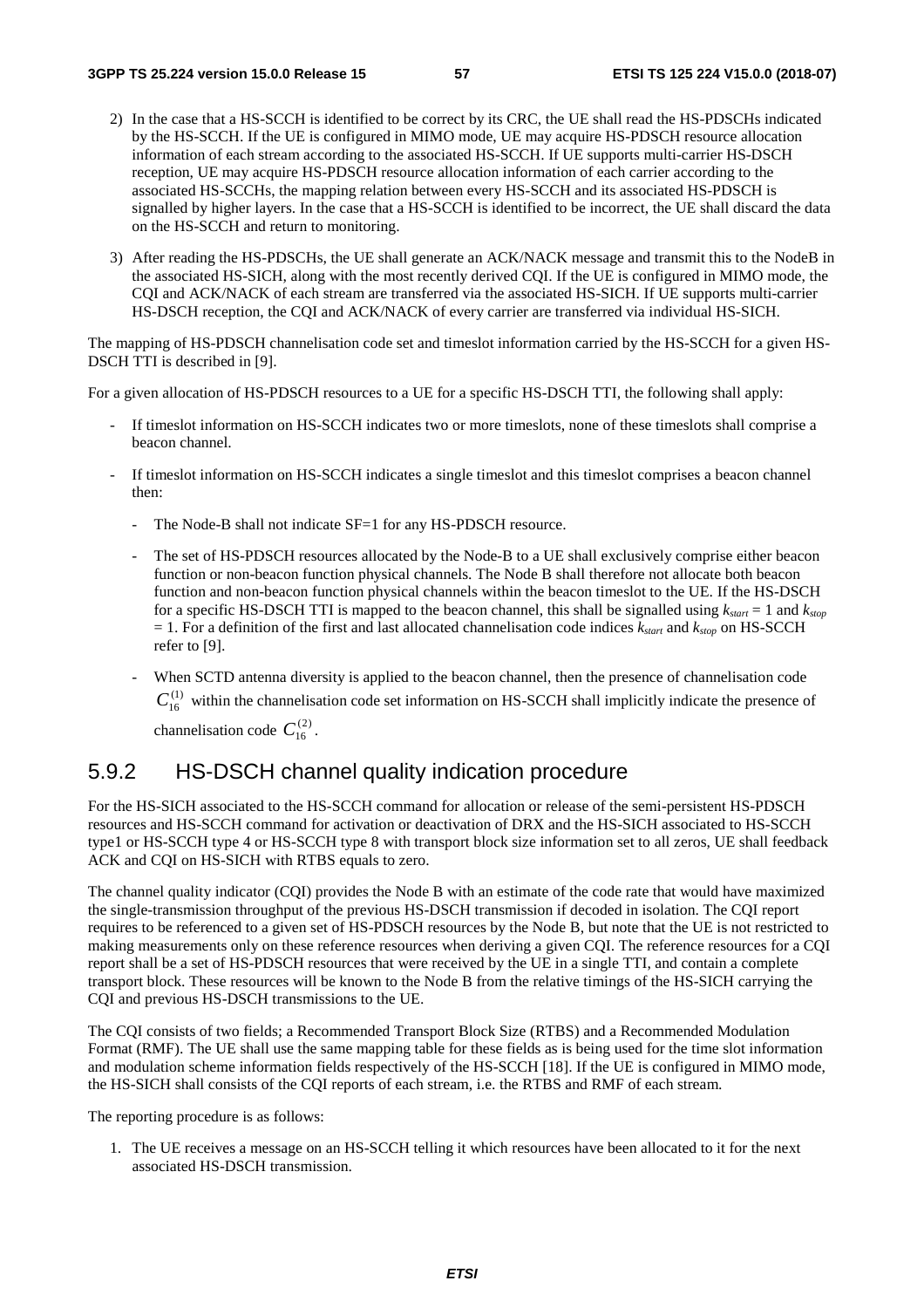2) In the case that a HS-SCCH is identified to be correct by its CRC, the UE shall read the HS-PDSCHs indicated by the HS-SCCH. If the UE is configured in MIMO mode, UE may acquire HS-PDSCH resource allocation information of each stream according to the associated HS-SCCH. If UE supports multi-carrier HS-DSCH reception, UE may acquire HS-PDSCH resource allocation information of each carrier according to the associated HS-SCCHs, the mapping relation between every HS-SCCH and its associated HS-PDSCH is signalled by higher layers. In the case that a HS-SCCH is identified to be incorrect, the UE shall discard the data on the HS-SCCH and return to monitoring.

3) After reading the HS-PDSCHs, the UE shall generate an ACK/NACK message and transmit this to the NodeB in the associated HS-SICH, along with the most recently derived CQI. If the UE is configured in MIMO mode, the CQI and ACK/NACK of each stream are transferred via the associated HS-SICH. If UE supports multi-carrier HS-DSCH reception, the CQI and ACK/NACK of every carrier are transferred via individual HS-SICH.

The mapping of HS-PDSCH channelisation code set and timeslot information carried by the HS-SCCH for a given HS-DSCH TTI is described in [9].

For a given allocation of HS-PDSCH resources to a UE for a specific HS-DSCH TTI, the following shall apply:

- If timeslot information on HS-SCCH indicates two or more timeslots, none of these timeslots shall comprise a beacon channel.
- If timeslot information on HS-SCCH indicates a single timeslot and this timeslot comprises a beacon channel then:
  - The Node-B shall not indicate SF=1 for any HS-PDSCH resource.
  - The set of HS-PDSCH resources allocated by the Node-B to a UE shall exclusively comprise either beacon function or non-beacon function physical channels. The Node B shall therefore not allocate both beacon function and non-beacon function physical channels within the beacon timeslot to the UE. If the HS-DSCH for a specific HS-DSCH TTI is mapped to the beacon channel, this shall be signalled using $k_{start}$ = 1 and $k_{stop}$ = 1. For a definition of the first and last allocated channelisation code indices $k_{start}$ and $k_{stop}$ on HS-SCCH refer to [9].
  - When SCTD antenna diversity is applied to the beacon channel, then the presence of channelisation code $C_{16}^{(1)}$ within the channelisation code set information on HS-SCCH shall implicitly indicate the presence of channelisation code $C_{16}^{(2)}$.

## 5.9.2 HS-DSCH channel quality indication procedure

For the HS-SICH associated to the HS-SCCH command for allocation or release of the semi-persistent HS-PDSCH resources and HS-SCCH command for activation or deactivation of DRX and the HS-SICH associated to HS-SCCH type1 or HS-SCCH type 4 or HS-SCCH type 8 with transport block size information set to all zeros, UE shall feedback ACK and CQI on HS-SICH with RTBS equals to zero.

The channel quality indicator (CQI) provides the Node B with an estimate of the code rate that would have maximized the single-transmission throughput of the previous HS-DSCH transmission if decoded in isolation. The CQI report requires to be referenced to a given set of HS-PDSCH resources by the Node B, but note that the UE is not restricted to making measurements only on these reference resources when deriving a given CQI. The reference resources for a CQI report shall be a set of HS-PDSCH resources that were received by the UE in a single TTI, and contain a complete transport block. These resources will be known to the Node B from the relative timings of the HS-SICH carrying the CQI and previous HS-DSCH transmissions to the UE.

The CQI consists of two fields; a Recommended Transport Block Size (RTBS) and a Recommended Modulation Format (RMF). The UE shall use the same mapping table for these fields as is being used for the time slot information and modulation scheme information fields respectively of the HS-SCCH [18]. If the UE is configured in MIMO mode, the HS-SICH shall consists of the CQI reports of each stream, i.e. the RTBS and RMF of each stream.

The reporting procedure is as follows:

1. The UE receives a message on an HS-SCCH telling it which resources have been allocated to it for the next associated HS-DSCH transmission.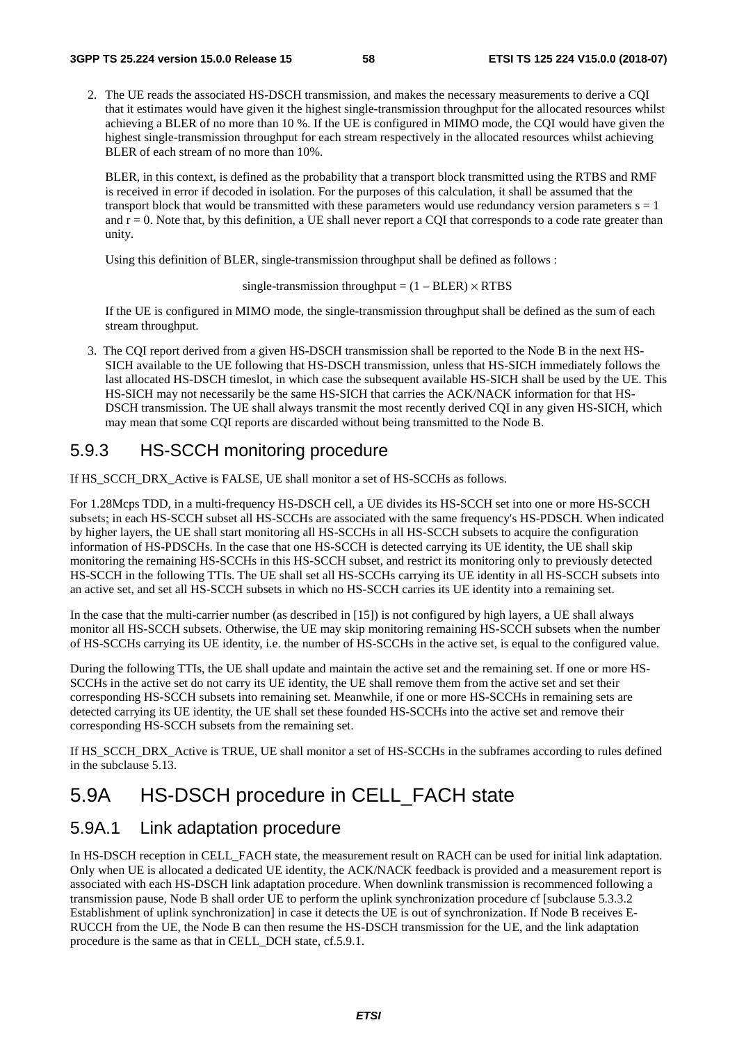2. The UE reads the associated HS-DSCH transmission, and makes the necessary measurements to derive a CQI that it estimates would have given it the highest single-transmission throughput for the allocated resources whilst achieving a BLER of no more than 10 %. If the UE is configured in MIMO mode, the CQI would have given the highest single-transmission throughput for each stream respectively in the allocated resources whilst achieving BLER of each stream of no more than 10%.

   BLER, in this context, is defined as the probability that a transport block transmitted using the RTBS and RMF is received in error if decoded in isolation. For the purposes of this calculation, it shall be assumed that the transport block that would be transmitted with these parameters would use redundancy version parameters $s = 1$ and $r = 0$. Note that, by this definition, a UE shall never report a CQI that corresponds to a code rate greater than unity.

   Using this definition of BLER, single-transmission throughput shall be defined as follows :

   $$\text{single-transmission throughput} = (1 - \text{BLER}) \times \text{RTBS}$$

   If the UE is configured in MIMO mode, the single-transmission throughput shall be defined as the sum of each stream throughput.

3. The CQI report derived from a given HS-DSCH transmission shall be reported to the Node B in the next HS-SICH available to the UE following that HS-DSCH transmission, unless that HS-SICH immediately follows the last allocated HS-DSCH timeslot, in which case the subsequent available HS-SICH shall be used by the UE. This HS-SICH may not necessarily be the same HS-SICH that carries the ACK/NACK information for that HS-DSCH transmission. The UE shall always transmit the most recently derived CQI in any given HS-SICH, which may mean that some CQI reports are discarded without being transmitted to the Node B.

### 5.9.3 HS-SCCH monitoring procedure

If HS_SCCH_DRX_Active is FALSE, UE shall monitor a set of HS-SCCHs as follows.

For 1.28Mcps TDD, in a multi-frequency HS-DSCH cell, a UE divides its HS-SCCH set into one or more HS-SCCH subsets; in each HS-SCCH subset all HS-SCCHs are associated with the same frequency's HS-PDSCH. When indicated by higher layers, the UE shall start monitoring all HS-SCCHs in all HS-SCCH subsets to acquire the configuration information of HS-PDSCHs. In the case that one HS-SCCH is detected carrying its UE identity, the UE shall skip monitoring the remaining HS-SCCHs in this HS-SCCH subset, and restrict its monitoring only to previously detected HS-SCCH in the following TTIs. The UE shall set all HS-SCCHs carrying its UE identity in all HS-SCCH subsets into an active set, and set all HS-SCCH subsets in which no HS-SCCH carries its UE identity into a remaining set.

In the case that the multi-carrier number (as described in [15]) is not configured by high layers, a UE shall always monitor all HS-SCCH subsets. Otherwise, the UE may skip monitoring remaining HS-SCCH subsets when the number of HS-SCCHs carrying its UE identity, i.e. the number of HS-SCCHs in the active set, is equal to the configured value.

During the following TTIs, the UE shall update and maintain the active set and the remaining set. If one or more HS-SCCHs in the active set do not carry its UE identity, the UE shall remove them from the active set and set their corresponding HS-SCCH subsets into remaining set. Meanwhile, if one or more HS-SCCHs in remaining sets are detected carrying its UE identity, the UE shall set these founded HS-SCCHs into the active set and remove their corresponding HS-SCCH subsets from the remaining set.

If HS_SCCH_DRX_Active is TRUE, UE shall monitor a set of HS-SCCHs in the subframes according to rules defined in the subclause 5.13.

## 5.9A HS-DSCH procedure in CELL_FACH state

### 5.9A.1 Link adaptation procedure

In HS-DSCH reception in CELL_FACH state, the measurement result on RACH can be used for initial link adaptation. Only when UE is allocated a dedicated UE identity, the ACK/NACK feedback is provided and a measurement report is associated with each HS-DSCH link adaptation procedure. When downlink transmission is recommenced following a transmission pause, Node B shall order UE to perform the uplink synchronization procedure cf [subclause 5.3.3.2 Establishment of uplink synchronization] in case it detects the UE is out of synchronization. If Node B receives E-RUCCH from the UE, the Node B can then resume the HS-DSCH transmission for the UE, and the link adaptation procedure is the same as that in CELL_DCH state, cf.5.9.1.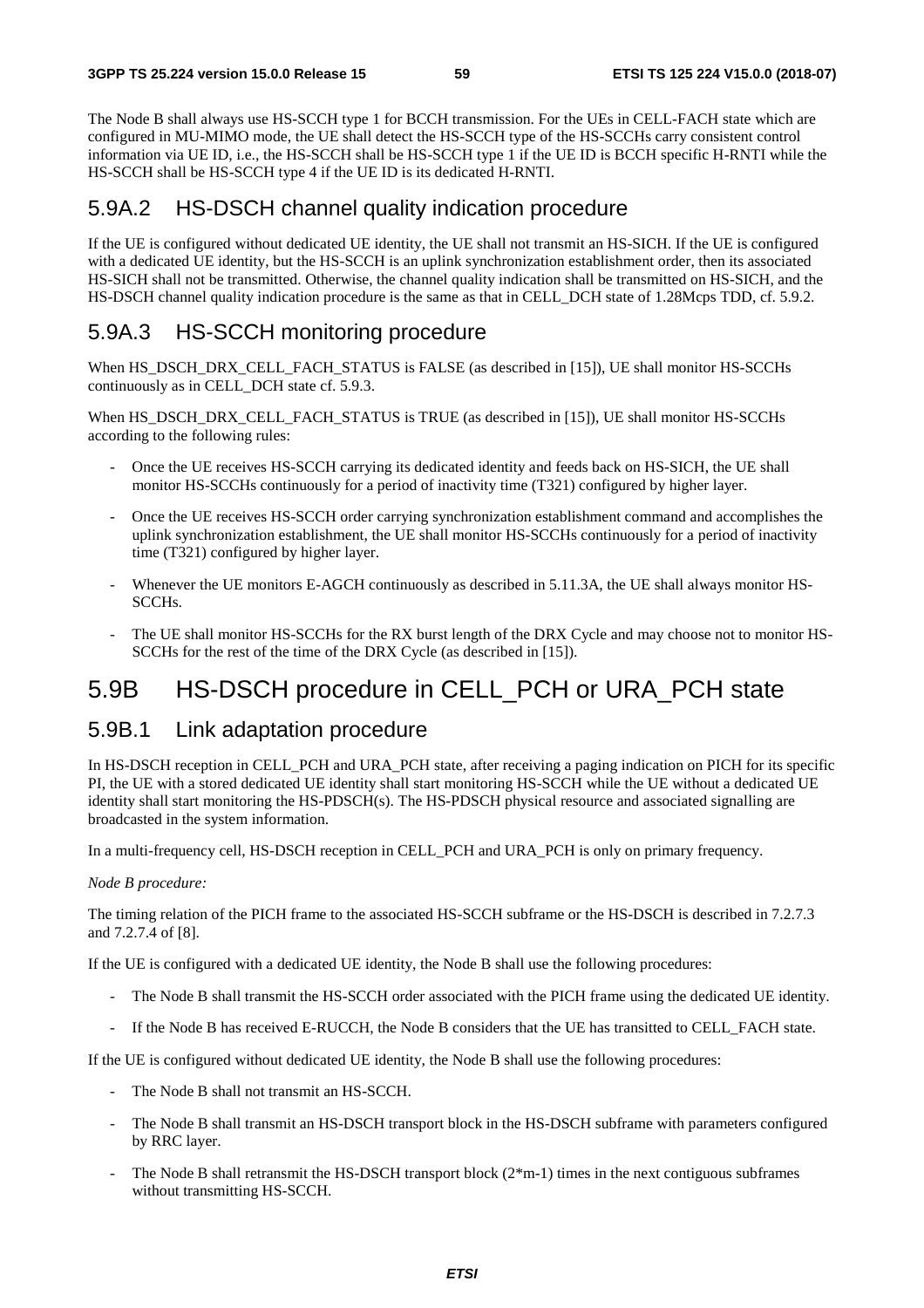The Node B shall always use HS-SCCH type 1 for BCCH transmission. For the UEs in CELL-FACH state which are configured in MU-MIMO mode, the UE shall detect the HS-SCCH type of the HS-SCCHs carry consistent control information via UE ID, i.e., the HS-SCCH shall be HS-SCCH type 1 if the UE ID is BCCH specific H-RNTI while the HS-SCCH shall be HS-SCCH type 4 if the UE ID is its dedicated H-RNTI.

### 5.9A.2 HS-DSCH channel quality indication procedure

If the UE is configured without dedicated UE identity, the UE shall not transmit an HS-SICH. If the UE is configured with a dedicated UE identity, but the HS-SCCH is an uplink synchronization establishment order, then its associated HS-SICH shall not be transmitted. Otherwise, the channel quality indication shall be transmitted on HS-SICH, and the HS-DSCH channel quality indication procedure is the same as that in CELL_DCH state of 1.28Mcps TDD, cf. 5.9.2.

### 5.9A.3 HS-SCCH monitoring procedure

When HS_DSCH_DRX_CELL_FACH_STATUS is FALSE (as described in [15]), UE shall monitor HS-SCCHs continuously as in CELL_DCH state cf. 5.9.3.

When HS_DSCH_DRX_CELL_FACH_STATUS is TRUE (as described in [15]), UE shall monitor HS-SCCHs according to the following rules:

- Once the UE receives HS-SCCH carrying its dedicated identity and feeds back on HS-SICH, the UE shall monitor HS-SCCHs continuously for a period of inactivity time (T321) configured by higher layer.
- Once the UE receives HS-SCCH order carrying synchronization establishment command and accomplishes the uplink synchronization establishment, the UE shall monitor HS-SCCHs continuously for a period of inactivity time (T321) configured by higher layer.
- Whenever the UE monitors E-AGCH continuously as described in 5.11.3A, the UE shall always monitor HS-SCCHs.
- The UE shall monitor HS-SCCHs for the RX burst length of the DRX Cycle and may choose not to monitor HS-SCCHs for the rest of the time of the DRX Cycle (as described in [15]).

## 5.9B HS-DSCH procedure in CELL_PCH or URA_PCH state

### 5.9B.1 Link adaptation procedure

In HS-DSCH reception in CELL_PCH and URA_PCH state, after receiving a paging indication on PICH for its specific PI, the UE with a stored dedicated UE identity shall start monitoring HS-SCCH while the UE without a dedicated UE identity shall start monitoring the HS-PDSCH(s). The HS-PDSCH physical resource and associated signalling are broadcasted in the system information.

In a multi-frequency cell, HS-DSCH reception in CELL_PCH and URA_PCH is only on primary frequency.

*Node B procedure:*

The timing relation of the PICH frame to the associated HS-SCCH subframe or the HS-DSCH is described in 7.2.7.3 and 7.2.7.4 of [8].

If the UE is configured with a dedicated UE identity, the Node B shall use the following procedures:

- The Node B shall transmit the HS-SCCH order associated with the PICH frame using the dedicated UE identity.
- If the Node B has received E-RUCCH, the Node B considers that the UE has transitted to CELL_FACH state.

If the UE is configured without dedicated UE identity, the Node B shall use the following procedures:

- The Node B shall not transmit an HS-SCCH.
- The Node B shall transmit an HS-DSCH transport block in the HS-DSCH subframe with parameters configured by RRC layer.
- The Node B shall retransmit the HS-DSCH transport block (2*m-1) times in the next contiguous subframes without transmitting HS-SCCH.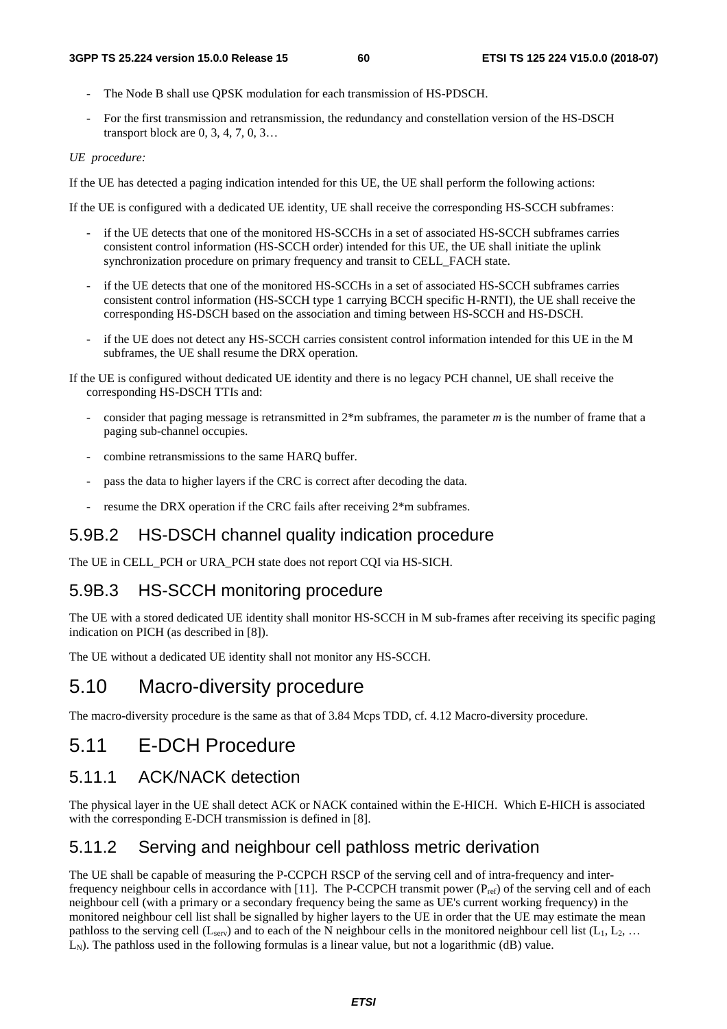- The Node B shall use QPSK modulation for each transmission of HS-PDSCH.
- For the first transmission and retransmission, the redundancy and constellation version of the HS-DSCH transport block are 0, 3, 4, 7, 0, 3…

*UE procedure:*

If the UE has detected a paging indication intended for this UE, the UE shall perform the following actions:

If the UE is configured with a dedicated UE identity, UE shall receive the corresponding HS-SCCH subframes:

- if the UE detects that one of the monitored HS-SCCHs in a set of associated HS-SCCH subframes carries consistent control information (HS-SCCH order) intended for this UE, the UE shall initiate the uplink synchronization procedure on primary frequency and transit to CELL_FACH state.
- if the UE detects that one of the monitored HS-SCCHs in a set of associated HS-SCCH subframes carries consistent control information (HS-SCCH type 1 carrying BCCH specific H-RNTI), the UE shall receive the corresponding HS-DSCH based on the association and timing between HS-SCCH and HS-DSCH.
- if the UE does not detect any HS-SCCH carries consistent control information intended for this UE in the M subframes, the UE shall resume the DRX operation.

If the UE is configured without dedicated UE identity and there is no legacy PCH channel, UE shall receive the corresponding HS-DSCH TTIs and:

- consider that paging message is retransmitted in 2\*m subframes, the parameter *m* is the number of frame that a paging sub-channel occupies.
- combine retransmissions to the same HARQ buffer.
- pass the data to higher layers if the CRC is correct after decoding the data.
- resume the DRX operation if the CRC fails after receiving 2\*m subframes.

### 5.9B.2 HS-DSCH channel quality indication procedure

The UE in CELL_PCH or URA_PCH state does not report CQI via HS-SICH.

### 5.9B.3 HS-SCCH monitoring procedure

The UE with a stored dedicated UE identity shall monitor HS-SCCH in M sub-frames after receiving its specific paging indication on PICH (as described in [8]).

The UE without a dedicated UE identity shall not monitor any HS-SCCH.

## 5.10 Macro-diversity procedure

The macro-diversity procedure is the same as that of 3.84 Mcps TDD, cf. 4.12 Macro-diversity procedure.

## 5.11 E-DCH Procedure

### 5.11.1 ACK/NACK detection

The physical layer in the UE shall detect ACK or NACK contained within the E-HICH. Which E-HICH is associated with the corresponding E-DCH transmission is defined in [8].

### 5.11.2 Serving and neighbour cell pathloss metric derivation

The UE shall be capable of measuring the P-CCPCH RSCP of the serving cell and of intra-frequency and inter-frequency neighbour cells in accordance with [11]. The P-CCPCH transmit power ($P_{ref}$) of the serving cell and of each neighbour cell (with a primary or a secondary frequency being the same as UE's current working frequency) in the monitored neighbour cell list shall be signalled by higher layers to the UE in order that the UE may estimate the mean pathloss to the serving cell ($L_{serv}$) and to each of the N neighbour cells in the monitored neighbour cell list ($L_1$, $L_2$, … $L_N$). The pathloss used in the following formulas is a linear value, but not a logarithmic (dB) value.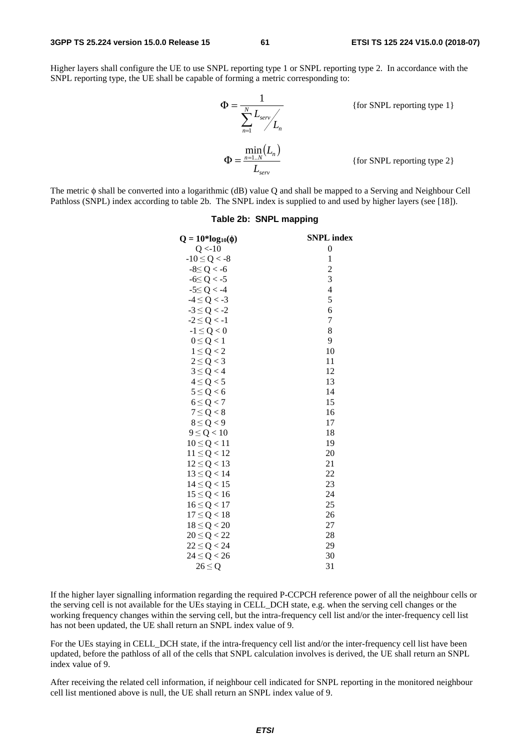Higher layers shall configure the UE to use SNPL reporting type 1 or SNPL reporting type 2. In accordance with the SNPL reporting type, the UE shall be capable of forming a metric corresponding to:

$$\Phi = \frac{1}{\sum_{n=1}^{N} L_{serv} / L_n} \qquad \text{\{for SNPL reporting type 1\}}$$

$$\Phi = \frac{\min_{n=1..N}(L_n)}{L_{serv}} \qquad \text{\{for SNPL reporting type 2\}}$$

The metric $\phi$ shall be converted into a logarithmic (dB) value Q and shall be mapped to a Serving and Neighbour Cell Pathloss (SNPL) index according to table 2b. The SNPL index is supplied to and used by higher layers (see [18]).

**Table 2b: SNPL mapping**

| $Q = 10 \cdot \log_{10}(\phi)$ | SNPL index |
|---|---|
| Q <-10 | 0 |
| -10 ≤ Q < -8 | 1 |
| -8≤ Q < -6 | 2 |
| -6≤ Q < -5 | 3 |
| -5≤ Q < -4 | 4 |
| -4 ≤ Q < -3 | 5 |
| -3 ≤ Q < -2 | 6 |
| -2 ≤ Q < -1 | 7 |
| -1 ≤ Q < 0 | 8 |
| 0 ≤ Q < 1 | 9 |
| 1 ≤ Q < 2 | 10 |
| 2 ≤ Q < 3 | 11 |
| 3 ≤ Q < 4 | 12 |
| 4 ≤ Q < 5 | 13 |
| 5 ≤ Q < 6 | 14 |
| 6 ≤ Q < 7 | 15 |
| 7 ≤ Q < 8 | 16 |
| 8 ≤ Q < 9 | 17 |
| 9 ≤ Q < 10 | 18 |
| 10 ≤ Q < 11 | 19 |
| 11 ≤ Q < 12 | 20 |
| 12 ≤ Q < 13 | 21 |
| 13 ≤ Q < 14 | 22 |
| 14 ≤ Q < 15 | 23 |
| 15 ≤ Q < 16 | 24 |
| 16 ≤ Q < 17 | 25 |
| 17 ≤ Q < 18 | 26 |
| 18 ≤ Q < 20 | 27 |
| 20 ≤ Q < 22 | 28 |
| 22 ≤ Q < 24 | 29 |
| 24 ≤ Q < 26 | 30 |
| 26 ≤ Q | 31 |

If the higher layer signalling information regarding the required P-CCPCH reference power of all the neighbour cells or the serving cell is not available for the UEs staying in CELL_DCH state, e.g. when the serving cell changes or the working frequency changes within the serving cell, but the intra-frequency cell list and/or the inter-frequency cell list has not been updated, the UE shall return an SNPL index value of 9.

For the UEs staying in CELL_DCH state, if the intra-frequency cell list and/or the inter-frequency cell list have been updated, before the pathloss of all of the cells that SNPL calculation involves is derived, the UE shall return an SNPL index value of 9.

After receiving the related cell information, if neighbour cell indicated for SNPL reporting in the monitored neighbour cell list mentioned above is null, the UE shall return an SNPL index value of 9.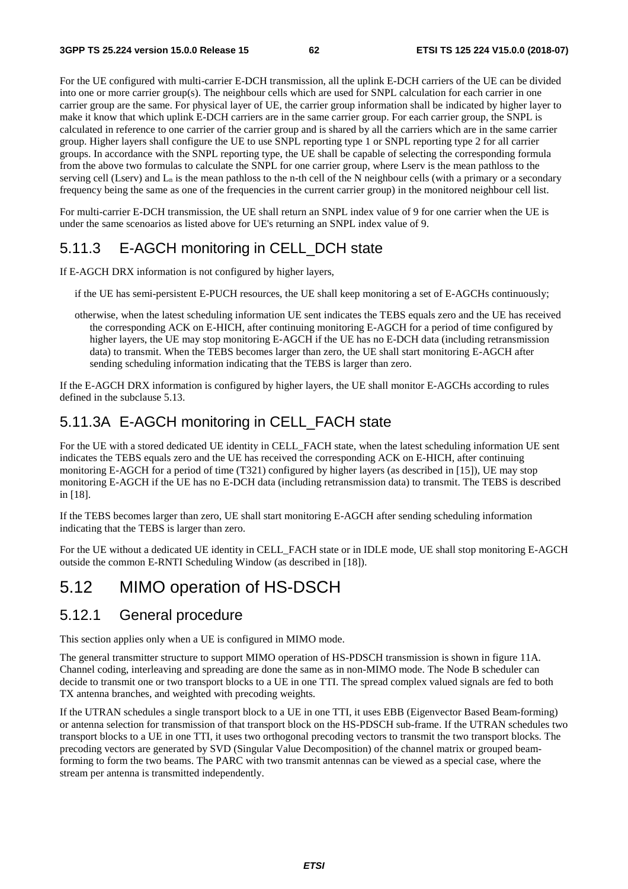For the UE configured with multi-carrier E-DCH transmission, all the uplink E-DCH carriers of the UE can be divided into one or more carrier group(s). The neighbour cells which are used for SNPL calculation for each carrier in one carrier group are the same. For physical layer of UE, the carrier group information shall be indicated by higher layer to make it know that which uplink E-DCH carriers are in the same carrier group. For each carrier group, the SNPL is calculated in reference to one carrier of the carrier group and is shared by all the carriers which are in the same carrier group. Higher layers shall configure the UE to use SNPL reporting type 1 or SNPL reporting type 2 for all carrier groups. In accordance with the SNPL reporting type, the UE shall be capable of selecting the corresponding formula from the above two formulas to calculate the SNPL for one carrier group, where Lserv is the mean pathloss to the serving cell (Lserv) and $L_n$ is the mean pathloss to the n-th cell of the N neighbour cells (with a primary or a secondary frequency being the same as one of the frequencies in the current carrier group) in the monitored neighbour cell list.

For multi-carrier E-DCH transmission, the UE shall return an SNPL index value of 9 for one carrier when the UE is under the same scenoarios as listed above for UE's returning an SNPL index value of 9.

### 5.11.3 E-AGCH monitoring in CELL_DCH state

If E-AGCH DRX information is not configured by higher layers,

if the UE has semi-persistent E-PUCH resources, the UE shall keep monitoring a set of E-AGCHs continuously;

otherwise, when the latest scheduling information UE sent indicates the TEBS equals zero and the UE has received the corresponding ACK on E-HICH, after continuing monitoring E-AGCH for a period of time configured by higher layers, the UE may stop monitoring E-AGCH if the UE has no E-DCH data (including retransmission data) to transmit. When the TEBS becomes larger than zero, the UE shall start monitoring E-AGCH after sending scheduling information indicating that the TEBS is larger than zero.

If the E-AGCH DRX information is configured by higher layers, the UE shall monitor E-AGCHs according to rules defined in the subclause 5.13.

### 5.11.3A E-AGCH monitoring in CELL_FACH state

For the UE with a stored dedicated UE identity in CELL_FACH state, when the latest scheduling information UE sent indicates the TEBS equals zero and the UE has received the corresponding ACK on E-HICH, after continuing monitoring E-AGCH for a period of time (T321) configured by higher layers (as described in [15]), UE may stop monitoring E-AGCH if the UE has no E-DCH data (including retransmission data) to transmit. The TEBS is described in [18].

If the TEBS becomes larger than zero, UE shall start monitoring E-AGCH after sending scheduling information indicating that the TEBS is larger than zero.

For the UE without a dedicated UE identity in CELL_FACH state or in IDLE mode, UE shall stop monitoring E-AGCH outside the common E-RNTI Scheduling Window (as described in [18]).

## 5.12 MIMO operation of HS-DSCH

### 5.12.1 General procedure

This section applies only when a UE is configured in MIMO mode.

The general transmitter structure to support MIMO operation of HS-PDSCH transmission is shown in figure 11A. Channel coding, interleaving and spreading are done the same as in non-MIMO mode. The Node B scheduler can decide to transmit one or two transport blocks to a UE in one TTI. The spread complex valued signals are fed to both TX antenna branches, and weighted with precoding weights.

If the UTRAN schedules a single transport block to a UE in one TTI, it uses EBB (Eigenvector Based Beam-forming) or antenna selection for transmission of that transport block on the HS-PDSCH sub-frame. If the UTRAN schedules two transport blocks to a UE in one TTI, it uses two orthogonal precoding vectors to transmit the two transport blocks. The precoding vectors are generated by SVD (Singular Value Decomposition) of the channel matrix or grouped beam-forming to form the two beams. The PARC with two transmit antennas can be viewed as a special case, where the stream per antenna is transmitted independently.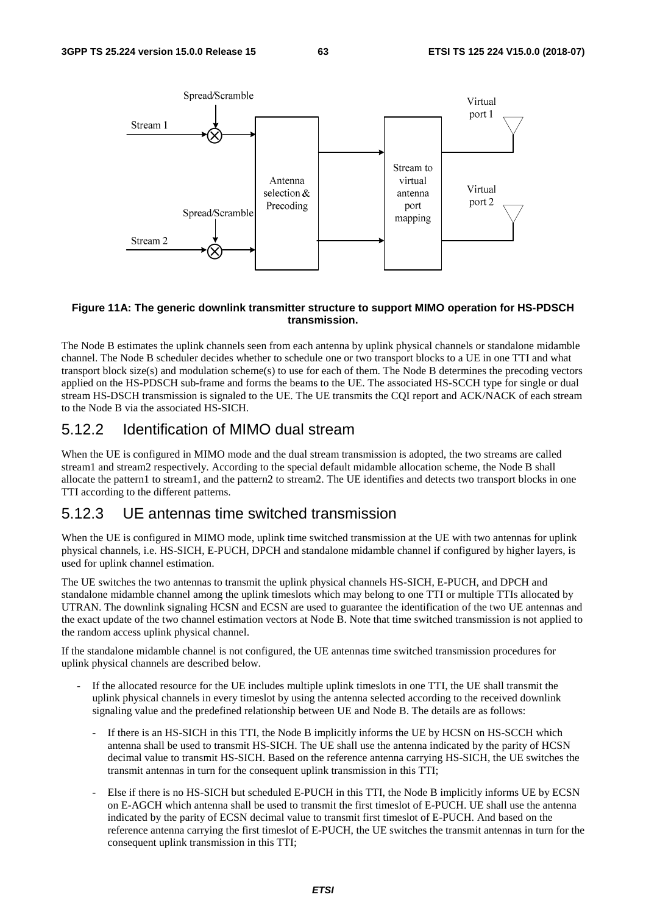**Figure 11A: The generic downlink transmitter structure to support MIMO operation for HS-PDSCH transmission.**

The Node B estimates the uplink channels seen from each antenna by uplink physical channels or standalone midamble channel. The Node B scheduler decides whether to schedule one or two transport blocks to a UE in one TTI and what transport block size(s) and modulation scheme(s) to use for each of them. The Node B determines the precoding vectors applied on the HS-PDSCH sub-frame and forms the beams to the UE. The associated HS-SCCH type for single or dual stream HS-DSCH transmission is signaled to the UE. The UE transmits the CQI report and ACK/NACK of each stream to the Node B via the associated HS-SICH.

## 5.12.2 Identification of MIMO dual stream

When the UE is configured in MIMO mode and the dual stream transmission is adopted, the two streams are called stream1 and stream2 respectively. According to the special default midamble allocation scheme, the Node B shall allocate the pattern1 to stream1, and the pattern2 to stream2. The UE identifies and detects two transport blocks in one TTI according to the different patterns.

## 5.12.3 UE antennas time switched transmission

When the UE is configured in MIMO mode, uplink time switched transmission at the UE with two antennas for uplink physical channels, i.e. HS-SICH, E-PUCH, DPCH and standalone midamble channel if configured by higher layers, is used for uplink channel estimation.

The UE switches the two antennas to transmit the uplink physical channels HS-SICH, E-PUCH, and DPCH and standalone midamble channel among the uplink timeslots which may belong to one TTI or multiple TTIs allocated by UTRAN. The downlink signaling HCSN and ECSN are used to guarantee the identification of the two UE antennas and the exact update of the two channel estimation vectors at Node B. Note that time switched transmission is not applied to the random access uplink physical channel.

If the standalone midamble channel is not configured, the UE antennas time switched transmission procedures for uplink physical channels are described below.

- If the allocated resource for the UE includes multiple uplink timeslots in one TTI, the UE shall transmit the uplink physical channels in every timeslot by using the antenna selected according to the received downlink signaling value and the predefined relationship between UE and Node B. The details are as follows:
  - If there is an HS-SICH in this TTI, the Node B implicitly informs the UE by HCSN on HS-SCCH which antenna shall be used to transmit HS-SICH. The UE shall use the antenna indicated by the parity of HCSN decimal value to transmit HS-SICH. Based on the reference antenna carrying HS-SICH, the UE switches the transmit antennas in turn for the consequent uplink transmission in this TTI;
  - Else if there is no HS-SICH but scheduled E-PUCH in this TTI, the Node B implicitly informs UE by ECSN on E-AGCH which antenna shall be used to transmit the first timeslot of E-PUCH. UE shall use the antenna indicated by the parity of ECSN decimal value to transmit first timeslot of E-PUCH. And based on the reference antenna carrying the first timeslot of E-PUCH, the UE switches the transmit antennas in turn for the consequent uplink transmission in this TTI;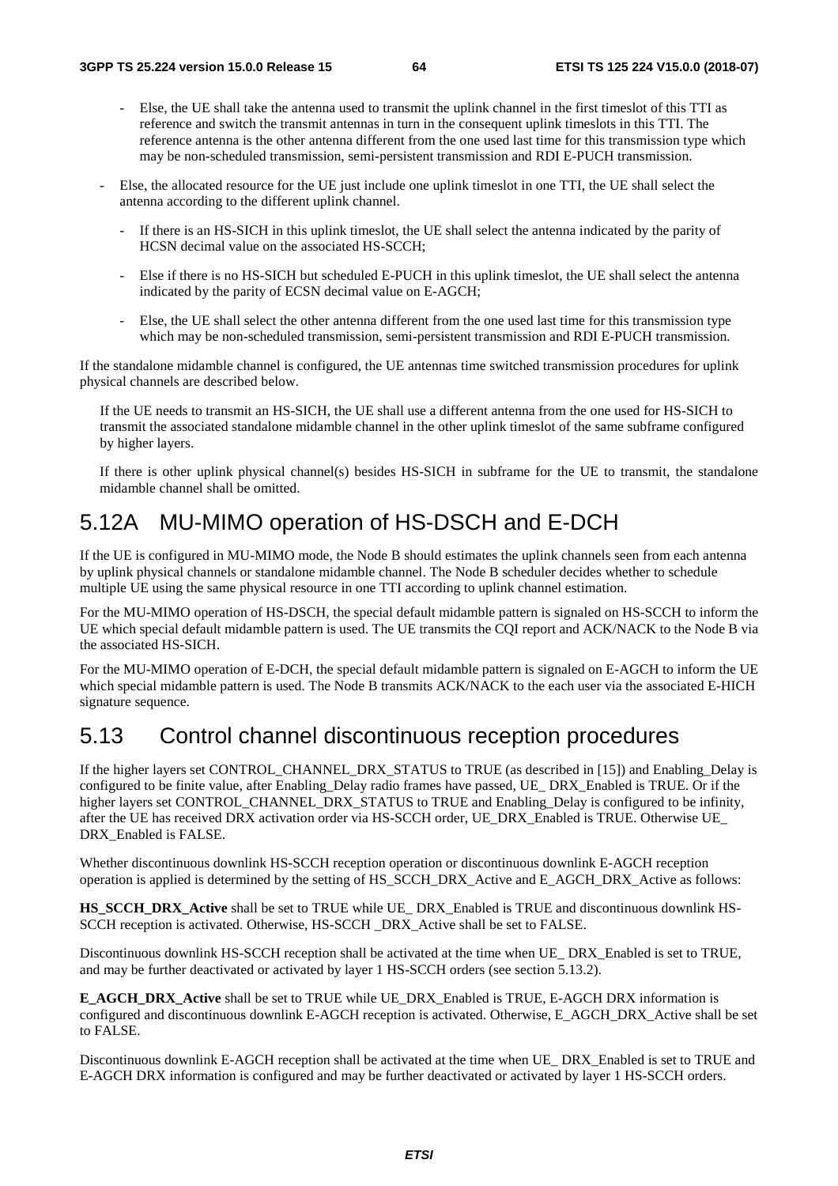- Else, the UE shall take the antenna used to transmit the uplink channel in the first timeslot of this TTI as reference and switch the transmit antennas in turn in the consequent uplink timeslots in this TTI. The reference antenna is the other antenna different from the one used last time for this transmission type which may be non-scheduled transmission, semi-persistent transmission and RDI E-PUCH transmission.

- Else, the allocated resource for the UE just include one uplink timeslot in one TTI, the UE shall select the antenna according to the different uplink channel.

  - If there is an HS-SICH in this uplink timeslot, the UE shall select the antenna indicated by the parity of HCSN decimal value on the associated HS-SCCH;

  - Else if there is no HS-SICH but scheduled E-PUCH in this uplink timeslot, the UE shall select the antenna indicated by the parity of ECSN decimal value on E-AGCH;

  - Else, the UE shall select the other antenna different from the one used last time for this transmission type which may be non-scheduled transmission, semi-persistent transmission and RDI E-PUCH transmission.

If the standalone midamble channel is configured, the UE antennas time switched transmission procedures for uplink physical channels are described below.

If the UE needs to transmit an HS-SICH, the UE shall use a different antenna from the one used for HS-SICH to transmit the associated standalone midamble channel in the other uplink timeslot of the same subframe configured by higher layers.

If there is other uplink physical channel(s) besides HS-SICH in subframe for the UE to transmit, the standalone midamble channel shall be omitted.

## 5.12A MU-MIMO operation of HS-DSCH and E-DCH

If the UE is configured in MU-MIMO mode, the Node B should estimates the uplink channels seen from each antenna by uplink physical channels or standalone midamble channel. The Node B scheduler decides whether to schedule multiple UE using the same physical resource in one TTI according to uplink channel estimation.

For the MU-MIMO operation of HS-DSCH, the special default midamble pattern is signaled on HS-SCCH to inform the UE which special default midamble pattern is used. The UE transmits the CQI report and ACK/NACK to the Node B via the associated HS-SICH.

For the MU-MIMO operation of E-DCH, the special default midamble pattern is signaled on E-AGCH to inform the UE which special midamble pattern is used. The Node B transmits ACK/NACK to the each user via the associated E-HICH signature sequence.

## 5.13 Control channel discontinuous reception procedures

If the higher layers set CONTROL_CHANNEL_DRX_STATUS to TRUE (as described in [15]) and Enabling_Delay is configured to be finite value, after Enabling_Delay radio frames have passed, UE_ DRX_Enabled is TRUE. Or if the higher layers set CONTROL_CHANNEL_DRX_STATUS to TRUE and Enabling_Delay is configured to be infinity, after the UE has received DRX activation order via HS-SCCH order, UE_DRX_Enabled is TRUE. Otherwise UE_ DRX_Enabled is FALSE.

Whether discontinuous downlink HS-SCCH reception operation or discontinuous downlink E-AGCH reception operation is applied is determined by the setting of HS_SCCH_DRX_Active and E_AGCH_DRX_Active as follows:

**HS_SCCH_DRX_Active** shall be set to TRUE while UE_ DRX_Enabled is TRUE and discontinuous downlink HS-SCCH reception is activated. Otherwise, HS-SCCH _DRX_Active shall be set to FALSE.

Discontinuous downlink HS-SCCH reception shall be activated at the time when UE_ DRX_Enabled is set to TRUE, and may be further deactivated or activated by layer 1 HS-SCCH orders (see section 5.13.2).

**E_AGCH_DRX_Active** shall be set to TRUE while UE_DRX_Enabled is TRUE, E-AGCH DRX information is configured and discontinuous downlink E-AGCH reception is activated. Otherwise, E_AGCH_DRX_Active shall be set to FALSE.

Discontinuous downlink E-AGCH reception shall be activated at the time when UE_ DRX_Enabled is set to TRUE and E-AGCH DRX information is configured and may be further deactivated or activated by layer 1 HS-SCCH orders.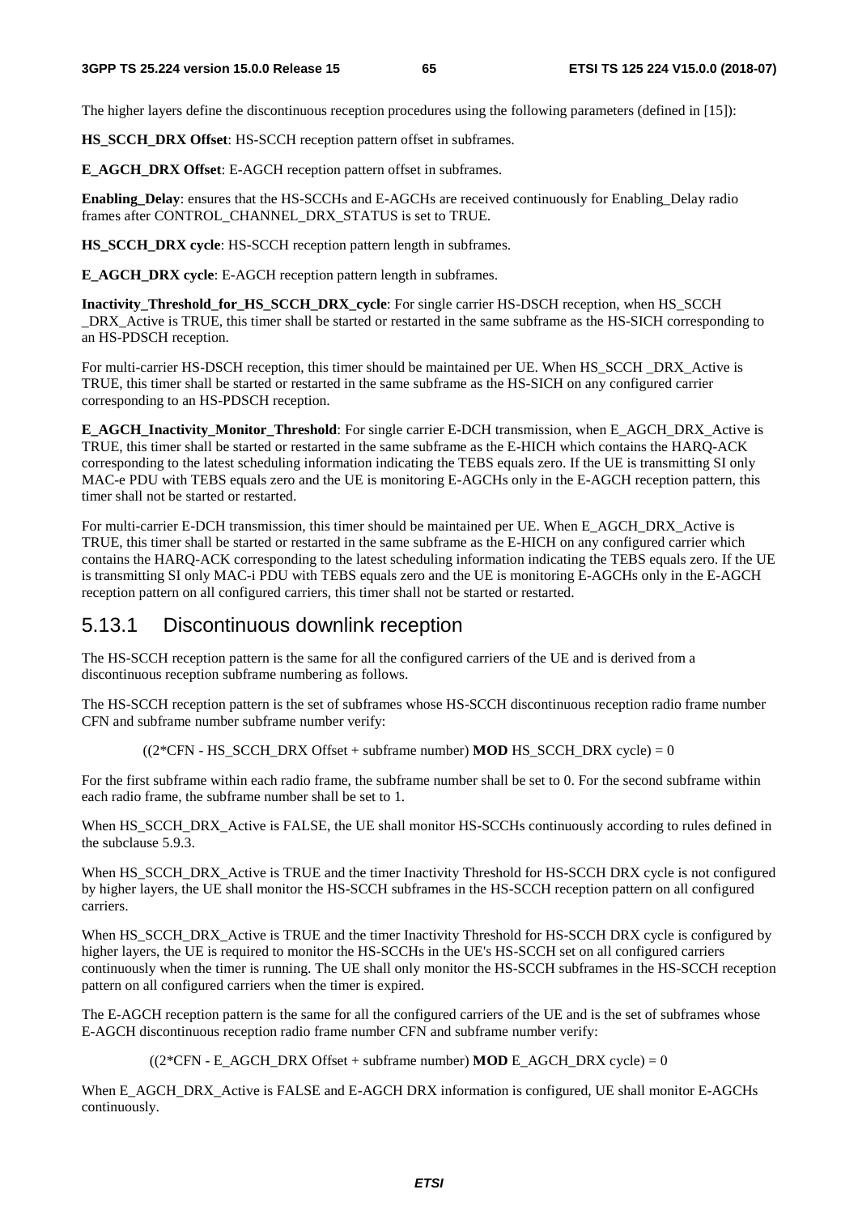The higher layers define the discontinuous reception procedures using the following parameters (defined in [15]):

**HS_SCCH_DRX Offset**: HS-SCCH reception pattern offset in subframes.

**E_AGCH_DRX Offset**: E-AGCH reception pattern offset in subframes.

**Enabling_Delay**: ensures that the HS-SCCHs and E-AGCHs are received continuously for Enabling_Delay radio frames after CONTROL_CHANNEL_DRX_STATUS is set to TRUE.

**HS_SCCH_DRX cycle**: HS-SCCH reception pattern length in subframes.

**E_AGCH_DRX cycle**: E-AGCH reception pattern length in subframes.

**Inactivity_Threshold_for_HS_SCCH_DRX_cycle**: For single carrier HS-DSCH reception, when HS_SCCH _DRX_Active is TRUE, this timer shall be started or restarted in the same subframe as the HS-SICH corresponding to an HS-PDSCH reception.

For multi-carrier HS-DSCH reception, this timer should be maintained per UE. When HS_SCCH _DRX_Active is TRUE, this timer shall be started or restarted in the same subframe as the HS-SICH on any configured carrier corresponding to an HS-PDSCH reception.

**E_AGCH_Inactivity_Monitor_Threshold**: For single carrier E-DCH transmission, when E_AGCH_DRX_Active is TRUE, this timer shall be started or restarted in the same subframe as the E-HICH which contains the HARQ-ACK corresponding to the latest scheduling information indicating the TEBS equals zero. If the UE is transmitting SI only MAC-e PDU with TEBS equals zero and the UE is monitoring E-AGCHs only in the E-AGCH reception pattern, this timer shall not be started or restarted.

For multi-carrier E-DCH transmission, this timer should be maintained per UE. When E_AGCH_DRX_Active is TRUE, this timer shall be started or restarted in the same subframe as the E-HICH on any configured carrier which contains the HARQ-ACK corresponding to the latest scheduling information indicating the TEBS equals zero. If the UE is transmitting SI only MAC-i PDU with TEBS equals zero and the UE is monitoring E-AGCHs only in the E-AGCH reception pattern on all configured carriers, this timer shall not be started or restarted.

## 5.13.1 Discontinuous downlink reception

The HS-SCCH reception pattern is the same for all the configured carriers of the UE and is derived from a discontinuous reception subframe numbering as follows.

The HS-SCCH reception pattern is the set of subframes whose HS-SCCH discontinuous reception radio frame number CFN and subframe number subframe number verify:

((2*CFN - HS_SCCH_DRX Offset + subframe number) **MOD** HS_SCCH_DRX cycle) = 0

For the first subframe within each radio frame, the subframe number shall be set to 0. For the second subframe within each radio frame, the subframe number shall be set to 1.

When HS_SCCH_DRX_Active is FALSE, the UE shall monitor HS-SCCHs continuously according to rules defined in the subclause 5.9.3.

When HS_SCCH_DRX_Active is TRUE and the timer Inactivity Threshold for HS-SCCH DRX cycle is not configured by higher layers, the UE shall monitor the HS-SCCH subframes in the HS-SCCH reception pattern on all configured carriers.

When HS_SCCH_DRX_Active is TRUE and the timer Inactivity Threshold for HS-SCCH DRX cycle is configured by higher layers, the UE is required to monitor the HS-SCCHs in the UE's HS-SCCH set on all configured carriers continuously when the timer is running. The UE shall only monitor the HS-SCCH subframes in the HS-SCCH reception pattern on all configured carriers when the timer is expired.

The E-AGCH reception pattern is the same for all the configured carriers of the UE and is the set of subframes whose E-AGCH discontinuous reception radio frame number CFN and subframe number verify:

((2*CFN - E_AGCH_DRX Offset + subframe number) **MOD** E_AGCH_DRX cycle) = 0

When E_AGCH_DRX_Active is FALSE and E-AGCH DRX information is configured, UE shall monitor E-AGCHs continuously.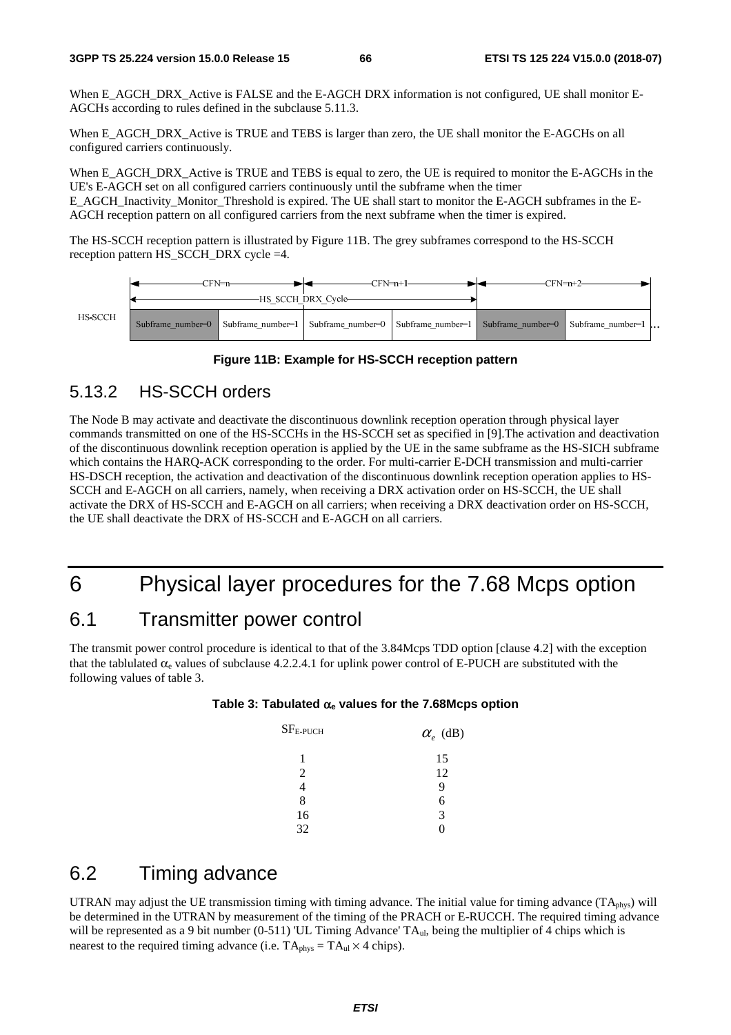When E_AGCH_DRX_Active is FALSE and the E-AGCH DRX information is not configured, UE shall monitor E-AGCHs according to rules defined in the subclause 5.11.3.

When E_AGCH_DRX_Active is TRUE and TEBS is larger than zero, the UE shall monitor the E-AGCHs on all configured carriers continuously.

When E_AGCH_DRX_Active is TRUE and TEBS is equal to zero, the UE is required to monitor the E-AGCHs in the UE's E-AGCH set on all configured carriers continuously until the subframe when the timer E_AGCH_Inactivity_Monitor_Threshold is expired. The UE shall start to monitor the E-AGCH subframes in the E-AGCH reception pattern on all configured carriers from the next subframe when the timer is expired.

The HS-SCCH reception pattern is illustrated by Figure 11B. The grey subframes correspond to the HS-SCCH reception pattern HS_SCCH_DRX cycle =4.

| | CFN=n | | CFN=n+1 | | CFN=n+2 | | |
|---|---|---|---|---|---|---|---|
| | HS_SCCH_DRX_Cycle | | | | | | |
| HS-SCCH | Subframe_number=0 | Subframe_number=1 | Subframe_number=0 | Subframe_number=1 | Subframe_number=0 | Subframe_number=1 | ... |

**Figure 11B: Example for HS-SCCH reception pattern**

### 5.13.2 HS-SCCH orders

The Node B may activate and deactivate the discontinuous downlink reception operation through physical layer commands transmitted on one of the HS-SCCHs in the HS-SCCH set as specified in [9].The activation and deactivation of the discontinuous downlink reception operation is applied by the UE in the same subframe as the HS-SICH subframe which contains the HARQ-ACK corresponding to the order. For multi-carrier E-DCH transmission and multi-carrier HS-DSCH reception, the activation and deactivation of the discontinuous downlink reception operation applies to HS-SCCH and E-AGCH on all carriers, namely, when receiving a DRX activation order on HS-SCCH, the UE shall activate the DRX of HS-SCCH and E-AGCH on all carriers; when receiving a DRX deactivation order on HS-SCCH, the UE shall deactivate the DRX of HS-SCCH and E-AGCH on all carriers.

# 6 Physical layer procedures for the 7.68 Mcps option

## 6.1 Transmitter power control

The transmit power control procedure is identical to that of the 3.84Mcps TDD option [clause 4.2] with the exception that the tablulated $\alpha_e$ values of subclause 4.2.2.4.1 for uplink power control of E-PUCH are substituted with the following values of table 3.

**Table 3: Tabulated $\alpha_e$ values for the 7.68Mcps option**

| $SF_{E\text{-}PUCH}$ | $\alpha_e$ (dB) |
|---|---|
| 1 | 15 |
| 2 | 12 |
| 4 | 9 |
| 8 | 6 |
| 16 | 3 |
| 32 | 0 |

## 6.2 Timing advance

UTRAN may adjust the UE transmission timing with timing advance. The initial value for timing advance ($TA_{phys}$) will be determined in the UTRAN by measurement of the timing of the PRACH or E-RUCCH. The required timing advance will be represented as a 9 bit number (0-511) 'UL Timing Advance' $TA_{ul}$, being the multiplier of 4 chips which is nearest to the required timing advance (i.e. $TA_{phys} = TA_{ul} \times 4$ chips).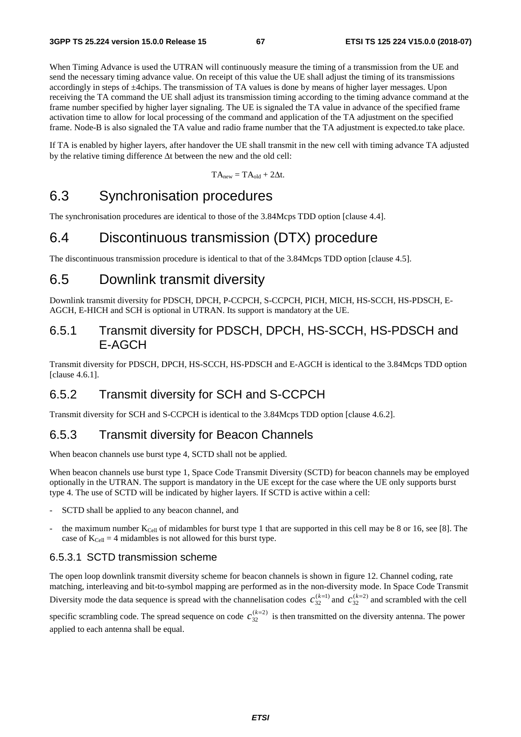When Timing Advance is used the UTRAN will continuously measure the timing of a transmission from the UE and send the necessary timing advance value. On receipt of this value the UE shall adjust the timing of its transmissions accordingly in steps of ±4chips. The transmission of TA values is done by means of higher layer messages. Upon receiving the TA command the UE shall adjust its transmission timing according to the timing advance command at the frame number specified by higher layer signaling. The UE is signaled the TA value in advance of the specified frame activation time to allow for local processing of the command and application of the TA adjustment on the specified frame. Node-B is also signaled the TA value and radio frame number that the TA adjustment is expected.to take place.

If TA is enabled by higher layers, after handover the UE shall transmit in the new cell with timing advance TA adjusted by the relative timing difference Δt between the new and the old cell:

$$TA_{new} = TA_{old} + 2\Delta t.$$

# 6.3 Synchronisation procedures

The synchronisation procedures are identical to those of the 3.84Mcps TDD option [clause 4.4].

# 6.4 Discontinuous transmission (DTX) procedure

The discontinuous transmission procedure is identical to that of the 3.84Mcps TDD option [clause 4.5].

# 6.5 Downlink transmit diversity

Downlink transmit diversity for PDSCH, DPCH, P-CCPCH, S-CCPCH, PICH, MICH, HS-SCCH, HS-PDSCH, E-AGCH, E-HICH and SCH is optional in UTRAN. Its support is mandatory at the UE.

## 6.5.1 Transmit diversity for PDSCH, DPCH, HS-SCCH, HS-PDSCH and E-AGCH

Transmit diversity for PDSCH, DPCH, HS-SCCH, HS-PDSCH and E-AGCH is identical to the 3.84Mcps TDD option [clause 4.6.1].

## 6.5.2 Transmit diversity for SCH and S-CCPCH

Transmit diversity for SCH and S-CCPCH is identical to the 3.84Mcps TDD option [clause 4.6.2].

## 6.5.3 Transmit diversity for Beacon Channels

When beacon channels use burst type 4, SCTD shall not be applied.

When beacon channels use burst type 1, Space Code Transmit Diversity (SCTD) for beacon channels may be employed optionally in the UTRAN. The support is mandatory in the UE except for the case where the UE only supports burst type 4. The use of SCTD will be indicated by higher layers. If SCTD is active within a cell:

- SCTD shall be applied to any beacon channel, and
- the maximum number $K_{Cell}$ of midambles for burst type 1 that are supported in this cell may be 8 or 16, see [8]. The case of $K_{Cell} = 4$ midambles is not allowed for this burst type.

### 6.5.3.1 SCTD transmission scheme

The open loop downlink transmit diversity scheme for beacon channels is shown in figure 12. Channel coding, rate matching, interleaving and bit-to-symbol mapping are performed as in the non-diversity mode. In Space Code Transmit Diversity mode the data sequence is spread with the channelisation codes $c_{32}^{(k=1)}$ and $c_{32}^{(k=2)}$ and scrambled with the cell specific scrambling code. The spread sequence on code $c_{32}^{(k=2)}$ is then transmitted on the diversity antenna. The power applied to each antenna shall be equal.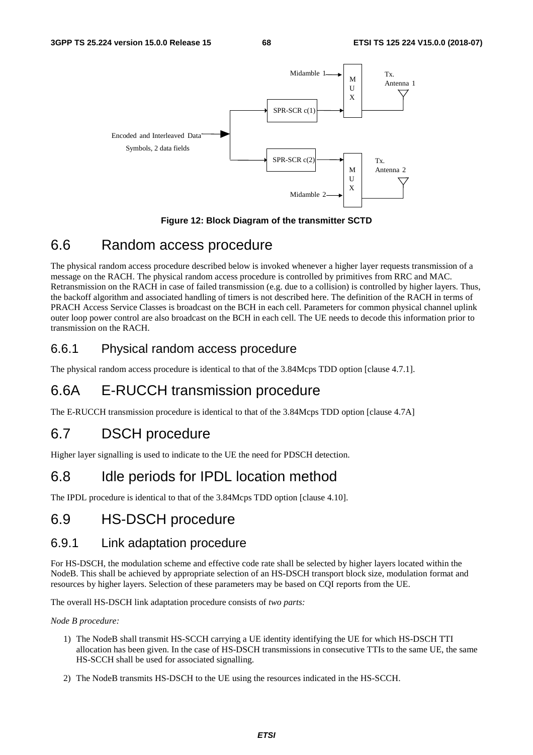Figure 12: Block Diagram of the transmitter SCTD

## 6.6 Random access procedure

The physical random access procedure described below is invoked whenever a higher layer requests transmission of a message on the RACH. The physical random access procedure is controlled by primitives from RRC and MAC. Retransmission on the RACH in case of failed transmission (e.g. due to a collision) is controlled by higher layers. Thus, the backoff algorithm and associated handling of timers is not described here. The definition of the RACH in terms of PRACH Access Service Classes is broadcast on the BCH in each cell. Parameters for common physical channel uplink outer loop power control are also broadcast on the BCH in each cell. The UE needs to decode this information prior to transmission on the RACH.

### 6.6.1 Physical random access procedure

The physical random access procedure is identical to that of the 3.84Mcps TDD option [clause 4.7.1].

## 6.6A E-RUCCH transmission procedure

The E-RUCCH transmission procedure is identical to that of the 3.84Mcps TDD option [clause 4.7A]

## 6.7 DSCH procedure

Higher layer signalling is used to indicate to the UE the need for PDSCH detection.

## 6.8 Idle periods for IPDL location method

The IPDL procedure is identical to that of the 3.84Mcps TDD option [clause 4.10].

## 6.9 HS-DSCH procedure

### 6.9.1 Link adaptation procedure

For HS-DSCH, the modulation scheme and effective code rate shall be selected by higher layers located within the NodeB. This shall be achieved by appropriate selection of an HS-DSCH transport block size, modulation format and resources by higher layers. Selection of these parameters may be based on CQI reports from the UE.

The overall HS-DSCH link adaptation procedure consists of *two parts:*

*Node B procedure:*

1) The NodeB shall transmit HS-SCCH carrying a UE identity identifying the UE for which HS-DSCH TTI allocation has been given. In the case of HS-DSCH transmissions in consecutive TTIs to the same UE, the same HS-SCCH shall be used for associated signalling.

2) The NodeB transmits HS-DSCH to the UE using the resources indicated in the HS-SCCH.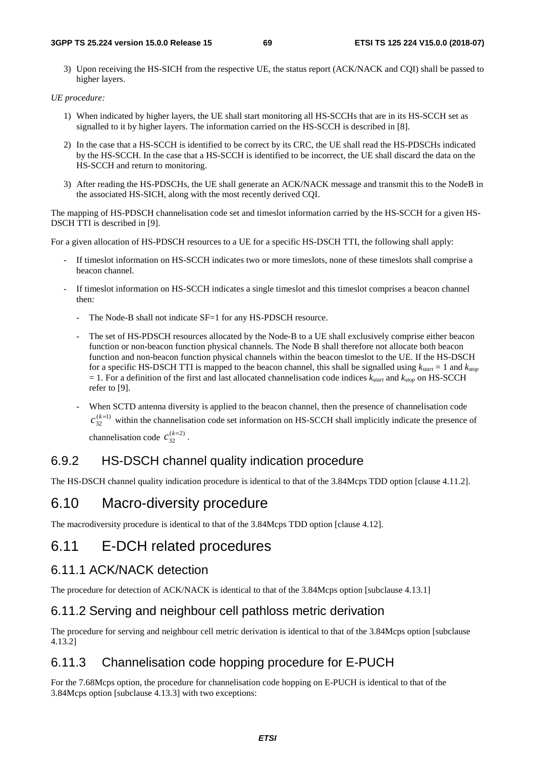3) Upon receiving the HS-SICH from the respective UE, the status report (ACK/NACK and CQI) shall be passed to higher layers.

*UE procedure:*

1) When indicated by higher layers, the UE shall start monitoring all HS-SCCHs that are in its HS-SCCH set as signalled to it by higher layers. The information carried on the HS-SCCH is described in [8].

2) In the case that a HS-SCCH is identified to be correct by its CRC, the UE shall read the HS-PDSCHs indicated by the HS-SCCH. In the case that a HS-SCCH is identified to be incorrect, the UE shall discard the data on the HS-SCCH and return to monitoring.

3) After reading the HS-PDSCHs, the UE shall generate an ACK/NACK message and transmit this to the NodeB in the associated HS-SICH, along with the most recently derived CQI.

The mapping of HS-PDSCH channelisation code set and timeslot information carried by the HS-SCCH for a given HS-DSCH TTI is described in [9].

For a given allocation of HS-PDSCH resources to a UE for a specific HS-DSCH TTI, the following shall apply:

- If timeslot information on HS-SCCH indicates two or more timeslots, none of these timeslots shall comprise a beacon channel.
- If timeslot information on HS-SCCH indicates a single timeslot and this timeslot comprises a beacon channel then:
  - The Node-B shall not indicate SF=1 for any HS-PDSCH resource.
  - The set of HS-PDSCH resources allocated by the Node-B to a UE shall exclusively comprise either beacon function or non-beacon function physical channels. The Node B shall therefore not allocate both beacon function and non-beacon function physical channels within the beacon timeslot to the UE. If the HS-DSCH for a specific HS-DSCH TTI is mapped to the beacon channel, this shall be signalled using $k_{start}$ = 1 and $k_{stop}$ = 1. For a definition of the first and last allocated channelisation code indices $k_{start}$ and $k_{stop}$ on HS-SCCH refer to [9].
  - When SCTD antenna diversity is applied to the beacon channel, then the presence of channelisation code $c_{32}^{(k=1)}$ within the channelisation code set information on HS-SCCH shall implicitly indicate the presence of channelisation code $c_{32}^{(k=2)}$.

## 6.9.2 HS-DSCH channel quality indication procedure

The HS-DSCH channel quality indication procedure is identical to that of the 3.84Mcps TDD option [clause 4.11.2].

# 6.10 Macro-diversity procedure

The macrodiversity procedure is identical to that of the 3.84Mcps TDD option [clause 4.12].

# 6.11 E-DCH related procedures

## 6.11.1 ACK/NACK detection

The procedure for detection of ACK/NACK is identical to that of the 3.84Mcps option [subclause 4.13.1]

## 6.11.2 Serving and neighbour cell pathloss metric derivation

The procedure for serving and neighbour cell metric derivation is identical to that of the 3.84Mcps option [subclause 4.13.2]

## 6.11.3 Channelisation code hopping procedure for E-PUCH

For the 7.68Mcps option, the procedure for channelisation code hopping on E-PUCH is identical to that of the 3.84Mcps option [subclause 4.13.3] with two exceptions: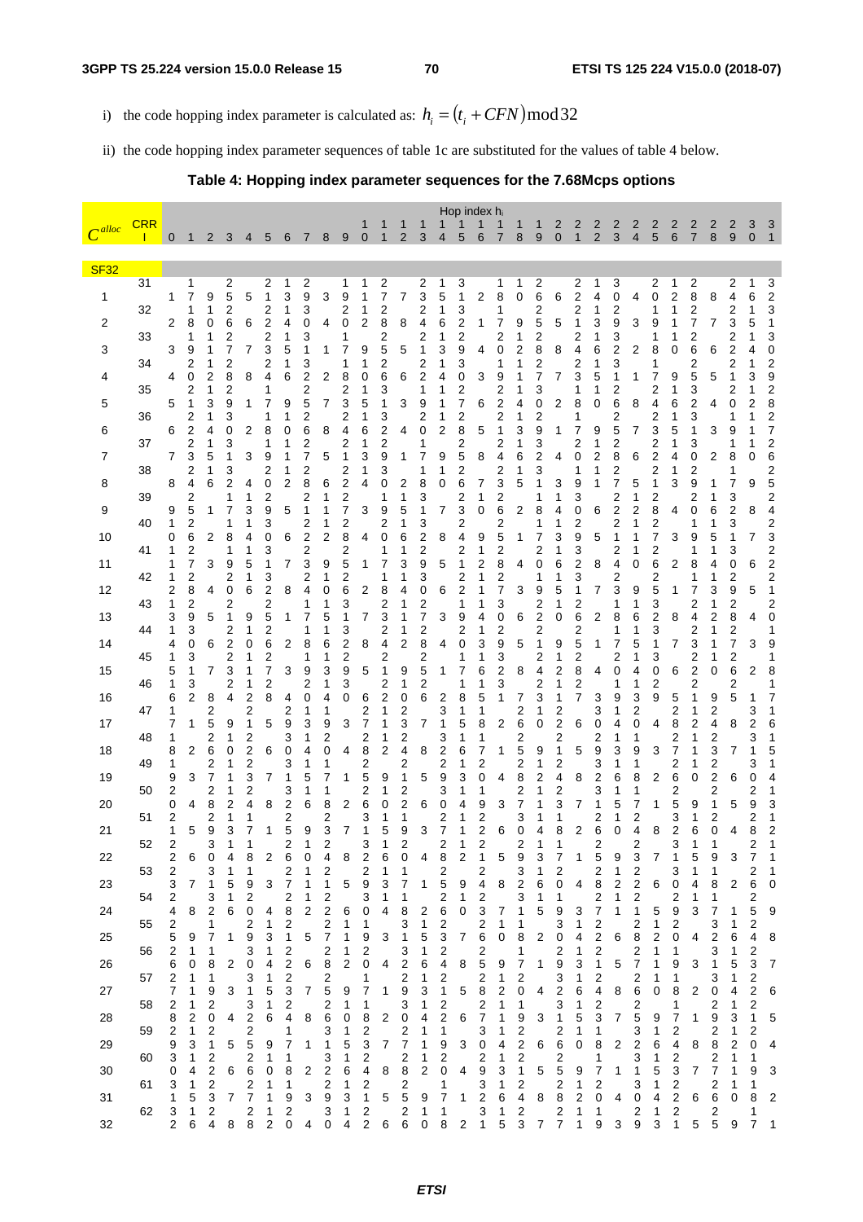i) the code hopping index parameter is calculated as: $h_i = (t_i + CFN) \bmod 32$

ii) the code hopping index parameter sequences of table 1c are substituted for the values of table 4 below.

**Table 4: Hopping index parameter sequences for the 7.68Mcps options**

| $C^{alloc}$ | CRRI | Hop index $h_i$ | | | | | | | | | | | | | | | | | | | | | | | | | | | | | | | |
|---|---|---|---|---|---|---|---|---|---|---|---|---|---|---|---|---|---|---|---|---|---|---|---|---|---|---|---|---|---|---|---|---|---|
| | | 0 | 1 | 2 | 3 | 4 | 5 | 6 | 7 | 8 | 9 | 10 | 11 | 12 | 13 | 14 | 15 | 16 | 17 | 18 | 19 | 20 | 21 | 22 | 23 | 24 | 25 | 26 | 27 | 28 | 29 | 30 | 31 |
| **SF32** | | | | | | | | | | | | | | | | | | | | | | | | | | | | | | | | | |
| 1 | 31 | 1 | 17 | 9 | 25 | 5 | 21 | 13 | 29 | 3 | 19 | 11 | 27 | 7 | 23 | 15 | 31 | 2 | 18 | 10 | 26 | 6 | 22 | 14 | 30 | 4 | 20 | 12 | 28 | 8 | 24 | 16 | 32 |
| 2 | 32 | 2 | 18 | 10 | 26 | 6 | 22 | 14 | 30 | 4 | 20 | 12 | 28 | 8 | 24 | 16 | 32 | 1 | 17 | 9 | 25 | 5 | 21 | 13 | 29 | 3 | 19 | 11 | 27 | 7 | 23 | 15 | 31 |
| 3 | 33 | 3 | 19 | 11 | 27 | 7 | 23 | 15 | 31 | 1 | 17 | 9 | 25 | 5 | 21 | 13 | 29 | 4 | 20 | 12 | 28 | 8 | 24 | 16 | 32 | 2 | 18 | 10 | 26 | 6 | 22 | 14 | 30 |
| 4 | 34 | 4 | 20 | 12 | 28 | 8 | 24 | 16 | 32 | 2 | 18 | 10 | 26 | 6 | 22 | 14 | 30 | 3 | 19 | 11 | 27 | 7 | 23 | 15 | 31 | 1 | 17 | 9 | 25 | 5 | 21 | 13 | 29 |
| 5 | 35 | 5 | 21 | 13 | 29 | 1 | 17 | 9 | 25 | 7 | 23 | 15 | 31 | 3 | 19 | 11 | 27 | 6 | 22 | 14 | 30 | 2 | 18 | 10 | 26 | 8 | 24 | 16 | 32 | 4 | 20 | 12 | 28 |
| 6 | 36 | 6 | 22 | 14 | 30 | 2 | 18 | 10 | 26 | 8 | 24 | 16 | 32 | 4 | 20 | 12 | 28 | 5 | 21 | 13 | 29 | 1 | 17 | 9 | 25 | 7 | 23 | 15 | 31 | 3 | 19 | 11 | 27 |
| 7 | 37 | 7 | 23 | 15 | 31 | 3 | 19 | 11 | 27 | 5 | 21 | 13 | 29 | 1 | 17 | 9 | 25 | 8 | 24 | 16 | 32 | 4 | 20 | 12 | 28 | 6 | 22 | 14 | 30 | 2 | 18 | 10 | 26 |
| 8 | 38 | 8 | 24 | 16 | 32 | 4 | 20 | 12 | 28 | 6 | 22 | 14 | 30 | 2 | 18 | 10 | 26 | 7 | 23 | 15 | 31 | 3 | 19 | 11 | 27 | 5 | 21 | 13 | 29 | 1 | 17 | 9 | 25 |
| 9 | 39 | 9 | 25 | 1 | 17 | 13 | 29 | 5 | 21 | 11 | 27 | 3 | 19 | 15 | 31 | 7 | 23 | 10 | 26 | 2 | 18 | 14 | 30 | 6 | 22 | 12 | 28 | 4 | 20 | 16 | 32 | 8 | 24 |
| 10 | 40 | 10 | 26 | 2 | 18 | 14 | 30 | 6 | 22 | 12 | 28 | 4 | 20 | 16 | 32 | 8 | 24 | 9 | 25 | 1 | 17 | 13 | 29 | 5 | 21 | 11 | 27 | 3 | 19 | 15 | 31 | 7 | 23 |
| 11 | 41 | 11 | 27 | 3 | 19 | 15 | 31 | 7 | 23 | 9 | 25 | 1 | 17 | 13 | 29 | 5 | 21 | 12 | 28 | 4 | 20 | 16 | 32 | 8 | 24 | 10 | 26 | 2 | 18 | 14 | 30 | 6 | 22 |
| 12 | 42 | 12 | 28 | 4 | 20 | 16 | 32 | 8 | 24 | 10 | 26 | 2 | 18 | 14 | 30 | 6 | 22 | 11 | 27 | 3 | 19 | 15 | 31 | 7 | 23 | 9 | 25 | 1 | 17 | 13 | 29 | 5 | 21 |
| 13 | 43 | 13 | 29 | 5 | 21 | 9 | 25 | 1 | 17 | 15 | 31 | 7 | 23 | 11 | 27 | 3 | 19 | 14 | 30 | 6 | 22 | 10 | 26 | 2 | 18 | 16 | 32 | 8 | 24 | 12 | 28 | 4 | 20 |
| 14 | 44 | 14 | 30 | 6 | 22 | 10 | 26 | 2 | 18 | 16 | 32 | 8 | 24 | 12 | 28 | 4 | 20 | 13 | 29 | 5 | 21 | 9 | 25 | 1 | 17 | 15 | 31 | 7 | 23 | 11 | 27 | 3 | 19 |
| 15 | 45 | 15 | 31 | 7 | 23 | 11 | 27 | 3 | 19 | 13 | 29 | 5 | 21 | 9 | 25 | 1 | 17 | 16 | 32 | 8 | 24 | 12 | 28 | 4 | 20 | 14 | 30 | 6 | 22 | 10 | 26 | 2 | 18 |
| 16 | 46 | 16 | 32 | 8 | 24 | 12 | 28 | 4 | 20 | 14 | 30 | 6 | 22 | 10 | 26 | 2 | 18 | 15 | 31 | 7 | 23 | 11 | 27 | 3 | 19 | 13 | 29 | 5 | 21 | 9 | 25 | 1 | 17 |
| 17 | 47 | 17 | 1 | 25 | 9 | 21 | 5 | 29 | 13 | 19 | 3 | 27 | 11 | 23 | 7 | 31 | 15 | 18 | 2 | 26 | 10 | 22 | 6 | 30 | 14 | 20 | 4 | 28 | 12 | 24 | 8 | 32 | 16 |
| 18 | 48 | 18 | 2 | 26 | 10 | 22 | 6 | 30 | 14 | 20 | 4 | 28 | 12 | 24 | 8 | 32 | 16 | 17 | 1 | 25 | 9 | 21 | 5 | 29 | 13 | 19 | 3 | 27 | 11 | 23 | 7 | 31 | 15 |
| 19 | 49 | 19 | 3 | 27 | 11 | 23 | 7 | 31 | 15 | 17 | 1 | 25 | 9 | 21 | 5 | 29 | 13 | 20 | 4 | 28 | 12 | 24 | 8 | 32 | 16 | 18 | 2 | 26 | 10 | 22 | 6 | 30 | 14 |
| 20 | 50 | 20 | 4 | 28 | 12 | 24 | 8 | 32 | 16 | 18 | 2 | 26 | 10 | 22 | 6 | 30 | 14 | 19 | 3 | 27 | 11 | 23 | 7 | 31 | 15 | 17 | 1 | 25 | 9 | 21 | 5 | 29 | 13 |
| 21 | 51 | 21 | 5 | 29 | 13 | 17 | 1 | 25 | 9 | 23 | 7 | 31 | 15 | 19 | 3 | 27 | 11 | 22 | 6 | 30 | 14 | 18 | 2 | 26 | 10 | 24 | 8 | 32 | 16 | 20 | 4 | 28 | 12 |
| 22 | 52 | 22 | 6 | 30 | 14 | 18 | 2 | 26 | 10 | 24 | 8 | 32 | 16 | 20 | 4 | 28 | 12 | 21 | 5 | 29 | 13 | 17 | 1 | 25 | 9 | 23 | 7 | 31 | 15 | 19 | 3 | 27 | 11 |
| 23 | 53 | 23 | 7 | 31 | 15 | 19 | 3 | 27 | 11 | 21 | 5 | 29 | 13 | 17 | 1 | 25 | 9 | 24 | 8 | 32 | 16 | 20 | 4 | 28 | 12 | 22 | 6 | 30 | 14 | 18 | 2 | 26 | 10 |
| 24 | 54 | 24 | 8 | 32 | 16 | 20 | 4 | 28 | 12 | 22 | 6 | 30 | 14 | 18 | 2 | 26 | 10 | 23 | 7 | 31 | 15 | 19 | 3 | 27 | 11 | 21 | 5 | 29 | 13 | 17 | 1 | 25 | 9 |
| 25 | 55 | 25 | 9 | 17 | 1 | 29 | 13 | 21 | 5 | 27 | 11 | 19 | 3 | 31 | 15 | 23 | 7 | 26 | 10 | 18 | 2 | 30 | 14 | 22 | 6 | 28 | 12 | 20 | 4 | 32 | 16 | 24 | 8 |
| 26 | 56 | 26 | 10 | 18 | 2 | 30 | 14 | 22 | 6 | 28 | 12 | 20 | 4 | 32 | 16 | 24 | 8 | 25 | 9 | 17 | 1 | 29 | 13 | 21 | 5 | 27 | 11 | 19 | 3 | 31 | 15 | 23 | 7 |
| 27 | 57 | 27 | 11 | 19 | 3 | 31 | 15 | 23 | 7 | 25 | 9 | 17 | 1 | 29 | 13 | 21 | 5 | 28 | 12 | 20 | 4 | 32 | 16 | 24 | 8 | 26 | 10 | 18 | 2 | 30 | 14 | 22 | 6 |
| 28 | 58 | 28 | 12 | 20 | 4 | 32 | 16 | 24 | 8 | 26 | 10 | 18 | 2 | 30 | 14 | 22 | 6 | 27 | 11 | 19 | 3 | 31 | 15 | 23 | 7 | 25 | 9 | 17 | 1 | 29 | 13 | 21 | 5 |
| 29 | 59 | 29 | 13 | 21 | 5 | 25 | 9 | 17 | 1 | 31 | 15 | 23 | 7 | 27 | 11 | 19 | 3 | 30 | 14 | 22 | 6 | 26 | 10 | 18 | 2 | 32 | 16 | 24 | 8 | 28 | 12 | 20 | 4 |
| 30 | 60 | 30 | 14 | 22 | 6 | 26 | 10 | 18 | 2 | 32 | 16 | 24 | 8 | 28 | 12 | 20 | 4 | 29 | 13 | 21 | 5 | 25 | 9 | 17 | 1 | 31 | 15 | 23 | 7 | 27 | 11 | 19 | 3 |
| 31 | 61 | 31 | 15 | 23 | 7 | 27 | 11 | 19 | 3 | 29 | 13 | 21 | 5 | 25 | 9 | 17 | 1 | 32 | 16 | 24 | 8 | 28 | 12 | 20 | 4 | 30 | 14 | 22 | 6 | 26 | 10 | 18 | 2 |
| 32 | 62 | 32 | 16 | 24 | 8 | 28 | 12 | 20 | 4 | 30 | 14 | 22 | 6 | 26 | 10 | 18 | 2 | 31 | 15 | 23 | 7 | 27 | 11 | 19 | 3 | 29 | 13 | 21 | 5 | 25 | 9 | 17 | 1 |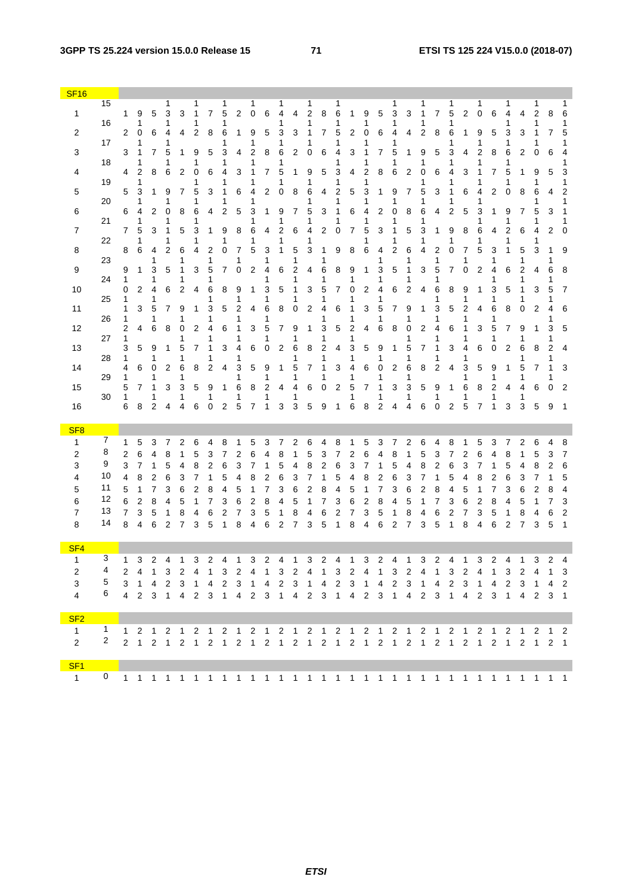| SF16 | | | | | | | | | | | | | | | | | | | | | | | | | | | | | | | | | |
|---|---|---|---|---|---|---|---|---|---|---|---|---|---|---|---|---|---|---|---|---|---|---|---|---|---|---|---|---|---|---|---|---|---|
| 1 | 15 | 1 | 9 | 5 | 13 | 3 | 11 | 7 | 15 | 2 | 10 | 6 | 14 | 4 | 12 | 8 | 16 | 1 | 9 | 5 | 13 | 3 | 11 | 7 | 15 | 2 | 10 | 6 | 14 | 4 | 12 | 8 | 16 |
| 2 | 16 | 2 | 10 | 6 | 14 | 4 | 12 | 8 | 16 | 1 | 9 | 5 | 13 | 3 | 11 | 7 | 15 | 2 | 10 | 6 | 14 | 4 | 12 | 8 | 16 | 1 | 9 | 5 | 13 | 3 | 11 | 7 | 15 |
| 3 | 17 | 3 | 11 | 7 | 15 | 1 | 9 | 5 | 13 | 4 | 12 | 8 | 16 | 2 | 10 | 6 | 14 | 3 | 11 | 7 | 15 | 1 | 9 | 5 | 13 | 4 | 12 | 8 | 16 | 2 | 10 | 6 | 14 |
| 4 | 18 | 4 | 12 | 8 | 16 | 2 | 10 | 6 | 14 | 3 | 11 | 7 | 15 | 1 | 9 | 5 | 13 | 4 | 12 | 8 | 16 | 2 | 10 | 6 | 14 | 3 | 11 | 7 | 15 | 1 | 9 | 5 | 13 |
| 5 | 19 | 5 | 13 | 1 | 9 | 7 | 15 | 3 | 11 | 6 | 14 | 2 | 10 | 8 | 16 | 4 | 12 | 5 | 13 | 1 | 9 | 7 | 15 | 3 | 11 | 6 | 14 | 2 | 10 | 8 | 16 | 4 | 12 |
| 6 | 20 | 6 | 14 | 2 | 10 | 8 | 16 | 4 | 12 | 5 | 13 | 1 | 9 | 7 | 15 | 3 | 11 | 6 | 14 | 2 | 10 | 8 | 16 | 4 | 12 | 5 | 13 | 1 | 9 | 7 | 15 | 3 | 11 |
| 7 | 21 | 7 | 15 | 3 | 11 | 5 | 13 | 1 | 9 | 8 | 16 | 4 | 12 | 6 | 14 | 2 | 10 | 7 | 15 | 3 | 11 | 5 | 13 | 1 | 9 | 8 | 16 | 4 | 12 | 6 | 14 | 2 | 10 |
| 8 | 22 | 8 | 16 | 4 | 12 | 6 | 14 | 2 | 10 | 7 | 15 | 3 | 11 | 5 | 13 | 1 | 9 | 8 | 16 | 4 | 12 | 6 | 14 | 2 | 10 | 7 | 15 | 3 | 11 | 5 | 13 | 1 | 9 |
| 9 | 23 | 9 | 1 | 13 | 5 | 11 | 3 | 15 | 7 | 10 | 2 | 14 | 6 | 12 | 4 | 16 | 8 | 9 | 1 | 13 | 5 | 11 | 3 | 15 | 7 | 10 | 2 | 14 | 6 | 12 | 4 | 16 | 8 |
| 10 | 24 | 10 | 2 | 14 | 6 | 12 | 4 | 16 | 8 | 9 | 1 | 13 | 5 | 11 | 3 | 15 | 7 | 10 | 2 | 14 | 6 | 12 | 4 | 16 | 8 | 9 | 1 | 13 | 5 | 11 | 3 | 15 | 7 |
| 11 | 25 | 11 | 3 | 15 | 7 | 9 | 1 | 13 | 5 | 12 | 4 | 16 | 8 | 10 | 2 | 14 | 6 | 11 | 3 | 15 | 7 | 9 | 1 | 13 | 5 | 12 | 4 | 16 | 8 | 10 | 2 | 14 | 6 |
| 12 | 26 | 12 | 4 | 16 | 8 | 10 | 2 | 14 | 6 | 11 | 3 | 15 | 7 | 9 | 1 | 13 | 5 | 12 | 4 | 16 | 8 | 10 | 2 | 14 | 6 | 11 | 3 | 15 | 7 | 9 | 1 | 13 | 5 |
| 13 | 27 | 13 | 5 | 9 | 1 | 15 | 7 | 11 | 3 | 14 | 6 | 10 | 2 | 16 | 8 | 12 | 4 | 13 | 5 | 9 | 1 | 15 | 7 | 11 | 3 | 14 | 6 | 10 | 2 | 16 | 8 | 12 | 4 |
| 14 | 28 | 14 | 6 | 10 | 2 | 16 | 8 | 12 | 4 | 13 | 5 | 9 | 1 | 15 | 7 | 11 | 3 | 14 | 6 | 10 | 2 | 16 | 8 | 12 | 4 | 13 | 5 | 9 | 1 | 15 | 7 | 11 | 3 |
| 15 | 29 | 15 | 7 | 11 | 3 | 13 | 5 | 9 | 1 | 16 | 8 | 12 | 4 | 14 | 6 | 10 | 2 | 15 | 7 | 11 | 3 | 13 | 5 | 9 | 1 | 16 | 8 | 12 | 4 | 14 | 6 | 10 | 2 |
| 16 | 30 | 16 | 8 | 12 | 4 | 14 | 6 | 10 | 2 | 15 | 7 | 11 | 3 | 13 | 5 | 9 | 1 | 16 | 8 | 12 | 4 | 14 | 6 | 10 | 2 | 15 | 7 | 11 | 3 | 13 | 5 | 9 | 1 |

| SF8 | | | | | | | | | | | | | | | | | | | | | | | | | | | | | | | | | |
|---|---|---|---|---|---|---|---|---|---|---|---|---|---|---|---|---|---|---|---|---|---|---|---|---|---|---|---|---|---|---|---|---|---|
| 1 | 7 | 1 | 5 | 3 | 7 | 2 | 6 | 4 | 8 | 1 | 5 | 3 | 7 | 2 | 6 | 4 | 8 | 1 | 5 | 3 | 7 | 2 | 6 | 4 | 8 | 1 | 5 | 3 | 7 | 2 | 6 | 4 | 8 |
| 2 | 8 | 2 | 6 | 4 | 8 | 1 | 5 | 3 | 7 | 2 | 6 | 4 | 8 | 1 | 5 | 3 | 7 | 2 | 6 | 4 | 8 | 1 | 5 | 3 | 7 | 2 | 6 | 4 | 8 | 1 | 5 | 3 | 7 |
| 3 | 9 | 3 | 7 | 1 | 5 | 4 | 8 | 2 | 6 | 3 | 7 | 1 | 5 | 4 | 8 | 2 | 6 | 3 | 7 | 1 | 5 | 4 | 8 | 2 | 6 | 3 | 7 | 1 | 5 | 4 | 8 | 2 | 6 |
| 4 | 10 | 4 | 8 | 2 | 6 | 3 | 7 | 1 | 5 | 4 | 8 | 2 | 6 | 3 | 7 | 1 | 5 | 4 | 8 | 2 | 6 | 3 | 7 | 1 | 5 | 4 | 8 | 2 | 6 | 3 | 7 | 1 | 5 |
| 5 | 11 | 5 | 1 | 7 | 3 | 6 | 2 | 8 | 4 | 5 | 1 | 7 | 3 | 6 | 2 | 8 | 4 | 5 | 1 | 7 | 3 | 6 | 2 | 8 | 4 | 5 | 1 | 7 | 3 | 6 | 2 | 8 | 4 |
| 6 | 12 | 6 | 2 | 8 | 4 | 5 | 1 | 7 | 3 | 6 | 2 | 8 | 4 | 5 | 1 | 7 | 3 | 6 | 2 | 8 | 4 | 5 | 1 | 7 | 3 | 6 | 2 | 8 | 4 | 5 | 1 | 7 | 3 |
| 7 | 13 | 7 | 3 | 5 | 1 | 8 | 4 | 6 | 2 | 7 | 3 | 5 | 1 | 8 | 4 | 6 | 2 | 7 | 3 | 5 | 1 | 8 | 4 | 6 | 2 | 7 | 3 | 5 | 1 | 8 | 4 | 6 | 2 |
| 8 | 14 | 8 | 4 | 6 | 2 | 7 | 3 | 5 | 1 | 8 | 4 | 6 | 2 | 7 | 3 | 5 | 1 | 8 | 4 | 6 | 2 | 7 | 3 | 5 | 1 | 8 | 4 | 6 | 2 | 7 | 3 | 5 | 1 |

| SF4 | | | | | | | | | | | | | | | | | | | | | | | | | | | | | | | | | |
|---|---|---|---|---|---|---|---|---|---|---|---|---|---|---|---|---|---|---|---|---|---|---|---|---|---|---|---|---|---|---|---|---|---|
| 1 | 3 | 1 | 3 | 2 | 4 | 1 | 3 | 2 | 4 | 1 | 3 | 2 | 4 | 1 | 3 | 2 | 4 | 1 | 3 | 2 | 4 | 1 | 3 | 2 | 4 | 1 | 3 | 2 | 4 | 1 | 3 | 2 | 4 |
| 2 | 4 | 2 | 4 | 1 | 3 | 2 | 4 | 1 | 3 | 2 | 4 | 1 | 3 | 2 | 4 | 1 | 3 | 2 | 4 | 1 | 3 | 2 | 4 | 1 | 3 | 2 | 4 | 1 | 3 | 2 | 4 | 1 | 3 |
| 3 | 5 | 3 | 1 | 4 | 2 | 3 | 1 | 4 | 2 | 3 | 1 | 4 | 2 | 3 | 1 | 4 | 2 | 3 | 1 | 4 | 2 | 3 | 1 | 4 | 2 | 3 | 1 | 4 | 2 | 3 | 1 | 4 | 2 |
| 4 | 6 | 4 | 2 | 3 | 1 | 4 | 2 | 3 | 1 | 4 | 2 | 3 | 1 | 4 | 2 | 3 | 1 | 4 | 2 | 3 | 1 | 4 | 2 | 3 | 1 | 4 | 2 | 3 | 1 | 4 | 2 | 3 | 1 |

| SF2 | | | | | | | | | | | | | | | | | | | | | | | | | | | | | | | | | |
|---|---|---|---|---|---|---|---|---|---|---|---|---|---|---|---|---|---|---|---|---|---|---|---|---|---|---|---|---|---|---|---|---|---|
| 1 | 1 | 1 | 2 | 1 | 2 | 1 | 2 | 1 | 2 | 1 | 2 | 1 | 2 | 1 | 2 | 1 | 2 | 1 | 2 | 1 | 2 | 1 | 2 | 1 | 2 | 1 | 2 | 1 | 2 | 1 | 2 | 1 | 2 |
| 2 | 2 | 2 | 1 | 2 | 1 | 2 | 1 | 2 | 1 | 2 | 1 | 2 | 1 | 2 | 1 | 2 | 1 | 2 | 1 | 2 | 1 | 2 | 1 | 2 | 1 | 2 | 1 | 2 | 1 | 2 | 1 | 2 | 1 |

| SF1 | | | | | | | | | | | | | | | | | | | | | | | | | | | | | | | | | |
|---|---|---|---|---|---|---|---|---|---|---|---|---|---|---|---|---|---|---|---|---|---|---|---|---|---|---|---|---|---|---|---|---|---|
| 1 | 0 | 1 | 1 | 1 | 1 | 1 | 1 | 1 | 1 | 1 | 1 | 1 | 1 | 1 | 1 | 1 | 1 | 1 | 1 | 1 | 1 | 1 | 1 | 1 | 1 | 1 | 1 | 1 | 1 | 1 | 1 | 1 | 1 |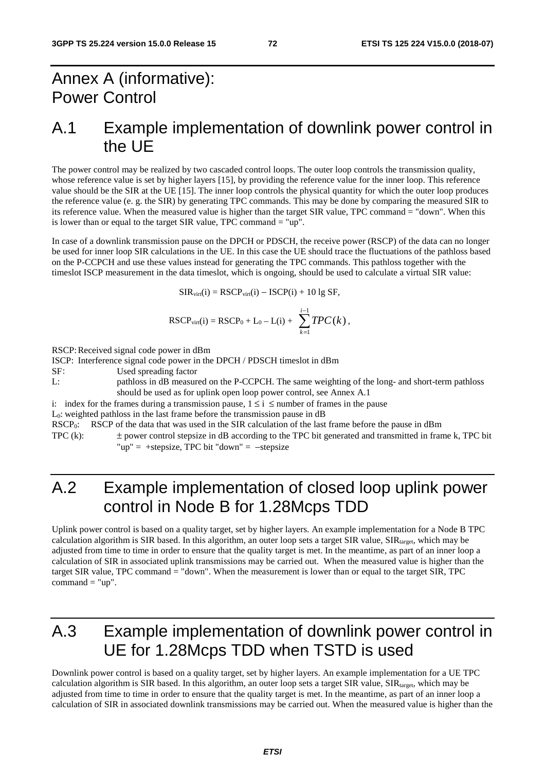# Annex A (informative): Power Control

## A.1 Example implementation of downlink power control in the UE

The power control may be realized by two cascaded control loops. The outer loop controls the transmission quality, whose reference value is set by higher layers [15], by providing the reference value for the inner loop. This reference value should be the SIR at the UE [15]. The inner loop controls the physical quantity for which the outer loop produces the reference value (e. g. the SIR) by generating TPC commands. This may be done by comparing the measured SIR to its reference value. When the measured value is higher than the target SIR value, TPC command = "down". When this is lower than or equal to the target SIR value, TPC command = "up".

In case of a downlink transmission pause on the DPCH or PDSCH, the receive power (RSCP) of the data can no longer be used for inner loop SIR calculations in the UE. In this case the UE should trace the fluctuations of the pathloss based on the P-CCPCH and use these values instead for generating the TPC commands. This pathloss together with the timeslot ISCP measurement in the data timeslot, which is ongoing, should be used to calculate a virtual SIR value:

$$SIR_{virt}(i) = RSCP_{virt}(i) - ISCP(i) + 10 \lg SF,$$

$$RSCP_{virt}(i) = RSCP_0 + L_0 - L(i) + \sum_{k=1}^{i-1} TPC(k),$$

RSCP: Received signal code power in dBm

ISCP: Interference signal code power in the DPCH / PDSCH timeslot in dBm

SF: Used spreading factor

L: pathloss in dB measured on the P-CCPCH. The same weighting of the long- and short-term pathloss should be used as for uplink open loop power control, see Annex A.1

i: index for the frames during a transmission pause, $1 \leq i \leq$ number of frames in the pause

$L_0$: weighted pathloss in the last frame before the transmission pause in dB

$RSCP_0$: RSCP of the data that was used in the SIR calculation of the last frame before the pause in dBm

TPC (k): ± power control stepsize in dB according to the TPC bit generated and transmitted in frame k, TPC bit "up" = +stepsize, TPC bit "down" = −stepsize

## A.2 Example implementation of closed loop uplink power control in Node B for 1.28Mcps TDD

Uplink power control is based on a quality target, set by higher layers. An example implementation for a Node B TPC calculation algorithm is SIR based. In this algorithm, an outer loop sets a target SIR value, $SIR_{target}$, which may be adjusted from time to time in order to ensure that the quality target is met. In the meantime, as part of an inner loop a calculation of SIR in associated uplink transmissions may be carried out. When the measured value is higher than the target SIR value, TPC command = "down". When the measurement is lower than or equal to the target SIR, TPC command = "up".

## A.3 Example implementation of downlink power control in UE for 1.28Mcps TDD when TSTD is used

Downlink power control is based on a quality target, set by higher layers. An example implementation for a UE TPC calculation algorithm is SIR based. In this algorithm, an outer loop sets a target SIR value, $SIR_{target}$, which may be adjusted from time to time in order to ensure that the quality target is met. In the meantime, as part of an inner loop a calculation of SIR in associated downlink transmissions may be carried out. When the measured value is higher than the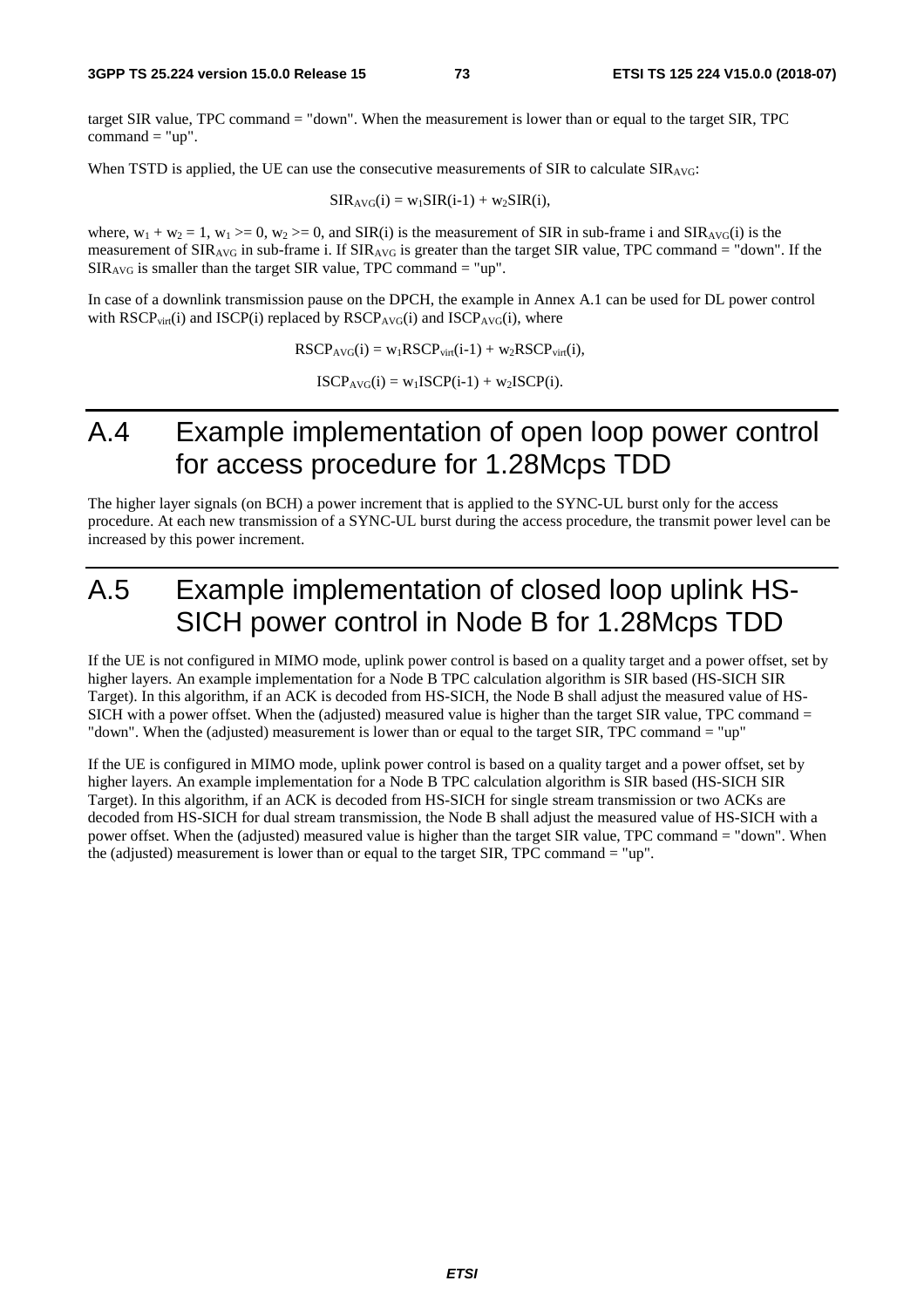target SIR value, TPC command = "down". When the measurement is lower than or equal to the target SIR, TPC command = "up".

When TSTD is applied, the UE can use the consecutive measurements of SIR to calculate $SIR_{AVG}$:

$$SIR_{AVG}(i) = w_1 SIR(i-1) + w_2 SIR(i),$$

where, $w_1 + w_2 = 1$, $w_1 >= 0$, $w_2 >= 0$, and SIR(i) is the measurement of SIR in sub-frame i and $SIR_{AVG}(i)$ is the measurement of $SIR_{AVG}$ in sub-frame i. If $SIR_{AVG}$ is greater than the target SIR value, TPC command = "down". If the $SIR_{AVG}$ is smaller than the target SIR value, TPC command = "up".

In case of a downlink transmission pause on the DPCH, the example in Annex A.1 can be used for DL power control with $RSCP_{virt}(i)$ and ISCP(i) replaced by $RSCP_{AVG}(i)$ and $ISCP_{AVG}(i)$, where

$$RSCP_{AVG}(i) = w_1 RSCP_{virt}(i-1) + w_2 RSCP_{virt}(i),$$

$$ISCP_{AVG}(i) = w_1 ISCP(i-1) + w_2 ISCP(i).$$

# A.4 Example implementation of open loop power control for access procedure for 1.28Mcps TDD

The higher layer signals (on BCH) a power increment that is applied to the SYNC-UL burst only for the access procedure. At each new transmission of a SYNC-UL burst during the access procedure, the transmit power level can be increased by this power increment.

# A.5 Example implementation of closed loop uplink HS-SICH power control in Node B for 1.28Mcps TDD

If the UE is not configured in MIMO mode, uplink power control is based on a quality target and a power offset, set by higher layers. An example implementation for a Node B TPC calculation algorithm is SIR based (HS-SICH SIR Target). In this algorithm, if an ACK is decoded from HS-SICH, the Node B shall adjust the measured value of HS-SICH with a power offset. When the (adjusted) measured value is higher than the target SIR value, TPC command = "down". When the (adjusted) measurement is lower than or equal to the target SIR, TPC command = "up"

If the UE is configured in MIMO mode, uplink power control is based on a quality target and a power offset, set by higher layers. An example implementation for a Node B TPC calculation algorithm is SIR based (HS-SICH SIR Target). In this algorithm, if an ACK is decoded from HS-SICH for single stream transmission or two ACKs are decoded from HS-SICH for dual stream transmission, the Node B shall adjust the measured value of HS-SICH with a power offset. When the (adjusted) measured value is higher than the target SIR value, TPC command = "down". When the (adjusted) measurement is lower than or equal to the target SIR, TPC command = "up".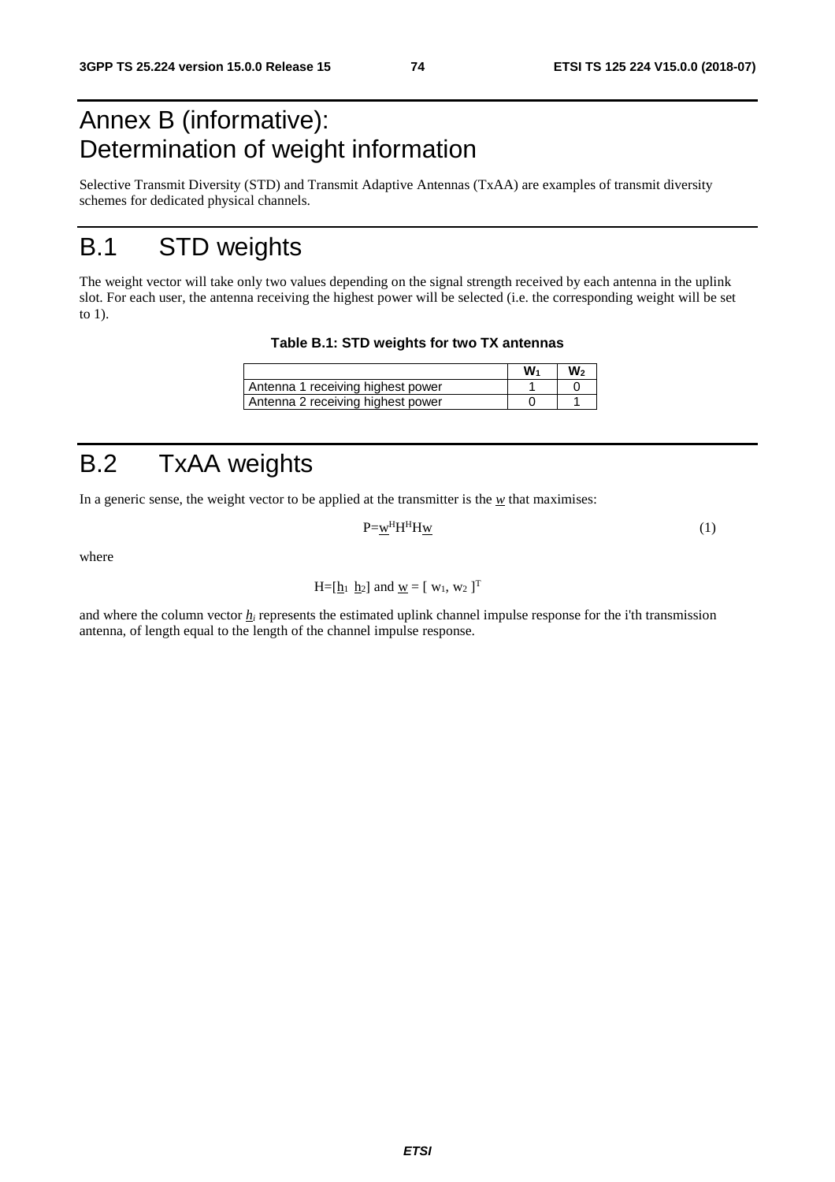# Annex B (informative): Determination of weight information

Selective Transmit Diversity (STD) and Transmit Adaptive Antennas (TxAA) are examples of transmit diversity schemes for dedicated physical channels.

# B.1 STD weights

The weight vector will take only two values depending on the signal strength received by each antenna in the uplink slot. For each user, the antenna receiving the highest power will be selected (i.e. the corresponding weight will be set to 1).

**Table B.1: STD weights for two TX antennas**

| | $W_1$ | $W_2$ |
|---|---|---|
| Antenna 1 receiving highest power | 1 | 0 |
| Antenna 2 receiving highest power | 0 | 1 |

# B.2 TxAA weights

In a generic sense, the weight vector to be applied at the transmitter is the $\underline{w}$ that maximises:

$$P=\underline{w}^H H^H H \underline{w} \quad (1)$$

where

$$H=[\underline{h}_1 \ \ \underline{h}_2] \text{ and } \underline{w} = [\ w_1, w_2\ ]^T$$

and where the column vector $\underline{h}_i$ represents the estimated uplink channel impulse response for the i'th transmission antenna, of length equal to the length of the channel impulse response.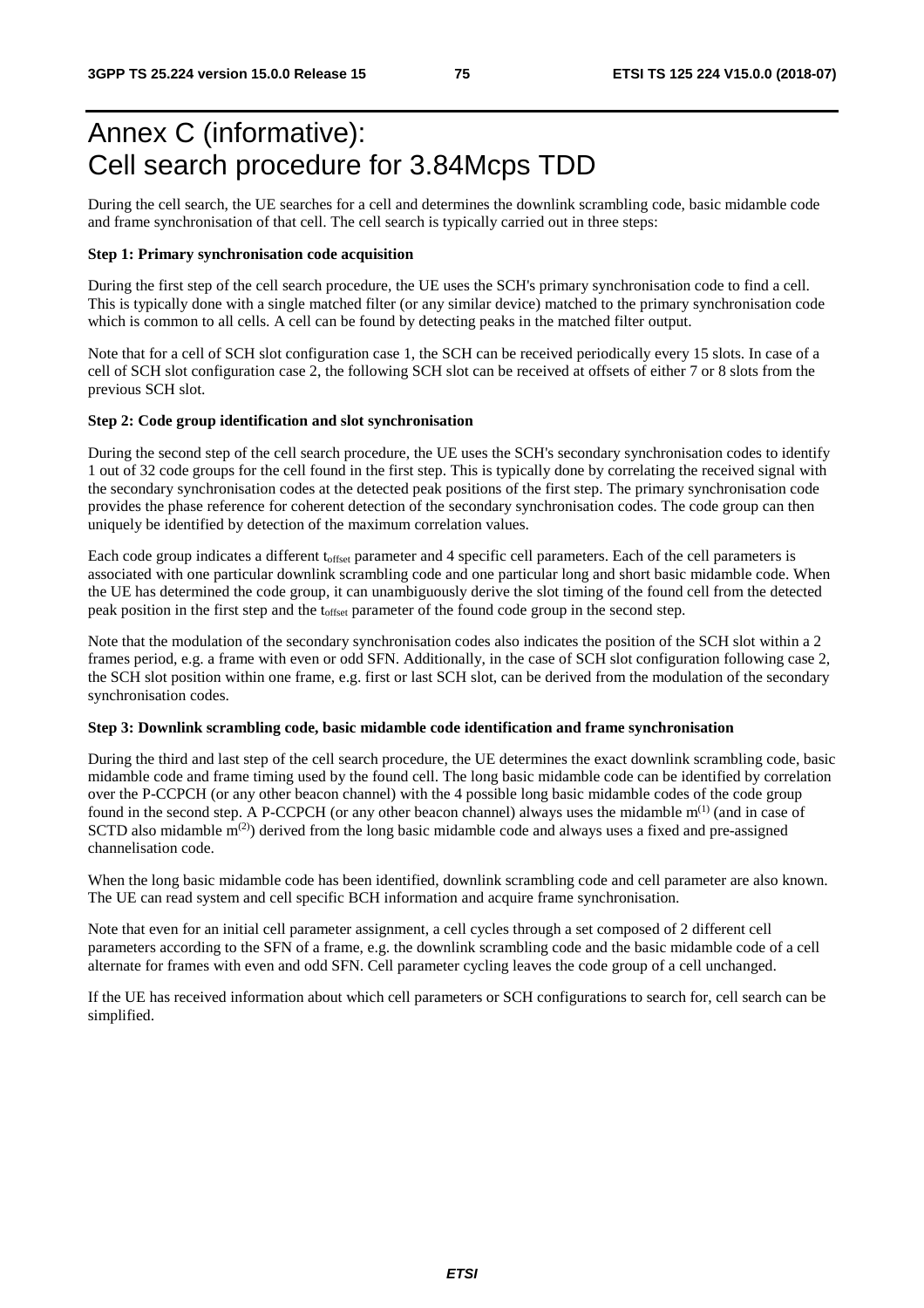# Annex C (informative): Cell search procedure for 3.84Mcps TDD

During the cell search, the UE searches for a cell and determines the downlink scrambling code, basic midamble code and frame synchronisation of that cell. The cell search is typically carried out in three steps:

**Step 1: Primary synchronisation code acquisition**

During the first step of the cell search procedure, the UE uses the SCH's primary synchronisation code to find a cell. This is typically done with a single matched filter (or any similar device) matched to the primary synchronisation code which is common to all cells. A cell can be found by detecting peaks in the matched filter output.

Note that for a cell of SCH slot configuration case 1, the SCH can be received periodically every 15 slots. In case of a cell of SCH slot configuration case 2, the following SCH slot can be received at offsets of either 7 or 8 slots from the previous SCH slot.

**Step 2: Code group identification and slot synchronisation**

During the second step of the cell search procedure, the UE uses the SCH's secondary synchronisation codes to identify 1 out of 32 code groups for the cell found in the first step. This is typically done by correlating the received signal with the secondary synchronisation codes at the detected peak positions of the first step. The primary synchronisation code provides the phase reference for coherent detection of the secondary synchronisation codes. The code group can then uniquely be identified by detection of the maximum correlation values.

Each code group indicates a different $t_{offset}$ parameter and 4 specific cell parameters. Each of the cell parameters is associated with one particular downlink scrambling code and one particular long and short basic midamble code. When the UE has determined the code group, it can unambiguously derive the slot timing of the found cell from the detected peak position in the first step and the $t_{offset}$ parameter of the found code group in the second step.

Note that the modulation of the secondary synchronisation codes also indicates the position of the SCH slot within a 2 frames period, e.g. a frame with even or odd SFN. Additionally, in the case of SCH slot configuration following case 2, the SCH slot position within one frame, e.g. first or last SCH slot, can be derived from the modulation of the secondary synchronisation codes.

**Step 3: Downlink scrambling code, basic midamble code identification and frame synchronisation**

During the third and last step of the cell search procedure, the UE determines the exact downlink scrambling code, basic midamble code and frame timing used by the found cell. The long basic midamble code can be identified by correlation over the P-CCPCH (or any other beacon channel) with the 4 possible long basic midamble codes of the code group found in the second step. A P-CCPCH (or any other beacon channel) always uses the midamble $m^{(1)}$ (and in case of SCTD also midamble $m^{(2)}$) derived from the long basic midamble code and always uses a fixed and pre-assigned channelisation code.

When the long basic midamble code has been identified, downlink scrambling code and cell parameter are also known. The UE can read system and cell specific BCH information and acquire frame synchronisation.

Note that even for an initial cell parameter assignment, a cell cycles through a set composed of 2 different cell parameters according to the SFN of a frame, e.g. the downlink scrambling code and the basic midamble code of a cell alternate for frames with even and odd SFN. Cell parameter cycling leaves the code group of a cell unchanged.

If the UE has received information about which cell parameters or SCH configurations to search for, cell search can be simplified.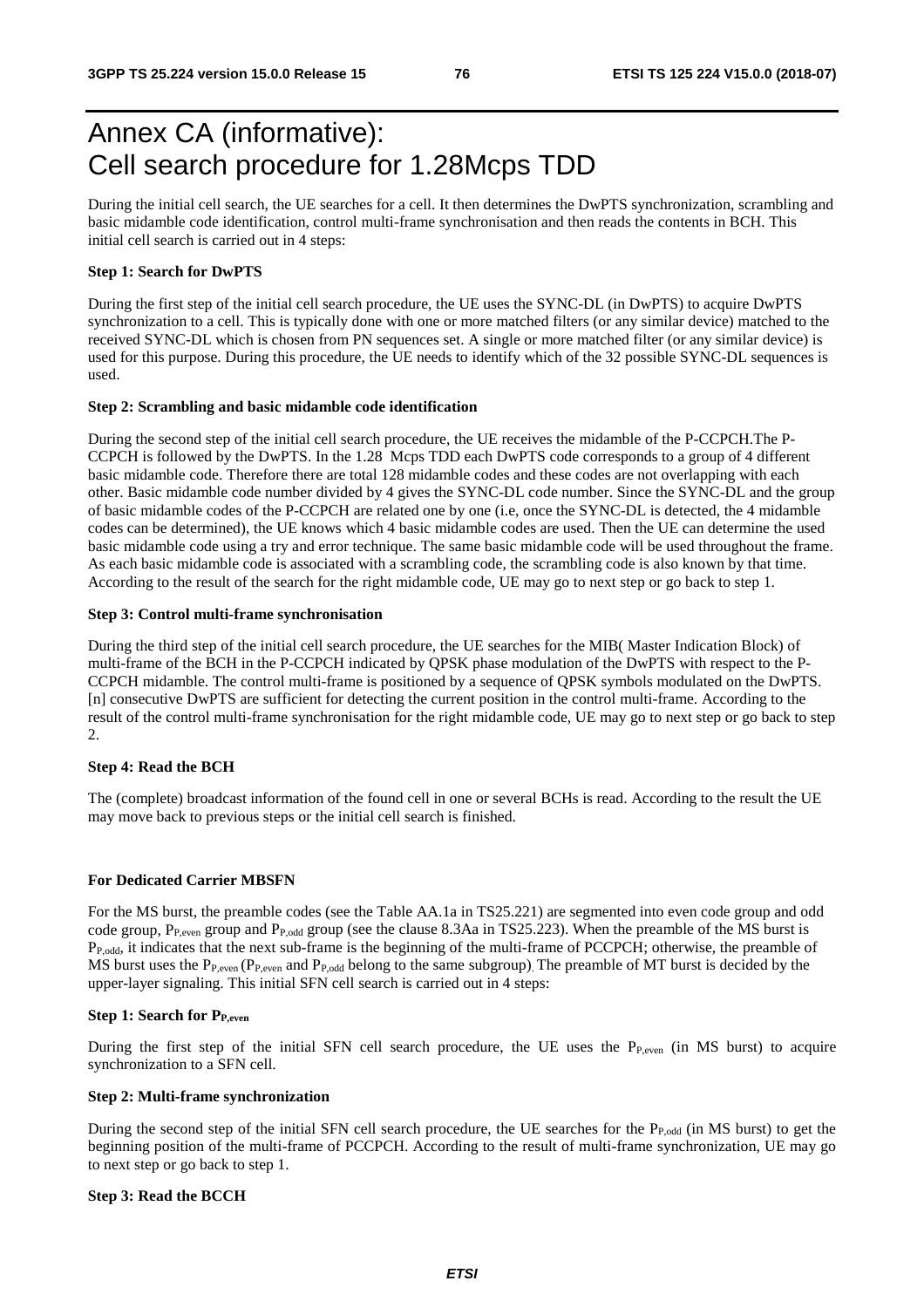# Annex CA (informative): Cell search procedure for 1.28Mcps TDD

During the initial cell search, the UE searches for a cell. It then determines the DwPTS synchronization, scrambling and basic midamble code identification, control multi-frame synchronisation and then reads the contents in BCH. This initial cell search is carried out in 4 steps:

**Step 1: Search for DwPTS**

During the first step of the initial cell search procedure, the UE uses the SYNC-DL (in DwPTS) to acquire DwPTS synchronization to a cell. This is typically done with one or more matched filters (or any similar device) matched to the received SYNC-DL which is chosen from PN sequences set. A single or more matched filter (or any similar device) is used for this purpose. During this procedure, the UE needs to identify which of the 32 possible SYNC-DL sequences is used.

**Step 2: Scrambling and basic midamble code identification**

During the second step of the initial cell search procedure, the UE receives the midamble of the P-CCPCH.The P-CCPCH is followed by the DwPTS. In the 1.28  Mcps TDD each DwPTS code corresponds to a group of 4 different basic midamble code. Therefore there are total 128 midamble codes and these codes are not overlapping with each other. Basic midamble code number divided by 4 gives the SYNC-DL code number. Since the SYNC-DL and the group of basic midamble codes of the P-CCPCH are related one by one (i.e, once the SYNC-DL is detected, the 4 midamble codes can be determined), the UE knows which 4 basic midamble codes are used. Then the UE can determine the used basic midamble code using a try and error technique. The same basic midamble code will be used throughout the frame. As each basic midamble code is associated with a scrambling code, the scrambling code is also known by that time. According to the result of the search for the right midamble code, UE may go to next step or go back to step 1.

**Step 3: Control multi-frame synchronisation**

During the third step of the initial cell search procedure, the UE searches for the MIB( Master Indication Block) of multi-frame of the BCH in the P-CCPCH indicated by QPSK phase modulation of the DwPTS with respect to the P-CCPCH midamble. The control multi-frame is positioned by a sequence of QPSK symbols modulated on the DwPTS. [n] consecutive DwPTS are sufficient for detecting the current position in the control multi-frame. According to the result of the control multi-frame synchronisation for the right midamble code, UE may go to next step or go back to step 2.

**Step 4: Read the BCH**

The (complete) broadcast information of the found cell in one or several BCHs is read. According to the result the UE may move back to previous steps or the initial cell search is finished.

**For Dedicated Carrier MBSFN**

For the MS burst, the preamble codes (see the Table AA.1a in TS25.221) are segmented into even code group and odd code group, $P_{P,even}$ group and $P_{P,odd}$ group (see the clause 8.3Aa in TS25.223). When the preamble of the MS burst is $P_{P,odd}$, it indicates that the next sub-frame is the beginning of the multi-frame of PCCPCH; otherwise, the preamble of MS burst uses the $P_{P,even}$ ($P_{P,even}$ and $P_{P,odd}$ belong to the same subgroup). The preamble of MT burst is decided by the upper-layer signaling. This initial SFN cell search is carried out in 4 steps:

**Step 1: Search for $P_{P,even}$**

During the first step of the initial SFN cell search procedure, the UE uses the $P_{P,even}$ (in MS burst) to acquire synchronization to a SFN cell.

**Step 2: Multi-frame synchronization**

During the second step of the initial SFN cell search procedure, the UE searches for the $P_{P,odd}$ (in MS burst) to get the beginning position of the multi-frame of PCCPCH. According to the result of multi-frame synchronization, UE may go to next step or go back to step 1.

**Step 3: Read the BCCH**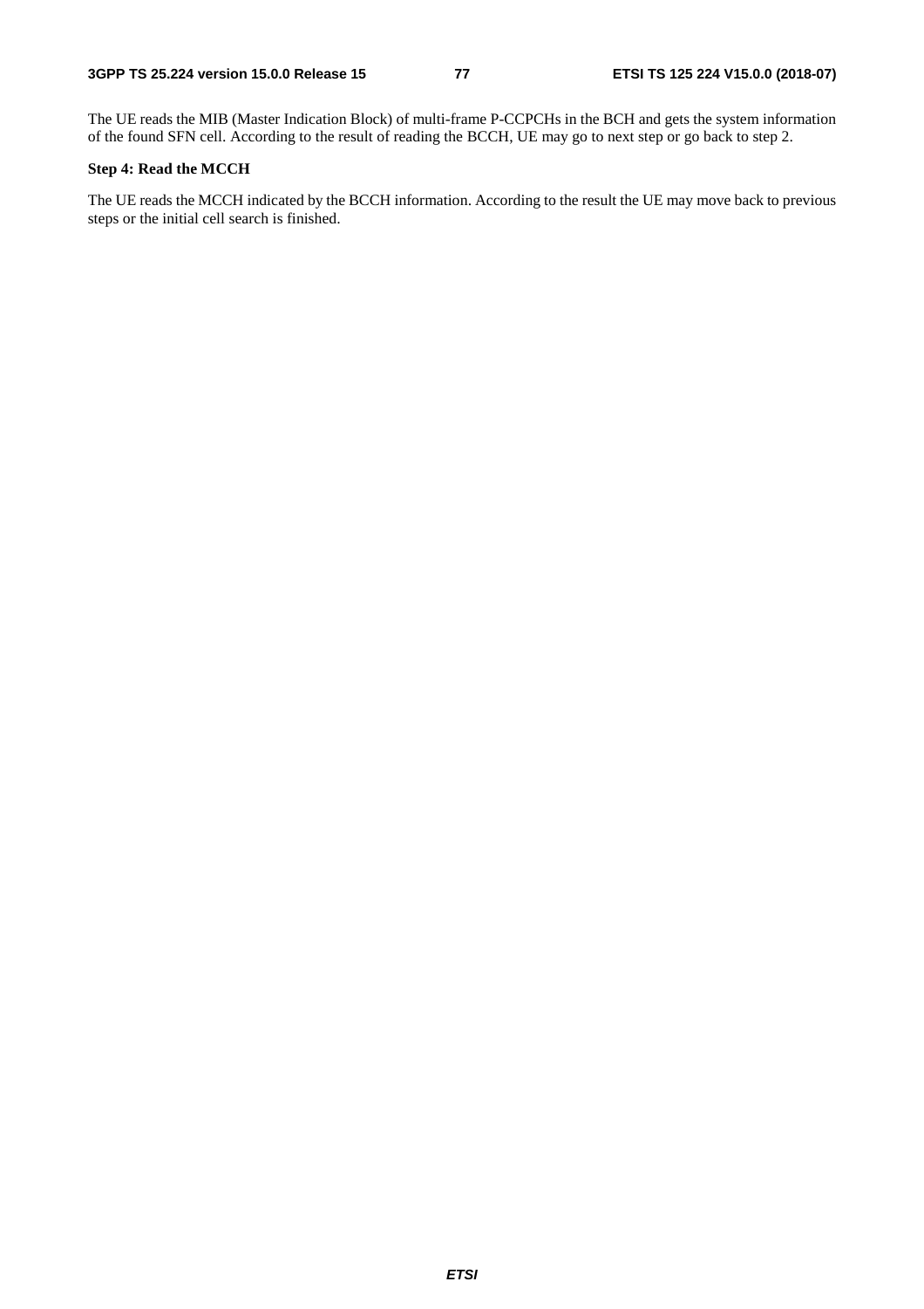The UE reads the MIB (Master Indication Block) of multi-frame P-CCPCHs in the BCH and gets the system information of the found SFN cell. According to the result of reading the BCCH, UE may go to next step or go back to step 2.

**Step 4: Read the MCCH**

The UE reads the MCCH indicated by the BCCH information. According to the result the UE may move back to previous steps or the initial cell search is finished.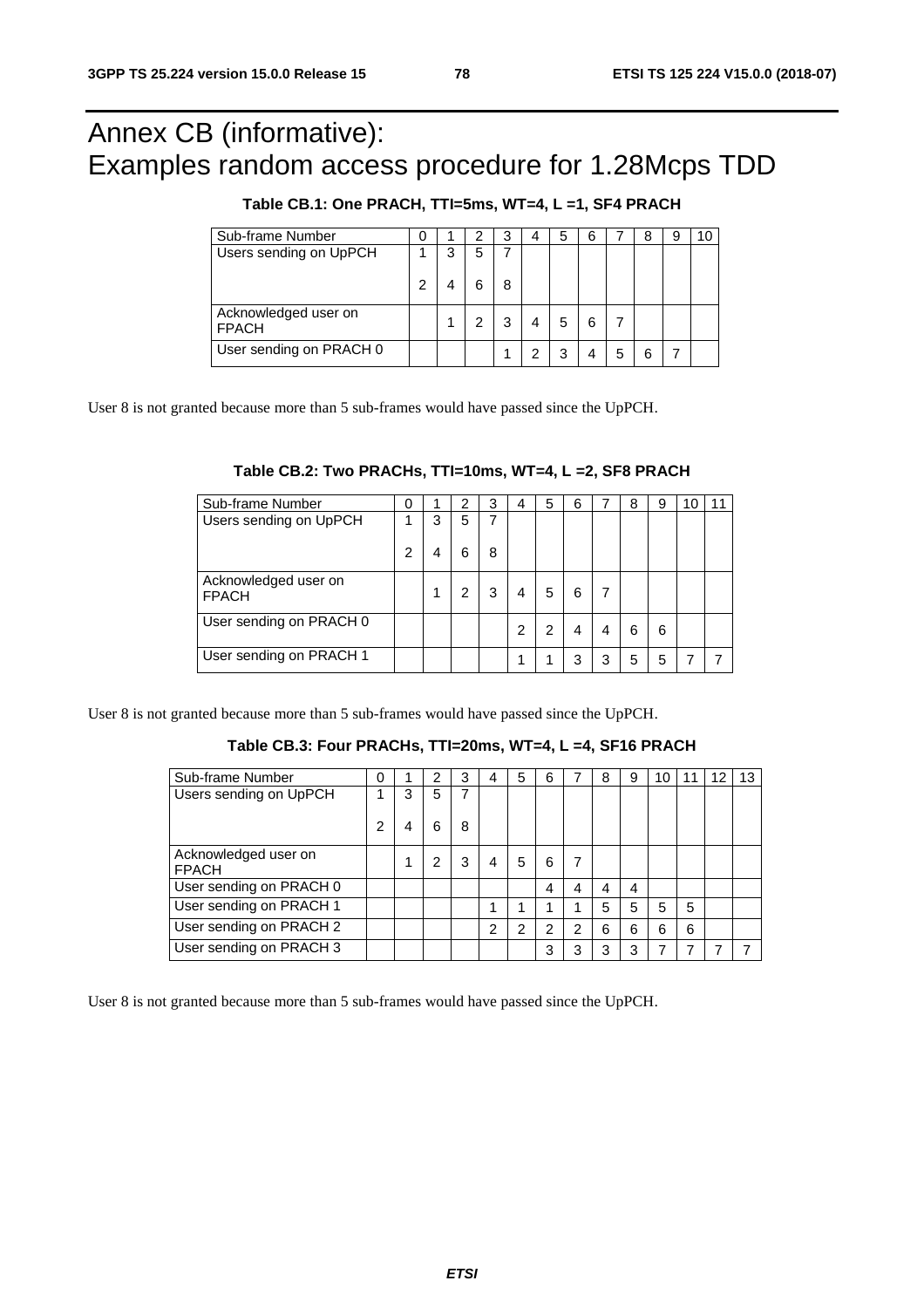# Annex CB (informative): Examples random access procedure for 1.28Mcps TDD

**Table CB.1: One PRACH, TTI=5ms, WT=4, L =1, SF4 PRACH**

| Sub-frame Number | 0 | 1 | 2 | 3 | 4 | 5 | 6 | 7 | 8 | 9 | 10 |
|---|---|---|---|---|---|---|---|---|---|---|---|
| Users sending on UpPCH | 1<br><br>2 | 3<br><br>4 | 5<br><br>6 | 7<br><br>8 | | | | | | | |
| Acknowledged user on FPACH | | 1 | 2 | 3 | 4 | 5 | 6 | 7 | | | |
| User sending on PRACH 0 | | | | 1 | 2 | 3 | 4 | 5 | 6 | 7 | |

User 8 is not granted because more than 5 sub-frames would have passed since the UpPCH.

**Table CB.2: Two PRACHs, TTI=10ms, WT=4, L =2, SF8 PRACH**

| Sub-frame Number | 0 | 1 | 2 | 3 | 4 | 5 | 6 | 7 | 8 | 9 | 10 | 11 |
|---|---|---|---|---|---|---|---|---|---|---|---|---|
| Users sending on UpPCH | 1<br><br>2 | 3<br><br>4 | 5<br><br>6 | 7<br><br>8 | | | | | | | | |
| Acknowledged user on FPACH | | 1 | 2 | 3 | 4 | 5 | 6 | 7 | | | | |
| User sending on PRACH 0 | | | | | 2 | 2 | 4 | 4 | 6 | 6 | | |
| User sending on PRACH 1 | | | | | 1 | 1 | 3 | 3 | 5 | 5 | 7 | 7 |

User 8 is not granted because more than 5 sub-frames would have passed since the UpPCH.

**Table CB.3: Four PRACHs, TTI=20ms, WT=4, L =4, SF16 PRACH**

| Sub-frame Number | 0 | 1 | 2 | 3 | 4 | 5 | 6 | 7 | 8 | 9 | 10 | 11 | 12 | 13 |
|---|---|---|---|---|---|---|---|---|---|---|---|---|---|---|
| Users sending on UpPCH | 1<br><br>2 | 3<br><br>4 | 5<br><br>6 | 7<br><br>8 | | | | | | | | | | |
| Acknowledged user on FPACH | | 1 | 2 | 3 | 4 | 5 | 6 | 7 | | | | | | |
| User sending on PRACH 0 | | | | | | | 4 | 4 | 4 | 4 | | | | |
| User sending on PRACH 1 | | | | | 1 | 1 | 1 | 1 | 5 | 5 | 5 | 5 | | |
| User sending on PRACH 2 | | | | | 2 | 2 | 2 | 2 | 6 | 6 | 6 | 6 | | |
| User sending on PRACH 3 | | | | | | | 3 | 3 | 3 | 3 | 7 | 7 | 7 | 7 |

User 8 is not granted because more than 5 sub-frames would have passed since the UpPCH.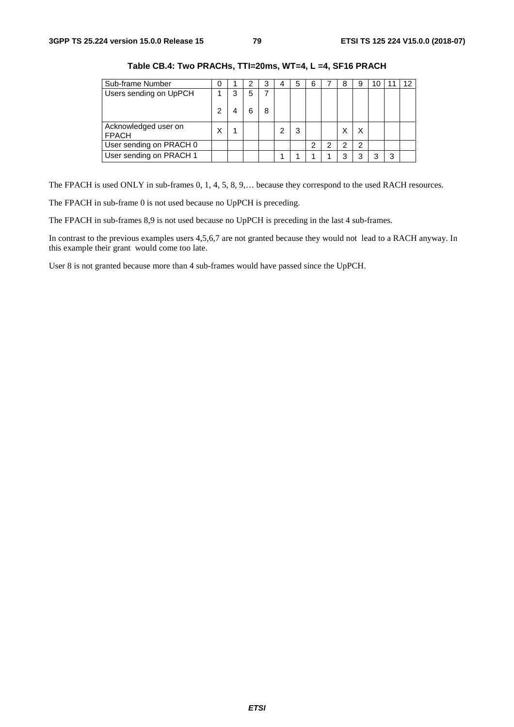**Table CB.4: Two PRACHs, TTI=20ms, WT=4, L =4, SF16 PRACH**

| Sub-frame Number | 0 | 1 | 2 | 3 | 4 | 5 | 6 | 7 | 8 | 9 | 10 | 11 | 12 |
|---|---|---|---|---|---|---|---|---|---|---|---|---|---|
| Users sending on UpPCH | 1<br><br>2 | 3<br><br>4 | 5<br><br>6 | 7<br><br>8 | | | | | | | | | |
| Acknowledged user on FPACH | X | 1 | | | 2 | 3 | | | X | X | | | |
| User sending on PRACH 0 | | | | | | | 2 | 2 | 2 | 2 | | | |
| User sending on PRACH 1 | | | | | 1 | 1 | 1 | 1 | 3 | 3 | 3 | 3 | |

The FPACH is used ONLY in sub-frames 0, 1, 4, 5, 8, 9,… because they correspond to the used RACH resources.

The FPACH in sub-frame 0 is not used because no UpPCH is preceding.

The FPACH in sub-frames 8,9 is not used because no UpPCH is preceding in the last 4 sub-frames.

In contrast to the previous examples users 4,5,6,7 are not granted because they would not lead to a RACH anyway. In this example their grant would come too late.

User 8 is not granted because more than 4 sub-frames would have passed since the UpPCH.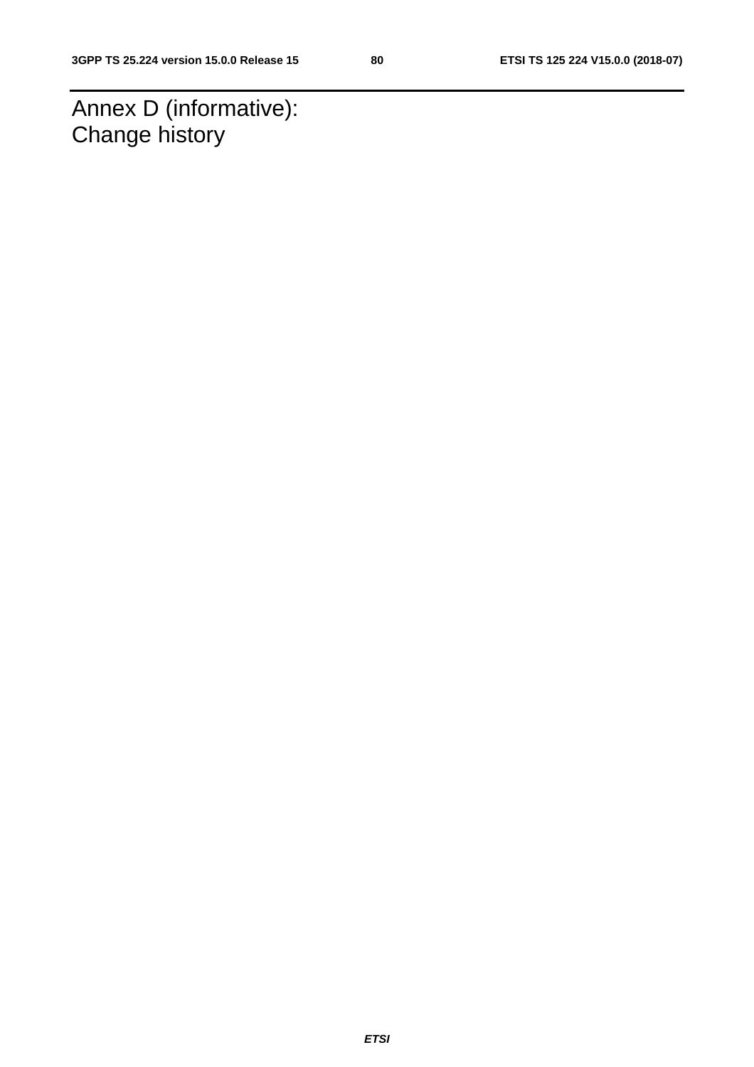# Annex D (informative): Change history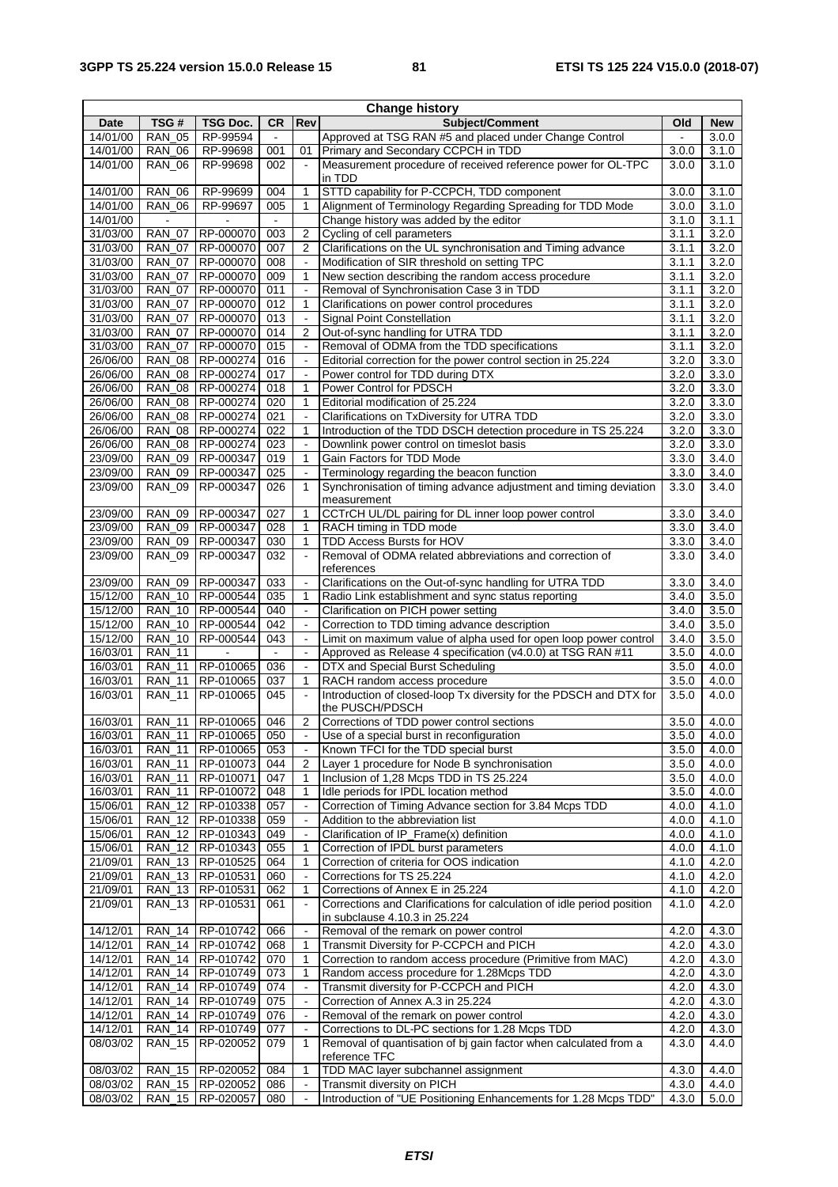| Change history | | | | | | | |
|---|---|---|---|---|---|---|---|
| **Date** | **TSG #** | **TSG Doc.** | **CR** | **Rev** | **Subject/Comment** | **Old** | **New** |
| 14/01/00 | RAN_05 | RP-99594 | - | | Approved at TSG RAN #5 and placed under Change Control | - | 3.0.0 |
| 14/01/00 | RAN_06 | RP-99698 | 001 | 01 | Primary and Secondary CCPCH in TDD | 3.0.0 | 3.1.0 |
| 14/01/00 | RAN_06 | RP-99698 | 002 | - | Measurement procedure of received reference power for OL-TPC in TDD | 3.0.0 | 3.1.0 |
| 14/01/00 | RAN_06 | RP-99699 | 004 | 1 | STTD capability for P-CCPCH, TDD component | 3.0.0 | 3.1.0 |
| 14/01/00 | RAN_06 | RP-99697 | 005 | 1 | Alignment of Terminology Regarding Spreading for TDD Mode | 3.0.0 | 3.1.0 |
| 14/01/00 | - | - | - | | Change history was added by the editor | 3.1.0 | 3.1.1 |
| 31/03/00 | RAN_07 | RP-000070 | 003 | 2 | Cycling of cell parameters | 3.1.1 | 3.2.0 |
| 31/03/00 | RAN_07 | RP-000070 | 007 | 2 | Clarifications on the UL synchronisation and Timing advance | 3.1.1 | 3.2.0 |
| 31/03/00 | RAN_07 | RP-000070 | 008 | - | Modification of SIR threshold on setting TPC | 3.1.1 | 3.2.0 |
| 31/03/00 | RAN_07 | RP-000070 | 009 | 1 | New section describing the random access procedure | 3.1.1 | 3.2.0 |
| 31/03/00 | RAN_07 | RP-000070 | 011 | - | Removal of Synchronisation Case 3 in TDD | 3.1.1 | 3.2.0 |
| 31/03/00 | RAN_07 | RP-000070 | 012 | 1 | Clarifications on power control procedures | 3.1.1 | 3.2.0 |
| 31/03/00 | RAN_07 | RP-000070 | 013 | - | Signal Point Constellation | 3.1.1 | 3.2.0 |
| 31/03/00 | RAN_07 | RP-000070 | 014 | 2 | Out-of-sync handling for UTRA TDD | 3.1.1 | 3.2.0 |
| 31/03/00 | RAN_07 | RP-000070 | 015 | - | Removal of ODMA from the TDD specifications | 3.1.1 | 3.2.0 |
| 26/06/00 | RAN_08 | RP-000274 | 016 | - | Editorial correction for the power control section in 25.224 | 3.2.0 | 3.3.0 |
| 26/06/00 | RAN_08 | RP-000274 | 017 | - | Power control for TDD during DTX | 3.2.0 | 3.3.0 |
| 26/06/00 | RAN_08 | RP-000274 | 018 | 1 | Power Control for PDSCH | 3.2.0 | 3.3.0 |
| 26/06/00 | RAN_08 | RP-000274 | 020 | 1 | Editorial modification of 25.224 | 3.2.0 | 3.3.0 |
| 26/06/00 | RAN_08 | RP-000274 | 021 | - | Clarifications on TxDiversity for UTRA TDD | 3.2.0 | 3.3.0 |
| 26/06/00 | RAN_08 | RP-000274 | 022 | 1 | Introduction of the TDD DSCH detection procedure in TS 25.224 | 3.2.0 | 3.3.0 |
| 26/06/00 | RAN_08 | RP-000274 | 023 | - | Downlink power control on timeslot basis | 3.2.0 | 3.3.0 |
| 23/09/00 | RAN_09 | RP-000347 | 019 | 1 | Gain Factors for TDD Mode | 3.3.0 | 3.4.0 |
| 23/09/00 | RAN_09 | RP-000347 | 025 | - | Terminology regarding the beacon function | 3.3.0 | 3.4.0 |
| 23/09/00 | RAN_09 | RP-000347 | 026 | 1 | Synchronisation of timing advance adjustment and timing deviation measurement | 3.3.0 | 3.4.0 |
| 23/09/00 | RAN_09 | RP-000347 | 027 | 1 | CCTrCH UL/DL pairing for DL inner loop power control | 3.3.0 | 3.4.0 |
| 23/09/00 | RAN_09 | RP-000347 | 028 | 1 | RACH timing in TDD mode | 3.3.0 | 3.4.0 |
| 23/09/00 | RAN_09 | RP-000347 | 030 | 1 | TDD Access Bursts for HOV | 3.3.0 | 3.4.0 |
| 23/09/00 | RAN_09 | RP-000347 | 032 | - | Removal of ODMA related abbreviations and correction of references | 3.3.0 | 3.4.0 |
| 23/09/00 | RAN_09 | RP-000347 | 033 | - | Clarifications on the Out-of-sync handling for UTRA TDD | 3.3.0 | 3.4.0 |
| 15/12/00 | RAN_10 | RP-000544 | 035 | 1 | Radio Link establishment and sync status reporting | 3.4.0 | 3.5.0 |
| 15/12/00 | RAN_10 | RP-000544 | 040 | - | Clarification on PICH power setting | 3.4.0 | 3.5.0 |
| 15/12/00 | RAN_10 | RP-000544 | 042 | - | Correction to TDD timing advance description | 3.4.0 | 3.5.0 |
| 15/12/00 | RAN_10 | RP-000544 | 043 | - | Limit on maximum value of alpha used for open loop power control | 3.4.0 | 3.5.0 |
| 16/03/01 | RAN_11 | - | - | - | Approved as Release 4 specification (v4.0.0) at TSG RAN #11 | 3.5.0 | 4.0.0 |
| 16/03/01 | RAN_11 | RP-010065 | 036 | - | DTX and Special Burst Scheduling | 3.5.0 | 4.0.0 |
| 16/03/01 | RAN_11 | RP-010065 | 037 | 1 | RACH random access procedure | 3.5.0 | 4.0.0 |
| 16/03/01 | RAN_11 | RP-010065 | 045 | - | Introduction of closed-loop Tx diversity for the PDSCH and DTX for the PUSCH/PDSCH | 3.5.0 | 4.0.0 |
| 16/03/01 | RAN_11 | RP-010065 | 046 | 2 | Corrections of TDD power control sections | 3.5.0 | 4.0.0 |
| 16/03/01 | RAN_11 | RP-010065 | 050 | - | Use of a special burst in reconfiguration | 3.5.0 | 4.0.0 |
| 16/03/01 | RAN_11 | RP-010065 | 053 | - | Known TFCI for the TDD special burst | 3.5.0 | 4.0.0 |
| 16/03/01 | RAN_11 | RP-010073 | 044 | 2 | Layer 1 procedure for Node B synchronisation | 3.5.0 | 4.0.0 |
| 16/03/01 | RAN_11 | RP-010071 | 047 | 1 | Inclusion of 1,28 Mcps TDD in TS 25.224 | 3.5.0 | 4.0.0 |
| 16/03/01 | RAN_11 | RP-010072 | 048 | 1 | Idle periods for IPDL location method | 3.5.0 | 4.0.0 |
| 15/06/01 | RAN_12 | RP-010338 | 057 | - | Correction of Timing Advance section for 3.84 Mcps TDD | 4.0.0 | 4.1.0 |
| 15/06/01 | RAN_12 | RP-010338 | 059 | - | Addition to the abbreviation list | 4.0.0 | 4.1.0 |
| 15/06/01 | RAN_12 | RP-010343 | 049 | - | Clarification of IP_Frame(x) definition | 4.0.0 | 4.1.0 |
| 15/06/01 | RAN_12 | RP-010343 | 055 | 1 | Correction of IPDL burst parameters | 4.0.0 | 4.1.0 |
| 21/09/01 | RAN_13 | RP-010525 | 064 | 1 | Correction of criteria for OOS indication | 4.1.0 | 4.2.0 |
| 21/09/01 | RAN_13 | RP-010531 | 060 | - | Corrections for TS 25.224 | 4.1.0 | 4.2.0 |
| 21/09/01 | RAN_13 | RP-010531 | 062 | 1 | Corrections of Annex E in 25.224 | 4.1.0 | 4.2.0 |
| 21/09/01 | RAN_13 | RP-010531 | 061 | - | Corrections and Clarifications for calculation of idle period position in subclause 4.10.3 in 25.224 | 4.1.0 | 4.2.0 |
| 14/12/01 | RAN_14 | RP-010742 | 066 | - | Removal of the remark on power control | 4.2.0 | 4.3.0 |
| 14/12/01 | RAN_14 | RP-010742 | 068 | 1 | Transmit Diversity for P-CCPCH and PICH | 4.2.0 | 4.3.0 |
| 14/12/01 | RAN_14 | RP-010742 | 070 | 1 | Correction to random access procedure (Primitive from MAC) | 4.2.0 | 4.3.0 |
| 14/12/01 | RAN_14 | RP-010749 | 073 | 1 | Random access procedure for 1.28Mcps TDD | 4.2.0 | 4.3.0 |
| 14/12/01 | RAN_14 | RP-010749 | 074 | - | Transmit diversity for P-CCPCH and PICH | 4.2.0 | 4.3.0 |
| 14/12/01 | RAN_14 | RP-010749 | 075 | - | Correction of Annex A.3 in 25.224 | 4.2.0 | 4.3.0 |
| 14/12/01 | RAN_14 | RP-010749 | 076 | - | Removal of the remark on power control | 4.2.0 | 4.3.0 |
| 14/12/01 | RAN_14 | RP-010749 | 077 | - | Corrections to DL-PC sections for 1.28 Mcps TDD | 4.2.0 | 4.3.0 |
| 08/03/02 | RAN_15 | RP-020052 | 079 | 1 | Removal of quantisation of bj gain factor when calculated from a reference TFC | 4.3.0 | 4.4.0 |
| 08/03/02 | RAN_15 | RP-020052 | 084 | 1 | TDD MAC layer subchannel assignment | 4.3.0 | 4.4.0 |
| 08/03/02 | RAN_15 | RP-020052 | 086 | - | Transmit diversity on PICH | 4.3.0 | 4.4.0 |
| 08/03/02 | RAN_15 | RP-020057 | 080 | - | Introduction of "UE Positioning Enhancements for 1.28 Mcps TDD" | 4.3.0 | 5.0.0 |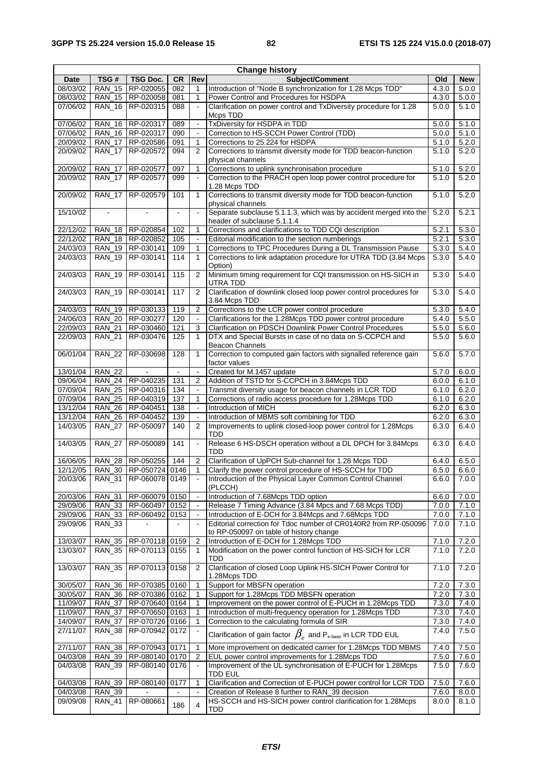| Change history | | | | | | | |
|---|---|---|---|---|---|---|---|
| **Date** | **TSG #** | **TSG Doc.** | **CR** | **Rev** | **Subject/Comment** | **Old** | **New** |
| 08/03/02 | RAN_15 | RP-020055 | 082 | 1 | Introduction of "Node B synchronization for 1.28 Mcps TDD" | 4.3.0 | 5.0.0 |
| 08/03/02 | RAN_15 | RP-020058 | 081 | 1 | Power Control and Procedures for HSDPA | 4.3.0 | 5.0.0 |
| 07/06/02 | RAN_16 | RP-020315 | 088 | - | Clarification on power control and TxDiversity procedure for 1.28 Mcps TDD | 5.0.0 | 5.1.0 |
| 07/06/02 | RAN_16 | RP-020317 | 089 | - | TxDiversity for HSDPA in TDD | 5.0.0 | 5.1.0 |
| 07/06/02 | RAN_16 | RP-020317 | 090 | - | Correction to HS-SCCH Power Control (TDD) | 5.0.0 | 5.1.0 |
| 20/09/02 | RAN_17 | RP-020586 | 091 | 1 | Corrections to 25.224 for HSDPA | 5.1.0 | 5.2.0 |
| 20/09/02 | RAN_17 | RP-020572 | 094 | 2 | Corrections to transmit diversity mode for TDD beacon-function physical channels | 5.1.0 | 5.2.0 |
| 20/09/02 | RAN_17 | RP-020577 | 097 | 1 | Corrections to uplink synchronisation procedure | 5.1.0 | 5.2.0 |
| 20/09/02 | RAN_17 | RP-020577 | 099 | - | Correction to the PRACH open loop power control procedure for 1.28 Mcps TDD | 5.1.0 | 5.2.0 |
| 20/09/02 | RAN_17 | RP-020579 | 101 | 1 | Corrections to transmit diversity mode for TDD beacon-function physical channels | 5.1.0 | 5.2.0 |
| 15/10/02 | - | - | - | - | Separate subclause 5.1.1.3, which was by accident merged into the header of subclause 5.1.1.4 | 5.2.0 | 5.2.1 |
| 22/12/02 | RAN_18 | RP-020854 | 102 | 1 | Corrections and clarifications to TDD CQI description | 5.2.1 | 5.3.0 |
| 22/12/02 | RAN_18 | RP-020852 | 105 | - | Editorial modification to the section numberings | 5.2.1 | 5.3.0 |
| 24/03/03 | RAN_19 | RP-030141 | 109 | 1 | Corrections to TPC Procedures During a DL Transmission Pause | 5.3.0 | 5.4.0 |
| 24/03/03 | RAN_19 | RP-030141 | 114 | 1 | Corrections to link adaptation procedure for UTRA TDD (3.84 Mcps Option) | 5.3.0 | 5.4.0 |
| 24/03/03 | RAN_19 | RP-030141 | 115 | 2 | Minimum timing requirement for CQI transmission on HS-SICH in UTRA TDD | 5.3.0 | 5.4.0 |
| 24/03/03 | RAN_19 | RP-030141 | 117 | 2 | Clarification of downlink closed loop power control procedures for 3.84 Mcps TDD | 5.3.0 | 5.4.0 |
| 24/03/03 | RAN_19 | RP-030133 | 119 | 2 | Corrections to the LCR power control procedure | 5.3.0 | 5.4.0 |
| 24/06/03 | RAN_20 | RP-030277 | 120 | - | Clarifications for the 1.28Mcps TDD power control procedure | 5.4.0 | 5.5.0 |
| 22/09/03 | RAN_21 | RP-030460 | 121 | 3 | Clarification on PDSCH Downlink Power Control Procedures | 5.5.0 | 5.6.0 |
| 22/09/03 | RAN_21 | RP-030476 | 125 | 1 | DTX and Special Bursts in case of no data on S-CCPCH and Beacon Channels | 5.5.0 | 5.6.0 |
| 06/01/04 | RAN_22 | RP-030698 | 128 | 1 | Correction to computed gain factors with signalled reference gain factor values | 5.6.0 | 5.7.0 |
| 13/01/04 | RAN_22 | - | - | - | Created for M.1457 update | 5.7.0 | 6.0.0 |
| 09/06/04 | RAN_24 | RP-040235 | 131 | 2 | Addition of TSTD for S-CCPCH in 3.84Mcps TDD | 6.0.0 | 6.1.0 |
| 07/09/04 | RAN_25 | RP-040316 | 134 | - | Transmit diversity usage for beacon channels in LCR TDD | 6.1.0 | 6.2.0 |
| 07/09/04 | RAN_25 | RP-040319 | 137 | 1 | Corrections of radio access procedure for 1.28Mcps TDD | 6.1.0 | 6.2.0 |
| 13/12/04 | RAN_26 | RP-040451 | 138 | - | Introduction of MICH | 6.2.0 | 6.3.0 |
| 13/12/04 | RAN_26 | RP-040452 | 139 | - | Introduction of MBMS soft combining for TDD | 6.2.0 | 6.3.0 |
| 14/03/05 | RAN_27 | RP-050097 | 140 | 2 | Improvements to uplink closed-loop power control for 1.28Mcps TDD | 6.3.0 | 6.4.0 |
| 14/03/05 | RAN_27 | RP-050089 | 141 | - | Release 6 HS-DSCH operation without a DL DPCH for 3.84Mcps TDD | 6.3.0 | 6.4.0 |
| 16/06/05 | RAN_28 | RP-050255 | 144 | 2 | Clarification of UpPCH Sub-channel for 1.28 Mcps TDD | 6.4.0 | 6.5.0 |
| 12/12/05 | RAN_30 | RP-050724 | 0146 | 1 | Clarify the power control procedure of HS-SCCH for TDD | 6.5.0 | 6.6.0 |
| 20/03/06 | RAN_31 | RP-060078 | 0149 | - | Introduction of the Physical Layer Common Control Channel (PLCCH) | 6.6.0 | 7.0.0 |
| 20/03/06 | RAN_31 | RP-060079 | 0150 | - | Introduction of 7.68Mcps TDD option | 6.6.0 | 7.0.0 |
| 29/09/06 | RAN_33 | RP-060497 | 0152 | - | Release 7 Timing Advance (3.84 Mpcs and 7.68 Mcps TDD) | 7.0.0 | 7.1.0 |
| 29/09/06 | RAN_33 | RP-060492 | 0153 | - | Introduction of E-DCH for 3.84Mcps and 7.68Mcps TDD | 7.0.0 | 7.1.0 |
| 29/09/06 | RAN_33 | - | - | - | Editorial correction for Tdoc number of CR0140R2 from RP-050096 to RP-050097 on table of history change | 7.0.0 | 7.1.0 |
| 13/03/07 | RAN_35 | RP-070118 | 0159 | 2 | Introduction of E-DCH for 1.28Mcps TDD | 7.1.0 | 7.2.0 |
| 13/03/07 | RAN_35 | RP-070113 | 0155 | 1 | Modification on the power control function of HS-SICH for LCR TDD | 7.1.0 | 7.2.0 |
| 13/03/07 | RAN_35 | RP-070113 | 0158 | 2 | Clarification of closed Loop Uplink HS-SICH Power Control for 1.28Mcps TDD | 7.1.0 | 7.2.0 |
| 30/05/07 | RAN_36 | RP-070385 | 0160 | 1 | Support for MBSFN operation | 7.2.0 | 7.3.0 |
| 30/05/07 | RAN_36 | RP-070386 | 0162 | 1 | Support for 1.28Mcps TDD MBSFN operation | 7.2.0 | 7.3.0 |
| 11/09/07 | RAN_37 | RP-070640 | 0164 | 1 | Improvement on the power control of E-PUCH in 1.28Mcps TDD | 7.3.0 | 7.4.0 |
| 11/09/07 | RAN_37 | RP-070650 | 0163 | 1 | Introduction of multi-frequency operation for 1.28Mcps TDD | 7.3.0 | 7.4.0 |
| 14/09/07 | RAN_37 | RP-070726 | 0166 | 1 | Correction to the calculating formula of SIR | 7.3.0 | 7.4.0 |
| 27/11/07 | RAN_38 | RP-070942 | 0172 | - | Clarification of gain factor $\beta_e$ and $P_{e\text{-}base}$ in LCR TDD EUL | 7.4.0 | 7.5.0 |
| 27/11/07 | RAN_38 | RP-070943 | 0171 | 1 | More improvement on dedicated carrier for 1.28Mcps TDD MBMS | 7.4.0 | 7.5.0 |
| 04/03/08 | RAN_39 | RP-080140 | 0170 | 2 | EUL power control improvements for 1.28Mcps TDD | 7.5.0 | 7.6.0 |
| 04/03/08 | RAN_39 | RP-080140 | 0176 | - | Improvement of the UL synchronisation of E-PUCH for 1.28Mcps TDD EUL | 7.5.0 | 7.6.0 |
| 04/03/08 | RAN_39 | RP-080140 | 0177 | 1 | Clarification and Correction of E-PUCH power control for LCR TDD | 7.5.0 | 7.6.0 |
| 04/03/08 | RAN_39 | - | - | - | Creation of Release 8 further to RAN_39 decision | 7.6.0 | 8.0.0 |
| 09/09/08 | RAN_41 | RP-080661 | 186 | 4 | HS-SCCH and HS-SICH power control clarification for 1.28Mcps TDD | 8.0.0 | 8.1.0 |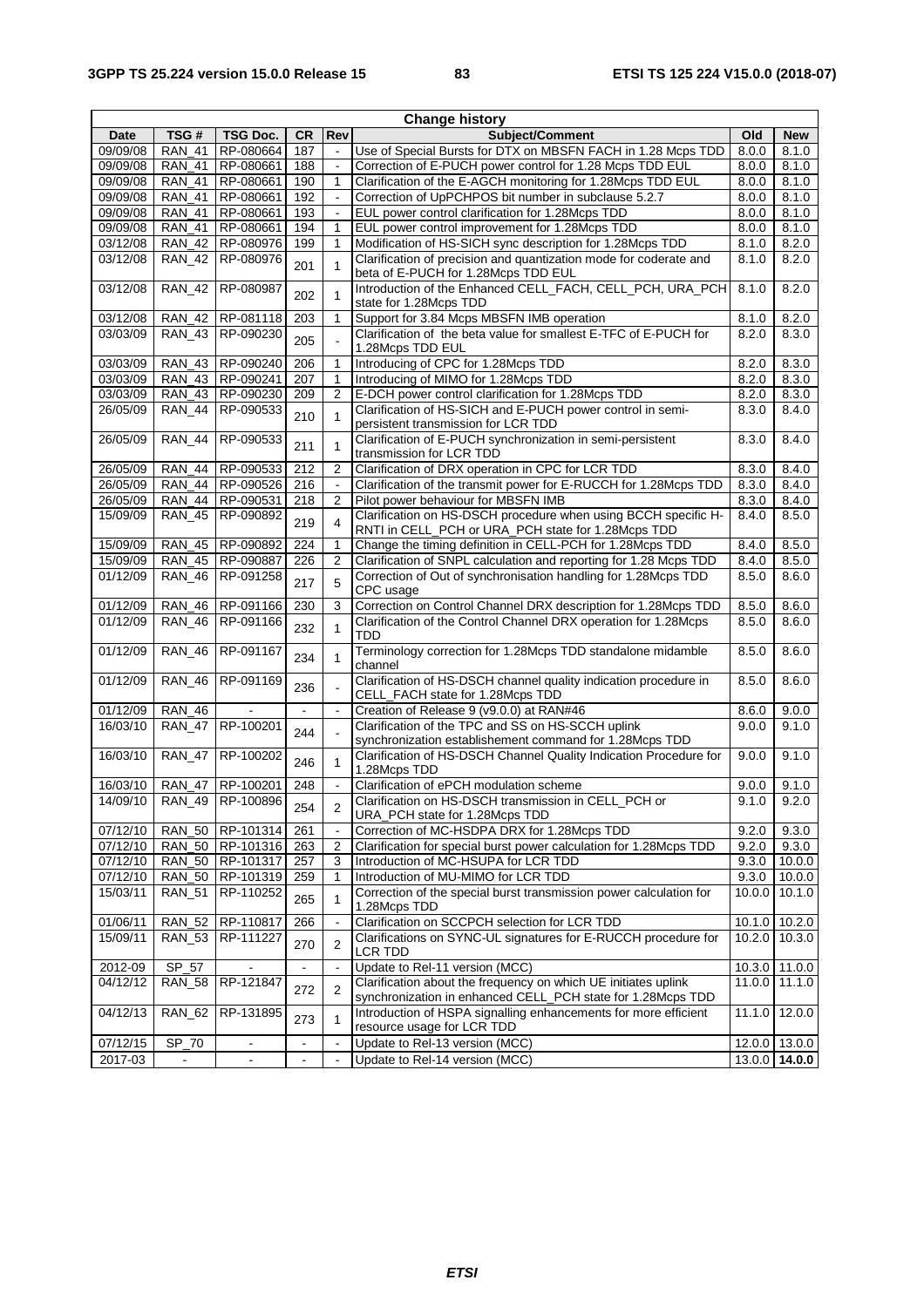| Change history | | | | | | | |
|---|---|---|---|---|---|---|---|
| **Date** | **TSG #** | **TSG Doc.** | **CR** | **Rev** | **Subject/Comment** | **Old** | **New** |
| 09/09/08 | RAN_41 | RP-080664 | 187 | - | Use of Special Bursts for DTX on MBSFN FACH in 1.28 Mcps TDD | 8.0.0 | 8.1.0 |
| 09/09/08 | RAN_41 | RP-080661 | 188 | - | Correction of E-PUCH power control for 1.28 Mcps TDD EUL | 8.0.0 | 8.1.0 |
| 09/09/08 | RAN_41 | RP-080661 | 190 | 1 | Clarification of the E-AGCH monitoring for 1.28Mcps TDD EUL | 8.0.0 | 8.1.0 |
| 09/09/08 | RAN_41 | RP-080661 | 192 | - | Correction of UpPCHPOS bit number in subclause 5.2.7 | 8.0.0 | 8.1.0 |
| 09/09/08 | RAN_41 | RP-080661 | 193 | - | EUL power control clarification for 1.28Mcps TDD | 8.0.0 | 8.1.0 |
| 09/09/08 | RAN_41 | RP-080661 | 194 | 1 | EUL power control improvement for 1.28Mcps TDD | 8.0.0 | 8.1.0 |
| 03/12/08 | RAN_42 | RP-080976 | 199 | 1 | Modification of HS-SICH sync description for 1.28Mcps TDD | 8.1.0 | 8.2.0 |
| 03/12/08 | RAN_42 | RP-080976 | 201 | 1 | Clarification of precision and quantization mode for coderate and beta of E-PUCH for 1.28Mcps TDD EUL | 8.1.0 | 8.2.0 |
| 03/12/08 | RAN_42 | RP-080987 | 202 | 1 | Introduction of the Enhanced CELL_FACH, CELL_PCH, URA_PCH state for 1.28Mcps TDD | 8.1.0 | 8.2.0 |
| 03/12/08 | RAN_42 | RP-081118 | 203 | 1 | Support for 3.84 Mcps MBSFN IMB operation | 8.1.0 | 8.2.0 |
| 03/03/09 | RAN_43 | RP-090230 | 205 | - | Clarification of the beta value for smallest E-TFC of E-PUCH for 1.28Mcps TDD EUL | 8.2.0 | 8.3.0 |
| 03/03/09 | RAN_43 | RP-090240 | 206 | 1 | Introducing of CPC for 1.28Mcps TDD | 8.2.0 | 8.3.0 |
| 03/03/09 | RAN_43 | RP-090241 | 207 | 1 | Introducing of MIMO for 1.28Mcps TDD | 8.2.0 | 8.3.0 |
| 03/03/09 | RAN_43 | RP-090230 | 209 | 2 | E-DCH power control clarification for 1.28Mcps TDD | 8.2.0 | 8.3.0 |
| 26/05/09 | RAN_44 | RP-090533 | 210 | 1 | Clarification of HS-SICH and E-PUCH power control in semi-persistent transmission for LCR TDD | 8.3.0 | 8.4.0 |
| 26/05/09 | RAN_44 | RP-090533 | 211 | 1 | Clarification of E-PUCH synchronization in semi-persistent transmission for LCR TDD | 8.3.0 | 8.4.0 |
| 26/05/09 | RAN_44 | RP-090533 | 212 | 2 | Clarification of DRX operation in CPC for LCR TDD | 8.3.0 | 8.4.0 |
| 26/05/09 | RAN_44 | RP-090526 | 216 | - | Clarification of the transmit power for E-RUCCH for 1.28Mcps TDD | 8.3.0 | 8.4.0 |
| 26/05/09 | RAN_44 | RP-090531 | 218 | 2 | Pilot power behaviour for MBSFN IMB | 8.3.0 | 8.4.0 |
| 15/09/09 | RAN_45 | RP-090892 | 219 | 4 | Clarification on HS-DSCH procedure when using BCCH specific H-RNTI in CELL_PCH or URA_PCH state for 1.28Mcps TDD | 8.4.0 | 8.5.0 |
| 15/09/09 | RAN_45 | RP-090892 | 224 | 1 | Change the timing definition in CELL-PCH for 1.28Mcps TDD | 8.4.0 | 8.5.0 |
| 15/09/09 | RAN_45 | RP-090887 | 226 | 2 | Clarification of SNPL calculation and reporting for 1.28 Mcps TDD | 8.4.0 | 8.5.0 |
| 01/12/09 | RAN_46 | RP-091258 | 217 | 5 | Correction of Out of synchronisation handling for 1.28Mcps TDD CPC usage | 8.5.0 | 8.6.0 |
| 01/12/09 | RAN_46 | RP-091166 | 230 | 3 | Correction on Control Channel DRX description for 1.28Mcps TDD | 8.5.0 | 8.6.0 |
| 01/12/09 | RAN_46 | RP-091166 | 232 | 1 | Clarification of the Control Channel DRX operation for 1.28Mcps TDD | 8.5.0 | 8.6.0 |
| 01/12/09 | RAN_46 | RP-091167 | 234 | 1 | Terminology correction for 1.28Mcps TDD standalone midamble channel | 8.5.0 | 8.6.0 |
| 01/12/09 | RAN_46 | RP-091169 | 236 | - | Clarification of HS-DSCH channel quality indication procedure in CELL_FACH state for 1.28Mcps TDD | 8.5.0 | 8.6.0 |
| 01/12/09 | RAN_46 | - | - | - | Creation of Release 9 (v9.0.0) at RAN#46 | 8.6.0 | 9.0.0 |
| 16/03/10 | RAN_47 | RP-100201 | 244 | - | Clarification of the TPC and SS on HS-SCCH uplink synchronization establishement command for 1.28Mcps TDD | 9.0.0 | 9.1.0 |
| 16/03/10 | RAN_47 | RP-100202 | 246 | 1 | Clarification of HS-DSCH Channel Quality Indication Procedure for 1.28Mcps TDD | 9.0.0 | 9.1.0 |
| 16/03/10 | RAN_47 | RP-100201 | 248 | - | Clarification of ePCH modulation scheme | 9.0.0 | 9.1.0 |
| 14/09/10 | RAN_49 | RP-100896 | 254 | 2 | Clarification on HS-DSCH transmission in CELL_PCH or URA_PCH state for 1.28Mcps TDD | 9.1.0 | 9.2.0 |
| 07/12/10 | RAN_50 | RP-101314 | 261 | - | Correction of MC-HSDPA DRX for 1.28Mcps TDD | 9.2.0 | 9.3.0 |
| 07/12/10 | RAN_50 | RP-101316 | 263 | 2 | Clarification for special burst power calculation for 1.28Mcps TDD | 9.2.0 | 9.3.0 |
| 07/12/10 | RAN_50 | RP-101317 | 257 | 3 | Introduction of MC-HSUPA for LCR TDD | 9.3.0 | 10.0.0 |
| 07/12/10 | RAN_50 | RP-101319 | 259 | 1 | Introduction of MU-MIMO for LCR TDD | 9.3.0 | 10.0.0 |
| 15/03/11 | RAN_51 | RP-110252 | 265 | 1 | Correction of the special burst transmission power calculation for 1.28Mcps TDD | 10.0.0 | 10.1.0 |
| 01/06/11 | RAN_52 | RP-110817 | 266 | - | Clarification on SCCPCH selection for LCR TDD | 10.1.0 | 10.2.0 |
| 15/09/11 | RAN_53 | RP-111227 | 270 | 2 | Clarifications on SYNC-UL signatures for E-RUCCH procedure for LCR TDD | 10.2.0 | 10.3.0 |
| 2012-09 | SP_57 | - | - | - | Update to Rel-11 version (MCC) | 10.3.0 | 11.0.0 |
| 04/12/12 | RAN_58 | RP-121847 | 272 | 2 | Clarification about the frequency on which UE initiates uplink synchronization in enhanced CELL_PCH state for 1.28Mcps TDD | 11.0.0 | 11.1.0 |
| 04/12/13 | RAN_62 | RP-131895 | 273 | 1 | Introduction of HSPA signalling enhancements for more efficient resource usage for LCR TDD | 11.1.0 | 12.0.0 |
| 07/12/15 | SP_70 | - | - | - | Update to Rel-13 version (MCC) | 12.0.0 | 13.0.0 |
| 2017-03 | - | - | - | - | Update to Rel-14 version (MCC) | 13.0.0 | **14.0.0** |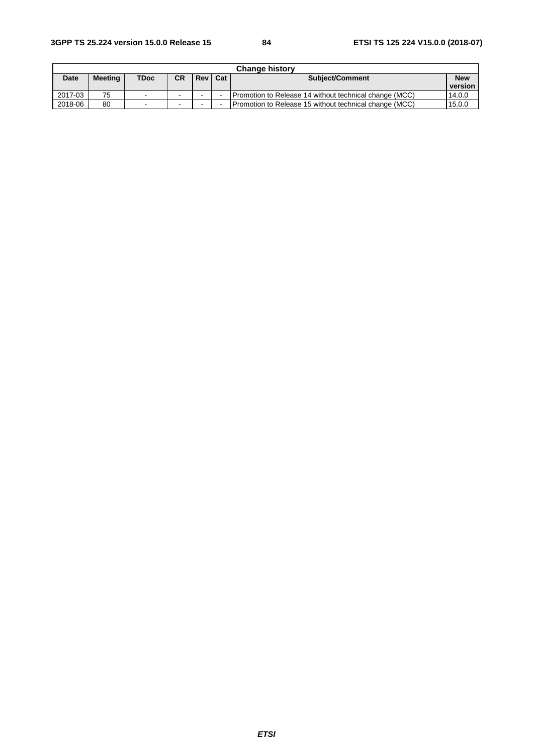| Change history | | | | | | | |
|---|---|---|---|---|---|---|---|
| **Date** | **Meeting** | **TDoc** | **CR** | **Rev** | **Cat** | **Subject/Comment** | **New version** |
| 2017-03 | 75 | - | - | - | - | Promotion to Release 14 without technical change (MCC) | 14.0.0 |
| 2018-06 | 80 | - | - | - | - | Promotion to Release 15 without technical change (MCC) | 15.0.0 |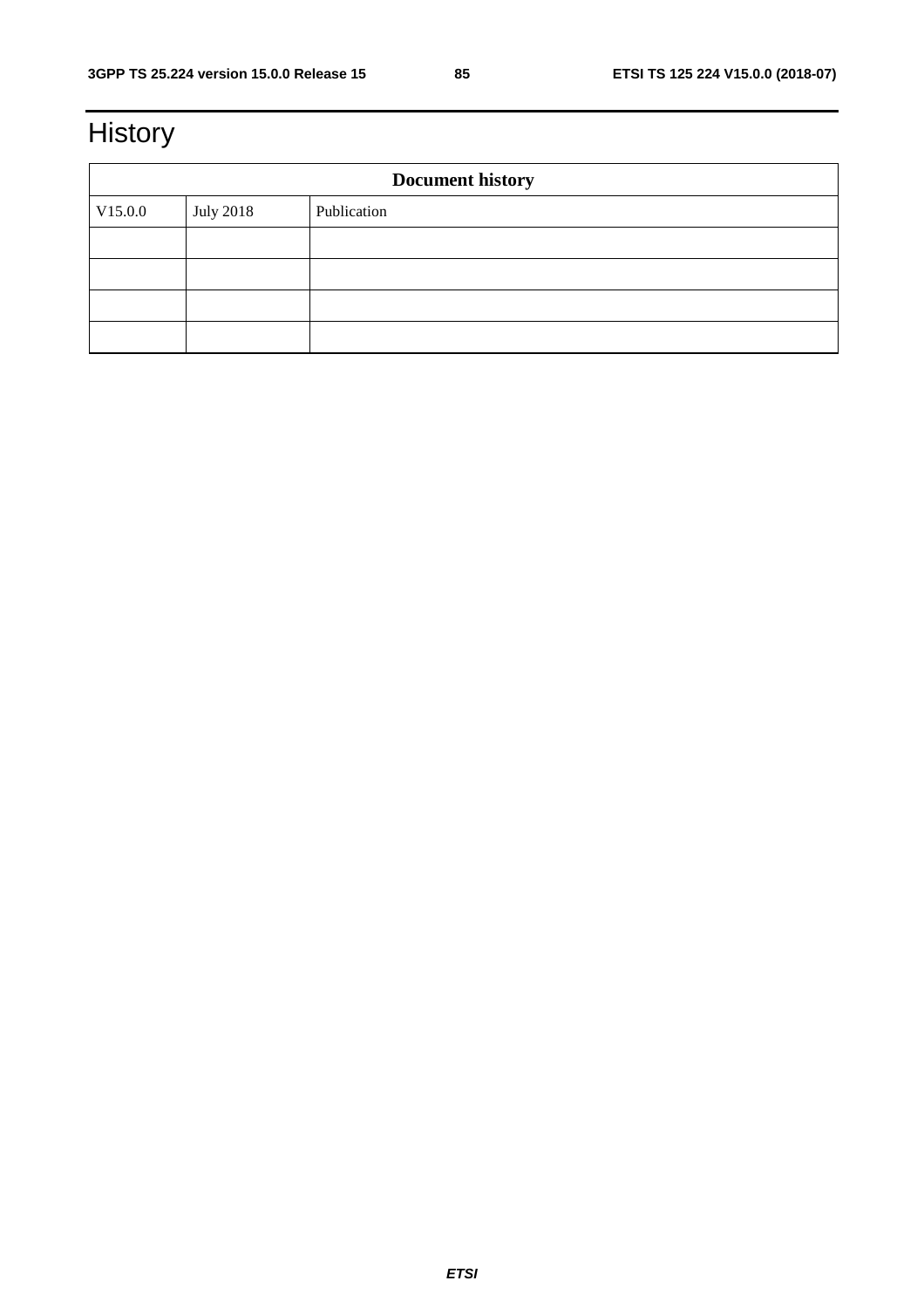# History

| Document history | | |
|---|---|---|
| V15.0.0 | July 2018 | Publication |
| | | |
| | | |
| | | |
| | | |